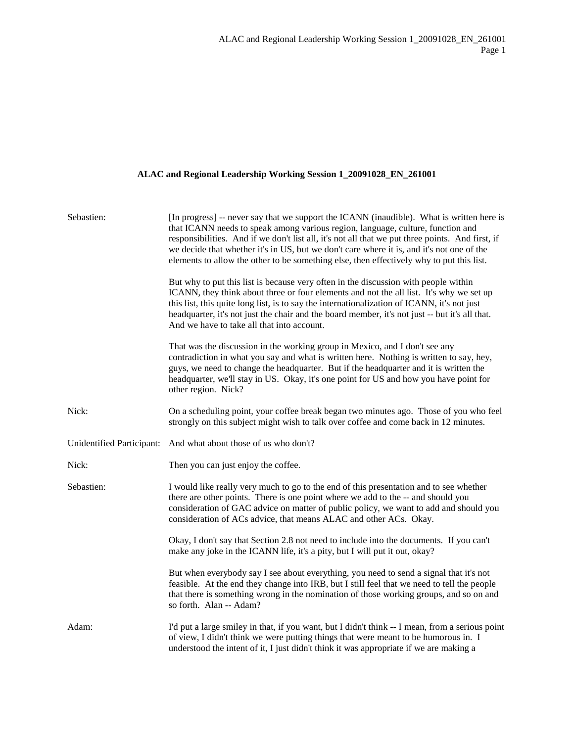**ALAC and Regional Leadership Working Session 1_20091028_EN_261001**

| | |
|---|---|
| Sebastien: | [In progress] -- never say that we support the ICANN (inaudible). What is written here is that ICANN needs to speak among various region, language, culture, function and responsibilities. And if we don't list all, it's not all that we put three points. And first, if we decide that whether it's in US, but we don't care where it is, and it's not one of the elements to allow the other to be something else, then effectively why to put this list.<br><br>But why to put this list is because very often in the discussion with people within ICANN, they think about three or four elements and not the all list. It's why we set up this list, this quite long list, is to say the internationalization of ICANN, it's not just headquarter, it's not just the chair and the board member, it's not just -- but it's all that. And we have to take all that into account.<br><br>That was the discussion in the working group in Mexico, and I don't see any contradiction in what you say and what is written here. Nothing is written to say, hey, guys, we need to change the headquarter. But if the headquarter and it is written the headquarter, we'll stay in US. Okay, it's one point for US and how you have point for other region. Nick? |
| Nick: | On a scheduling point, your coffee break began two minutes ago. Those of you who feel strongly on this subject might wish to talk over coffee and come back in 12 minutes. |
| Unidentified Participant: | And what about those of us who don't? |
| Nick: | Then you can just enjoy the coffee. |
| Sebastien: | I would like really very much to go to the end of this presentation and to see whether there are other points. There is one point where we add to the -- and should you consideration of GAC advice on matter of public policy, we want to add and should you consideration of ACs advice, that means ALAC and other ACs. Okay.<br><br>Okay, I don't say that Section 2.8 not need to include into the documents. If you can't make any joke in the ICANN life, it's a pity, but I will put it out, okay?<br><br>But when everybody say I see about everything, you need to send a signal that it's not feasible. At the end they change into IRB, but I still feel that we need to tell the people that there is something wrong in the nomination of those working groups, and so on and so forth. Alan -- Adam? |
| Adam: | I'd put a large smiley in that, if you want, but I didn't think -- I mean, from a serious point of view, I didn't think we were putting things that were meant to be humorous in. I understood the intent of it, I just didn't think it was appropriate if we are making a |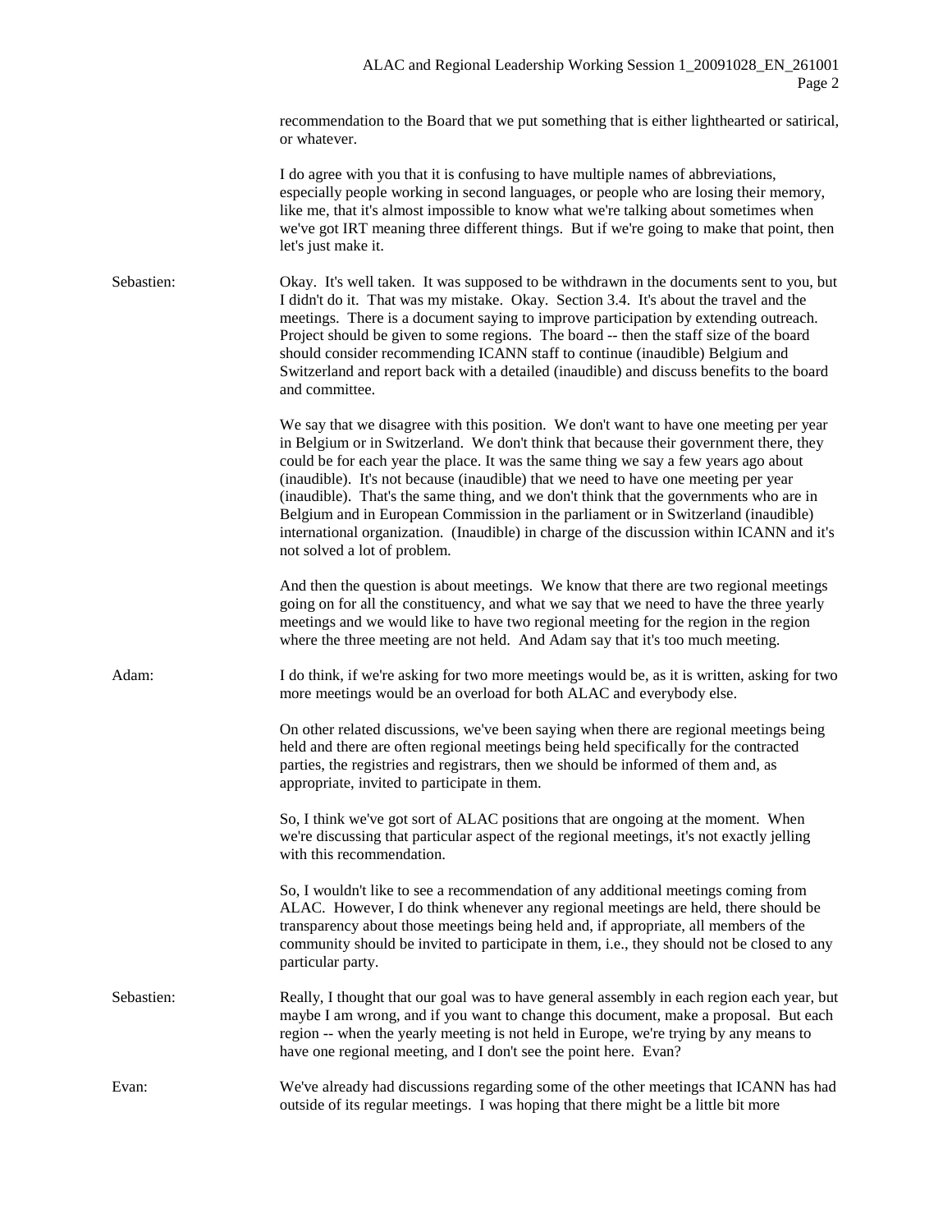recommendation to the Board that we put something that is either lighthearted or satirical, or whatever.

I do agree with you that it is confusing to have multiple names of abbreviations, especially people working in second languages, or people who are losing their memory, like me, that it's almost impossible to know what we're talking about sometimes when we've got IRT meaning three different things. But if we're going to make that point, then let's just make it.

**Sebastien:** Okay. It's well taken. It was supposed to be withdrawn in the documents sent to you, but I didn't do it. That was my mistake. Okay. Section 3.4. It's about the travel and the meetings. There is a document saying to improve participation by extending outreach. Project should be given to some regions. The board -- then the staff size of the board should consider recommending ICANN staff to continue (inaudible) Belgium and Switzerland and report back with a detailed (inaudible) and discuss benefits to the board and committee.

We say that we disagree with this position. We don't want to have one meeting per year in Belgium or in Switzerland. We don't think that because their government there, they could be for each year the place. It was the same thing we say a few years ago about (inaudible). It's not because (inaudible) that we need to have one meeting per year (inaudible). That's the same thing, and we don't think that the governments who are in Belgium and in European Commission in the parliament or in Switzerland (inaudible) international organization. (Inaudible) in charge of the discussion within ICANN and it's not solved a lot of problem.

And then the question is about meetings. We know that there are two regional meetings going on for all the constituency, and what we say that we need to have the three yearly meetings and we would like to have two regional meeting for the region in the region where the three meeting are not held. And Adam say that it's too much meeting.

**Adam:** I do think, if we're asking for two more meetings would be, as it is written, asking for two more meetings would be an overload for both ALAC and everybody else.

On other related discussions, we've been saying when there are regional meetings being held and there are often regional meetings being held specifically for the contracted parties, the registries and registrars, then we should be informed of them and, as appropriate, invited to participate in them.

So, I think we've got sort of ALAC positions that are ongoing at the moment. When we're discussing that particular aspect of the regional meetings, it's not exactly jelling with this recommendation.

So, I wouldn't like to see a recommendation of any additional meetings coming from ALAC. However, I do think whenever any regional meetings are held, there should be transparency about those meetings being held and, if appropriate, all members of the community should be invited to participate in them, i.e., they should not be closed to any particular party.

**Sebastien:** Really, I thought that our goal was to have general assembly in each region each year, but maybe I am wrong, and if you want to change this document, make a proposal. But each region -- when the yearly meeting is not held in Europe, we're trying by any means to have one regional meeting, and I don't see the point here. Evan?

**Evan:** We've already had discussions regarding some of the other meetings that ICANN has had outside of its regular meetings. I was hoping that there might be a little bit more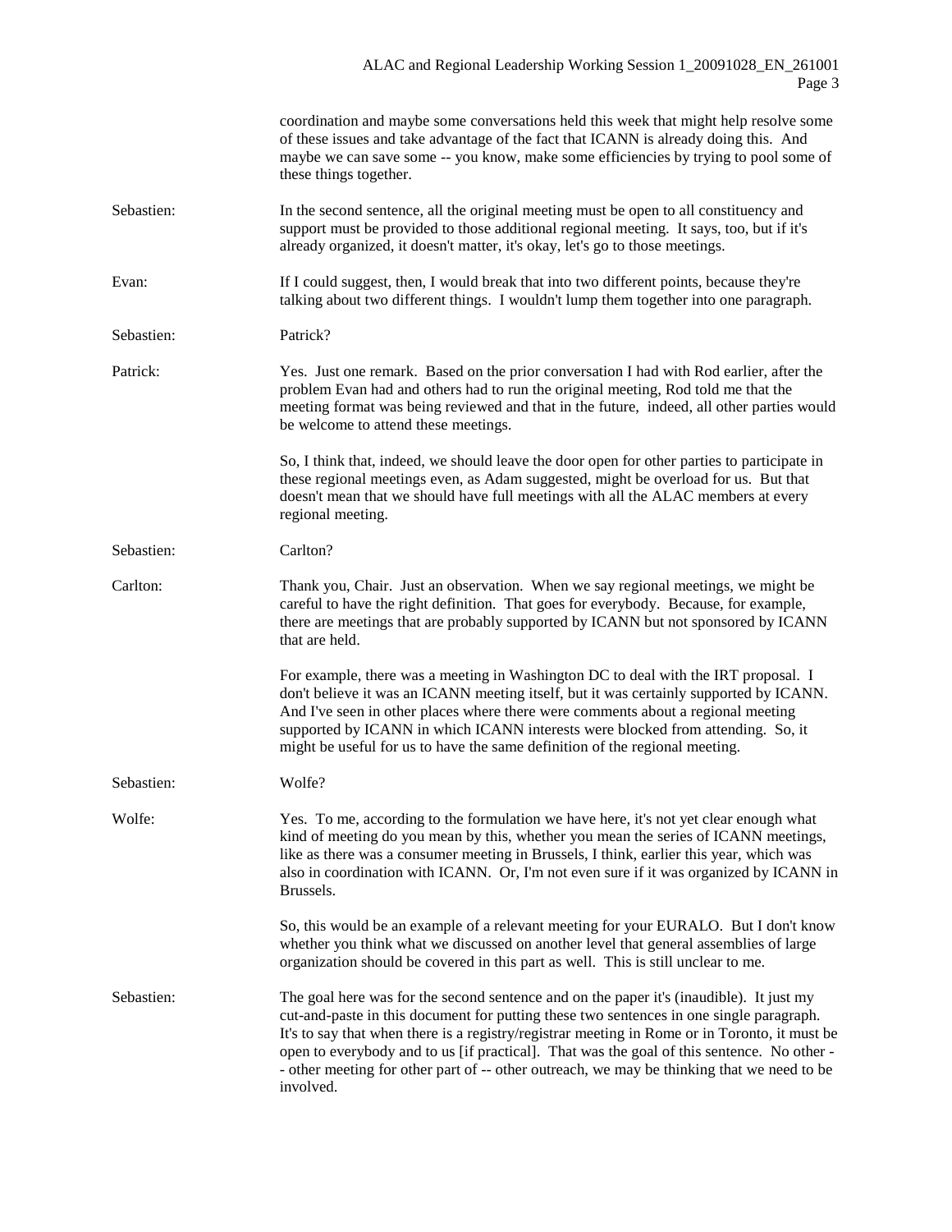coordination and maybe some conversations held this week that might help resolve some of these issues and take advantage of the fact that ICANN is already doing this. And maybe we can save some -- you know, make some efficiencies by trying to pool some of these things together.

**Sebastien:** In the second sentence, all the original meeting must be open to all constituency and support must be provided to those additional regional meeting. It says, too, but if it's already organized, it doesn't matter, it's okay, let's go to those meetings.

**Evan:** If I could suggest, then, I would break that into two different points, because they're talking about two different things. I wouldn't lump them together into one paragraph.

**Sebastien:** Patrick?

**Patrick:** Yes. Just one remark. Based on the prior conversation I had with Rod earlier, after the problem Evan had and others had to run the original meeting, Rod told me that the meeting format was being reviewed and that in the future, indeed, all other parties would be welcome to attend these meetings.

So, I think that, indeed, we should leave the door open for other parties to participate in these regional meetings even, as Adam suggested, might be overload for us. But that doesn't mean that we should have full meetings with all the ALAC members at every regional meeting.

**Sebastien:** Carlton?

**Carlton:** Thank you, Chair. Just an observation. When we say regional meetings, we might be careful to have the right definition. That goes for everybody. Because, for example, there are meetings that are probably supported by ICANN but not sponsored by ICANN that are held.

For example, there was a meeting in Washington DC to deal with the IRT proposal. I don't believe it was an ICANN meeting itself, but it was certainly supported by ICANN. And I've seen in other places where there were comments about a regional meeting supported by ICANN in which ICANN interests were blocked from attending. So, it might be useful for us to have the same definition of the regional meeting.

**Sebastien:** Wolfe?

**Wolfe:** Yes. To me, according to the formulation we have here, it's not yet clear enough what kind of meeting do you mean by this, whether you mean the series of ICANN meetings, like as there was a consumer meeting in Brussels, I think, earlier this year, which was also in coordination with ICANN. Or, I'm not even sure if it was organized by ICANN in Brussels.

So, this would be an example of a relevant meeting for your EURALO. But I don't know whether you think what we discussed on another level that general assemblies of large organization should be covered in this part as well. This is still unclear to me.

**Sebastien:** The goal here was for the second sentence and on the paper it's (inaudible). It just my cut-and-paste in this document for putting these two sentences in one single paragraph. It's to say that when there is a registry/registrar meeting in Rome or in Toronto, it must be open to everybody and to us [if practical]. That was the goal of this sentence. No other -- other meeting for other part of -- other outreach, we may be thinking that we need to be involved.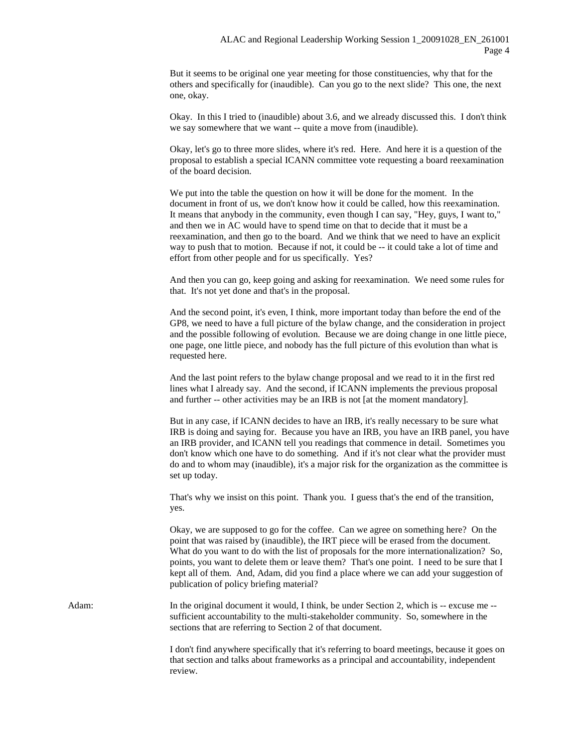But it seems to be original one year meeting for those constituencies, why that for the others and specifically for (inaudible). Can you go to the next slide? This one, the next one, okay.

Okay. In this I tried to (inaudible) about 3.6, and we already discussed this. I don't think we say somewhere that we want -- quite a move from (inaudible).

Okay, let's go to three more slides, where it's red. Here. And here it is a question of the proposal to establish a special ICANN committee vote requesting a board reexamination of the board decision.

We put into the table the question on how it will be done for the moment. In the document in front of us, we don't know how it could be called, how this reexamination. It means that anybody in the community, even though I can say, "Hey, guys, I want to," and then we in AC would have to spend time on that to decide that it must be a reexamination, and then go to the board. And we think that we need to have an explicit way to push that to motion. Because if not, it could be -- it could take a lot of time and effort from other people and for us specifically. Yes?

And then you can go, keep going and asking for reexamination. We need some rules for that. It's not yet done and that's in the proposal.

And the second point, it's even, I think, more important today than before the end of the GP8, we need to have a full picture of the bylaw change, and the consideration in project and the possible following of evolution. Because we are doing change in one little piece, one page, one little piece, and nobody has the full picture of this evolution than what is requested here.

And the last point refers to the bylaw change proposal and we read to it in the first red lines what I already say. And the second, if ICANN implements the previous proposal and further -- other activities may be an IRB is not [at the moment mandatory].

But in any case, if ICANN decides to have an IRB, it's really necessary to be sure what IRB is doing and saying for. Because you have an IRB, you have an IRB panel, you have an IRB provider, and ICANN tell you readings that commence in detail. Sometimes you don't know which one have to do something. And if it's not clear what the provider must do and to whom may (inaudible), it's a major risk for the organization as the committee is set up today.

That's why we insist on this point. Thank you. I guess that's the end of the transition, yes.

Okay, we are supposed to go for the coffee. Can we agree on something here? On the point that was raised by (inaudible), the IRT piece will be erased from the document. What do you want to do with the list of proposals for the more internationalization? So, points, you want to delete them or leave them? That's one point. I need to be sure that I kept all of them. And, Adam, did you find a place where we can add your suggestion of publication of policy briefing material?

Adam: In the original document it would, I think, be under Section 2, which is -- excuse me -- sufficient accountability to the multi-stakeholder community. So, somewhere in the sections that are referring to Section 2 of that document.

I don't find anywhere specifically that it's referring to board meetings, because it goes on that section and talks about frameworks as a principal and accountability, independent review.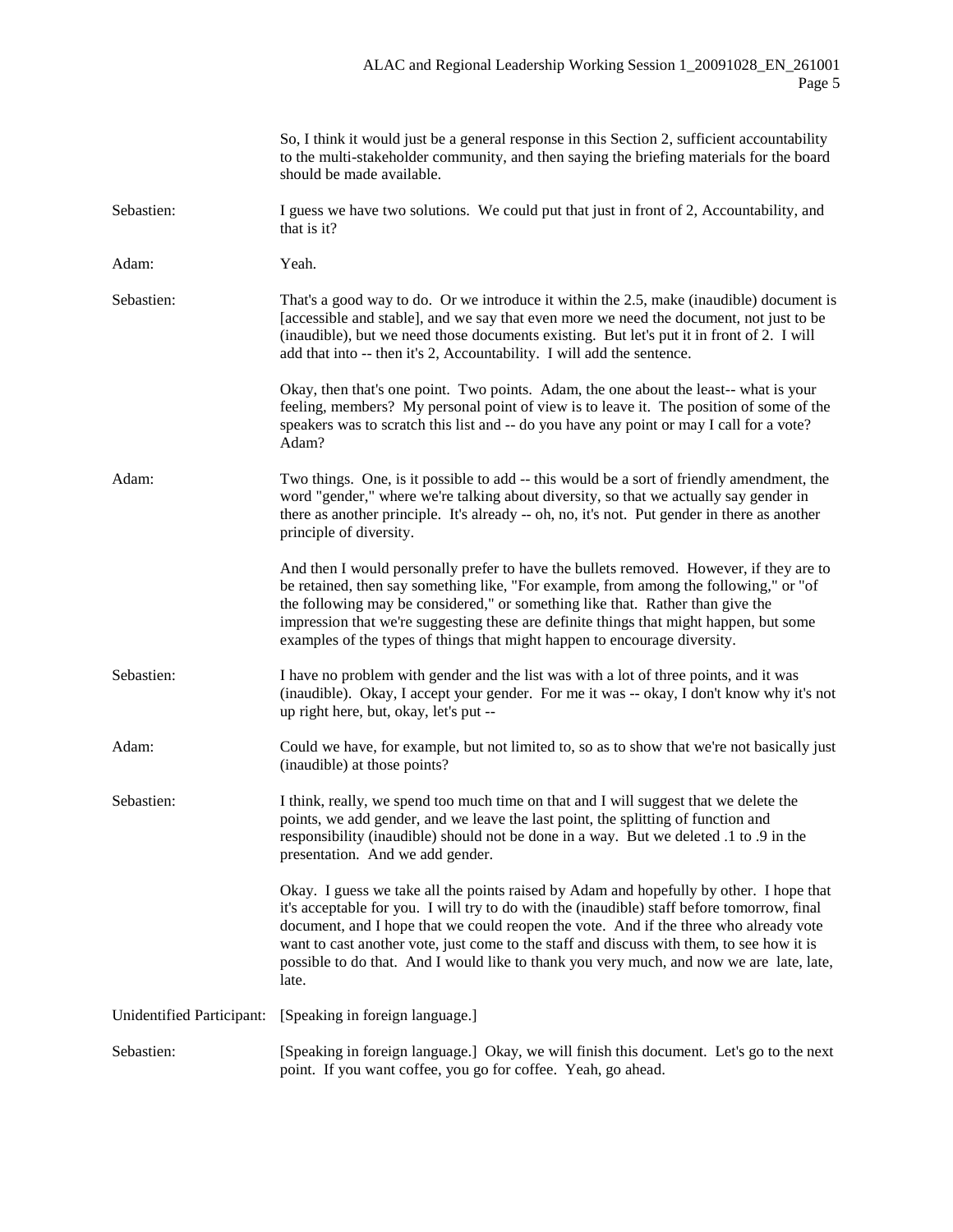So, I think it would just be a general response in this Section 2, sufficient accountability to the multi-stakeholder community, and then saying the briefing materials for the board should be made available.

Sebastien: I guess we have two solutions. We could put that just in front of 2, Accountability, and that is it?

Adam: Yeah.

Sebastien: That's a good way to do. Or we introduce it within the 2.5, make (inaudible) document is [accessible and stable], and we say that even more we need the document, not just to be (inaudible), but we need those documents existing. But let's put it in front of 2. I will add that into -- then it's 2, Accountability. I will add the sentence.

Okay, then that's one point. Two points. Adam, the one about the least-- what is your feeling, members? My personal point of view is to leave it. The position of some of the speakers was to scratch this list and -- do you have any point or may I call for a vote? Adam?

Adam: Two things. One, is it possible to add -- this would be a sort of friendly amendment, the word "gender," where we're talking about diversity, so that we actually say gender in there as another principle. It's already -- oh, no, it's not. Put gender in there as another principle of diversity.

And then I would personally prefer to have the bullets removed. However, if they are to be retained, then say something like, "For example, from among the following," or "of the following may be considered," or something like that. Rather than give the impression that we're suggesting these are definite things that might happen, but some examples of the types of things that might happen to encourage diversity.

Sebastien: I have no problem with gender and the list was with a lot of three points, and it was (inaudible). Okay, I accept your gender. For me it was -- okay, I don't know why it's not up right here, but, okay, let's put --

Adam: Could we have, for example, but not limited to, so as to show that we're not basically just (inaudible) at those points?

Sebastien: I think, really, we spend too much time on that and I will suggest that we delete the points, we add gender, and we leave the last point, the splitting of function and responsibility (inaudible) should not be done in a way. But we deleted .1 to .9 in the presentation. And we add gender.

Okay. I guess we take all the points raised by Adam and hopefully by other. I hope that it's acceptable for you. I will try to do with the (inaudible) staff before tomorrow, final document, and I hope that we could reopen the vote. And if the three who already vote want to cast another vote, just come to the staff and discuss with them, to see how it is possible to do that. And I would like to thank you very much, and now we are late, late, late.

Unidentified Participant: [Speaking in foreign language.]

Sebastien: [Speaking in foreign language.] Okay, we will finish this document. Let's go to the next point. If you want coffee, you go for coffee. Yeah, go ahead.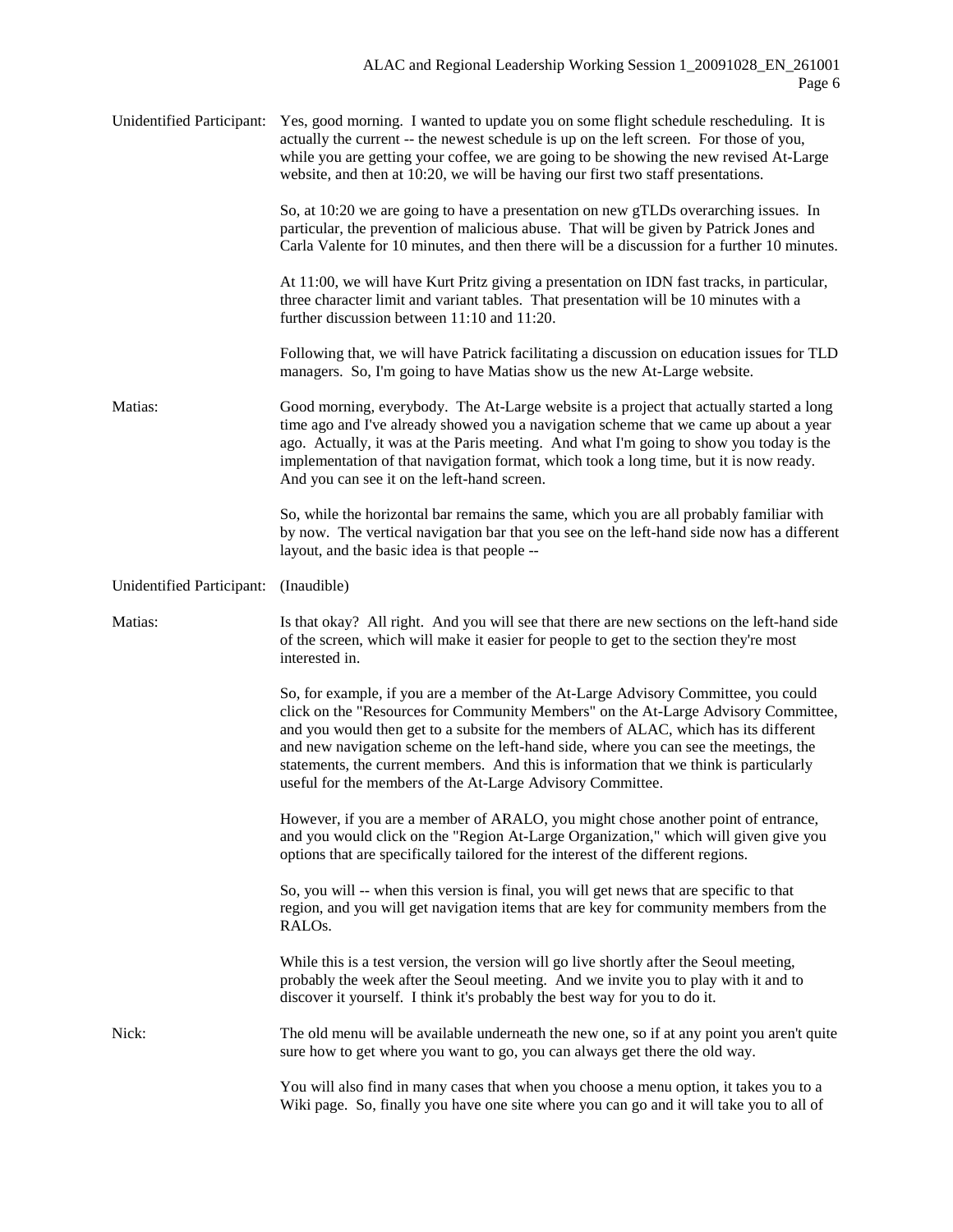Unidentified Participant: Yes, good morning. I wanted to update you on some flight schedule rescheduling. It is actually the current -- the newest schedule is up on the left screen. For those of you, while you are getting your coffee, we are going to be showing the new revised At-Large website, and then at 10:20, we will be having our first two staff presentations.

So, at 10:20 we are going to have a presentation on new gTLDs overarching issues. In particular, the prevention of malicious abuse. That will be given by Patrick Jones and Carla Valente for 10 minutes, and then there will be a discussion for a further 10 minutes.

At 11:00, we will have Kurt Pritz giving a presentation on IDN fast tracks, in particular, three character limit and variant tables. That presentation will be 10 minutes with a further discussion between 11:10 and 11:20.

Following that, we will have Patrick facilitating a discussion on education issues for TLD managers. So, I'm going to have Matias show us the new At-Large website.

Matias: Good morning, everybody. The At-Large website is a project that actually started a long time ago and I've already showed you a navigation scheme that we came up about a year ago. Actually, it was at the Paris meeting. And what I'm going to show you today is the implementation of that navigation format, which took a long time, but it is now ready. And you can see it on the left-hand screen.

So, while the horizontal bar remains the same, which you are all probably familiar with by now. The vertical navigation bar that you see on the left-hand side now has a different layout, and the basic idea is that people --

Unidentified Participant: (Inaudible)

Matias: Is that okay? All right. And you will see that there are new sections on the left-hand side of the screen, which will make it easier for people to get to the section they're most interested in.

So, for example, if you are a member of the At-Large Advisory Committee, you could click on the "Resources for Community Members" on the At-Large Advisory Committee, and you would then get to a subsite for the members of ALAC, which has its different and new navigation scheme on the left-hand side, where you can see the meetings, the statements, the current members. And this is information that we think is particularly useful for the members of the At-Large Advisory Committee.

However, if you are a member of ARALO, you might chose another point of entrance, and you would click on the "Region At-Large Organization," which will given give you options that are specifically tailored for the interest of the different regions.

So, you will -- when this version is final, you will get news that are specific to that region, and you will get navigation items that are key for community members from the RALOs.

While this is a test version, the version will go live shortly after the Seoul meeting, probably the week after the Seoul meeting. And we invite you to play with it and to discover it yourself. I think it's probably the best way for you to do it.

Nick: The old menu will be available underneath the new one, so if at any point you aren't quite sure how to get where you want to go, you can always get there the old way.

You will also find in many cases that when you choose a menu option, it takes you to a Wiki page. So, finally you have one site where you can go and it will take you to all of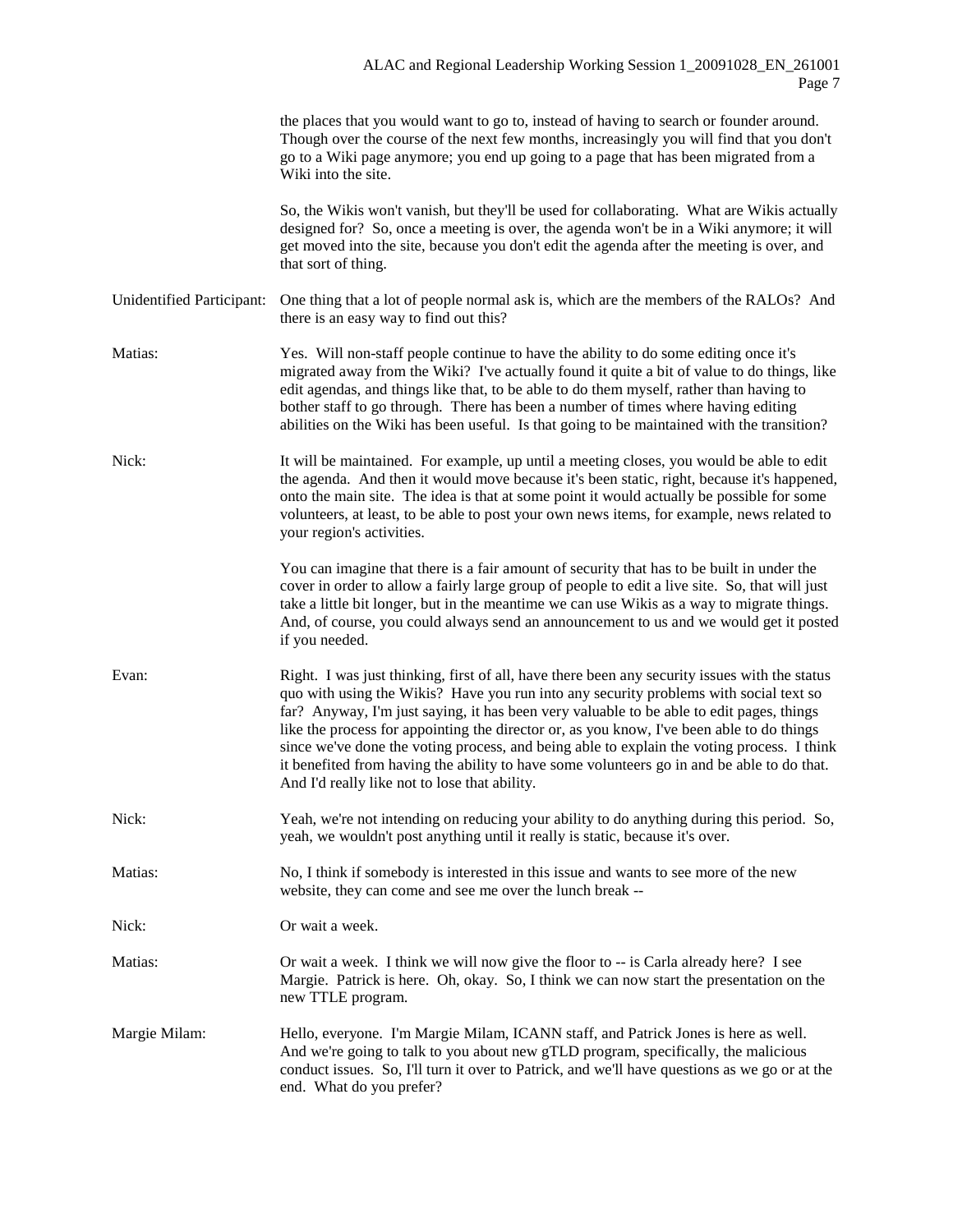the places that you would want to go to, instead of having to search or founder around. Though over the course of the next few months, increasingly you will find that you don't go to a Wiki page anymore; you end up going to a page that has been migrated from a Wiki into the site.

So, the Wikis won't vanish, but they'll be used for collaborating. What are Wikis actually designed for? So, once a meeting is over, the agenda won't be in a Wiki anymore; it will get moved into the site, because you don't edit the agenda after the meeting is over, and that sort of thing.

**Unidentified Participant:** One thing that a lot of people normal ask is, which are the members of the RALOs? And there is an easy way to find out this?

**Matias:** Yes. Will non-staff people continue to have the ability to do some editing once it's migrated away from the Wiki? I've actually found it quite a bit of value to do things, like edit agendas, and things like that, to be able to do them myself, rather than having to bother staff to go through. There has been a number of times where having editing abilities on the Wiki has been useful. Is that going to be maintained with the transition?

**Nick:** It will be maintained. For example, up until a meeting closes, you would be able to edit the agenda. And then it would move because it's been static, right, because it's happened, onto the main site. The idea is that at some point it would actually be possible for some volunteers, at least, to be able to post your own news items, for example, news related to your region's activities.

You can imagine that there is a fair amount of security that has to be built in under the cover in order to allow a fairly large group of people to edit a live site. So, that will just take a little bit longer, but in the meantime we can use Wikis as a way to migrate things. And, of course, you could always send an announcement to us and we would get it posted if you needed.

**Evan:** Right. I was just thinking, first of all, have there been any security issues with the status quo with using the Wikis? Have you run into any security problems with social text so far? Anyway, I'm just saying, it has been very valuable to be able to edit pages, things like the process for appointing the director or, as you know, I've been able to do things since we've done the voting process, and being able to explain the voting process. I think it benefited from having the ability to have some volunteers go in and be able to do that. And I'd really like not to lose that ability.

**Nick:** Yeah, we're not intending on reducing your ability to do anything during this period. So, yeah, we wouldn't post anything until it really is static, because it's over.

**Matias:** No, I think if somebody is interested in this issue and wants to see more of the new website, they can come and see me over the lunch break --

**Nick:** Or wait a week.

**Matias:** Or wait a week. I think we will now give the floor to -- is Carla already here? I see Margie. Patrick is here. Oh, okay. So, I think we can now start the presentation on the new TTLE program.

**Margie Milam:** Hello, everyone. I'm Margie Milam, ICANN staff, and Patrick Jones is here as well. And we're going to talk to you about new gTLD program, specifically, the malicious conduct issues. So, I'll turn it over to Patrick, and we'll have questions as we go or at the end. What do you prefer?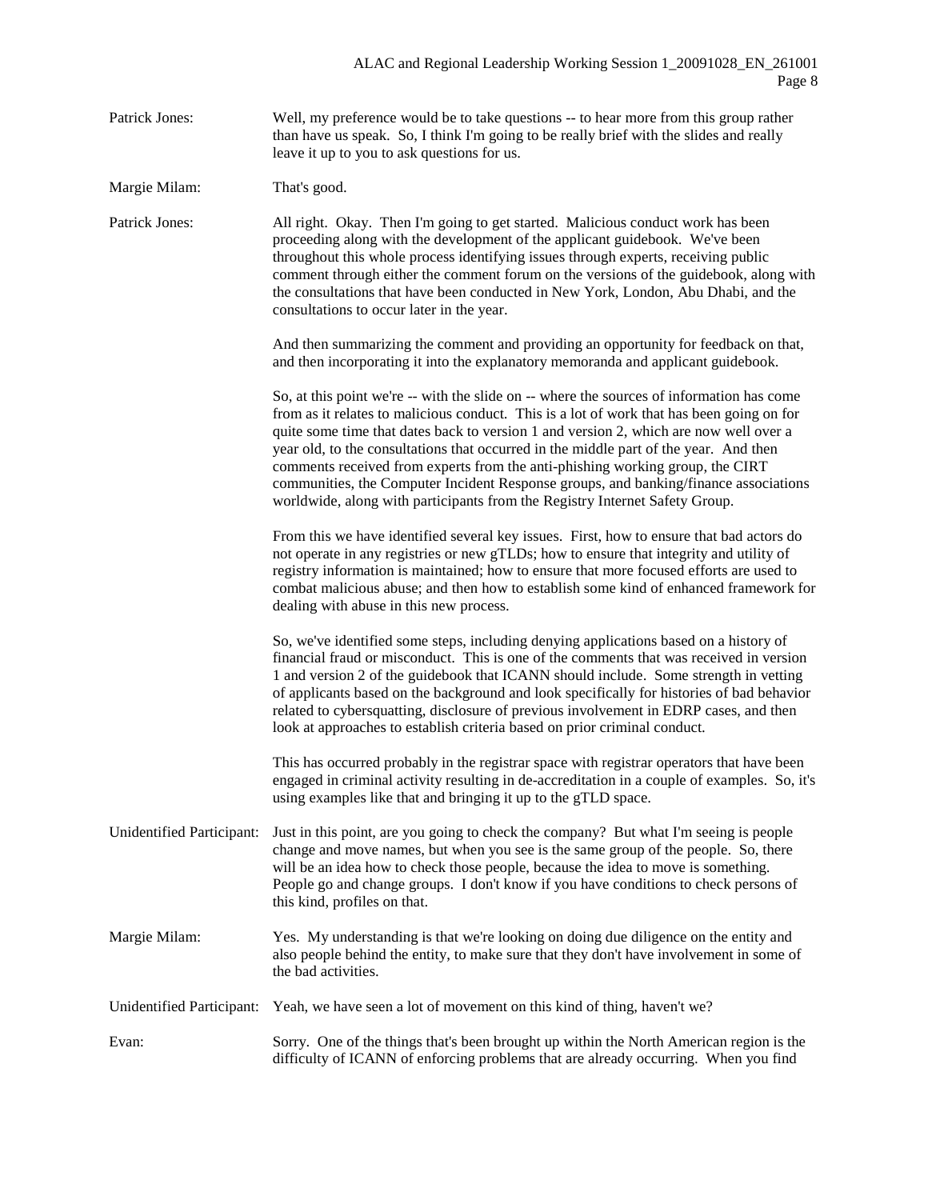Patrick Jones: Well, my preference would be to take questions -- to hear more from this group rather than have us speak. So, I think I'm going to be really brief with the slides and really leave it up to you to ask questions for us.

Margie Milam: That's good.

Patrick Jones: All right. Okay. Then I'm going to get started. Malicious conduct work has been proceeding along with the development of the applicant guidebook. We've been throughout this whole process identifying issues through experts, receiving public comment through either the comment forum on the versions of the guidebook, along with the consultations that have been conducted in New York, London, Abu Dhabi, and the consultations to occur later in the year.

And then summarizing the comment and providing an opportunity for feedback on that, and then incorporating it into the explanatory memoranda and applicant guidebook.

So, at this point we're -- with the slide on -- where the sources of information has come from as it relates to malicious conduct. This is a lot of work that has been going on for quite some time that dates back to version 1 and version 2, which are now well over a year old, to the consultations that occurred in the middle part of the year. And then comments received from experts from the anti-phishing working group, the CIRT communities, the Computer Incident Response groups, and banking/finance associations worldwide, along with participants from the Registry Internet Safety Group.

From this we have identified several key issues. First, how to ensure that bad actors do not operate in any registries or new gTLDs; how to ensure that integrity and utility of registry information is maintained; how to ensure that more focused efforts are used to combat malicious abuse; and then how to establish some kind of enhanced framework for dealing with abuse in this new process.

So, we've identified some steps, including denying applications based on a history of financial fraud or misconduct. This is one of the comments that was received in version 1 and version 2 of the guidebook that ICANN should include. Some strength in vetting of applicants based on the background and look specifically for histories of bad behavior related to cybersquatting, disclosure of previous involvement in EDRP cases, and then look at approaches to establish criteria based on prior criminal conduct.

This has occurred probably in the registrar space with registrar operators that have been engaged in criminal activity resulting in de-accreditation in a couple of examples. So, it's using examples like that and bringing it up to the gTLD space.

Unidentified Participant: Just in this point, are you going to check the company? But what I'm seeing is people change and move names, but when you see is the same group of the people. So, there will be an idea how to check those people, because the idea to move is something. People go and change groups. I don't know if you have conditions to check persons of this kind, profiles on that.

Margie Milam: Yes. My understanding is that we're looking on doing due diligence on the entity and also people behind the entity, to make sure that they don't have involvement in some of the bad activities.

Unidentified Participant: Yeah, we have seen a lot of movement on this kind of thing, haven't we?

Evan: Sorry. One of the things that's been brought up within the North American region is the difficulty of ICANN of enforcing problems that are already occurring. When you find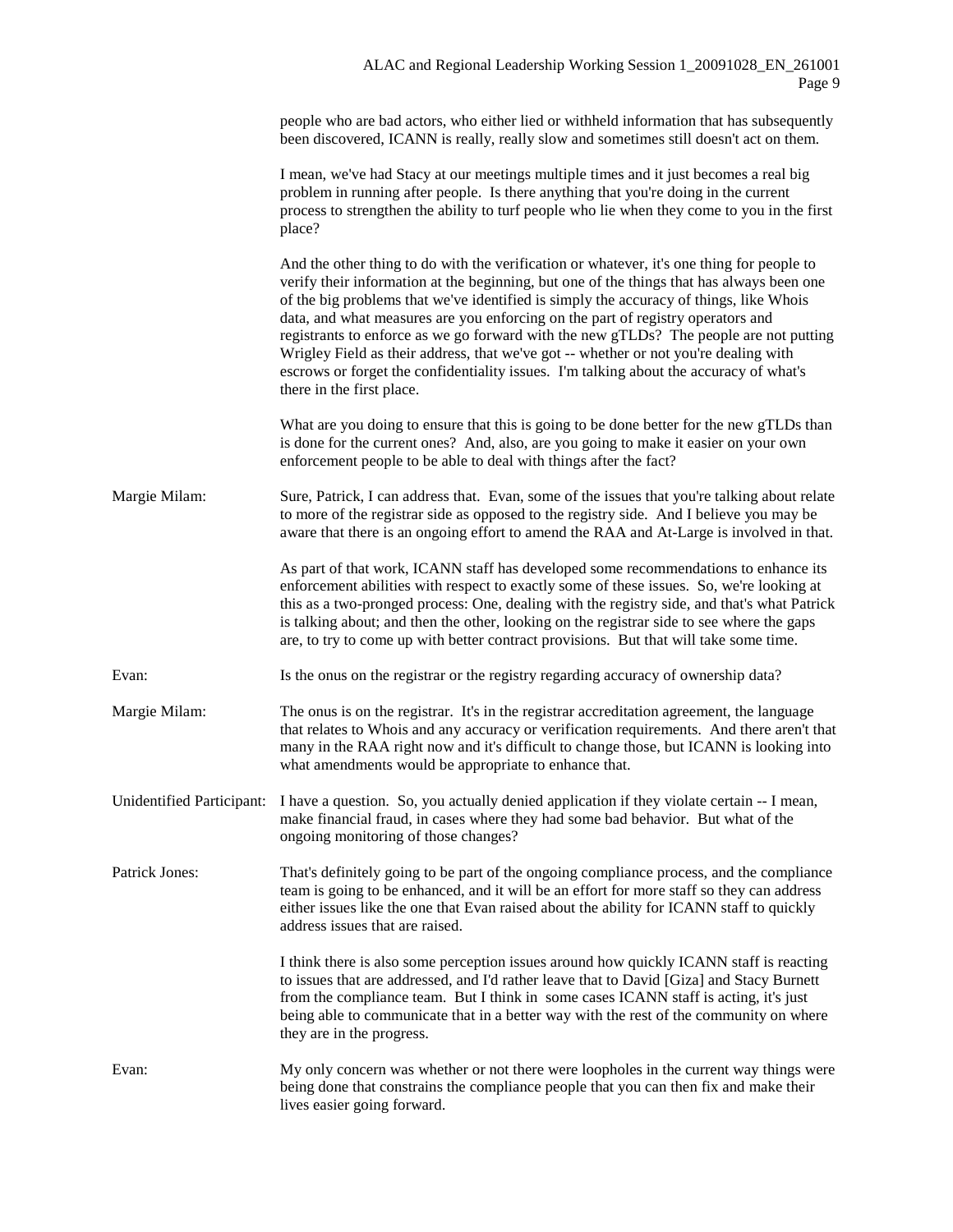people who are bad actors, who either lied or withheld information that has subsequently been discovered, ICANN is really, really slow and sometimes still doesn't act on them.

I mean, we've had Stacy at our meetings multiple times and it just becomes a real big problem in running after people. Is there anything that you're doing in the current process to strengthen the ability to turf people who lie when they come to you in the first place?

And the other thing to do with the verification or whatever, it's one thing for people to verify their information at the beginning, but one of the things that has always been one of the big problems that we've identified is simply the accuracy of things, like Whois data, and what measures are you enforcing on the part of registry operators and registrants to enforce as we go forward with the new gTLDs? The people are not putting Wrigley Field as their address, that we've got -- whether or not you're dealing with escrows or forget the confidentiality issues. I'm talking about the accuracy of what's there in the first place.

What are you doing to ensure that this is going to be done better for the new gTLDs than is done for the current ones? And, also, are you going to make it easier on your own enforcement people to be able to deal with things after the fact?

**Margie Milam:** Sure, Patrick, I can address that. Evan, some of the issues that you're talking about relate to more of the registrar side as opposed to the registry side. And I believe you may be aware that there is an ongoing effort to amend the RAA and At-Large is involved in that.

As part of that work, ICANN staff has developed some recommendations to enhance its enforcement abilities with respect to exactly some of these issues. So, we're looking at this as a two-pronged process: One, dealing with the registry side, and that's what Patrick is talking about; and then the other, looking on the registrar side to see where the gaps are, to try to come up with better contract provisions. But that will take some time.

**Evan:** Is the onus on the registrar or the registry regarding accuracy of ownership data?

**Margie Milam:** The onus is on the registrar. It's in the registrar accreditation agreement, the language that relates to Whois and any accuracy or verification requirements. And there aren't that many in the RAA right now and it's difficult to change those, but ICANN is looking into what amendments would be appropriate to enhance that.

**Unidentified Participant:** I have a question. So, you actually denied application if they violate certain -- I mean, make financial fraud, in cases where they had some bad behavior. But what of the ongoing monitoring of those changes?

**Patrick Jones:** That's definitely going to be part of the ongoing compliance process, and the compliance team is going to be enhanced, and it will be an effort for more staff so they can address either issues like the one that Evan raised about the ability for ICANN staff to quickly address issues that are raised.

I think there is also some perception issues around how quickly ICANN staff is reacting to issues that are addressed, and I'd rather leave that to David [Giza] and Stacy Burnett from the compliance team. But I think in some cases ICANN staff is acting, it's just being able to communicate that in a better way with the rest of the community on where they are in the progress.

**Evan:** My only concern was whether or not there were loopholes in the current way things were being done that constrains the compliance people that you can then fix and make their lives easier going forward.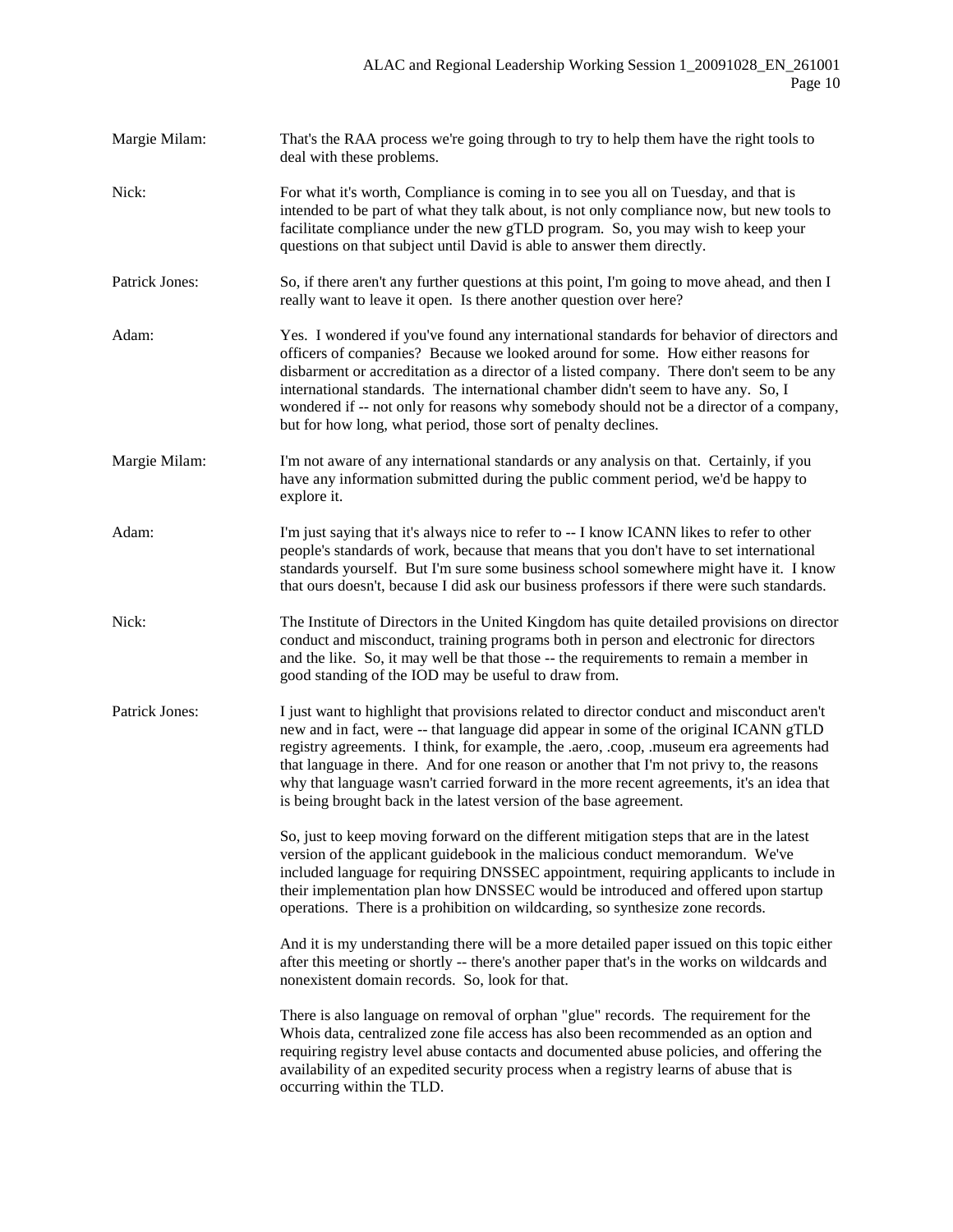Margie Milam: That's the RAA process we're going through to try to help them have the right tools to deal with these problems.

Nick: For what it's worth, Compliance is coming in to see you all on Tuesday, and that is intended to be part of what they talk about, is not only compliance now, but new tools to facilitate compliance under the new gTLD program. So, you may wish to keep your questions on that subject until David is able to answer them directly.

Patrick Jones: So, if there aren't any further questions at this point, I'm going to move ahead, and then I really want to leave it open. Is there another question over here?

Adam: Yes. I wondered if you've found any international standards for behavior of directors and officers of companies? Because we looked around for some. How either reasons for disbarment or accreditation as a director of a listed company. There don't seem to be any international standards. The international chamber didn't seem to have any. So, I wondered if -- not only for reasons why somebody should not be a director of a company, but for how long, what period, those sort of penalty declines.

Margie Milam: I'm not aware of any international standards or any analysis on that. Certainly, if you have any information submitted during the public comment period, we'd be happy to explore it.

Adam: I'm just saying that it's always nice to refer to -- I know ICANN likes to refer to other people's standards of work, because that means that you don't have to set international standards yourself. But I'm sure some business school somewhere might have it. I know that ours doesn't, because I did ask our business professors if there were such standards.

Nick: The Institute of Directors in the United Kingdom has quite detailed provisions on director conduct and misconduct, training programs both in person and electronic for directors and the like. So, it may well be that those -- the requirements to remain a member in good standing of the IOD may be useful to draw from.

Patrick Jones: I just want to highlight that provisions related to director conduct and misconduct aren't new and in fact, were -- that language did appear in some of the original ICANN gTLD registry agreements. I think, for example, the .aero, .coop, .museum era agreements had that language in there. And for one reason or another that I'm not privy to, the reasons why that language wasn't carried forward in the more recent agreements, it's an idea that is being brought back in the latest version of the base agreement.

So, just to keep moving forward on the different mitigation steps that are in the latest version of the applicant guidebook in the malicious conduct memorandum. We've included language for requiring DNSSEC appointment, requiring applicants to include in their implementation plan how DNSSEC would be introduced and offered upon startup operations. There is a prohibition on wildcarding, so synthesize zone records.

And it is my understanding there will be a more detailed paper issued on this topic either after this meeting or shortly -- there's another paper that's in the works on wildcards and nonexistent domain records. So, look for that.

There is also language on removal of orphan "glue" records. The requirement for the Whois data, centralized zone file access has also been recommended as an option and requiring registry level abuse contacts and documented abuse policies, and offering the availability of an expedited security process when a registry learns of abuse that is occurring within the TLD.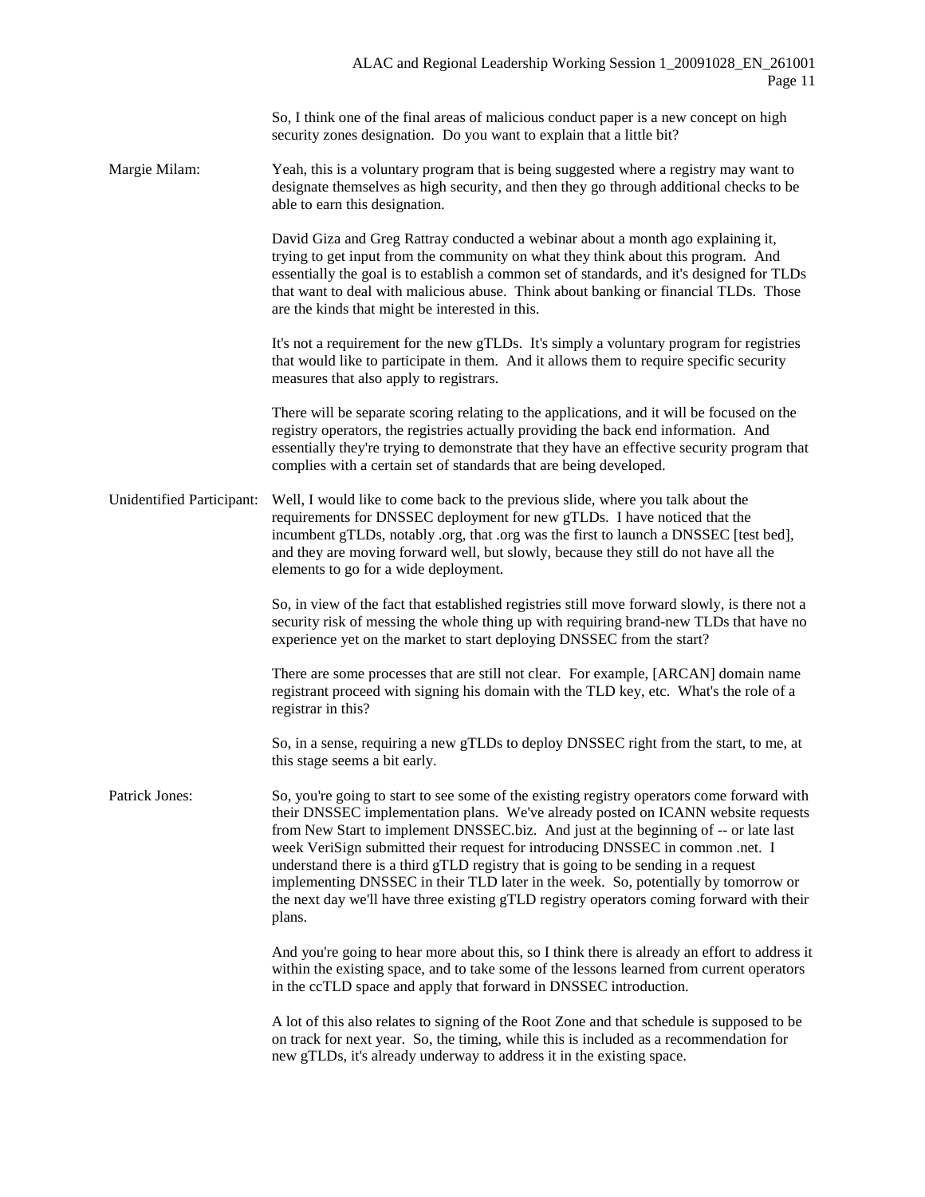So, I think one of the final areas of malicious conduct paper is a new concept on high security zones designation. Do you want to explain that a little bit?

**Margie Milam:** Yeah, this is a voluntary program that is being suggested where a registry may want to designate themselves as high security, and then they go through additional checks to be able to earn this designation.

David Giza and Greg Rattray conducted a webinar about a month ago explaining it, trying to get input from the community on what they think about this program. And essentially the goal is to establish a common set of standards, and it's designed for TLDs that want to deal with malicious abuse. Think about banking or financial TLDs. Those are the kinds that might be interested in this.

It's not a requirement for the new gTLDs. It's simply a voluntary program for registries that would like to participate in them. And it allows them to require specific security measures that also apply to registrars.

There will be separate scoring relating to the applications, and it will be focused on the registry operators, the registries actually providing the back end information. And essentially they're trying to demonstrate that they have an effective security program that complies with a certain set of standards that are being developed.

**Unidentified Participant:** Well, I would like to come back to the previous slide, where you talk about the requirements for DNSSEC deployment for new gTLDs. I have noticed that the incumbent gTLDs, notably .org, that .org was the first to launch a DNSSEC [test bed], and they are moving forward well, but slowly, because they still do not have all the elements to go for a wide deployment.

So, in view of the fact that established registries still move forward slowly, is there not a security risk of messing the whole thing up with requiring brand-new TLDs that have no experience yet on the market to start deploying DNSSEC from the start?

There are some processes that are still not clear. For example, [ARCAN] domain name registrant proceed with signing his domain with the TLD key, etc. What's the role of a registrar in this?

So, in a sense, requiring a new gTLDs to deploy DNSSEC right from the start, to me, at this stage seems a bit early.

**Patrick Jones:** So, you're going to start to see some of the existing registry operators come forward with their DNSSEC implementation plans. We've already posted on ICANN website requests from New Start to implement DNSSEC.biz. And just at the beginning of -- or late last week VeriSign submitted their request for introducing DNSSEC in common .net. I understand there is a third gTLD registry that is going to be sending in a request implementing DNSSEC in their TLD later in the week. So, potentially by tomorrow or the next day we'll have three existing gTLD registry operators coming forward with their plans.

And you're going to hear more about this, so I think there is already an effort to address it within the existing space, and to take some of the lessons learned from current operators in the ccTLD space and apply that forward in DNSSEC introduction.

A lot of this also relates to signing of the Root Zone and that schedule is supposed to be on track for next year. So, the timing, while this is included as a recommendation for new gTLDs, it's already underway to address it in the existing space.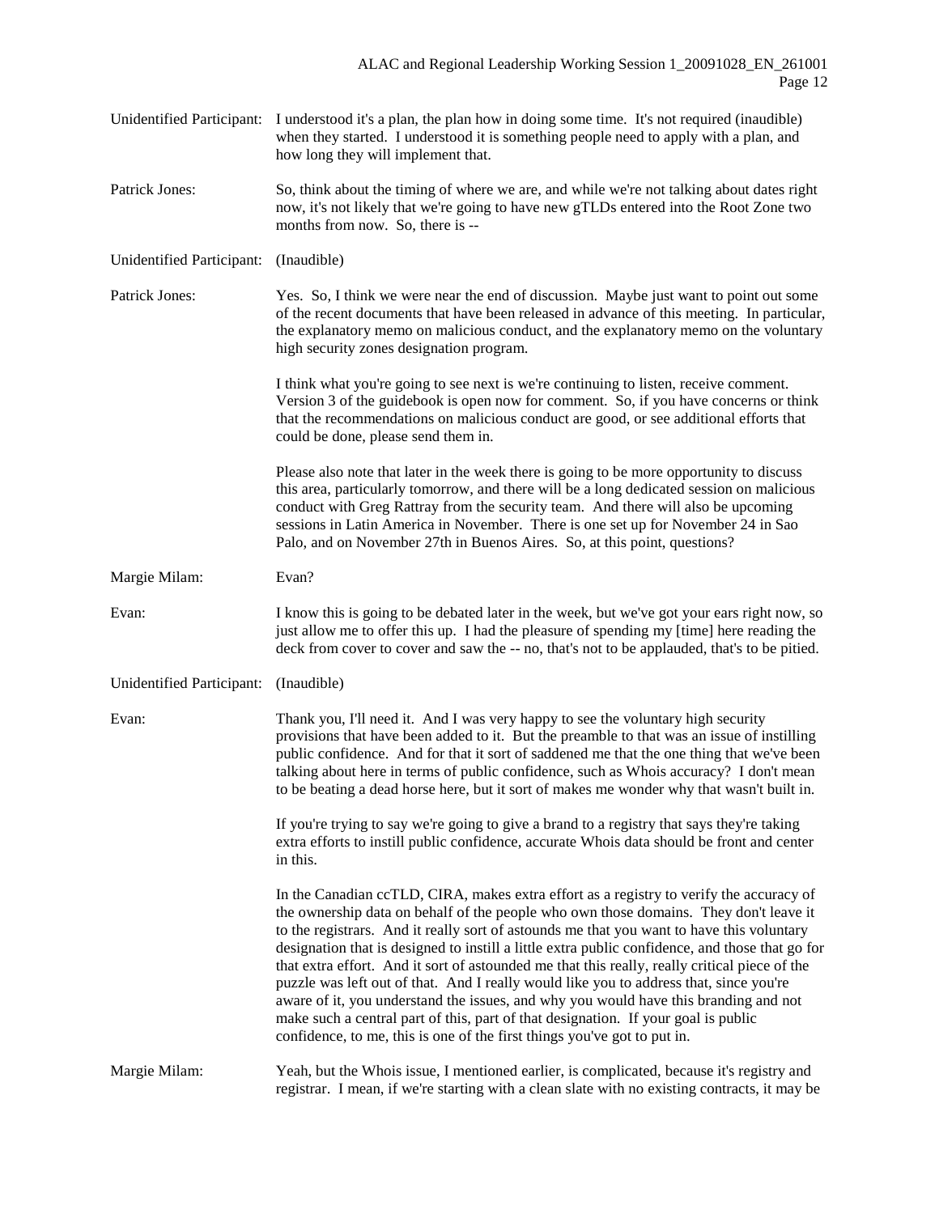Unidentified Participant: I understood it's a plan, the plan how in doing some time. It's not required (inaudible) when they started. I understood it is something people need to apply with a plan, and how long they will implement that.

Patrick Jones: So, think about the timing of where we are, and while we're not talking about dates right now, it's not likely that we're going to have new gTLDs entered into the Root Zone two months from now. So, there is --

Unidentified Participant: (Inaudible)

Patrick Jones: Yes. So, I think we were near the end of discussion. Maybe just want to point out some of the recent documents that have been released in advance of this meeting. In particular, the explanatory memo on malicious conduct, and the explanatory memo on the voluntary high security zones designation program.

I think what you're going to see next is we're continuing to listen, receive comment. Version 3 of the guidebook is open now for comment. So, if you have concerns or think that the recommendations on malicious conduct are good, or see additional efforts that could be done, please send them in.

Please also note that later in the week there is going to be more opportunity to discuss this area, particularly tomorrow, and there will be a long dedicated session on malicious conduct with Greg Rattray from the security team. And there will also be upcoming sessions in Latin America in November. There is one set up for November 24 in Sao Palo, and on November 27th in Buenos Aires. So, at this point, questions?

Margie Milam: Evan?

Evan: I know this is going to be debated later in the week, but we've got your ears right now, so just allow me to offer this up. I had the pleasure of spending my [time] here reading the deck from cover to cover and saw the -- no, that's not to be applauded, that's to be pitied.

Unidentified Participant: (Inaudible)

Evan: Thank you, I'll need it. And I was very happy to see the voluntary high security provisions that have been added to it. But the preamble to that was an issue of instilling public confidence. And for that it sort of saddened me that the one thing that we've been talking about here in terms of public confidence, such as Whois accuracy? I don't mean to be beating a dead horse here, but it sort of makes me wonder why that wasn't built in.

If you're trying to say we're going to give a brand to a registry that says they're taking extra efforts to instill public confidence, accurate Whois data should be front and center in this.

In the Canadian ccTLD, CIRA, makes extra effort as a registry to verify the accuracy of the ownership data on behalf of the people who own those domains. They don't leave it to the registrars. And it really sort of astounds me that you want to have this voluntary designation that is designed to instill a little extra public confidence, and those that go for that extra effort. And it sort of astounded me that this really, really critical piece of the puzzle was left out of that. And I really would like you to address that, since you're aware of it, you understand the issues, and why you would have this branding and not make such a central part of this, part of that designation. If your goal is public confidence, to me, this is one of the first things you've got to put in.

Margie Milam: Yeah, but the Whois issue, I mentioned earlier, is complicated, because it's registry and registrar. I mean, if we're starting with a clean slate with no existing contracts, it may be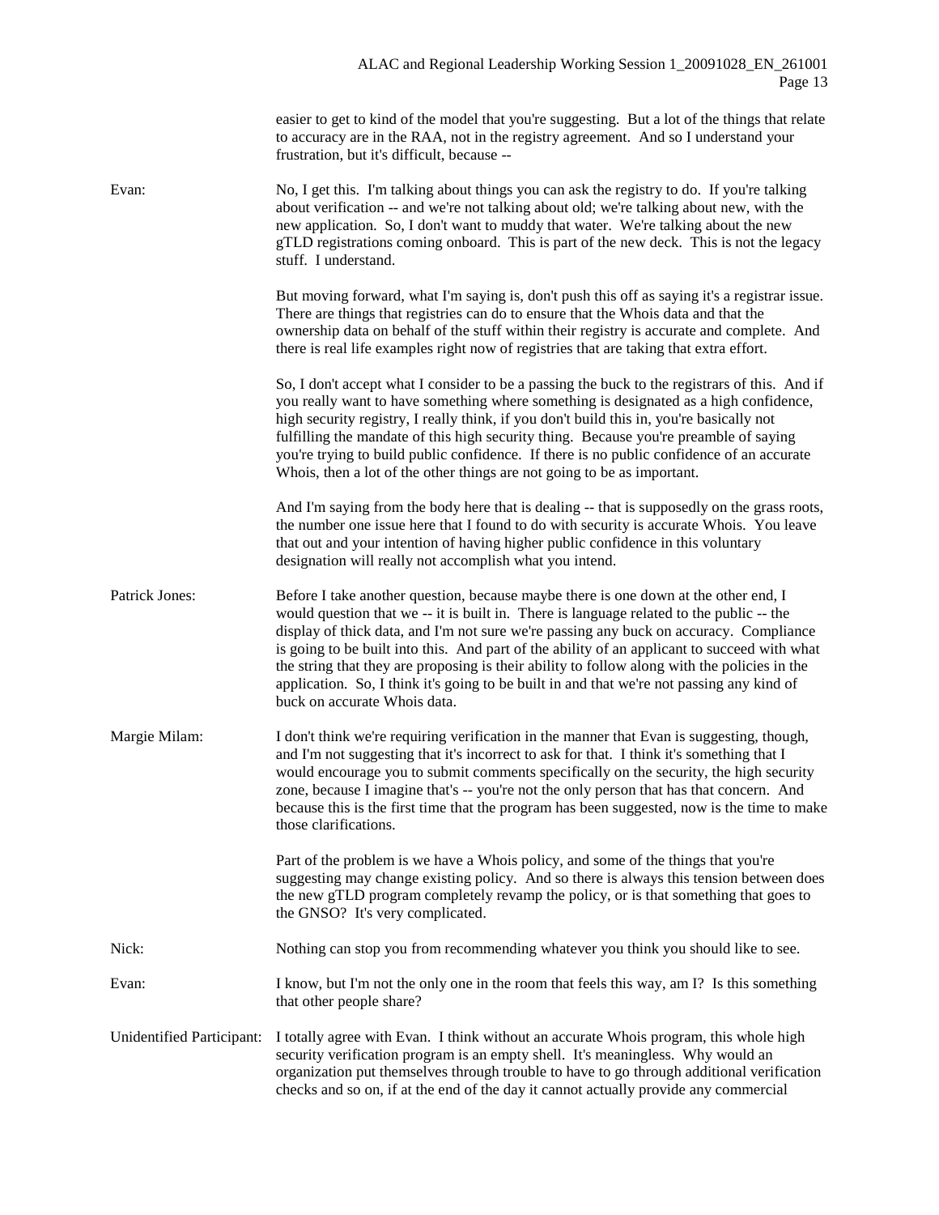easier to get to kind of the model that you're suggesting. But a lot of the things that relate to accuracy are in the RAA, not in the registry agreement. And so I understand your frustration, but it's difficult, because --

**Evan:** No, I get this. I'm talking about things you can ask the registry to do. If you're talking about verification -- and we're not talking about old; we're talking about new, with the new application. So, I don't want to muddy that water. We're talking about the new gTLD registrations coming onboard. This is part of the new deck. This is not the legacy stuff. I understand.

But moving forward, what I'm saying is, don't push this off as saying it's a registrar issue. There are things that registries can do to ensure that the Whois data and that the ownership data on behalf of the stuff within their registry is accurate and complete. And there is real life examples right now of registries that are taking that extra effort.

So, I don't accept what I consider to be a passing the buck to the registrars of this. And if you really want to have something where something is designated as a high confidence, high security registry, I really think, if you don't build this in, you're basically not fulfilling the mandate of this high security thing. Because you're preamble of saying you're trying to build public confidence. If there is no public confidence of an accurate Whois, then a lot of the other things are not going to be as important.

And I'm saying from the body here that is dealing -- that is supposedly on the grass roots, the number one issue here that I found to do with security is accurate Whois. You leave that out and your intention of having higher public confidence in this voluntary designation will really not accomplish what you intend.

**Patrick Jones:** Before I take another question, because maybe there is one down at the other end, I would question that we -- it is built in. There is language related to the public -- the display of thick data, and I'm not sure we're passing any buck on accuracy. Compliance is going to be built into this. And part of the ability of an applicant to succeed with what the string that they are proposing is their ability to follow along with the policies in the application. So, I think it's going to be built in and that we're not passing any kind of buck on accurate Whois data.

**Margie Milam:** I don't think we're requiring verification in the manner that Evan is suggesting, though, and I'm not suggesting that it's incorrect to ask for that. I think it's something that I would encourage you to submit comments specifically on the security, the high security zone, because I imagine that's -- you're not the only person that has that concern. And because this is the first time that the program has been suggested, now is the time to make those clarifications.

Part of the problem is we have a Whois policy, and some of the things that you're suggesting may change existing policy. And so there is always this tension between does the new gTLD program completely revamp the policy, or is that something that goes to the GNSO? It's very complicated.

**Nick:** Nothing can stop you from recommending whatever you think you should like to see.

**Evan:** I know, but I'm not the only one in the room that feels this way, am I? Is this something that other people share?

**Unidentified Participant:** I totally agree with Evan. I think without an accurate Whois program, this whole high security verification program is an empty shell. It's meaningless. Why would an organization put themselves through trouble to have to go through additional verification checks and so on, if at the end of the day it cannot actually provide any commercial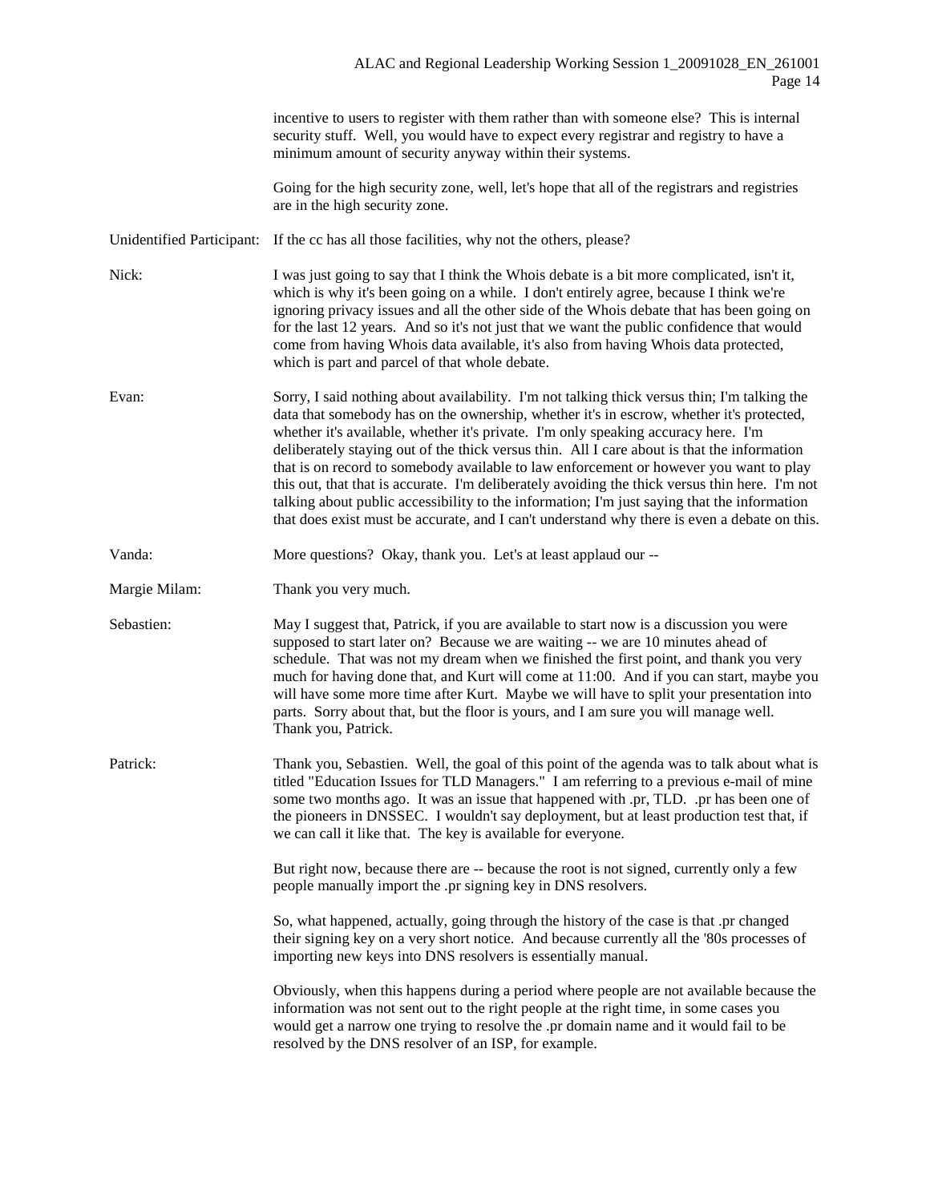incentive to users to register with them rather than with someone else? This is internal security stuff. Well, you would have to expect every registrar and registry to have a minimum amount of security anyway within their systems.

Going for the high security zone, well, let's hope that all of the registrars and registries are in the high security zone.

**Unidentified Participant:** If the cc has all those facilities, why not the others, please?

**Nick:** I was just going to say that I think the Whois debate is a bit more complicated, isn't it, which is why it's been going on a while. I don't entirely agree, because I think we're ignoring privacy issues and all the other side of the Whois debate that has been going on for the last 12 years. And so it's not just that we want the public confidence that would come from having Whois data available, it's also from having Whois data protected, which is part and parcel of that whole debate.

**Evan:** Sorry, I said nothing about availability. I'm not talking thick versus thin; I'm talking the data that somebody has on the ownership, whether it's in escrow, whether it's protected, whether it's available, whether it's private. I'm only speaking accuracy here. I'm deliberately staying out of the thick versus thin. All I care about is that the information that is on record to somebody available to law enforcement or however you want to play this out, that that is accurate. I'm deliberately avoiding the thick versus thin here. I'm not talking about public accessibility to the information; I'm just saying that the information that does exist must be accurate, and I can't understand why there is even a debate on this.

**Vanda:** More questions? Okay, thank you. Let's at least applaud our --

**Margie Milam:** Thank you very much.

**Sebastien:** May I suggest that, Patrick, if you are available to start now is a discussion you were supposed to start later on? Because we are waiting -- we are 10 minutes ahead of schedule. That was not my dream when we finished the first point, and thank you very much for having done that, and Kurt will come at 11:00. And if you can start, maybe you will have some more time after Kurt. Maybe we will have to split your presentation into parts. Sorry about that, but the floor is yours, and I am sure you will manage well. Thank you, Patrick.

**Patrick:** Thank you, Sebastien. Well, the goal of this point of the agenda was to talk about what is titled "Education Issues for TLD Managers." I am referring to a previous e-mail of mine some two months ago. It was an issue that happened with .pr, TLD. .pr has been one of the pioneers in DNSSEC. I wouldn't say deployment, but at least production test that, if we can call it like that. The key is available for everyone.

But right now, because there are -- because the root is not signed, currently only a few people manually import the .pr signing key in DNS resolvers.

So, what happened, actually, going through the history of the case is that .pr changed their signing key on a very short notice. And because currently all the '80s processes of importing new keys into DNS resolvers is essentially manual.

Obviously, when this happens during a period where people are not available because the information was not sent out to the right people at the right time, in some cases you would get a narrow one trying to resolve the .pr domain name and it would fail to be resolved by the DNS resolver of an ISP, for example.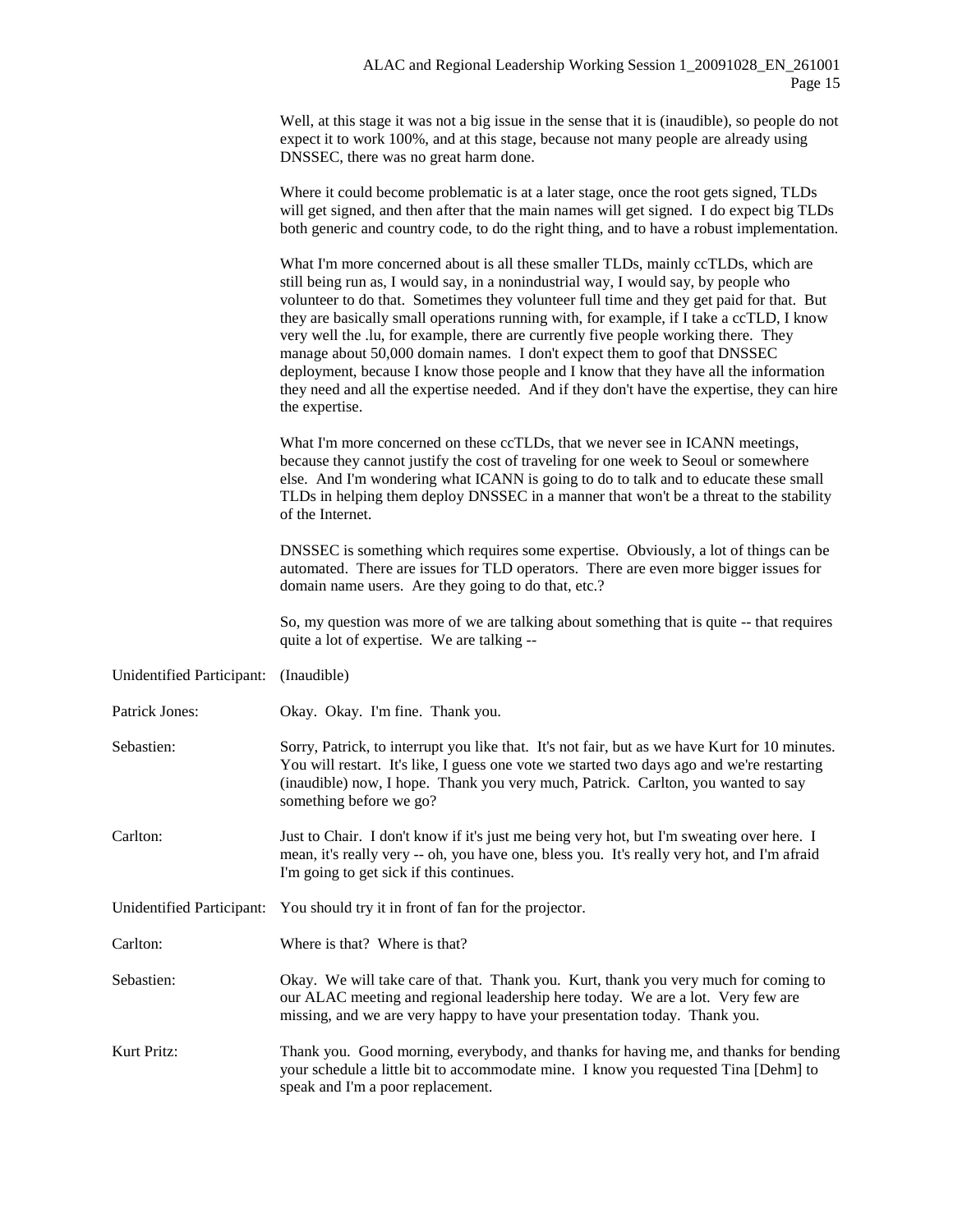Well, at this stage it was not a big issue in the sense that it is (inaudible), so people do not expect it to work 100%, and at this stage, because not many people are already using DNSSEC, there was no great harm done.

Where it could become problematic is at a later stage, once the root gets signed, TLDs will get signed, and then after that the main names will get signed. I do expect big TLDs both generic and country code, to do the right thing, and to have a robust implementation.

What I'm more concerned about is all these smaller TLDs, mainly ccTLDs, which are still being run as, I would say, in a nonindustrial way, I would say, by people who volunteer to do that. Sometimes they volunteer full time and they get paid for that. But they are basically small operations running with, for example, if I take a ccTLD, I know very well the .lu, for example, there are currently five people working there. They manage about 50,000 domain names. I don't expect them to goof that DNSSEC deployment, because I know those people and I know that they have all the information they need and all the expertise needed. And if they don't have the expertise, they can hire the expertise.

What I'm more concerned on these ccTLDs, that we never see in ICANN meetings, because they cannot justify the cost of traveling for one week to Seoul or somewhere else. And I'm wondering what ICANN is going to do to talk and to educate these small TLDs in helping them deploy DNSSEC in a manner that won't be a threat to the stability of the Internet.

DNSSEC is something which requires some expertise. Obviously, a lot of things can be automated. There are issues for TLD operators. There are even more bigger issues for domain name users. Are they going to do that, etc.?

So, my question was more of we are talking about something that is quite -- that requires quite a lot of expertise. We are talking --

Unidentified Participant: (Inaudible)

Patrick Jones: Okay. Okay. I'm fine. Thank you.

Sebastien: Sorry, Patrick, to interrupt you like that. It's not fair, but as we have Kurt for 10 minutes. You will restart. It's like, I guess one vote we started two days ago and we're restarting (inaudible) now, I hope. Thank you very much, Patrick. Carlton, you wanted to say something before we go?

Carlton: Just to Chair. I don't know if it's just me being very hot, but I'm sweating over here. I mean, it's really very -- oh, you have one, bless you. It's really very hot, and I'm afraid I'm going to get sick if this continues.

Unidentified Participant: You should try it in front of fan for the projector.

Carlton: Where is that? Where is that?

Sebastien: Okay. We will take care of that. Thank you. Kurt, thank you very much for coming to our ALAC meeting and regional leadership here today. We are a lot. Very few are missing, and we are very happy to have your presentation today. Thank you.

Kurt Pritz: Thank you. Good morning, everybody, and thanks for having me, and thanks for bending your schedule a little bit to accommodate mine. I know you requested Tina [Dehm] to speak and I'm a poor replacement.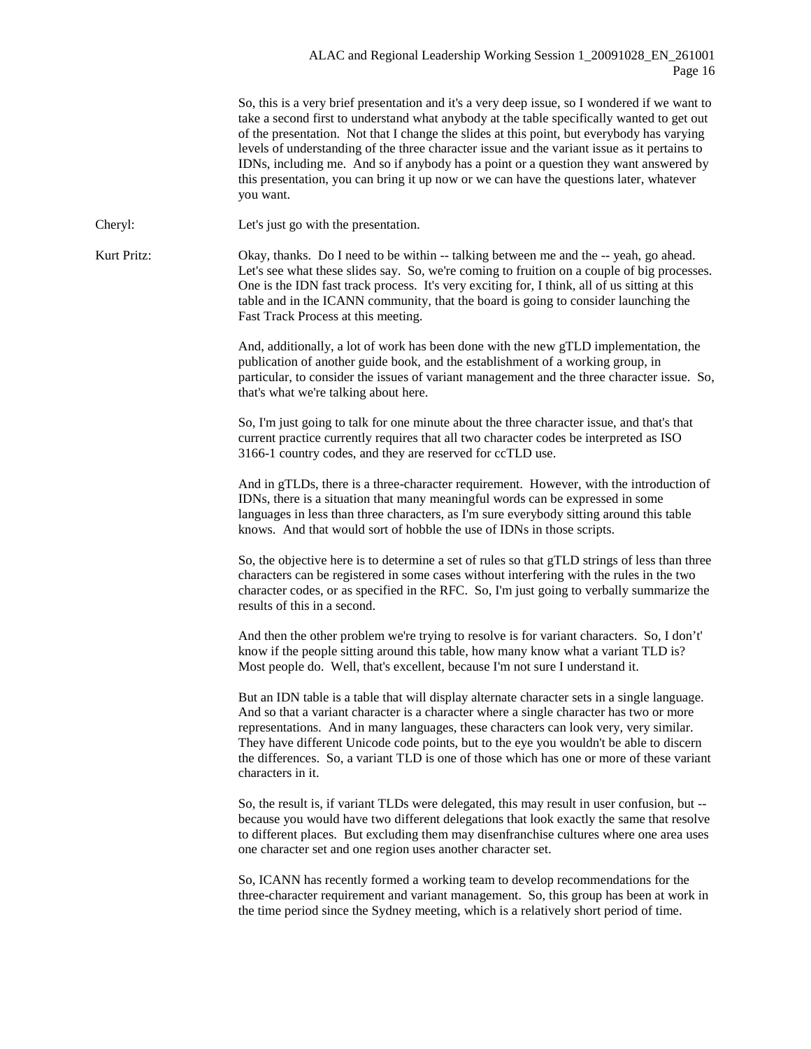So, this is a very brief presentation and it's a very deep issue, so I wondered if we want to take a second first to understand what anybody at the table specifically wanted to get out of the presentation. Not that I change the slides at this point, but everybody has varying levels of understanding of the three character issue and the variant issue as it pertains to IDNs, including me. And so if anybody has a point or a question they want answered by this presentation, you can bring it up now or we can have the questions later, whatever you want.

Cheryl: Let's just go with the presentation.

Kurt Pritz: Okay, thanks. Do I need to be within -- talking between me and the -- yeah, go ahead. Let's see what these slides say. So, we're coming to fruition on a couple of big processes. One is the IDN fast track process. It's very exciting for, I think, all of us sitting at this table and in the ICANN community, that the board is going to consider launching the Fast Track Process at this meeting.

And, additionally, a lot of work has been done with the new gTLD implementation, the publication of another guide book, and the establishment of a working group, in particular, to consider the issues of variant management and the three character issue. So, that's what we're talking about here.

So, I'm just going to talk for one minute about the three character issue, and that's that current practice currently requires that all two character codes be interpreted as ISO 3166-1 country codes, and they are reserved for ccTLD use.

And in gTLDs, there is a three-character requirement. However, with the introduction of IDNs, there is a situation that many meaningful words can be expressed in some languages in less than three characters, as I'm sure everybody sitting around this table knows. And that would sort of hobble the use of IDNs in those scripts.

So, the objective here is to determine a set of rules so that gTLD strings of less than three characters can be registered in some cases without interfering with the rules in the two character codes, or as specified in the RFC. So, I'm just going to verbally summarize the results of this in a second.

And then the other problem we're trying to resolve is for variant characters. So, I don't' know if the people sitting around this table, how many know what a variant TLD is? Most people do. Well, that's excellent, because I'm not sure I understand it.

But an IDN table is a table that will display alternate character sets in a single language. And so that a variant character is a character where a single character has two or more representations. And in many languages, these characters can look very, very similar. They have different Unicode code points, but to the eye you wouldn't be able to discern the differences. So, a variant TLD is one of those which has one or more of these variant characters in it.

So, the result is, if variant TLDs were delegated, this may result in user confusion, but -- because you would have two different delegations that look exactly the same that resolve to different places. But excluding them may disenfranchise cultures where one area uses one character set and one region uses another character set.

So, ICANN has recently formed a working team to develop recommendations for the three-character requirement and variant management. So, this group has been at work in the time period since the Sydney meeting, which is a relatively short period of time.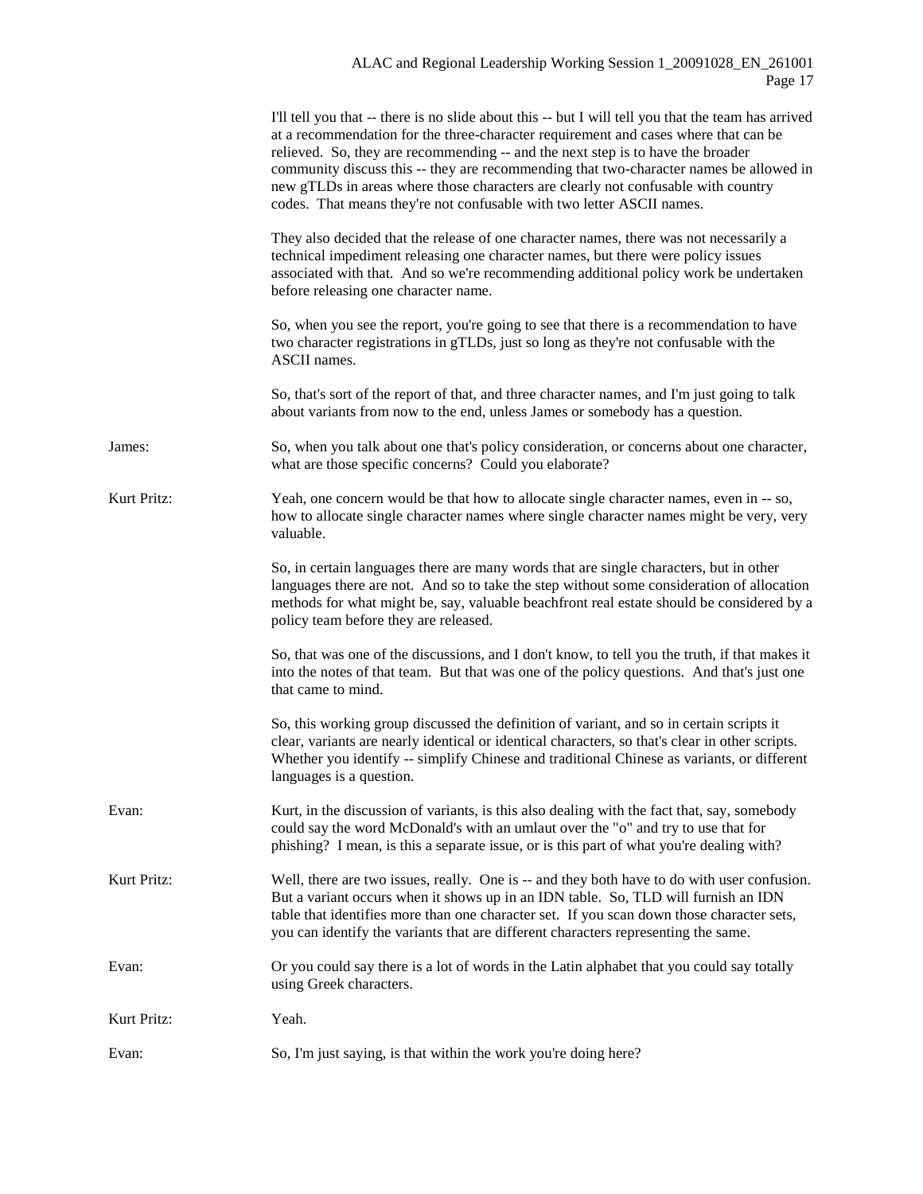I'll tell you that -- there is no slide about this -- but I will tell you that the team has arrived at a recommendation for the three-character requirement and cases where that can be relieved. So, they are recommending -- and the next step is to have the broader community discuss this -- they are recommending that two-character names be allowed in new gTLDs in areas where those characters are clearly not confusable with country codes. That means they're not confusable with two letter ASCII names.

They also decided that the release of one character names, there was not necessarily a technical impediment releasing one character names, but there were policy issues associated with that. And so we're recommending additional policy work be undertaken before releasing one character name.

So, when you see the report, you're going to see that there is a recommendation to have two character registrations in gTLDs, just so long as they're not confusable with the ASCII names.

So, that's sort of the report of that, and three character names, and I'm just going to talk about variants from now to the end, unless James or somebody has a question.

**James:** So, when you talk about one that's policy consideration, or concerns about one character, what are those specific concerns? Could you elaborate?

**Kurt Pritz:** Yeah, one concern would be that how to allocate single character names, even in -- so, how to allocate single character names where single character names might be very, very valuable.

So, in certain languages there are many words that are single characters, but in other languages there are not. And so to take the step without some consideration of allocation methods for what might be, say, valuable beachfront real estate should be considered by a policy team before they are released.

So, that was one of the discussions, and I don't know, to tell you the truth, if that makes it into the notes of that team. But that was one of the policy questions. And that's just one that came to mind.

So, this working group discussed the definition of variant, and so in certain scripts it clear, variants are nearly identical or identical characters, so that's clear in other scripts. Whether you identify -- simplify Chinese and traditional Chinese as variants, or different languages is a question.

**Evan:** Kurt, in the discussion of variants, is this also dealing with the fact that, say, somebody could say the word McDonald's with an umlaut over the "o" and try to use that for phishing? I mean, is this a separate issue, or is this part of what you're dealing with?

**Kurt Pritz:** Well, there are two issues, really. One is -- and they both have to do with user confusion. But a variant occurs when it shows up in an IDN table. So, TLD will furnish an IDN table that identifies more than one character set. If you scan down those character sets, you can identify the variants that are different characters representing the same.

**Evan:** Or you could say there is a lot of words in the Latin alphabet that you could say totally using Greek characters.

**Kurt Pritz:** Yeah.

**Evan:** So, I'm just saying, is that within the work you're doing here?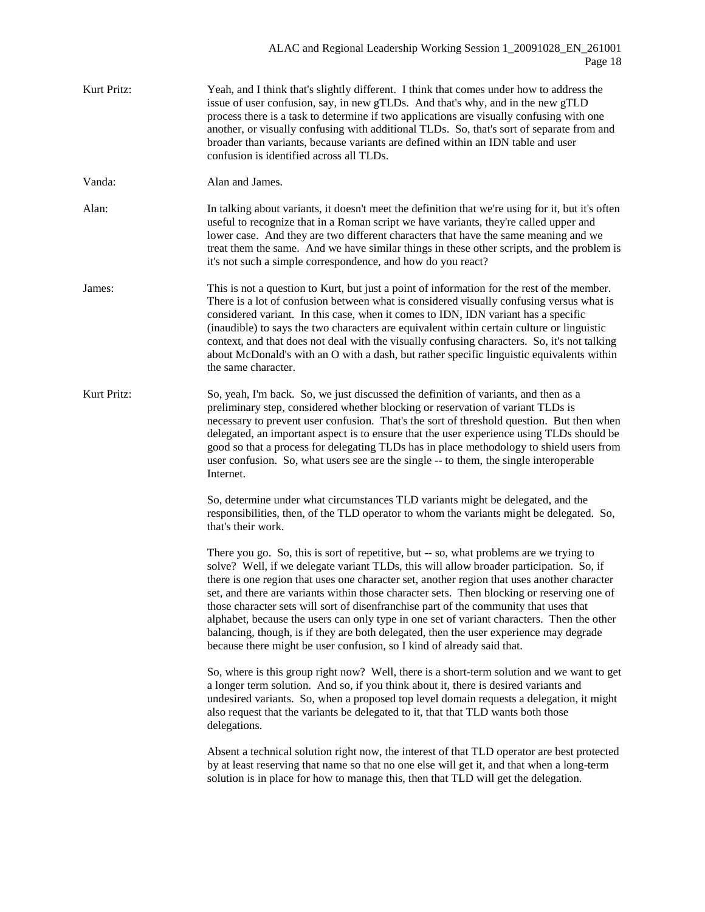Kurt Pritz: Yeah, and I think that's slightly different. I think that comes under how to address the issue of user confusion, say, in new gTLDs. And that's why, and in the new gTLD process there is a task to determine if two applications are visually confusing with one another, or visually confusing with additional TLDs. So, that's sort of separate from and broader than variants, because variants are defined within an IDN table and user confusion is identified across all TLDs.

Vanda: Alan and James.

Alan: In talking about variants, it doesn't meet the definition that we're using for it, but it's often useful to recognize that in a Roman script we have variants, they're called upper and lower case. And they are two different characters that have the same meaning and we treat them the same. And we have similar things in these other scripts, and the problem is it's not such a simple correspondence, and how do you react?

James: This is not a question to Kurt, but just a point of information for the rest of the member. There is a lot of confusion between what is considered visually confusing versus what is considered variant. In this case, when it comes to IDN, IDN variant has a specific (inaudible) to says the two characters are equivalent within certain culture or linguistic context, and that does not deal with the visually confusing characters. So, it's not talking about McDonald's with an O with a dash, but rather specific linguistic equivalents within the same character.

Kurt Pritz: So, yeah, I'm back. So, we just discussed the definition of variants, and then as a preliminary step, considered whether blocking or reservation of variant TLDs is necessary to prevent user confusion. That's the sort of threshold question. But then when delegated, an important aspect is to ensure that the user experience using TLDs should be good so that a process for delegating TLDs has in place methodology to shield users from user confusion. So, what users see are the single -- to them, the single interoperable Internet.

So, determine under what circumstances TLD variants might be delegated, and the responsibilities, then, of the TLD operator to whom the variants might be delegated. So, that's their work.

There you go. So, this is sort of repetitive, but -- so, what problems are we trying to solve? Well, if we delegate variant TLDs, this will allow broader participation. So, if there is one region that uses one character set, another region that uses another character set, and there are variants within those character sets. Then blocking or reserving one of those character sets will sort of disenfranchise part of the community that uses that alphabet, because the users can only type in one set of variant characters. Then the other balancing, though, is if they are both delegated, then the user experience may degrade because there might be user confusion, so I kind of already said that.

So, where is this group right now? Well, there is a short-term solution and we want to get a longer term solution. And so, if you think about it, there is desired variants and undesired variants. So, when a proposed top level domain requests a delegation, it might also request that the variants be delegated to it, that that TLD wants both those delegations.

Absent a technical solution right now, the interest of that TLD operator are best protected by at least reserving that name so that no one else will get it, and that when a long-term solution is in place for how to manage this, then that TLD will get the delegation.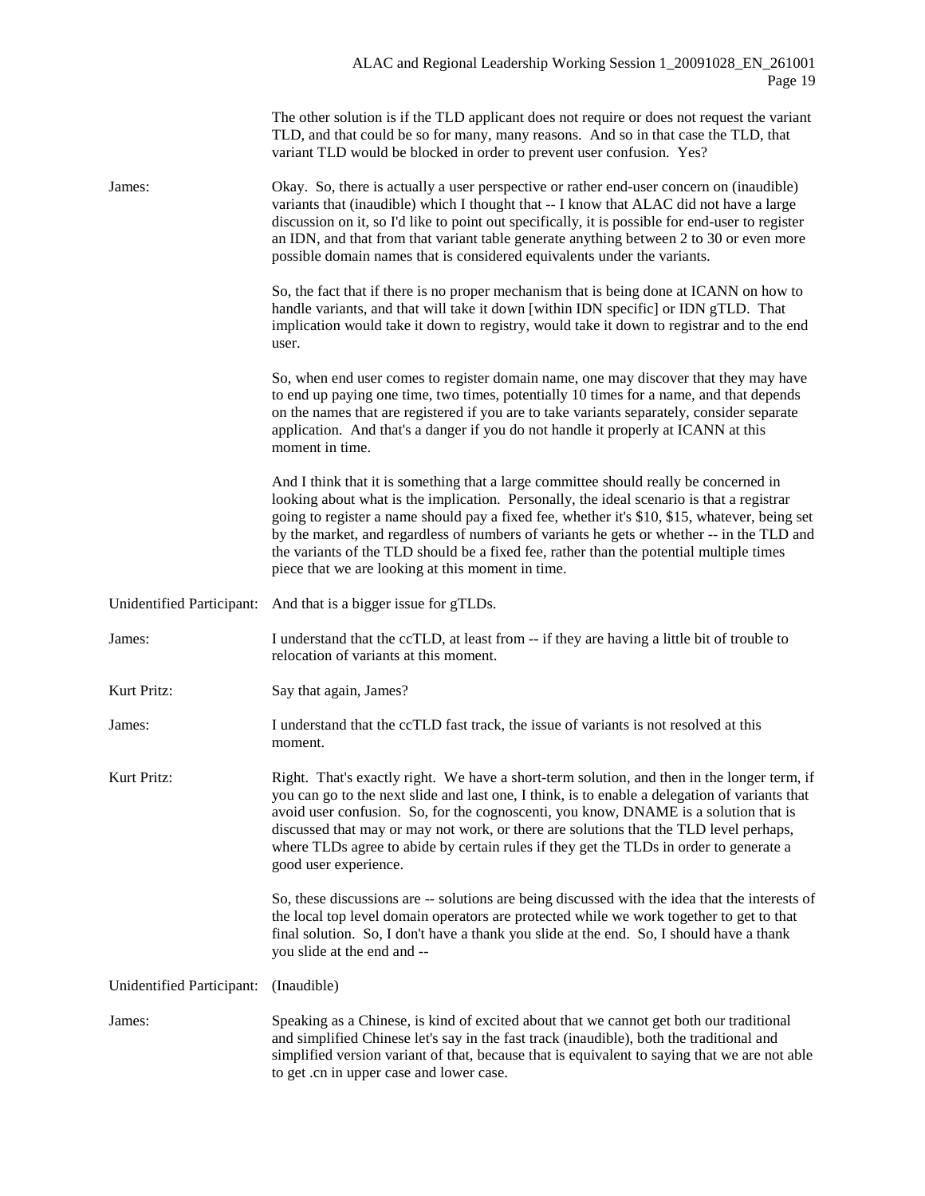The other solution is if the TLD applicant does not require or does not request the variant TLD, and that could be so for many, many reasons. And so in that case the TLD, that variant TLD would be blocked in order to prevent user confusion. Yes?

James: Okay. So, there is actually a user perspective or rather end-user concern on (inaudible) variants that (inaudible) which I thought that -- I know that ALAC did not have a large discussion on it, so I'd like to point out specifically, it is possible for end-user to register an IDN, and that from that variant table generate anything between 2 to 30 or even more possible domain names that is considered equivalents under the variants.

So, the fact that if there is no proper mechanism that is being done at ICANN on how to handle variants, and that will take it down [within IDN specific] or IDN gTLD. That implication would take it down to registry, would take it down to registrar and to the end user.

So, when end user comes to register domain name, one may discover that they may have to end up paying one time, two times, potentially 10 times for a name, and that depends on the names that are registered if you are to take variants separately, consider separate application. And that's a danger if you do not handle it properly at ICANN at this moment in time.

And I think that it is something that a large committee should really be concerned in looking about what is the implication. Personally, the ideal scenario is that a registrar going to register a name should pay a fixed fee, whether it's $10, $15, whatever, being set by the market, and regardless of numbers of variants he gets or whether -- in the TLD and the variants of the TLD should be a fixed fee, rather than the potential multiple times piece that we are looking at this moment in time.

Unidentified Participant: And that is a bigger issue for gTLDs.

James: I understand that the ccTLD, at least from -- if they are having a little bit of trouble to relocation of variants at this moment.

Kurt Pritz: Say that again, James?

James: I understand that the ccTLD fast track, the issue of variants is not resolved at this moment.

Kurt Pritz: Right. That's exactly right. We have a short-term solution, and then in the longer term, if you can go to the next slide and last one, I think, is to enable a delegation of variants that avoid user confusion. So, for the cognoscenti, you know, DNAME is a solution that is discussed that may or may not work, or there are solutions that the TLD level perhaps, where TLDs agree to abide by certain rules if they get the TLDs in order to generate a good user experience.

So, these discussions are -- solutions are being discussed with the idea that the interests of the local top level domain operators are protected while we work together to get to that final solution. So, I don't have a thank you slide at the end. So, I should have a thank you slide at the end and --

Unidentified Participant: (Inaudible)

James: Speaking as a Chinese, is kind of excited about that we cannot get both our traditional and simplified Chinese let's say in the fast track (inaudible), both the traditional and simplified version variant of that, because that is equivalent to saying that we are not able to get .cn in upper case and lower case.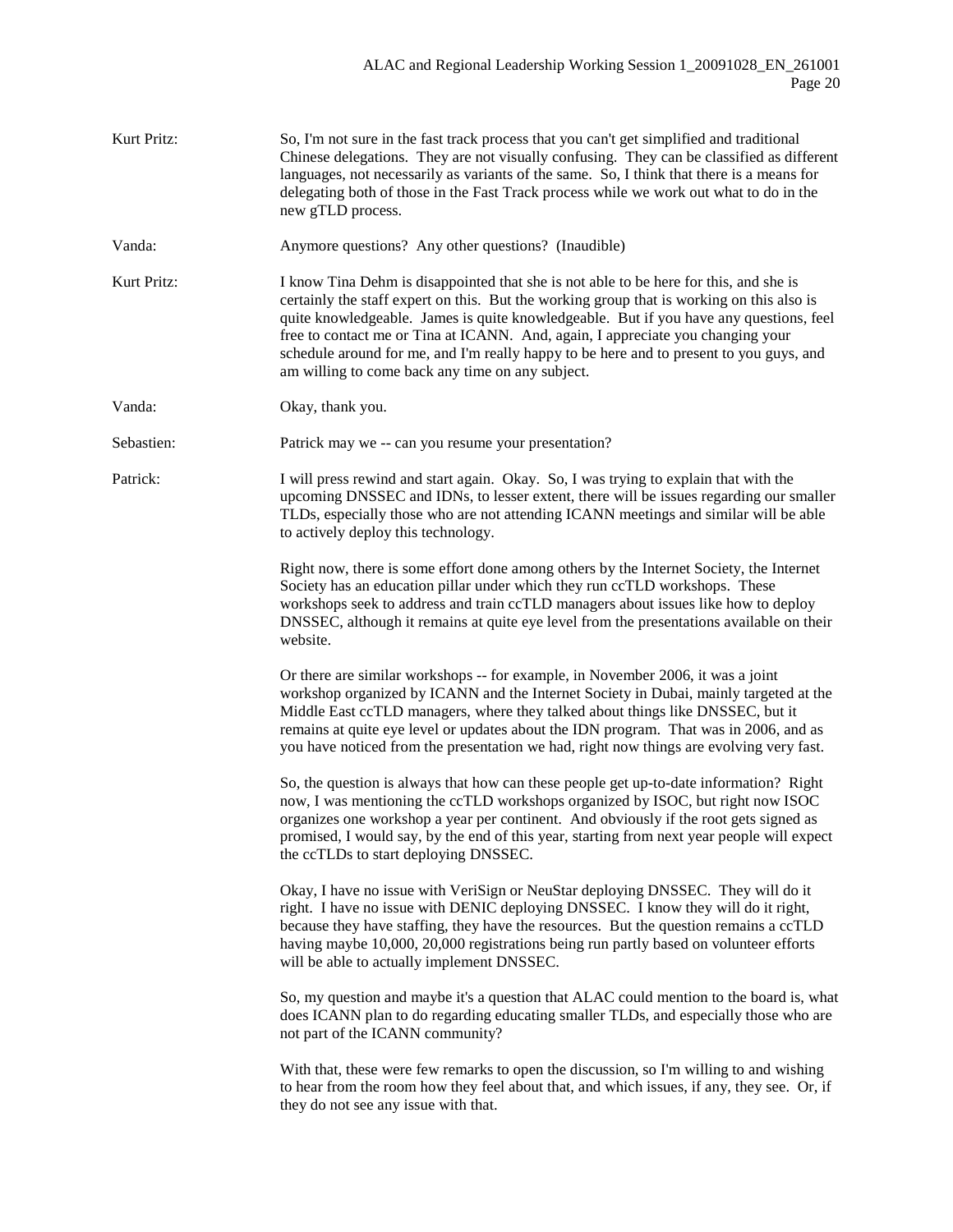Kurt Pritz: So, I'm not sure in the fast track process that you can't get simplified and traditional Chinese delegations. They are not visually confusing. They can be classified as different languages, not necessarily as variants of the same. So, I think that there is a means for delegating both of those in the Fast Track process while we work out what to do in the new gTLD process.

Vanda: Anymore questions? Any other questions? (Inaudible)

Kurt Pritz: I know Tina Dehm is disappointed that she is not able to be here for this, and she is certainly the staff expert on this. But the working group that is working on this also is quite knowledgeable. James is quite knowledgeable. But if you have any questions, feel free to contact me or Tina at ICANN. And, again, I appreciate you changing your schedule around for me, and I'm really happy to be here and to present to you guys, and am willing to come back any time on any subject.

Vanda: Okay, thank you.

Sebastien: Patrick may we -- can you resume your presentation?

Patrick: I will press rewind and start again. Okay. So, I was trying to explain that with the upcoming DNSSEC and IDNs, to lesser extent, there will be issues regarding our smaller TLDs, especially those who are not attending ICANN meetings and similar will be able to actively deploy this technology.

Right now, there is some effort done among others by the Internet Society, the Internet Society has an education pillar under which they run ccTLD workshops. These workshops seek to address and train ccTLD managers about issues like how to deploy DNSSEC, although it remains at quite eye level from the presentations available on their website.

Or there are similar workshops -- for example, in November 2006, it was a joint workshop organized by ICANN and the Internet Society in Dubai, mainly targeted at the Middle East ccTLD managers, where they talked about things like DNSSEC, but it remains at quite eye level or updates about the IDN program. That was in 2006, and as you have noticed from the presentation we had, right now things are evolving very fast.

So, the question is always that how can these people get up-to-date information? Right now, I was mentioning the ccTLD workshops organized by ISOC, but right now ISOC organizes one workshop a year per continent. And obviously if the root gets signed as promised, I would say, by the end of this year, starting from next year people will expect the ccTLDs to start deploying DNSSEC.

Okay, I have no issue with VeriSign or NeuStar deploying DNSSEC. They will do it right. I have no issue with DENIC deploying DNSSEC. I know they will do it right, because they have staffing, they have the resources. But the question remains a ccTLD having maybe 10,000, 20,000 registrations being run partly based on volunteer efforts will be able to actually implement DNSSEC.

So, my question and maybe it's a question that ALAC could mention to the board is, what does ICANN plan to do regarding educating smaller TLDs, and especially those who are not part of the ICANN community?

With that, these were few remarks to open the discussion, so I'm willing to and wishing to hear from the room how they feel about that, and which issues, if any, they see. Or, if they do not see any issue with that.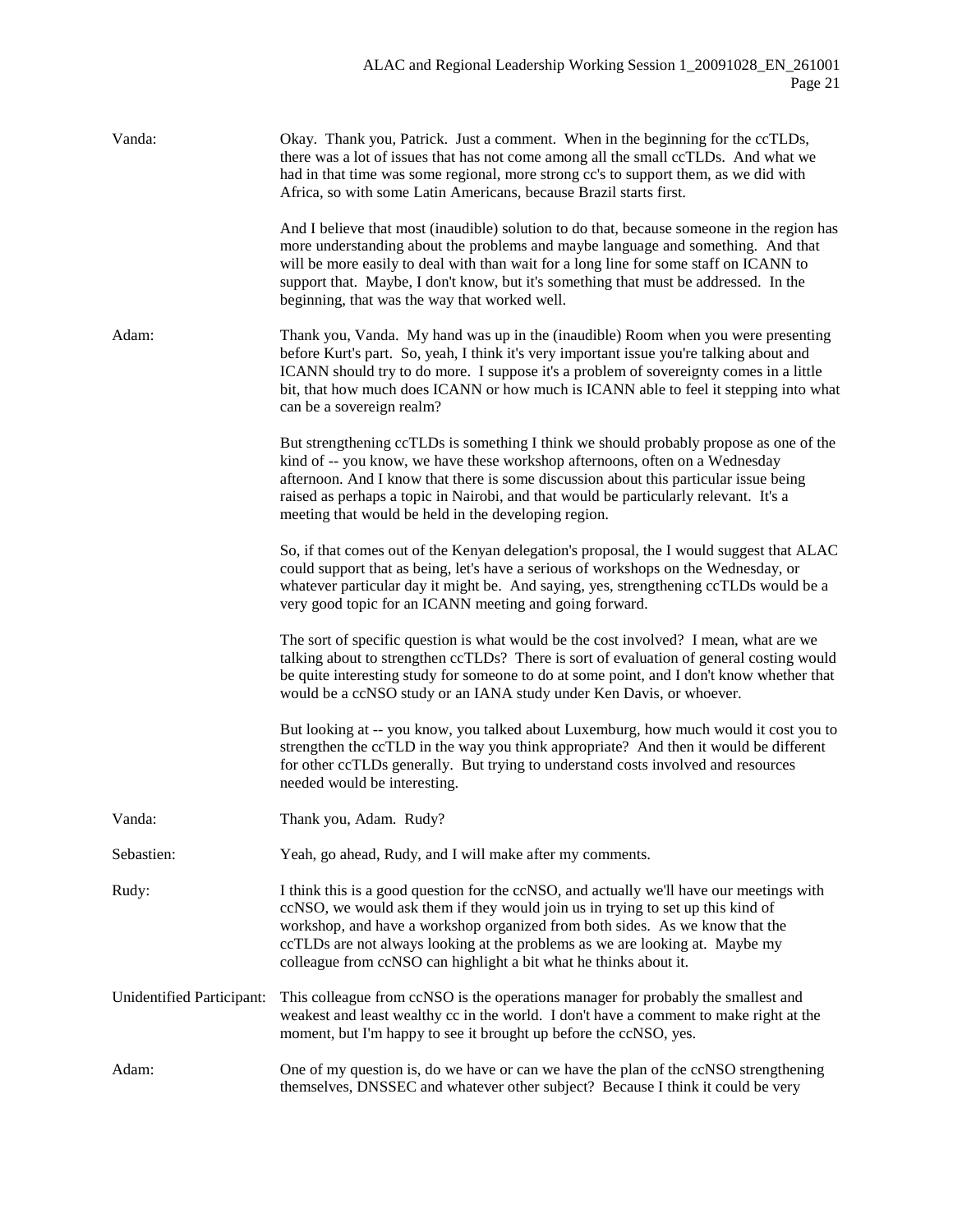Vanda: Okay. Thank you, Patrick. Just a comment. When in the beginning for the ccTLDs, there was a lot of issues that has not come among all the small ccTLDs. And what we had in that time was some regional, more strong cc's to support them, as we did with Africa, so with some Latin Americans, because Brazil starts first.

And I believe that most (inaudible) solution to do that, because someone in the region has more understanding about the problems and maybe language and something. And that will be more easily to deal with than wait for a long line for some staff on ICANN to support that. Maybe, I don't know, but it's something that must be addressed. In the beginning, that was the way that worked well.

Adam: Thank you, Vanda. My hand was up in the (inaudible) Room when you were presenting before Kurt's part. So, yeah, I think it's very important issue you're talking about and ICANN should try to do more. I suppose it's a problem of sovereignty comes in a little bit, that how much does ICANN or how much is ICANN able to feel it stepping into what can be a sovereign realm?

But strengthening ccTLDs is something I think we should probably propose as one of the kind of -- you know, we have these workshop afternoons, often on a Wednesday afternoon. And I know that there is some discussion about this particular issue being raised as perhaps a topic in Nairobi, and that would be particularly relevant. It's a meeting that would be held in the developing region.

So, if that comes out of the Kenyan delegation's proposal, the I would suggest that ALAC could support that as being, let's have a serious of workshops on the Wednesday, or whatever particular day it might be. And saying, yes, strengthening ccTLDs would be a very good topic for an ICANN meeting and going forward.

The sort of specific question is what would be the cost involved? I mean, what are we talking about to strengthen ccTLDs? There is sort of evaluation of general costing would be quite interesting study for someone to do at some point, and I don't know whether that would be a ccNSO study or an IANA study under Ken Davis, or whoever.

But looking at -- you know, you talked about Luxemburg, how much would it cost you to strengthen the ccTLD in the way you think appropriate? And then it would be different for other ccTLDs generally. But trying to understand costs involved and resources needed would be interesting.

Vanda: Thank you, Adam. Rudy?

Sebastien: Yeah, go ahead, Rudy, and I will make after my comments.

Rudy: I think this is a good question for the ccNSO, and actually we'll have our meetings with ccNSO, we would ask them if they would join us in trying to set up this kind of workshop, and have a workshop organized from both sides. As we know that the ccTLDs are not always looking at the problems as we are looking at. Maybe my colleague from ccNSO can highlight a bit what he thinks about it.

Unidentified Participant: This colleague from ccNSO is the operations manager for probably the smallest and weakest and least wealthy cc in the world. I don't have a comment to make right at the moment, but I'm happy to see it brought up before the ccNSO, yes.

Adam: One of my question is, do we have or can we have the plan of the ccNSO strengthening themselves, DNSSEC and whatever other subject? Because I think it could be very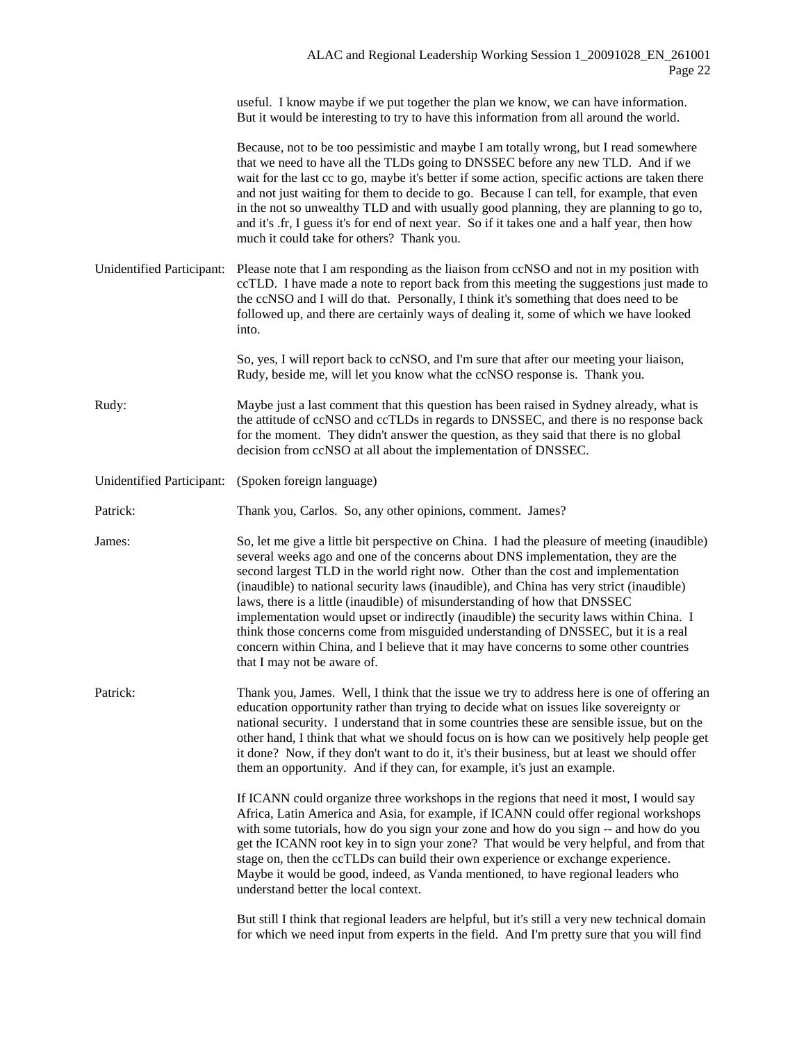useful. I know maybe if we put together the plan we know, we can have information. But it would be interesting to try to have this information from all around the world.

Because, not to be too pessimistic and maybe I am totally wrong, but I read somewhere that we need to have all the TLDs going to DNSSEC before any new TLD. And if we wait for the last cc to go, maybe it's better if some action, specific actions are taken there and not just waiting for them to decide to go. Because I can tell, for example, that even in the not so unwealthy TLD and with usually good planning, they are planning to go to, and it's .fr, I guess it's for end of next year. So if it takes one and a half year, then how much it could take for others? Thank you.

Unidentified Participant: Please note that I am responding as the liaison from ccNSO and not in my position with ccTLD. I have made a note to report back from this meeting the suggestions just made to the ccNSO and I will do that. Personally, I think it's something that does need to be followed up, and there are certainly ways of dealing it, some of which we have looked into.

So, yes, I will report back to ccNSO, and I'm sure that after our meeting your liaison, Rudy, beside me, will let you know what the ccNSO response is. Thank you.

Rudy: Maybe just a last comment that this question has been raised in Sydney already, what is the attitude of ccNSO and ccTLDs in regards to DNSSEC, and there is no response back for the moment. They didn't answer the question, as they said that there is no global decision from ccNSO at all about the implementation of DNSSEC.

Unidentified Participant: (Spoken foreign language)

Patrick: Thank you, Carlos. So, any other opinions, comment. James?

James: So, let me give a little bit perspective on China. I had the pleasure of meeting (inaudible) several weeks ago and one of the concerns about DNS implementation, they are the second largest TLD in the world right now. Other than the cost and implementation (inaudible) to national security laws (inaudible), and China has very strict (inaudible) laws, there is a little (inaudible) of misunderstanding of how that DNSSEC implementation would upset or indirectly (inaudible) the security laws within China. I think those concerns come from misguided understanding of DNSSEC, but it is a real concern within China, and I believe that it may have concerns to some other countries that I may not be aware of.

Patrick: Thank you, James. Well, I think that the issue we try to address here is one of offering an education opportunity rather than trying to decide what on issues like sovereignty or national security. I understand that in some countries these are sensible issue, but on the other hand, I think that what we should focus on is how can we positively help people get it done? Now, if they don't want to do it, it's their business, but at least we should offer them an opportunity. And if they can, for example, it's just an example.

If ICANN could organize three workshops in the regions that need it most, I would say Africa, Latin America and Asia, for example, if ICANN could offer regional workshops with some tutorials, how do you sign your zone and how do you sign -- and how do you get the ICANN root key in to sign your zone? That would be very helpful, and from that stage on, then the ccTLDs can build their own experience or exchange experience. Maybe it would be good, indeed, as Vanda mentioned, to have regional leaders who understand better the local context.

But still I think that regional leaders are helpful, but it's still a very new technical domain for which we need input from experts in the field. And I'm pretty sure that you will find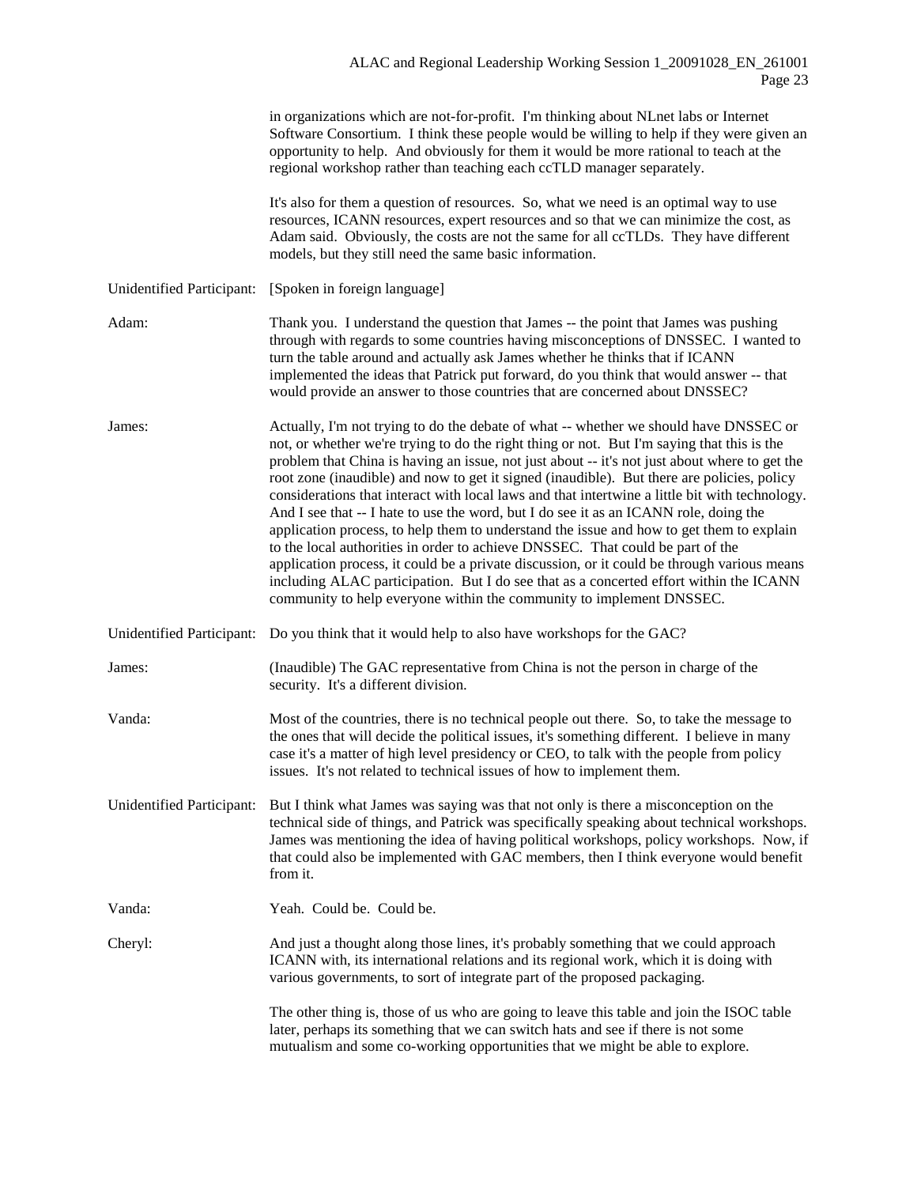in organizations which are not-for-profit. I'm thinking about NLnet labs or Internet Software Consortium. I think these people would be willing to help if they were given an opportunity to help. And obviously for them it would be more rational to teach at the regional workshop rather than teaching each ccTLD manager separately.

It's also for them a question of resources. So, what we need is an optimal way to use resources, ICANN resources, expert resources and so that we can minimize the cost, as Adam said. Obviously, the costs are not the same for all ccTLDs. They have different models, but they still need the same basic information.

Unidentified Participant: [Spoken in foreign language]

Adam: Thank you. I understand the question that James -- the point that James was pushing through with regards to some countries having misconceptions of DNSSEC. I wanted to turn the table around and actually ask James whether he thinks that if ICANN implemented the ideas that Patrick put forward, do you think that would answer -- that would provide an answer to those countries that are concerned about DNSSEC?

James: Actually, I'm not trying to do the debate of what -- whether we should have DNSSEC or not, or whether we're trying to do the right thing or not. But I'm saying that this is the problem that China is having an issue, not just about -- it's not just about where to get the root zone (inaudible) and now to get it signed (inaudible). But there are policies, policy considerations that interact with local laws and that intertwine a little bit with technology. And I see that -- I hate to use the word, but I do see it as an ICANN role, doing the application process, to help them to understand the issue and how to get them to explain to the local authorities in order to achieve DNSSEC. That could be part of the application process, it could be a private discussion, or it could be through various means including ALAC participation. But I do see that as a concerted effort within the ICANN community to help everyone within the community to implement DNSSEC.

Unidentified Participant: Do you think that it would help to also have workshops for the GAC?

James: (Inaudible) The GAC representative from China is not the person in charge of the security. It's a different division.

Vanda: Most of the countries, there is no technical people out there. So, to take the message to the ones that will decide the political issues, it's something different. I believe in many case it's a matter of high level presidency or CEO, to talk with the people from policy issues. It's not related to technical issues of how to implement them.

Unidentified Participant: But I think what James was saying was that not only is there a misconception on the technical side of things, and Patrick was specifically speaking about technical workshops. James was mentioning the idea of having political workshops, policy workshops. Now, if that could also be implemented with GAC members, then I think everyone would benefit from it.

Vanda: Yeah. Could be. Could be.

Cheryl: And just a thought along those lines, it's probably something that we could approach ICANN with, its international relations and its regional work, which it is doing with various governments, to sort of integrate part of the proposed packaging.

The other thing is, those of us who are going to leave this table and join the ISOC table later, perhaps its something that we can switch hats and see if there is not some mutualism and some co-working opportunities that we might be able to explore.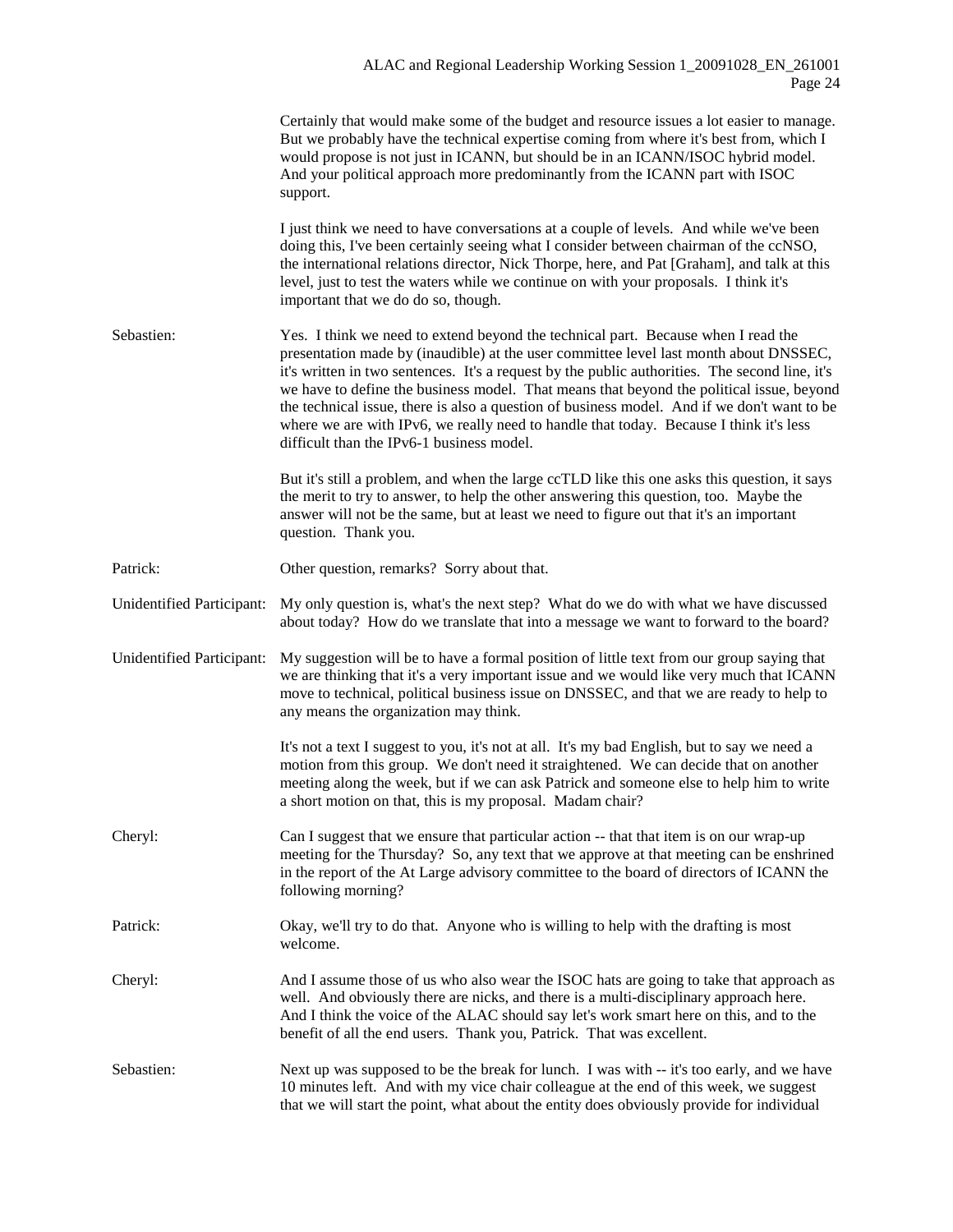Certainly that would make some of the budget and resource issues a lot easier to manage. But we probably have the technical expertise coming from where it's best from, which I would propose is not just in ICANN, but should be in an ICANN/ISOC hybrid model. And your political approach more predominantly from the ICANN part with ISOC support.

I just think we need to have conversations at a couple of levels. And while we've been doing this, I've been certainly seeing what I consider between chairman of the ccNSO, the international relations director, Nick Thorpe, here, and Pat [Graham], and talk at this level, just to test the waters while we continue on with your proposals. I think it's important that we do do so, though.

Sebastien: Yes. I think we need to extend beyond the technical part. Because when I read the presentation made by (inaudible) at the user committee level last month about DNSSEC, it's written in two sentences. It's a request by the public authorities. The second line, it's we have to define the business model. That means that beyond the political issue, beyond the technical issue, there is also a question of business model. And if we don't want to be where we are with IPv6, we really need to handle that today. Because I think it's less difficult than the IPv6-1 business model.

But it's still a problem, and when the large ccTLD like this one asks this question, it says the merit to try to answer, to help the other answering this question, too. Maybe the answer will not be the same, but at least we need to figure out that it's an important question. Thank you.

Patrick: Other question, remarks? Sorry about that.

Unidentified Participant: My only question is, what's the next step? What do we do with what we have discussed about today? How do we translate that into a message we want to forward to the board?

Unidentified Participant: My suggestion will be to have a formal position of little text from our group saying that we are thinking that it's a very important issue and we would like very much that ICANN move to technical, political business issue on DNSSEC, and that we are ready to help to any means the organization may think.

It's not a text I suggest to you, it's not at all. It's my bad English, but to say we need a motion from this group. We don't need it straightened. We can decide that on another meeting along the week, but if we can ask Patrick and someone else to help him to write a short motion on that, this is my proposal. Madam chair?

Cheryl: Can I suggest that we ensure that particular action -- that that item is on our wrap-up meeting for the Thursday? So, any text that we approve at that meeting can be enshrined in the report of the At Large advisory committee to the board of directors of ICANN the following morning?

Patrick: Okay, we'll try to do that. Anyone who is willing to help with the drafting is most welcome.

Cheryl: And I assume those of us who also wear the ISOC hats are going to take that approach as well. And obviously there are nicks, and there is a multi-disciplinary approach here. And I think the voice of the ALAC should say let's work smart here on this, and to the benefit of all the end users. Thank you, Patrick. That was excellent.

Sebastien: Next up was supposed to be the break for lunch. I was with -- it's too early, and we have 10 minutes left. And with my vice chair colleague at the end of this week, we suggest that we will start the point, what about the entity does obviously provide for individual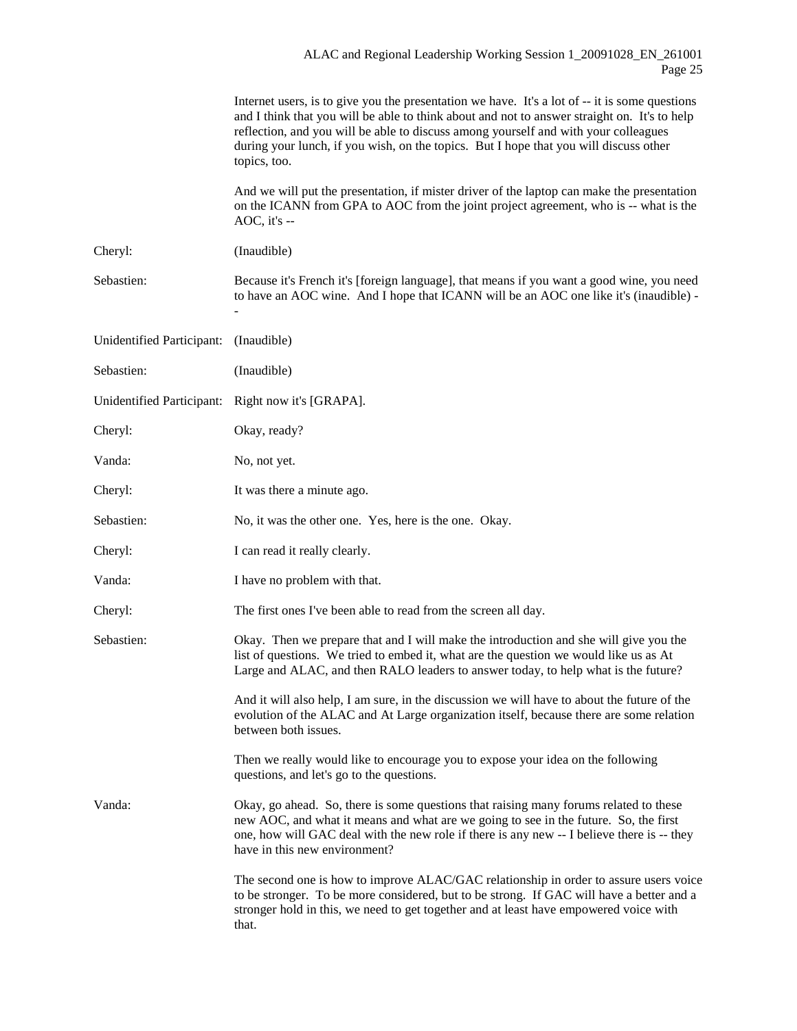Internet users, is to give you the presentation we have. It's a lot of -- it is some questions and I think that you will be able to think about and not to answer straight on. It's to help reflection, and you will be able to discuss among yourself and with your colleagues during your lunch, if you wish, on the topics. But I hope that you will discuss other topics, too.

And we will put the presentation, if mister driver of the laptop can make the presentation on the ICANN from GPA to AOC from the joint project agreement, who is -- what is the AOC, it's --

Cheryl: (Inaudible)

Sebastien: Because it's French it's [foreign language], that means if you want a good wine, you need to have an AOC wine. And I hope that ICANN will be an AOC one like it's (inaudible) --

Unidentified Participant: (Inaudible)

Sebastien: (Inaudible)

Unidentified Participant: Right now it's [GRAPA].

Cheryl: Okay, ready?

Vanda: No, not yet.

Cheryl: It was there a minute ago.

Sebastien: No, it was the other one. Yes, here is the one. Okay.

Cheryl: I can read it really clearly.

Vanda: I have no problem with that.

Cheryl: The first ones I've been able to read from the screen all day.

Sebastien: Okay. Then we prepare that and I will make the introduction and she will give you the list of questions. We tried to embed it, what are the question we would like us as At Large and ALAC, and then RALO leaders to answer today, to help what is the future?

And it will also help, I am sure, in the discussion we will have to about the future of the evolution of the ALAC and At Large organization itself, because there are some relation between both issues.

Then we really would like to encourage you to expose your idea on the following questions, and let's go to the questions.

Vanda: Okay, go ahead. So, there is some questions that raising many forums related to these new AOC, and what it means and what are we going to see in the future. So, the first one, how will GAC deal with the new role if there is any new -- I believe there is -- they have in this new environment?

The second one is how to improve ALAC/GAC relationship in order to assure users voice to be stronger. To be more considered, but to be strong. If GAC will have a better and a stronger hold in this, we need to get together and at least have empowered voice with that.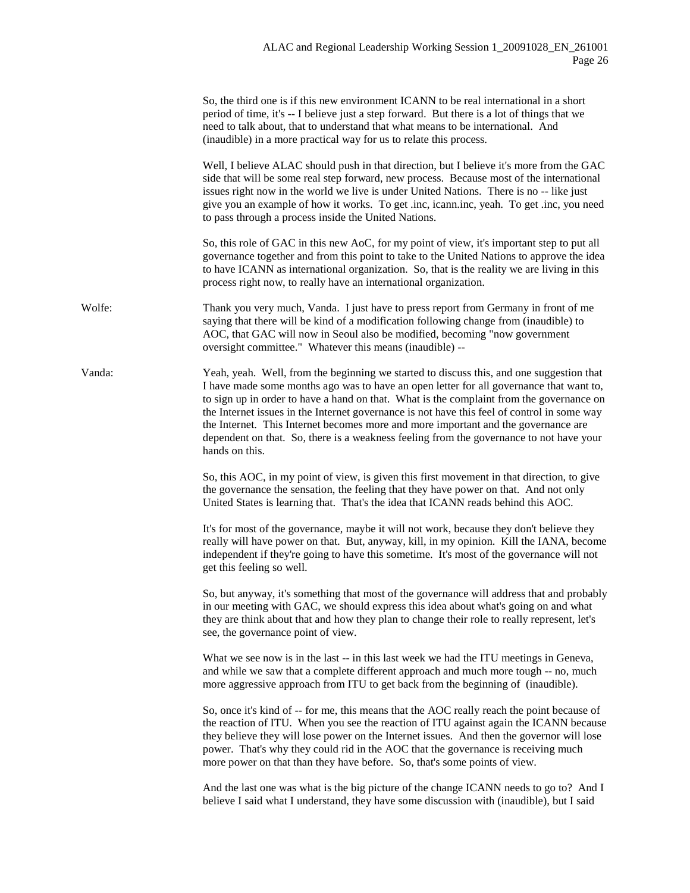So, the third one is if this new environment ICANN to be real international in a short period of time, it's -- I believe just a step forward. But there is a lot of things that we need to talk about, that to understand that what means to be international. And (inaudible) in a more practical way for us to relate this process.

Well, I believe ALAC should push in that direction, but I believe it's more from the GAC side that will be some real step forward, new process. Because most of the international issues right now in the world we live is under United Nations. There is no -- like just give you an example of how it works. To get .inc, icann.inc, yeah. To get .inc, you need to pass through a process inside the United Nations.

So, this role of GAC in this new AoC, for my point of view, it's important step to put all governance together and from this point to take to the United Nations to approve the idea to have ICANN as international organization. So, that is the reality we are living in this process right now, to really have an international organization.

Wolfe: Thank you very much, Vanda. I just have to press report from Germany in front of me saying that there will be kind of a modification following change from (inaudible) to AOC, that GAC will now in Seoul also be modified, becoming "now government oversight committee." Whatever this means (inaudible) --

Vanda: Yeah, yeah. Well, from the beginning we started to discuss this, and one suggestion that I have made some months ago was to have an open letter for all governance that want to, to sign up in order to have a hand on that. What is the complaint from the governance on the Internet issues in the Internet governance is not have this feel of control in some way the Internet. This Internet becomes more and more important and the governance are dependent on that. So, there is a weakness feeling from the governance to not have your hands on this.

So, this AOC, in my point of view, is given this first movement in that direction, to give the governance the sensation, the feeling that they have power on that. And not only United States is learning that. That's the idea that ICANN reads behind this AOC.

It's for most of the governance, maybe it will not work, because they don't believe they really will have power on that. But, anyway, kill, in my opinion. Kill the IANA, become independent if they're going to have this sometime. It's most of the governance will not get this feeling so well.

So, but anyway, it's something that most of the governance will address that and probably in our meeting with GAC, we should express this idea about what's going on and what they are think about that and how they plan to change their role to really represent, let's see, the governance point of view.

What we see now is in the last -- in this last week we had the ITU meetings in Geneva, and while we saw that a complete different approach and much more tough -- no, much more aggressive approach from ITU to get back from the beginning of (inaudible).

So, once it's kind of -- for me, this means that the AOC really reach the point because of the reaction of ITU. When you see the reaction of ITU against again the ICANN because they believe they will lose power on the Internet issues. And then the governor will lose power. That's why they could rid in the AOC that the governance is receiving much more power on that than they have before. So, that's some points of view.

And the last one was what is the big picture of the change ICANN needs to go to? And I believe I said what I understand, they have some discussion with (inaudible), but I said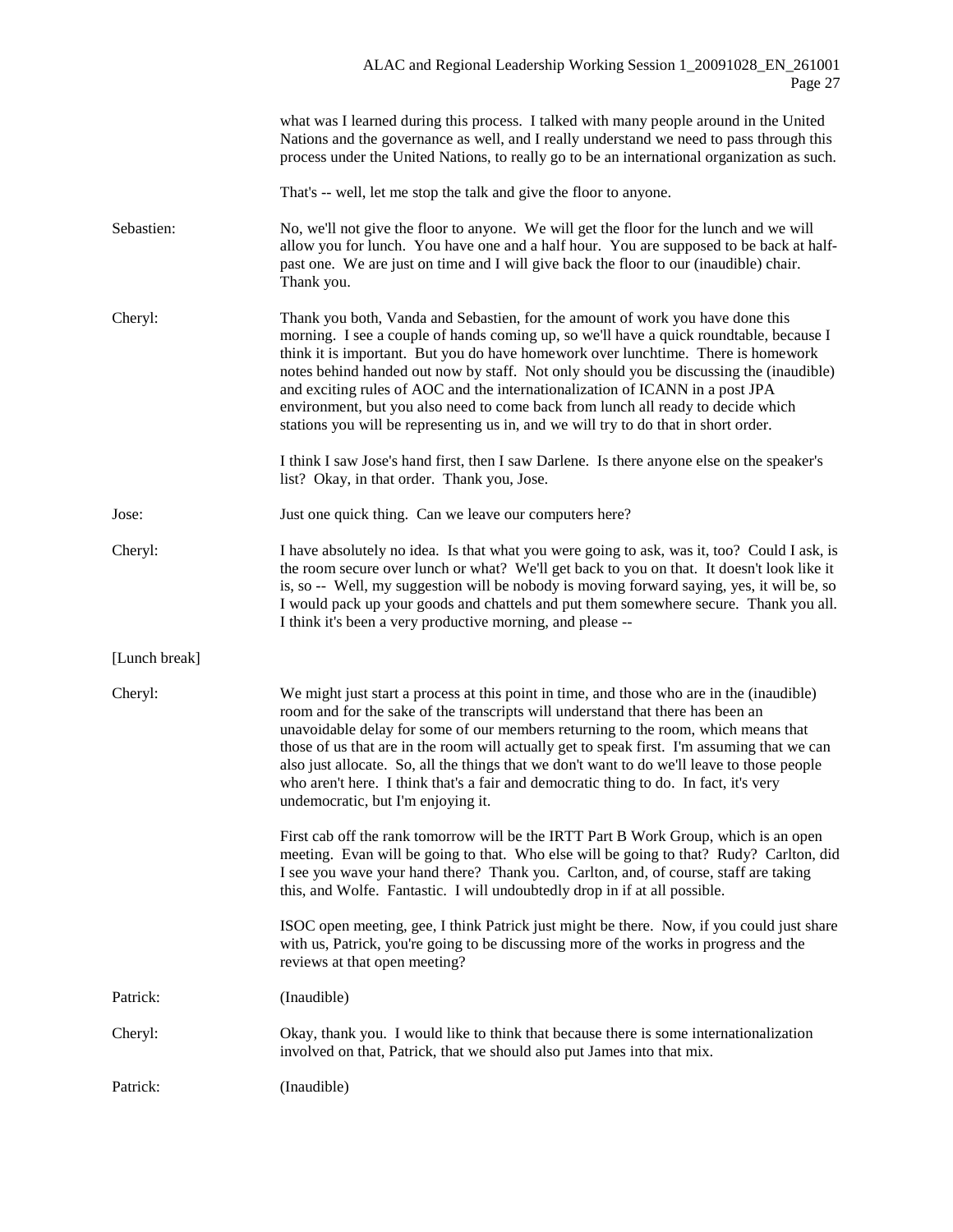what was I learned during this process. I talked with many people around in the United Nations and the governance as well, and I really understand we need to pass through this process under the United Nations, to really go to be an international organization as such.

That's -- well, let me stop the talk and give the floor to anyone.

Sebastien: No, we'll not give the floor to anyone. We will get the floor for the lunch and we will allow you for lunch. You have one and a half hour. You are supposed to be back at half-past one. We are just on time and I will give back the floor to our (inaudible) chair. Thank you.

Cheryl: Thank you both, Vanda and Sebastien, for the amount of work you have done this morning. I see a couple of hands coming up, so we'll have a quick roundtable, because I think it is important. But you do have homework over lunchtime. There is homework notes behind handed out now by staff. Not only should you be discussing the (inaudible) and exciting rules of AOC and the internationalization of ICANN in a post JPA environment, but you also need to come back from lunch all ready to decide which stations you will be representing us in, and we will try to do that in short order.

I think I saw Jose's hand first, then I saw Darlene. Is there anyone else on the speaker's list? Okay, in that order. Thank you, Jose.

Jose: Just one quick thing. Can we leave our computers here?

Cheryl: I have absolutely no idea. Is that what you were going to ask, was it, too? Could I ask, is the room secure over lunch or what? We'll get back to you on that. It doesn't look like it is, so -- Well, my suggestion will be nobody is moving forward saying, yes, it will be, so I would pack up your goods and chattels and put them somewhere secure. Thank you all. I think it's been a very productive morning, and please --

[Lunch break]

Cheryl: We might just start a process at this point in time, and those who are in the (inaudible) room and for the sake of the transcripts will understand that there has been an unavoidable delay for some of our members returning to the room, which means that those of us that are in the room will actually get to speak first. I'm assuming that we can also just allocate. So, all the things that we don't want to do we'll leave to those people who aren't here. I think that's a fair and democratic thing to do. In fact, it's very undemocratic, but I'm enjoying it.

First cab off the rank tomorrow will be the IRTT Part B Work Group, which is an open meeting. Evan will be going to that. Who else will be going to that? Rudy? Carlton, did I see you wave your hand there? Thank you. Carlton, and, of course, staff are taking this, and Wolfe. Fantastic. I will undoubtedly drop in if at all possible.

ISOC open meeting, gee, I think Patrick just might be there. Now, if you could just share with us, Patrick, you're going to be discussing more of the works in progress and the reviews at that open meeting?

Patrick: (Inaudible)

Cheryl: Okay, thank you. I would like to think that because there is some internationalization involved on that, Patrick, that we should also put James into that mix.

Patrick: (Inaudible)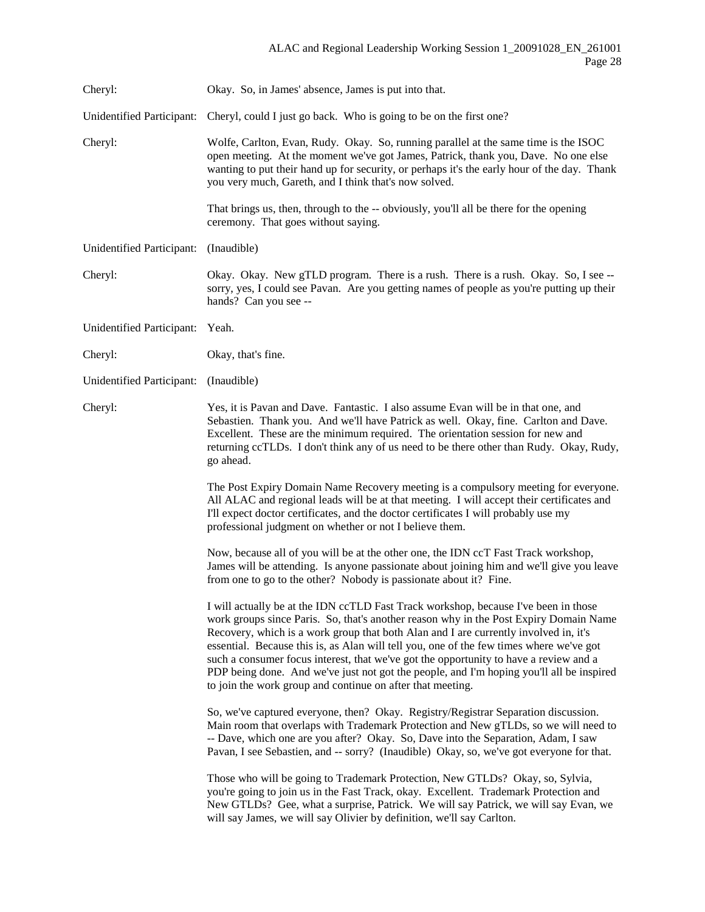Cheryl: Okay. So, in James' absence, James is put into that.

Unidentified Participant: Cheryl, could I just go back. Who is going to be on the first one?

Cheryl: Wolfe, Carlton, Evan, Rudy. Okay. So, running parallel at the same time is the ISOC open meeting. At the moment we've got James, Patrick, thank you, Dave. No one else wanting to put their hand up for security, or perhaps it's the early hour of the day. Thank you very much, Gareth, and I think that's now solved.

That brings us, then, through to the -- obviously, you'll all be there for the opening ceremony. That goes without saying.

Unidentified Participant: (Inaudible)

Cheryl: Okay. Okay. New gTLD program. There is a rush. There is a rush. Okay. So, I see -- sorry, yes, I could see Pavan. Are you getting names of people as you're putting up their hands? Can you see --

Unidentified Participant: Yeah.

Cheryl: Okay, that's fine.

Unidentified Participant: (Inaudible)

Cheryl: Yes, it is Pavan and Dave. Fantastic. I also assume Evan will be in that one, and Sebastien. Thank you. And we'll have Patrick as well. Okay, fine. Carlton and Dave. Excellent. These are the minimum required. The orientation session for new and returning ccTLDs. I don't think any of us need to be there other than Rudy. Okay, Rudy, go ahead.

The Post Expiry Domain Name Recovery meeting is a compulsory meeting for everyone. All ALAC and regional leads will be at that meeting. I will accept their certificates and I'll expect doctor certificates, and the doctor certificates I will probably use my professional judgment on whether or not I believe them.

Now, because all of you will be at the other one, the IDN ccT Fast Track workshop, James will be attending. Is anyone passionate about joining him and we'll give you leave from one to go to the other? Nobody is passionate about it? Fine.

I will actually be at the IDN ccTLD Fast Track workshop, because I've been in those work groups since Paris. So, that's another reason why in the Post Expiry Domain Name Recovery, which is a work group that both Alan and I are currently involved in, it's essential. Because this is, as Alan will tell you, one of the few times where we've got such a consumer focus interest, that we've got the opportunity to have a review and a PDP being done. And we've just not got the people, and I'm hoping you'll all be inspired to join the work group and continue on after that meeting.

So, we've captured everyone, then? Okay. Registry/Registrar Separation discussion. Main room that overlaps with Trademark Protection and New gTLDs, so we will need to -- Dave, which one are you after? Okay. So, Dave into the Separation, Adam, I saw Pavan, I see Sebastien, and -- sorry? (Inaudible) Okay, so, we've got everyone for that.

Those who will be going to Trademark Protection, New GTLDs? Okay, so, Sylvia, you're going to join us in the Fast Track, okay. Excellent. Trademark Protection and New GTLDs? Gee, what a surprise, Patrick. We will say Patrick, we will say Evan, we will say James, we will say Olivier by definition, we'll say Carlton.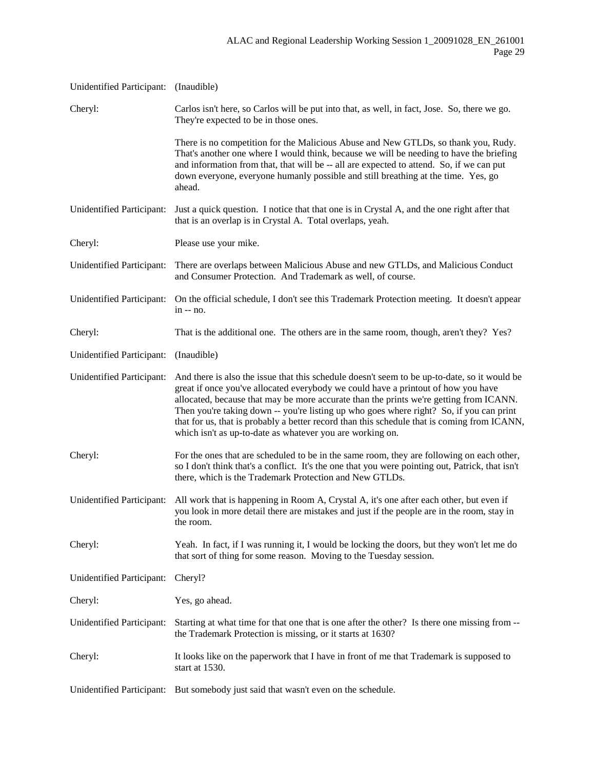Unidentified Participant: (Inaudible)

Cheryl: Carlos isn't here, so Carlos will be put into that, as well, in fact, Jose. So, there we go. They're expected to be in those ones.

There is no competition for the Malicious Abuse and New GTLDs, so thank you, Rudy. That's another one where I would think, because we will be needing to have the briefing and information from that, that will be -- all are expected to attend. So, if we can put down everyone, everyone humanly possible and still breathing at the time. Yes, go ahead.

Unidentified Participant: Just a quick question. I notice that that one is in Crystal A, and the one right after that that is an overlap is in Crystal A. Total overlaps, yeah.

Cheryl: Please use your mike.

Unidentified Participant: There are overlaps between Malicious Abuse and new GTLDs, and Malicious Conduct and Consumer Protection. And Trademark as well, of course.

Unidentified Participant: On the official schedule, I don't see this Trademark Protection meeting. It doesn't appear in -- no.

Cheryl: That is the additional one. The others are in the same room, though, aren't they? Yes?

Unidentified Participant: (Inaudible)

Unidentified Participant: And there is also the issue that this schedule doesn't seem to be up-to-date, so it would be great if once you've allocated everybody we could have a printout of how you have allocated, because that may be more accurate than the prints we're getting from ICANN. Then you're taking down -- you're listing up who goes where right? So, if you can print that for us, that is probably a better record than this schedule that is coming from ICANN, which isn't as up-to-date as whatever you are working on.

Cheryl: For the ones that are scheduled to be in the same room, they are following on each other, so I don't think that's a conflict. It's the one that you were pointing out, Patrick, that isn't there, which is the Trademark Protection and New GTLDs.

Unidentified Participant: All work that is happening in Room A, Crystal A, it's one after each other, but even if you look in more detail there are mistakes and just if the people are in the room, stay in the room.

Cheryl: Yeah. In fact, if I was running it, I would be locking the doors, but they won't let me do that sort of thing for some reason. Moving to the Tuesday session.

Unidentified Participant: Cheryl?

Cheryl: Yes, go ahead.

Unidentified Participant: Starting at what time for that one that is one after the other? Is there one missing from -- the Trademark Protection is missing, or it starts at 1630?

Cheryl: It looks like on the paperwork that I have in front of me that Trademark is supposed to start at 1530.

Unidentified Participant: But somebody just said that wasn't even on the schedule.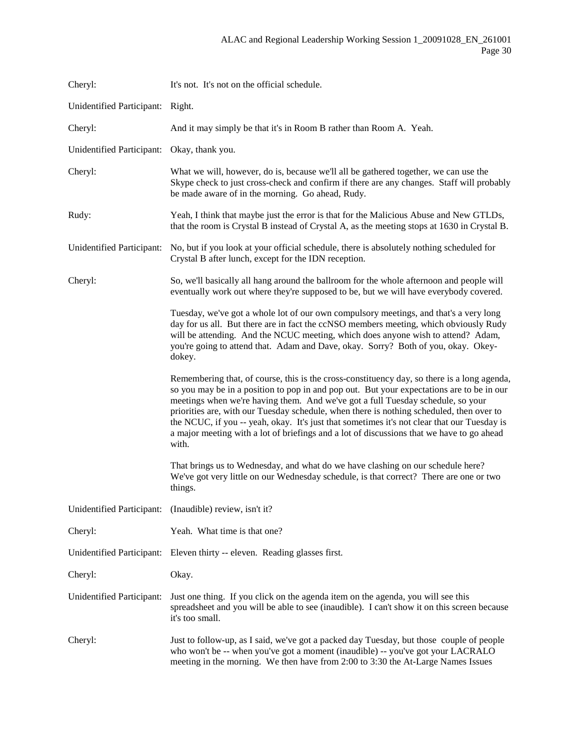Cheryl: It's not. It's not on the official schedule.

Unidentified Participant: Right.

Cheryl: And it may simply be that it's in Room B rather than Room A. Yeah.

Unidentified Participant: Okay, thank you.

Cheryl: What we will, however, do is, because we'll all be gathered together, we can use the Skype check to just cross-check and confirm if there are any changes. Staff will probably be made aware of in the morning. Go ahead, Rudy.

Rudy: Yeah, I think that maybe just the error is that for the Malicious Abuse and New GTLDs, that the room is Crystal B instead of Crystal A, as the meeting stops at 1630 in Crystal B.

Unidentified Participant: No, but if you look at your official schedule, there is absolutely nothing scheduled for Crystal B after lunch, except for the IDN reception.

Cheryl: So, we'll basically all hang around the ballroom for the whole afternoon and people will eventually work out where they're supposed to be, but we will have everybody covered.

Tuesday, we've got a whole lot of our own compulsory meetings, and that's a very long day for us all. But there are in fact the ccNSO members meeting, which obviously Rudy will be attending. And the NCUC meeting, which does anyone wish to attend? Adam, you're going to attend that. Adam and Dave, okay. Sorry? Both of you, okay. Okey-dokey.

Remembering that, of course, this is the cross-constituency day, so there is a long agenda, so you may be in a position to pop in and pop out. But your expectations are to be in our meetings when we're having them. And we've got a full Tuesday schedule, so your priorities are, with our Tuesday schedule, when there is nothing scheduled, then over to the NCUC, if you -- yeah, okay. It's just that sometimes it's not clear that our Tuesday is a major meeting with a lot of briefings and a lot of discussions that we have to go ahead with.

That brings us to Wednesday, and what do we have clashing on our schedule here? We've got very little on our Wednesday schedule, is that correct? There are one or two things.

Unidentified Participant: (Inaudible) review, isn't it?

Cheryl: Yeah. What time is that one?

Unidentified Participant: Eleven thirty -- eleven. Reading glasses first.

Cheryl: Okay.

Unidentified Participant: Just one thing. If you click on the agenda item on the agenda, you will see this spreadsheet and you will be able to see (inaudible). I can't show it on this screen because it's too small.

Cheryl: Just to follow-up, as I said, we've got a packed day Tuesday, but those couple of people who won't be -- when you've got a moment (inaudible) -- you've got your LACRALO meeting in the morning. We then have from 2:00 to 3:30 the At-Large Names Issues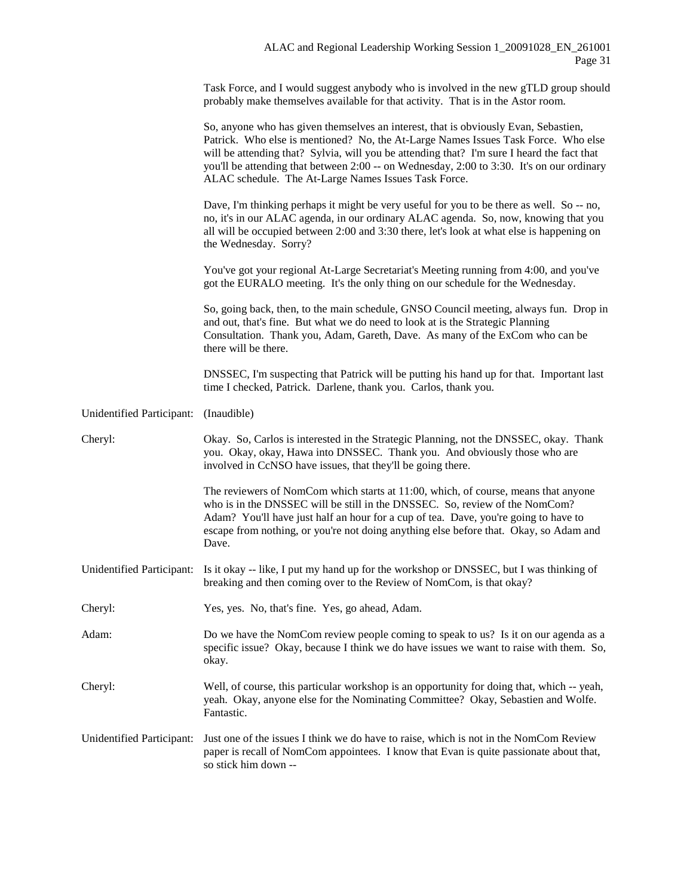Task Force, and I would suggest anybody who is involved in the new gTLD group should probably make themselves available for that activity. That is in the Astor room.

So, anyone who has given themselves an interest, that is obviously Evan, Sebastien, Patrick. Who else is mentioned? No, the At-Large Names Issues Task Force. Who else will be attending that? Sylvia, will you be attending that? I'm sure I heard the fact that you'll be attending that between 2:00 -- on Wednesday, 2:00 to 3:30. It's on our ordinary ALAC schedule. The At-Large Names Issues Task Force.

Dave, I'm thinking perhaps it might be very useful for you to be there as well. So -- no, no, it's in our ALAC agenda, in our ordinary ALAC agenda. So, now, knowing that you all will be occupied between 2:00 and 3:30 there, let's look at what else is happening on the Wednesday. Sorry?

You've got your regional At-Large Secretariat's Meeting running from 4:00, and you've got the EURALO meeting. It's the only thing on our schedule for the Wednesday.

So, going back, then, to the main schedule, GNSO Council meeting, always fun. Drop in and out, that's fine. But what we do need to look at is the Strategic Planning Consultation. Thank you, Adam, Gareth, Dave. As many of the ExCom who can be there will be there.

DNSSEC, I'm suspecting that Patrick will be putting his hand up for that. Important last time I checked, Patrick. Darlene, thank you. Carlos, thank you.

Unidentified Participant: (Inaudible)

Cheryl: Okay. So, Carlos is interested in the Strategic Planning, not the DNSSEC, okay. Thank you. Okay, okay, Hawa into DNSSEC. Thank you. And obviously those who are involved in CcNSO have issues, that they'll be going there.

The reviewers of NomCom which starts at 11:00, which, of course, means that anyone who is in the DNSSEC will be still in the DNSSEC. So, review of the NomCom? Adam? You'll have just half an hour for a cup of tea. Dave, you're going to have to escape from nothing, or you're not doing anything else before that. Okay, so Adam and Dave.

Unidentified Participant: Is it okay -- like, I put my hand up for the workshop or DNSSEC, but I was thinking of breaking and then coming over to the Review of NomCom, is that okay?

Cheryl: Yes, yes. No, that's fine. Yes, go ahead, Adam.

Adam: Do we have the NomCom review people coming to speak to us? Is it on our agenda as a specific issue? Okay, because I think we do have issues we want to raise with them. So, okay.

Cheryl: Well, of course, this particular workshop is an opportunity for doing that, which -- yeah, yeah. Okay, anyone else for the Nominating Committee? Okay, Sebastien and Wolfe. Fantastic.

Unidentified Participant: Just one of the issues I think we do have to raise, which is not in the NomCom Review paper is recall of NomCom appointees. I know that Evan is quite passionate about that, so stick him down --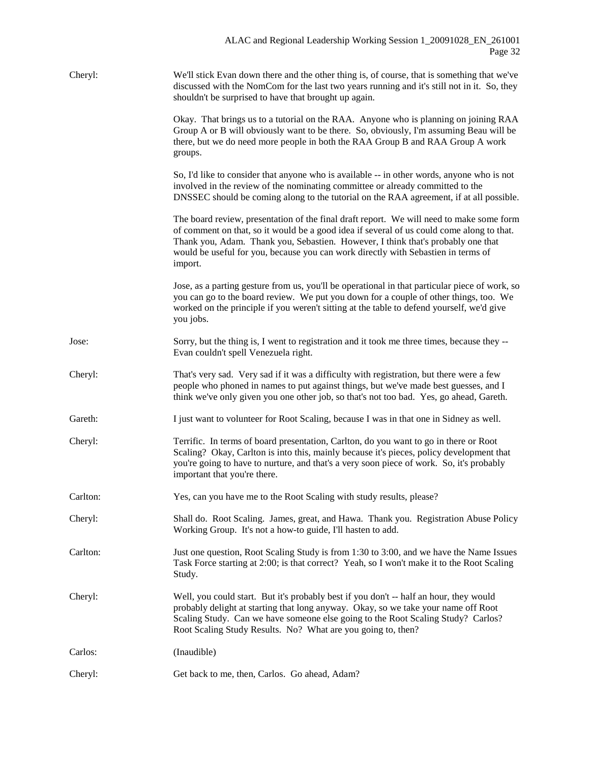Cheryl: We'll stick Evan down there and the other thing is, of course, that is something that we've discussed with the NomCom for the last two years running and it's still not in it. So, they shouldn't be surprised to have that brought up again.

Okay. That brings us to a tutorial on the RAA. Anyone who is planning on joining RAA Group A or B will obviously want to be there. So, obviously, I'm assuming Beau will be there, but we do need more people in both the RAA Group B and RAA Group A work groups.

So, I'd like to consider that anyone who is available -- in other words, anyone who is not involved in the review of the nominating committee or already committed to the DNSSEC should be coming along to the tutorial on the RAA agreement, if at all possible.

The board review, presentation of the final draft report. We will need to make some form of comment on that, so it would be a good idea if several of us could come along to that. Thank you, Adam. Thank you, Sebastien. However, I think that's probably one that would be useful for you, because you can work directly with Sebastien in terms of import.

Jose, as a parting gesture from us, you'll be operational in that particular piece of work, so you can go to the board review. We put you down for a couple of other things, too. We worked on the principle if you weren't sitting at the table to defend yourself, we'd give you jobs.

Jose: Sorry, but the thing is, I went to registration and it took me three times, because they -- Evan couldn't spell Venezuela right.

Cheryl: That's very sad. Very sad if it was a difficulty with registration, but there were a few people who phoned in names to put against things, but we've made best guesses, and I think we've only given you one other job, so that's not too bad. Yes, go ahead, Gareth.

Gareth: I just want to volunteer for Root Scaling, because I was in that one in Sidney as well.

Cheryl: Terrific. In terms of board presentation, Carlton, do you want to go in there or Root Scaling? Okay, Carlton is into this, mainly because it's pieces, policy development that you're going to have to nurture, and that's a very soon piece of work. So, it's probably important that you're there.

Carlton: Yes, can you have me to the Root Scaling with study results, please?

Cheryl: Shall do. Root Scaling. James, great, and Hawa. Thank you. Registration Abuse Policy Working Group. It's not a how-to guide, I'll hasten to add.

Carlton: Just one question, Root Scaling Study is from 1:30 to 3:00, and we have the Name Issues Task Force starting at 2:00; is that correct? Yeah, so I won't make it to the Root Scaling Study.

Cheryl: Well, you could start. But it's probably best if you don't -- half an hour, they would probably delight at starting that long anyway. Okay, so we take your name off Root Scaling Study. Can we have someone else going to the Root Scaling Study? Carlos? Root Scaling Study Results. No? What are you going to, then?

Carlos: (Inaudible)

Cheryl: Get back to me, then, Carlos. Go ahead, Adam?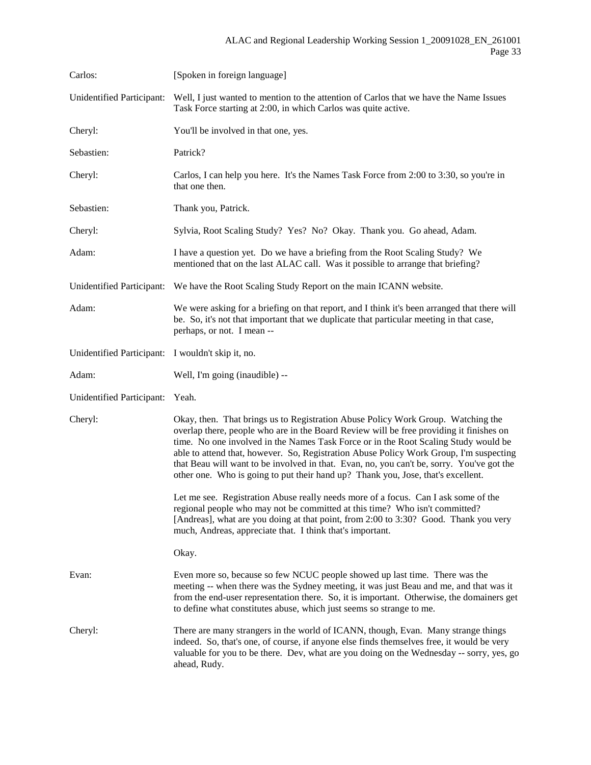Carlos: [Spoken in foreign language]

Unidentified Participant: Well, I just wanted to mention to the attention of Carlos that we have the Name Issues Task Force starting at 2:00, in which Carlos was quite active.

Cheryl: You'll be involved in that one, yes.

Sebastien: Patrick?

Cheryl: Carlos, I can help you here. It's the Names Task Force from 2:00 to 3:30, so you're in that one then.

Sebastien: Thank you, Patrick.

Cheryl: Sylvia, Root Scaling Study? Yes? No? Okay. Thank you. Go ahead, Adam.

Adam: I have a question yet. Do we have a briefing from the Root Scaling Study? We mentioned that on the last ALAC call. Was it possible to arrange that briefing?

Unidentified Participant: We have the Root Scaling Study Report on the main ICANN website.

Adam: We were asking for a briefing on that report, and I think it's been arranged that there will be. So, it's not that important that we duplicate that particular meeting in that case, perhaps, or not. I mean --

Unidentified Participant: I wouldn't skip it, no.

Adam: Well, I'm going (inaudible) --

Unidentified Participant: Yeah.

Cheryl: Okay, then. That brings us to Registration Abuse Policy Work Group. Watching the overlap there, people who are in the Board Review will be free providing it finishes on time. No one involved in the Names Task Force or in the Root Scaling Study would be able to attend that, however. So, Registration Abuse Policy Work Group, I'm suspecting that Beau will want to be involved in that. Evan, no, you can't be, sorry. You've got the other one. Who is going to put their hand up? Thank you, Jose, that's excellent.

Let me see. Registration Abuse really needs more of a focus. Can I ask some of the regional people who may not be committed at this time? Who isn't committed? [Andreas], what are you doing at that point, from 2:00 to 3:30? Good. Thank you very much, Andreas, appreciate that. I think that's important.

Okay.

Evan: Even more so, because so few NCUC people showed up last time. There was the meeting -- when there was the Sydney meeting, it was just Beau and me, and that was it from the end-user representation there. So, it is important. Otherwise, the domainers get to define what constitutes abuse, which just seems so strange to me.

Cheryl: There are many strangers in the world of ICANN, though, Evan. Many strange things indeed. So, that's one, of course, if anyone else finds themselves free, it would be very valuable for you to be there. Dev, what are you doing on the Wednesday -- sorry, yes, go ahead, Rudy.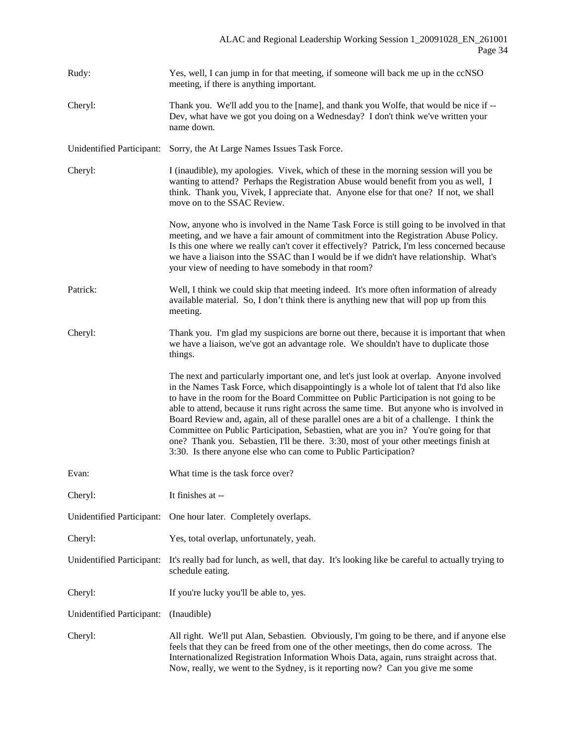Rudy: Yes, well, I can jump in for that meeting, if someone will back me up in the ccNSO meeting, if there is anything important.

Cheryl: Thank you. We'll add you to the [name], and thank you Wolfe, that would be nice if -- Dev, what have we got you doing on a Wednesday? I don't think we've written your name down.

Unidentified Participant: Sorry, the At Large Names Issues Task Force.

Cheryl: I (inaudible), my apologies. Vivek, which of these in the morning session will you be wanting to attend? Perhaps the Registration Abuse would benefit from you as well, I think. Thank you, Vivek, I appreciate that. Anyone else for that one? If not, we shall move on to the SSAC Review.

Now, anyone who is involved in the Name Task Force is still going to be involved in that meeting, and we have a fair amount of commitment into the Registration Abuse Policy. Is this one where we really can't cover it effectively? Patrick, I'm less concerned because we have a liaison into the SSAC than I would be if we didn't have relationship. What's your view of needing to have somebody in that room?

Patrick: Well, I think we could skip that meeting indeed. It's more often information of already available material. So, I don't think there is anything new that will pop up from this meeting.

Cheryl: Thank you. I'm glad my suspicions are borne out there, because it is important that when we have a liaison, we've got an advantage role. We shouldn't have to duplicate those things.

The next and particularly important one, and let's just look at overlap. Anyone involved in the Names Task Force, which disappointingly is a whole lot of talent that I'd also like to have in the room for the Board Committee on Public Participation is not going to be able to attend, because it runs right across the same time. But anyone who is involved in Board Review and, again, all of these parallel ones are a bit of a challenge. I think the Committee on Public Participation, Sebastien, what are you in? You're going for that one? Thank you. Sebastien, I'll be there. 3:30, most of your other meetings finish at 3:30. Is there anyone else who can come to Public Participation?

Evan: What time is the task force over?

Cheryl: It finishes at --

Unidentified Participant: One hour later. Completely overlaps.

Cheryl: Yes, total overlap, unfortunately, yeah.

Unidentified Participant: It's really bad for lunch, as well, that day. It's looking like be careful to actually trying to schedule eating.

Cheryl: If you're lucky you'll be able to, yes.

Unidentified Participant: (Inaudible)

Cheryl: All right. We'll put Alan, Sebastien. Obviously, I'm going to be there, and if anyone else feels that they can be freed from one of the other meetings, then do come across. The Internationalized Registration Information Whois Data, again, runs straight across that. Now, really, we went to the Sydney, is it reporting now? Can you give me some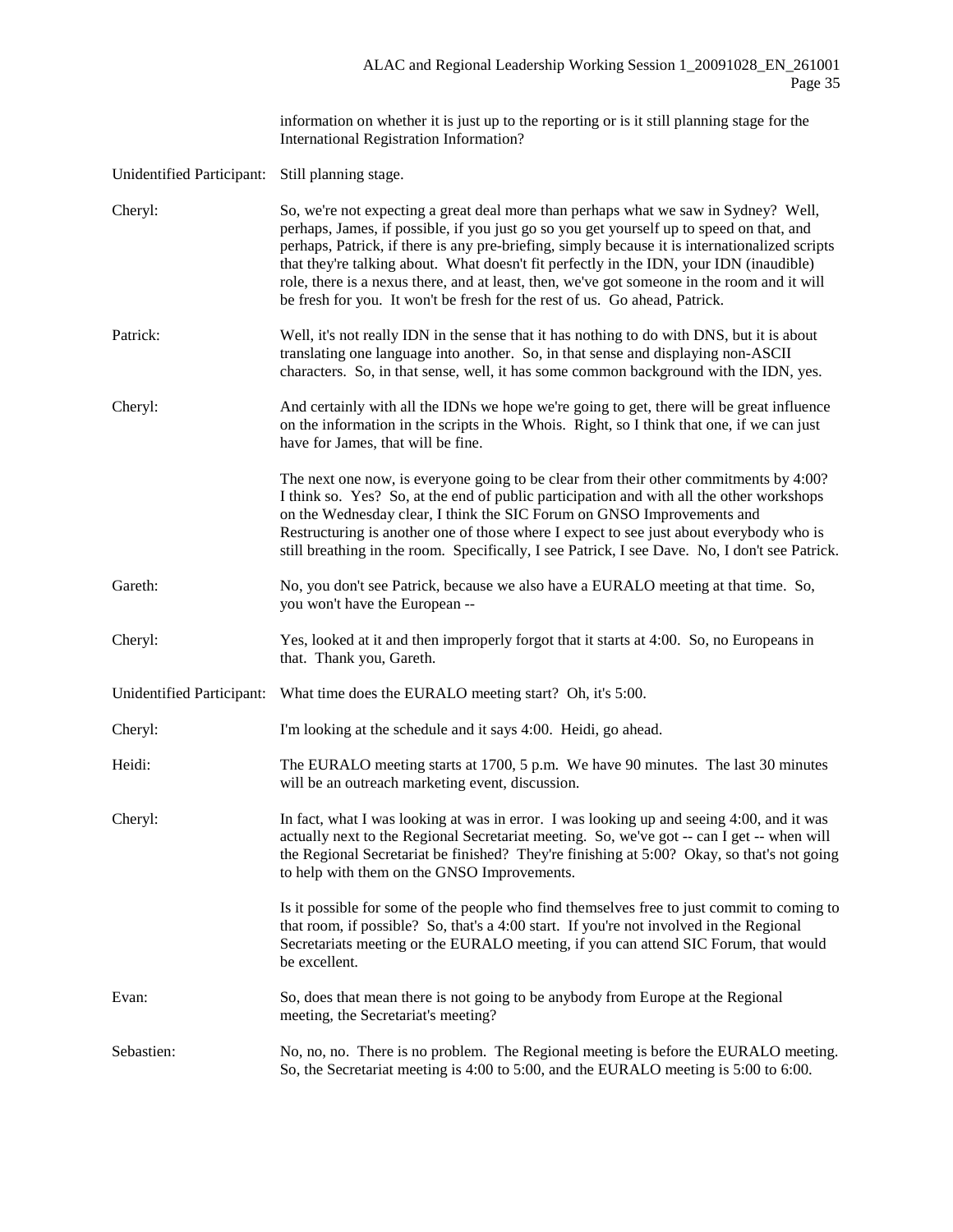information on whether it is just up to the reporting or is it still planning stage for the International Registration Information?

Unidentified Participant: Still planning stage.

Cheryl: So, we're not expecting a great deal more than perhaps what we saw in Sydney? Well, perhaps, James, if possible, if you just go so you get yourself up to speed on that, and perhaps, Patrick, if there is any pre-briefing, simply because it is internationalized scripts that they're talking about. What doesn't fit perfectly in the IDN, your IDN (inaudible) role, there is a nexus there, and at least, then, we've got someone in the room and it will be fresh for you. It won't be fresh for the rest of us. Go ahead, Patrick.

Patrick: Well, it's not really IDN in the sense that it has nothing to do with DNS, but it is about translating one language into another. So, in that sense and displaying non-ASCII characters. So, in that sense, well, it has some common background with the IDN, yes.

Cheryl: And certainly with all the IDNs we hope we're going to get, there will be great influence on the information in the scripts in the Whois. Right, so I think that one, if we can just have for James, that will be fine.

The next one now, is everyone going to be clear from their other commitments by 4:00? I think so. Yes? So, at the end of public participation and with all the other workshops on the Wednesday clear, I think the SIC Forum on GNSO Improvements and Restructuring is another one of those where I expect to see just about everybody who is still breathing in the room. Specifically, I see Patrick, I see Dave. No, I don't see Patrick.

Gareth: No, you don't see Patrick, because we also have a EURALO meeting at that time. So, you won't have the European --

Cheryl: Yes, looked at it and then improperly forgot that it starts at 4:00. So, no Europeans in that. Thank you, Gareth.

Unidentified Participant: What time does the EURALO meeting start? Oh, it's 5:00.

Cheryl: I'm looking at the schedule and it says 4:00. Heidi, go ahead.

Heidi: The EURALO meeting starts at 1700, 5 p.m. We have 90 minutes. The last 30 minutes will be an outreach marketing event, discussion.

Cheryl: In fact, what I was looking at was in error. I was looking up and seeing 4:00, and it was actually next to the Regional Secretariat meeting. So, we've got -- can I get -- when will the Regional Secretariat be finished? They're finishing at 5:00? Okay, so that's not going to help with them on the GNSO Improvements.

Is it possible for some of the people who find themselves free to just commit to coming to that room, if possible? So, that's a 4:00 start. If you're not involved in the Regional Secretariats meeting or the EURALO meeting, if you can attend SIC Forum, that would be excellent.

Evan: So, does that mean there is not going to be anybody from Europe at the Regional meeting, the Secretariat's meeting?

Sebastien: No, no, no. There is no problem. The Regional meeting is before the EURALO meeting. So, the Secretariat meeting is 4:00 to 5:00, and the EURALO meeting is 5:00 to 6:00.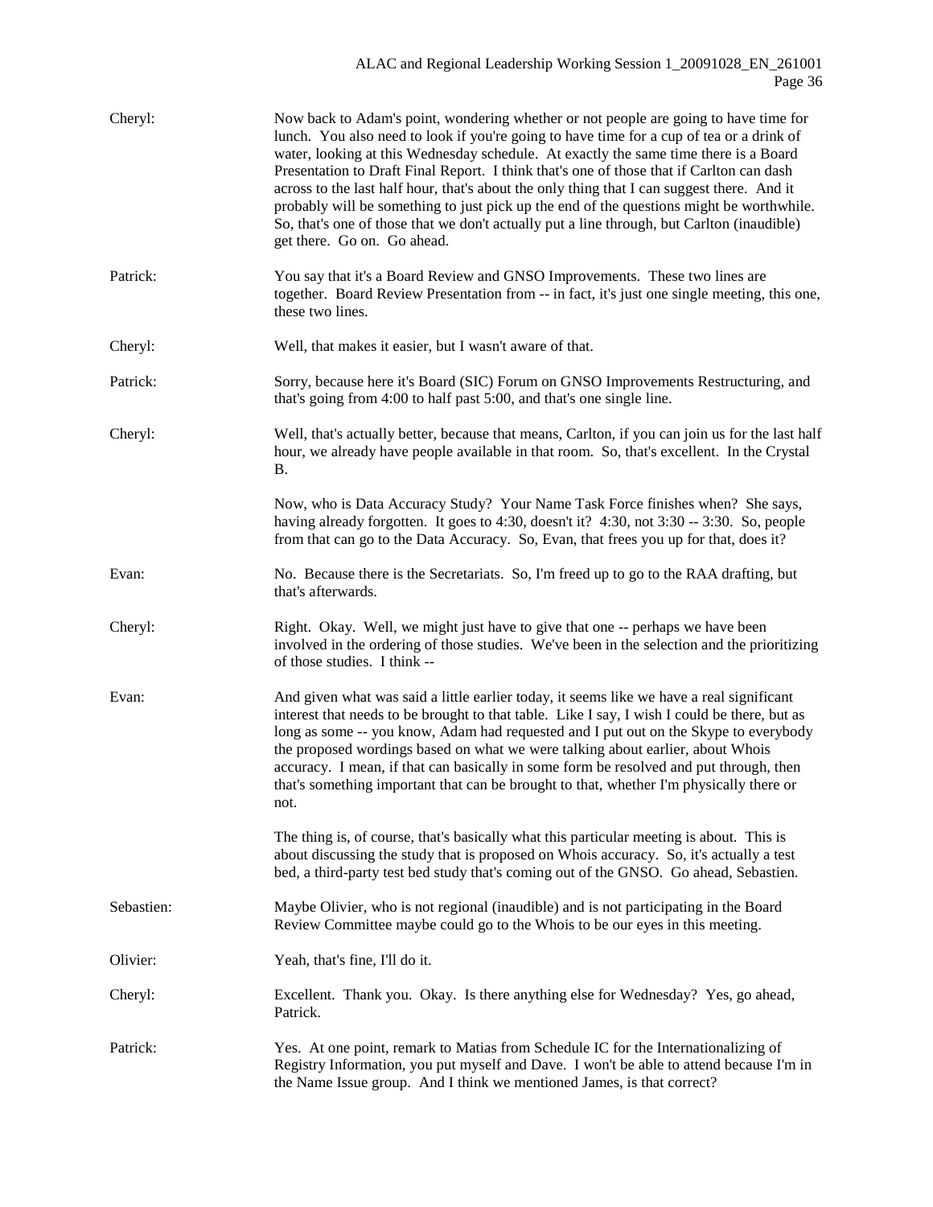Cheryl: Now back to Adam's point, wondering whether or not people are going to have time for lunch. You also need to look if you're going to have time for a cup of tea or a drink of water, looking at this Wednesday schedule. At exactly the same time there is a Board Presentation to Draft Final Report. I think that's one of those that if Carlton can dash across to the last half hour, that's about the only thing that I can suggest there. And it probably will be something to just pick up the end of the questions might be worthwhile. So, that's one of those that we don't actually put a line through, but Carlton (inaudible) get there. Go on. Go ahead.

Patrick: You say that it's a Board Review and GNSO Improvements. These two lines are together. Board Review Presentation from -- in fact, it's just one single meeting, this one, these two lines.

Cheryl: Well, that makes it easier, but I wasn't aware of that.

Patrick: Sorry, because here it's Board (SIC) Forum on GNSO Improvements Restructuring, and that's going from 4:00 to half past 5:00, and that's one single line.

Cheryl: Well, that's actually better, because that means, Carlton, if you can join us for the last half hour, we already have people available in that room. So, that's excellent. In the Crystal B.

Now, who is Data Accuracy Study? Your Name Task Force finishes when? She says, having already forgotten. It goes to 4:30, doesn't it? 4:30, not 3:30 -- 3:30. So, people from that can go to the Data Accuracy. So, Evan, that frees you up for that, does it?

Evan: No. Because there is the Secretariats. So, I'm freed up to go to the RAA drafting, but that's afterwards.

Cheryl: Right. Okay. Well, we might just have to give that one -- perhaps we have been involved in the ordering of those studies. We've been in the selection and the prioritizing of those studies. I think --

Evan: And given what was said a little earlier today, it seems like we have a real significant interest that needs to be brought to that table. Like I say, I wish I could be there, but as long as some -- you know, Adam had requested and I put out on the Skype to everybody the proposed wordings based on what we were talking about earlier, about Whois accuracy. I mean, if that can basically in some form be resolved and put through, then that's something important that can be brought to that, whether I'm physically there or not.

The thing is, of course, that's basically what this particular meeting is about. This is about discussing the study that is proposed on Whois accuracy. So, it's actually a test bed, a third-party test bed study that's coming out of the GNSO. Go ahead, Sebastien.

Sebastien: Maybe Olivier, who is not regional (inaudible) and is not participating in the Board Review Committee maybe could go to the Whois to be our eyes in this meeting.

Olivier: Yeah, that's fine, I'll do it.

Cheryl: Excellent. Thank you. Okay. Is there anything else for Wednesday? Yes, go ahead, Patrick.

Patrick: Yes. At one point, remark to Matias from Schedule IC for the Internationalizing of Registry Information, you put myself and Dave. I won't be able to attend because I'm in the Name Issue group. And I think we mentioned James, is that correct?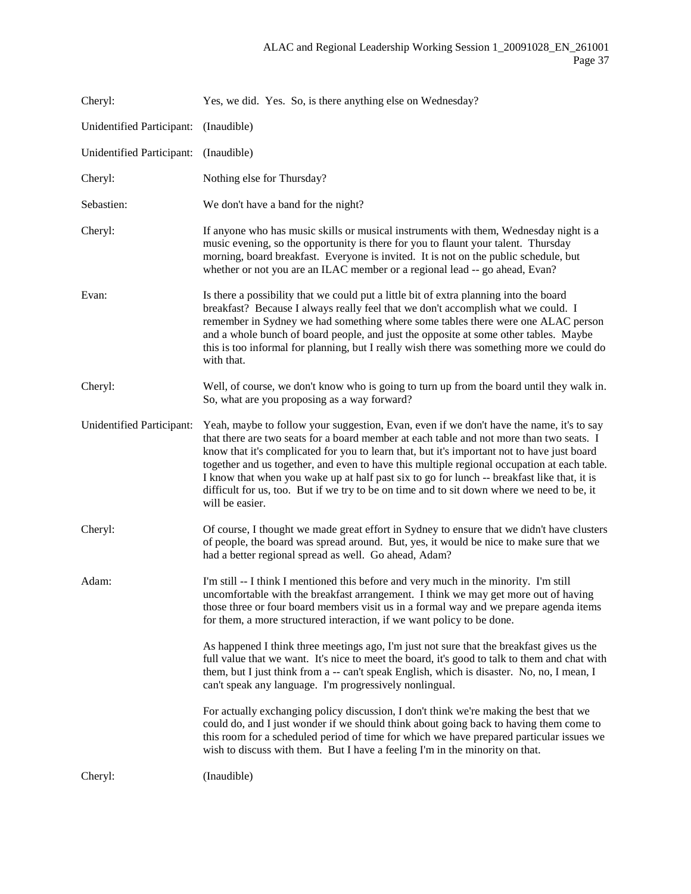Cheryl: Yes, we did. Yes. So, is there anything else on Wednesday?

Unidentified Participant: (Inaudible)

Unidentified Participant: (Inaudible)

Cheryl: Nothing else for Thursday?

Sebastien: We don't have a band for the night?

Cheryl: If anyone who has music skills or musical instruments with them, Wednesday night is a music evening, so the opportunity is there for you to flaunt your talent. Thursday morning, board breakfast. Everyone is invited. It is not on the public schedule, but whether or not you are an ILAC member or a regional lead -- go ahead, Evan?

Evan: Is there a possibility that we could put a little bit of extra planning into the board breakfast? Because I always really feel that we don't accomplish what we could. I remember in Sydney we had something where some tables there were one ALAC person and a whole bunch of board people, and just the opposite at some other tables. Maybe this is too informal for planning, but I really wish there was something more we could do with that.

Cheryl: Well, of course, we don't know who is going to turn up from the board until they walk in. So, what are you proposing as a way forward?

Unidentified Participant: Yeah, maybe to follow your suggestion, Evan, even if we don't have the name, it's to say that there are two seats for a board member at each table and not more than two seats. I know that it's complicated for you to learn that, but it's important not to have just board together and us together, and even to have this multiple regional occupation at each table. I know that when you wake up at half past six to go for lunch -- breakfast like that, it is difficult for us, too. But if we try to be on time and to sit down where we need to be, it will be easier.

Cheryl: Of course, I thought we made great effort in Sydney to ensure that we didn't have clusters of people, the board was spread around. But, yes, it would be nice to make sure that we had a better regional spread as well. Go ahead, Adam?

Adam: I'm still -- I think I mentioned this before and very much in the minority. I'm still uncomfortable with the breakfast arrangement. I think we may get more out of having those three or four board members visit us in a formal way and we prepare agenda items for them, a more structured interaction, if we want policy to be done.

As happened I think three meetings ago, I'm just not sure that the breakfast gives us the full value that we want. It's nice to meet the board, it's good to talk to them and chat with them, but I just think from a -- can't speak English, which is disaster. No, no, I mean, I can't speak any language. I'm progressively nonlingual.

For actually exchanging policy discussion, I don't think we're making the best that we could do, and I just wonder if we should think about going back to having them come to this room for a scheduled period of time for which we have prepared particular issues we wish to discuss with them. But I have a feeling I'm in the minority on that.

Cheryl: (Inaudible)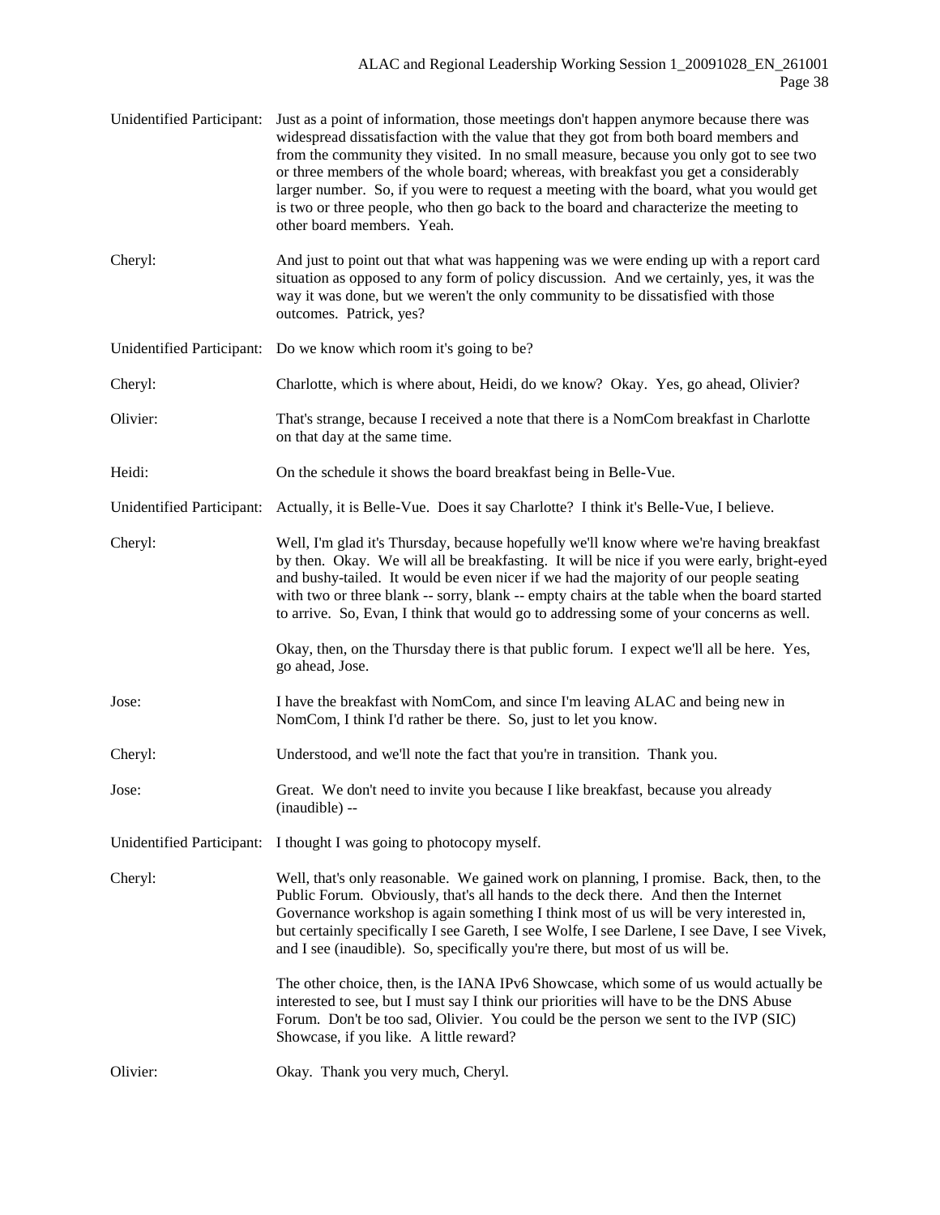Unidentified Participant: Just as a point of information, those meetings don't happen anymore because there was widespread dissatisfaction with the value that they got from both board members and from the community they visited. In no small measure, because you only got to see two or three members of the whole board; whereas, with breakfast you get a considerably larger number. So, if you were to request a meeting with the board, what you would get is two or three people, who then go back to the board and characterize the meeting to other board members. Yeah.

Cheryl: And just to point out that what was happening was we were ending up with a report card situation as opposed to any form of policy discussion. And we certainly, yes, it was the way it was done, but we weren't the only community to be dissatisfied with those outcomes. Patrick, yes?

Unidentified Participant: Do we know which room it's going to be?

Cheryl: Charlotte, which is where about, Heidi, do we know? Okay. Yes, go ahead, Olivier?

Olivier: That's strange, because I received a note that there is a NomCom breakfast in Charlotte on that day at the same time.

Heidi: On the schedule it shows the board breakfast being in Belle-Vue.

Unidentified Participant: Actually, it is Belle-Vue. Does it say Charlotte? I think it's Belle-Vue, I believe.

Cheryl: Well, I'm glad it's Thursday, because hopefully we'll know where we're having breakfast by then. Okay. We will all be breakfasting. It will be nice if you were early, bright-eyed and bushy-tailed. It would be even nicer if we had the majority of our people seating with two or three blank -- sorry, blank -- empty chairs at the table when the board started to arrive. So, Evan, I think that would go to addressing some of your concerns as well.

Okay, then, on the Thursday there is that public forum. I expect we'll all be here. Yes, go ahead, Jose.

Jose: I have the breakfast with NomCom, and since I'm leaving ALAC and being new in NomCom, I think I'd rather be there. So, just to let you know.

Cheryl: Understood, and we'll note the fact that you're in transition. Thank you.

Jose: Great. We don't need to invite you because I like breakfast, because you already (inaudible) --

Unidentified Participant: I thought I was going to photocopy myself.

Cheryl: Well, that's only reasonable. We gained work on planning, I promise. Back, then, to the Public Forum. Obviously, that's all hands to the deck there. And then the Internet Governance workshop is again something I think most of us will be very interested in, but certainly specifically I see Gareth, I see Wolfe, I see Darlene, I see Dave, I see Vivek, and I see (inaudible). So, specifically you're there, but most of us will be.

The other choice, then, is the IANA IPv6 Showcase, which some of us would actually be interested to see, but I must say I think our priorities will have to be the DNS Abuse Forum. Don't be too sad, Olivier. You could be the person we sent to the IVP (SIC) Showcase, if you like. A little reward?

Olivier: Okay. Thank you very much, Cheryl.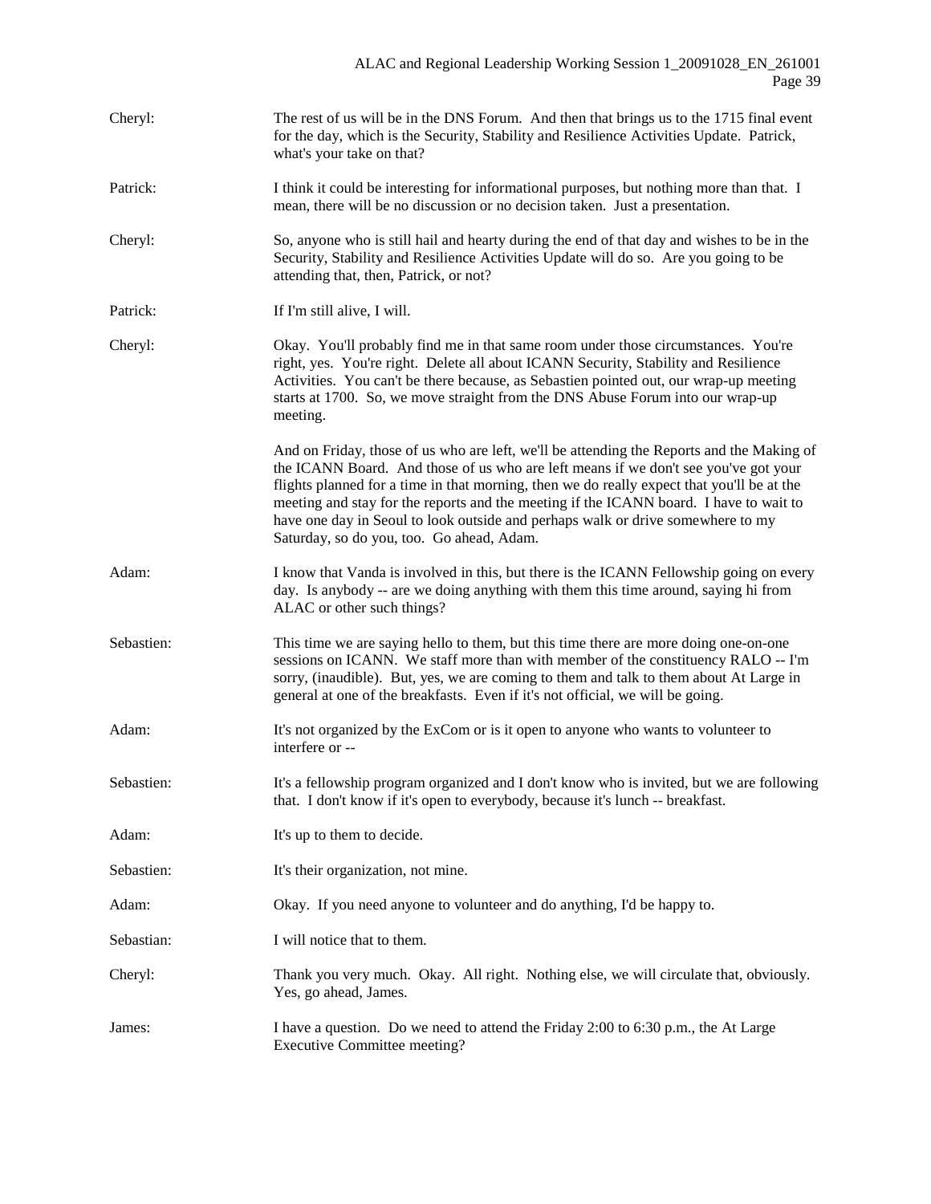Cheryl: The rest of us will be in the DNS Forum. And then that brings us to the 1715 final event for the day, which is the Security, Stability and Resilience Activities Update. Patrick, what's your take on that?

Patrick: I think it could be interesting for informational purposes, but nothing more than that. I mean, there will be no discussion or no decision taken. Just a presentation.

Cheryl: So, anyone who is still hail and hearty during the end of that day and wishes to be in the Security, Stability and Resilience Activities Update will do so. Are you going to be attending that, then, Patrick, or not?

Patrick: If I'm still alive, I will.

Cheryl: Okay. You'll probably find me in that same room under those circumstances. You're right, yes. You're right. Delete all about ICANN Security, Stability and Resilience Activities. You can't be there because, as Sebastien pointed out, our wrap-up meeting starts at 1700. So, we move straight from the DNS Abuse Forum into our wrap-up meeting.

And on Friday, those of us who are left, we'll be attending the Reports and the Making of the ICANN Board. And those of us who are left means if we don't see you've got your flights planned for a time in that morning, then we do really expect that you'll be at the meeting and stay for the reports and the meeting if the ICANN board. I have to wait to have one day in Seoul to look outside and perhaps walk or drive somewhere to my Saturday, so do you, too. Go ahead, Adam.

Adam: I know that Vanda is involved in this, but there is the ICANN Fellowship going on every day. Is anybody -- are we doing anything with them this time around, saying hi from ALAC or other such things?

Sebastien: This time we are saying hello to them, but this time there are more doing one-on-one sessions on ICANN. We staff more than with member of the constituency RALO -- I'm sorry, (inaudible). But, yes, we are coming to them and talk to them about At Large in general at one of the breakfasts. Even if it's not official, we will be going.

Adam: It's not organized by the ExCom or is it open to anyone who wants to volunteer to interfere or --

Sebastien: It's a fellowship program organized and I don't know who is invited, but we are following that. I don't know if it's open to everybody, because it's lunch -- breakfast.

Adam: It's up to them to decide.

Sebastien: It's their organization, not mine.

Adam: Okay. If you need anyone to volunteer and do anything, I'd be happy to.

Sebastian: I will notice that to them.

Cheryl: Thank you very much. Okay. All right. Nothing else, we will circulate that, obviously. Yes, go ahead, James.

James: I have a question. Do we need to attend the Friday 2:00 to 6:30 p.m., the At Large Executive Committee meeting?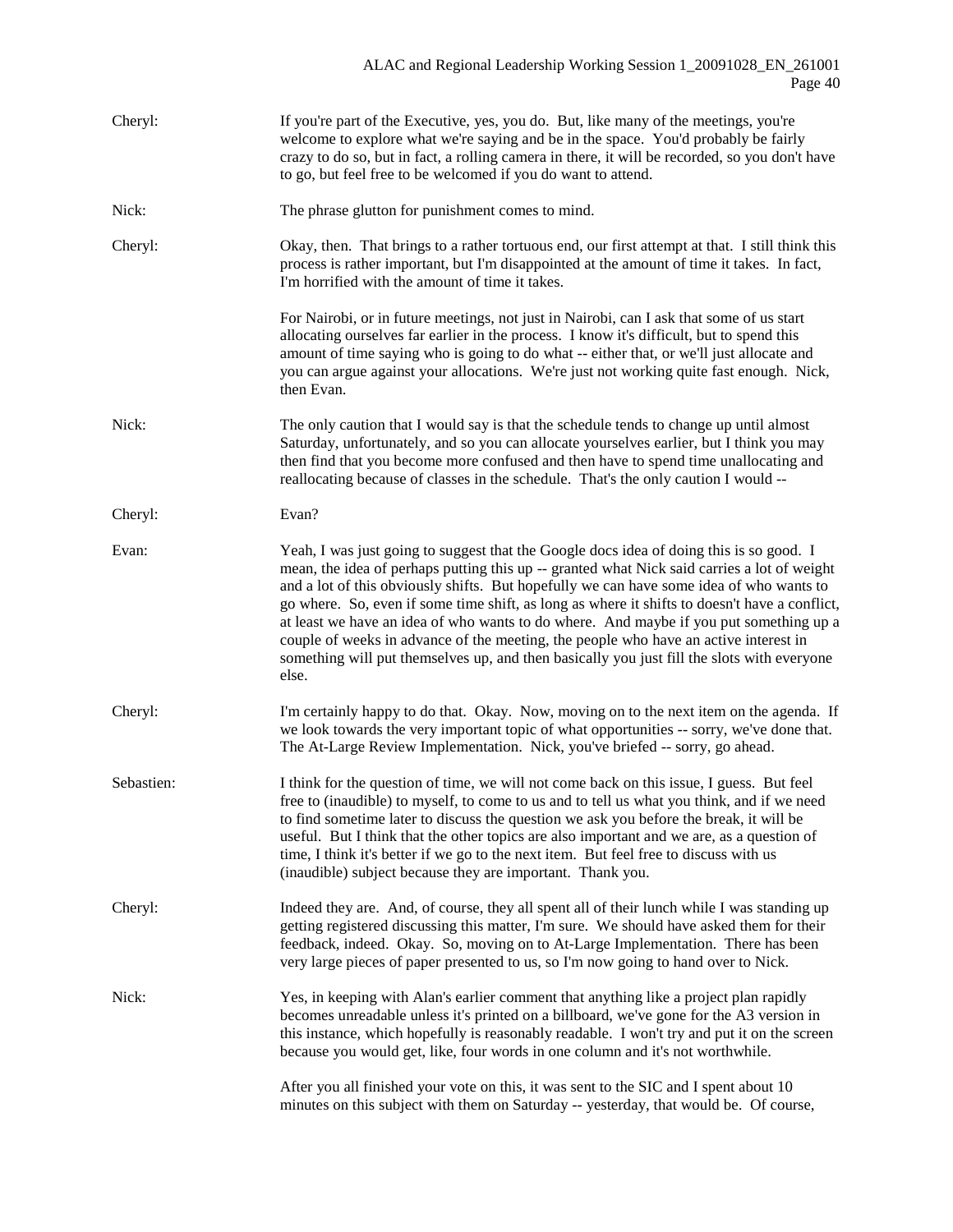Cheryl: If you're part of the Executive, yes, you do. But, like many of the meetings, you're welcome to explore what we're saying and be in the space. You'd probably be fairly crazy to do so, but in fact, a rolling camera in there, it will be recorded, so you don't have to go, but feel free to be welcomed if you do want to attend.

Nick: The phrase glutton for punishment comes to mind.

Cheryl: Okay, then. That brings to a rather tortuous end, our first attempt at that. I still think this process is rather important, but I'm disappointed at the amount of time it takes. In fact, I'm horrified with the amount of time it takes.

For Nairobi, or in future meetings, not just in Nairobi, can I ask that some of us start allocating ourselves far earlier in the process. I know it's difficult, but to spend this amount of time saying who is going to do what -- either that, or we'll just allocate and you can argue against your allocations. We're just not working quite fast enough. Nick, then Evan.

Nick: The only caution that I would say is that the schedule tends to change up until almost Saturday, unfortunately, and so you can allocate yourselves earlier, but I think you may then find that you become more confused and then have to spend time unallocating and reallocating because of clashes in the schedule. That's the only caution I would --

Cheryl: Evan?

Evan: Yeah, I was just going to suggest that the Google docs idea of doing this is so good. I mean, the idea of perhaps putting this up -- granted what Nick said carries a lot of weight and a lot of this obviously shifts. But hopefully we can have some idea of who wants to go where. So, even if some time shift, as long as where it shifts to doesn't have a conflict, at least we have an idea of who wants to do where. And maybe if you put something up a couple of weeks in advance of the meeting, the people who have an active interest in something will put themselves up, and then basically you just fill the slots with everyone else.

Cheryl: I'm certainly happy to do that. Okay. Now, moving on to the next item on the agenda. If we look towards the very important topic of what opportunities -- sorry, we've done that. The At-Large Review Implementation. Nick, you've briefed -- sorry, go ahead.

Sebastien: I think for the question of time, we will not come back on this issue, I guess. But feel free to (inaudible) to myself, to come to us and to tell us what you think, and if we need to find sometime later to discuss the question we ask you before the break, it will be useful. But I think that the other topics are also important and we are, as a question of time, I think it's better if we go to the next item. But feel free to discuss with us (inaudible) subject because they are important. Thank you.

Cheryl: Indeed they are. And, of course, they all spent all of their lunch while I was standing up getting registered discussing this matter, I'm sure. We should have asked them for their feedback, indeed. Okay. So, moving on to At-Large Implementation. There has been very large pieces of paper presented to us, so I'm now going to hand over to Nick.

Nick: Yes, in keeping with Alan's earlier comment that anything like a project plan rapidly becomes unreadable unless it's printed on a billboard, we've gone for the A3 version in this instance, which hopefully is reasonably readable. I won't try and put it on the screen because you would get, like, four words in one column and it's not worthwhile.

After you all finished your vote on this, it was sent to the SIC and I spent about 10 minutes on this subject with them on Saturday -- yesterday, that would be. Of course,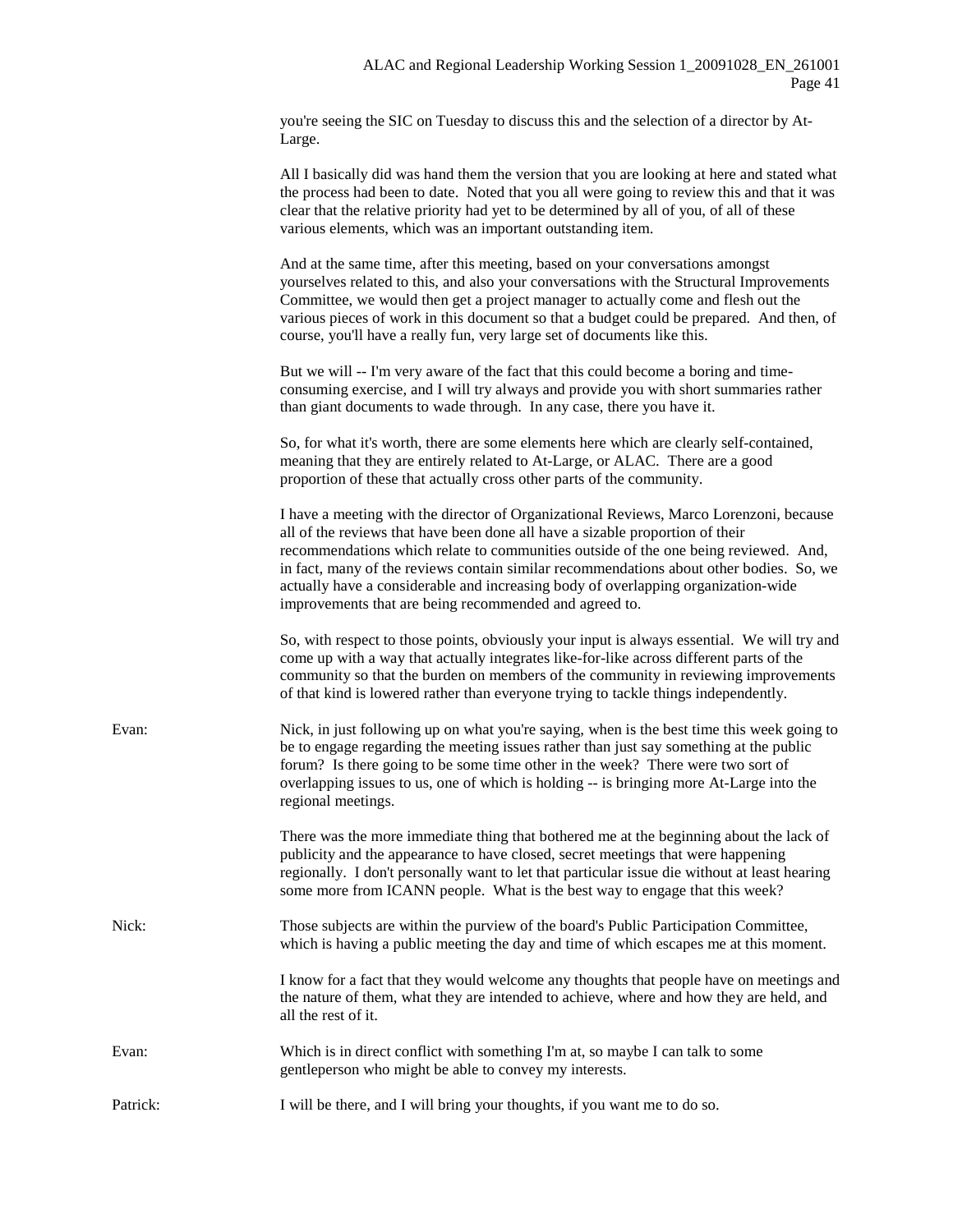you're seeing the SIC on Tuesday to discuss this and the selection of a director by At-Large.

All I basically did was hand them the version that you are looking at here and stated what the process had been to date. Noted that you all were going to review this and that it was clear that the relative priority had yet to be determined by all of you, of all of these various elements, which was an important outstanding item.

And at the same time, after this meeting, based on your conversations amongst yourselves related to this, and also your conversations with the Structural Improvements Committee, we would then get a project manager to actually come and flesh out the various pieces of work in this document so that a budget could be prepared. And then, of course, you'll have a really fun, very large set of documents like this.

But we will -- I'm very aware of the fact that this could become a boring and time-consuming exercise, and I will try always and provide you with short summaries rather than giant documents to wade through. In any case, there you have it.

So, for what it's worth, there are some elements here which are clearly self-contained, meaning that they are entirely related to At-Large, or ALAC. There are a good proportion of these that actually cross other parts of the community.

I have a meeting with the director of Organizational Reviews, Marco Lorenzoni, because all of the reviews that have been done all have a sizable proportion of their recommendations which relate to communities outside of the one being reviewed. And, in fact, many of the reviews contain similar recommendations about other bodies. So, we actually have a considerable and increasing body of overlapping organization-wide improvements that are being recommended and agreed to.

So, with respect to those points, obviously your input is always essential. We will try and come up with a way that actually integrates like-for-like across different parts of the community so that the burden on members of the community in reviewing improvements of that kind is lowered rather than everyone trying to tackle things independently.

Evan: Nick, in just following up on what you're saying, when is the best time this week going to be to engage regarding the meeting issues rather than just say something at the public forum? Is there going to be some time other in the week? There were two sort of overlapping issues to us, one of which is holding -- is bringing more At-Large into the regional meetings.

There was the more immediate thing that bothered me at the beginning about the lack of publicity and the appearance to have closed, secret meetings that were happening regionally. I don't personally want to let that particular issue die without at least hearing some more from ICANN people. What is the best way to engage that this week?

Nick: Those subjects are within the purview of the board's Public Participation Committee, which is having a public meeting the day and time of which escapes me at this moment.

I know for a fact that they would welcome any thoughts that people have on meetings and the nature of them, what they are intended to achieve, where and how they are held, and all the rest of it.

Evan: Which is in direct conflict with something I'm at, so maybe I can talk to some gentleperson who might be able to convey my interests.

Patrick: I will be there, and I will bring your thoughts, if you want me to do so.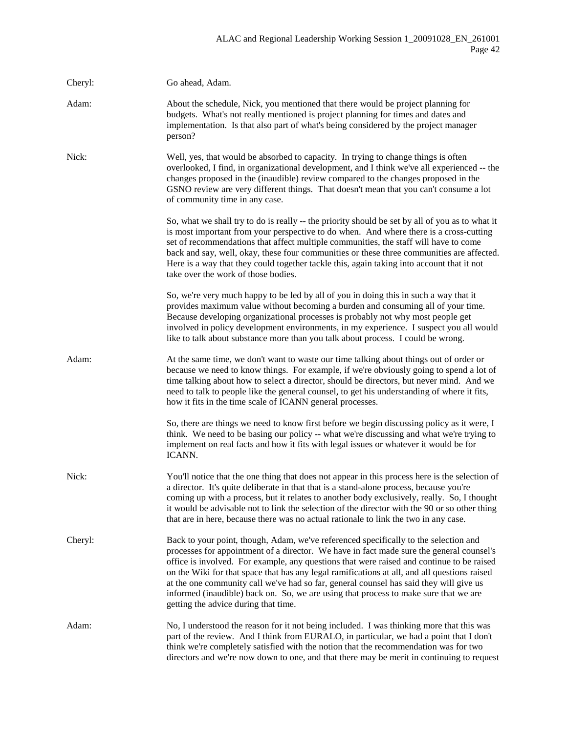Cheryl: Go ahead, Adam.

Adam: About the schedule, Nick, you mentioned that there would be project planning for budgets. What's not really mentioned is project planning for times and dates and implementation. Is that also part of what's being considered by the project manager person?

Nick: Well, yes, that would be absorbed to capacity. In trying to change things is often overlooked, I find, in organizational development, and I think we've all experienced -- the changes proposed in the (inaudible) review compared to the changes proposed in the GSNO review are very different things. That doesn't mean that you can't consume a lot of community time in any case.

So, what we shall try to do is really -- the priority should be set by all of you as to what it is most important from your perspective to do when. And where there is a cross-cutting set of recommendations that affect multiple communities, the staff will have to come back and say, well, okay, these four communities or these three communities are affected. Here is a way that they could together tackle this, again taking into account that it not take over the work of those bodies.

So, we're very much happy to be led by all of you in doing this in such a way that it provides maximum value without becoming a burden and consuming all of your time. Because developing organizational processes is probably not why most people get involved in policy development environments, in my experience. I suspect you all would like to talk about substance more than you talk about process. I could be wrong.

Adam: At the same time, we don't want to waste our time talking about things out of order or because we need to know things. For example, if we're obviously going to spend a lot of time talking about how to select a director, should be directors, but never mind. And we need to talk to people like the general counsel, to get his understanding of where it fits, how it fits in the time scale of ICANN general processes.

So, there are things we need to know first before we begin discussing policy as it were, I think. We need to be basing our policy -- what we're discussing and what we're trying to implement on real facts and how it fits with legal issues or whatever it would be for ICANN.

Nick: You'll notice that the one thing that does not appear in this process here is the selection of a director. It's quite deliberate in that that is a stand-alone process, because you're coming up with a process, but it relates to another body exclusively, really. So, I thought it would be advisable not to link the selection of the director with the 90 or so other thing that are in here, because there was no actual rationale to link the two in any case.

Cheryl: Back to your point, though, Adam, we've referenced specifically to the selection and processes for appointment of a director. We have in fact made sure the general counsel's office is involved. For example, any questions that were raised and continue to be raised on the Wiki for that space that has any legal ramifications at all, and all questions raised at the one community call we've had so far, general counsel has said they will give us informed (inaudible) back on. So, we are using that process to make sure that we are getting the advice during that time.

Adam: No, I understood the reason for it not being included. I was thinking more that this was part of the review. And I think from EURALO, in particular, we had a point that I don't think we're completely satisfied with the notion that the recommendation was for two directors and we're now down to one, and that there may be merit in continuing to request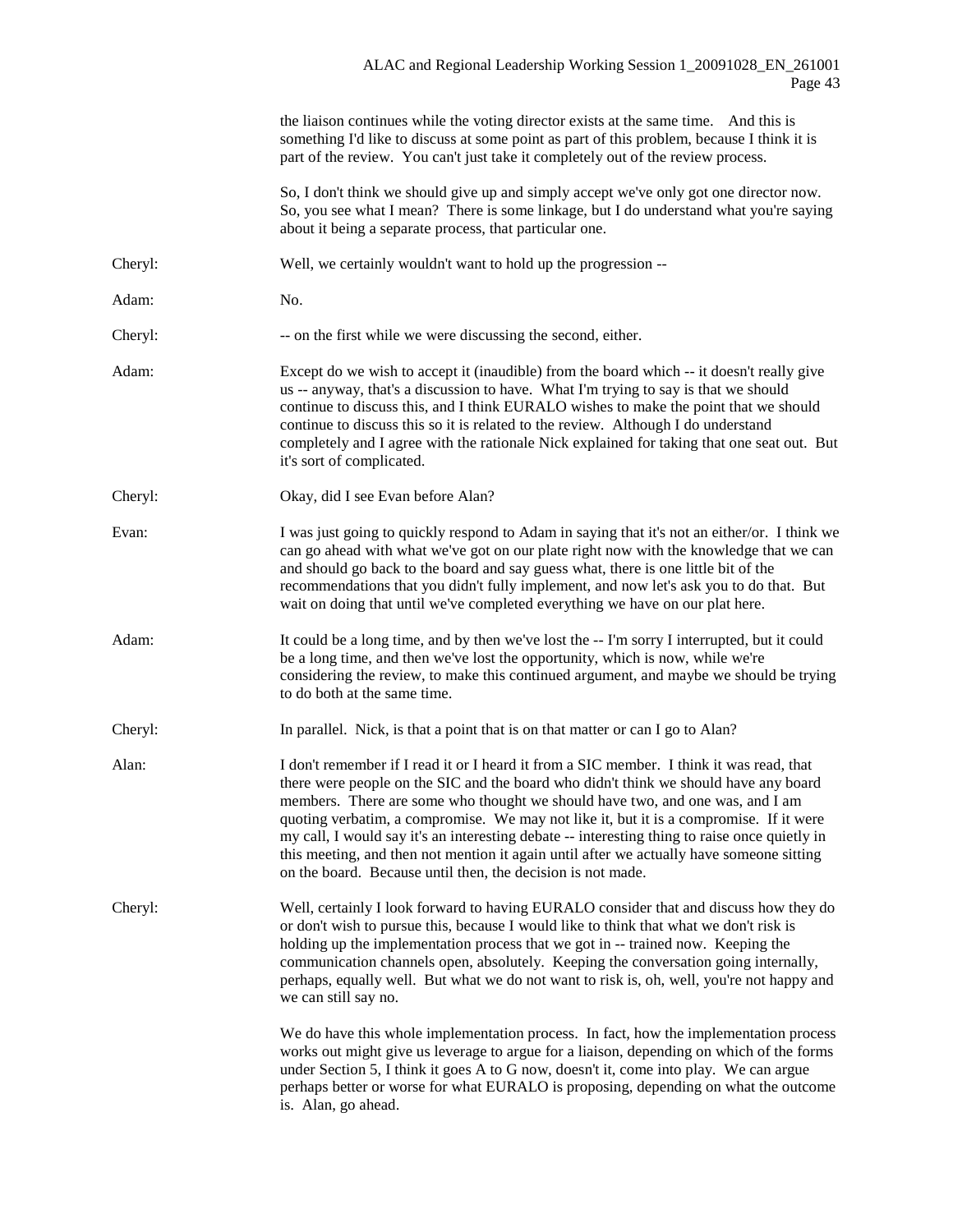the liaison continues while the voting director exists at the same time. And this is something I'd like to discuss at some point as part of this problem, because I think it is part of the review. You can't just take it completely out of the review process.

So, I don't think we should give up and simply accept we've only got one director now. So, you see what I mean? There is some linkage, but I do understand what you're saying about it being a separate process, that particular one.

Cheryl: Well, we certainly wouldn't want to hold up the progression --

Adam: No.

Cheryl: -- on the first while we were discussing the second, either.

Adam: Except do we wish to accept it (inaudible) from the board which -- it doesn't really give us -- anyway, that's a discussion to have. What I'm trying to say is that we should continue to discuss this, and I think EURALO wishes to make the point that we should continue to discuss this so it is related to the review. Although I do understand completely and I agree with the rationale Nick explained for taking that one seat out. But it's sort of complicated.

Cheryl: Okay, did I see Evan before Alan?

Evan: I was just going to quickly respond to Adam in saying that it's not an either/or. I think we can go ahead with what we've got on our plate right now with the knowledge that we can and should go back to the board and say guess what, there is one little bit of the recommendations that you didn't fully implement, and now let's ask you to do that. But wait on doing that until we've completed everything we have on our plat here.

Adam: It could be a long time, and by then we've lost the -- I'm sorry I interrupted, but it could be a long time, and then we've lost the opportunity, which is now, while we're considering the review, to make this continued argument, and maybe we should be trying to do both at the same time.

Cheryl: In parallel. Nick, is that a point that is on that matter or can I go to Alan?

Alan: I don't remember if I read it or I heard it from a SIC member. I think it was read, that there were people on the SIC and the board who didn't think we should have any board members. There are some who thought we should have two, and one was, and I am quoting verbatim, a compromise. We may not like it, but it is a compromise. If it were my call, I would say it's an interesting debate -- interesting thing to raise once quietly in this meeting, and then not mention it again until after we actually have someone sitting on the board. Because until then, the decision is not made.

Cheryl: Well, certainly I look forward to having EURALO consider that and discuss how they do or don't wish to pursue this, because I would like to think that what we don't risk is holding up the implementation process that we got in -- trained now. Keeping the communication channels open, absolutely. Keeping the conversation going internally, perhaps, equally well. But what we do not want to risk is, oh, well, you're not happy and we can still say no.

We do have this whole implementation process. In fact, how the implementation process works out might give us leverage to argue for a liaison, depending on which of the forms under Section 5, I think it goes A to G now, doesn't it, come into play. We can argue perhaps better or worse for what EURALO is proposing, depending on what the outcome is. Alan, go ahead.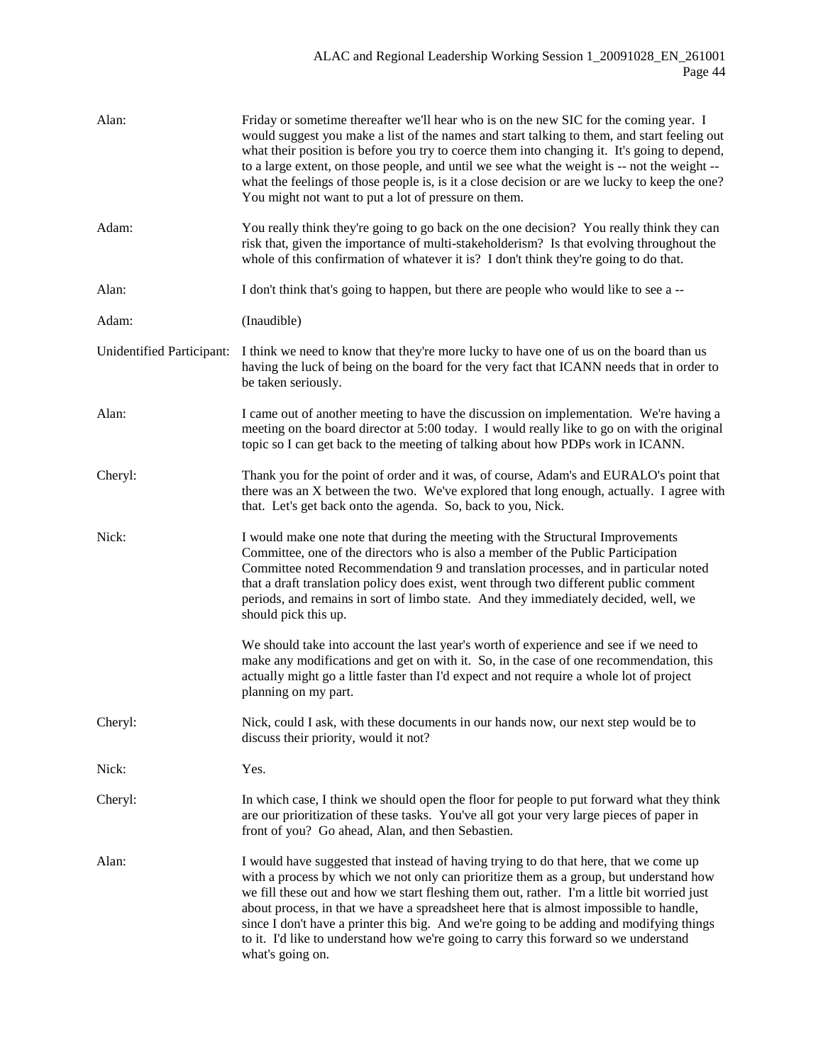Alan: Friday or sometime thereafter we'll hear who is on the new SIC for the coming year. I would suggest you make a list of the names and start talking to them, and start feeling out what their position is before you try to coerce them into changing it. It's going to depend, to a large extent, on those people, and until we see what the weight is -- not the weight -- what the feelings of those people is, is it a close decision or are we lucky to keep the one? You might not want to put a lot of pressure on them.

Adam: You really think they're going to go back on the one decision? You really think they can risk that, given the importance of multi-stakeholderism? Is that evolving throughout the whole of this confirmation of whatever it is? I don't think they're going to do that.

Alan: I don't think that's going to happen, but there are people who would like to see a --

Adam: (Inaudible)

Unidentified Participant: I think we need to know that they're more lucky to have one of us on the board than us having the luck of being on the board for the very fact that ICANN needs that in order to be taken seriously.

Alan: I came out of another meeting to have the discussion on implementation. We're having a meeting on the board director at 5:00 today. I would really like to go on with the original topic so I can get back to the meeting of talking about how PDPs work in ICANN.

Cheryl: Thank you for the point of order and it was, of course, Adam's and EURALO's point that there was an X between the two. We've explored that long enough, actually. I agree with that. Let's get back onto the agenda. So, back to you, Nick.

Nick: I would make one note that during the meeting with the Structural Improvements Committee, one of the directors who is also a member of the Public Participation Committee noted Recommendation 9 and translation processes, and in particular noted that a draft translation policy does exist, went through two different public comment periods, and remains in sort of limbo state. And they immediately decided, well, we should pick this up.

We should take into account the last year's worth of experience and see if we need to make any modifications and get on with it. So, in the case of one recommendation, this actually might go a little faster than I'd expect and not require a whole lot of project planning on my part.

Cheryl: Nick, could I ask, with these documents in our hands now, our next step would be to discuss their priority, would it not?

Nick: Yes.

Cheryl: In which case, I think we should open the floor for people to put forward what they think are our prioritization of these tasks. You've all got your very large pieces of paper in front of you? Go ahead, Alan, and then Sebastien.

Alan: I would have suggested that instead of having trying to do that here, that we come up with a process by which we not only can prioritize them as a group, but understand how we fill these out and how we start fleshing them out, rather. I'm a little bit worried just about process, in that we have a spreadsheet here that is almost impossible to handle, since I don't have a printer this big. And we're going to be adding and modifying things to it. I'd like to understand how we're going to carry this forward so we understand what's going on.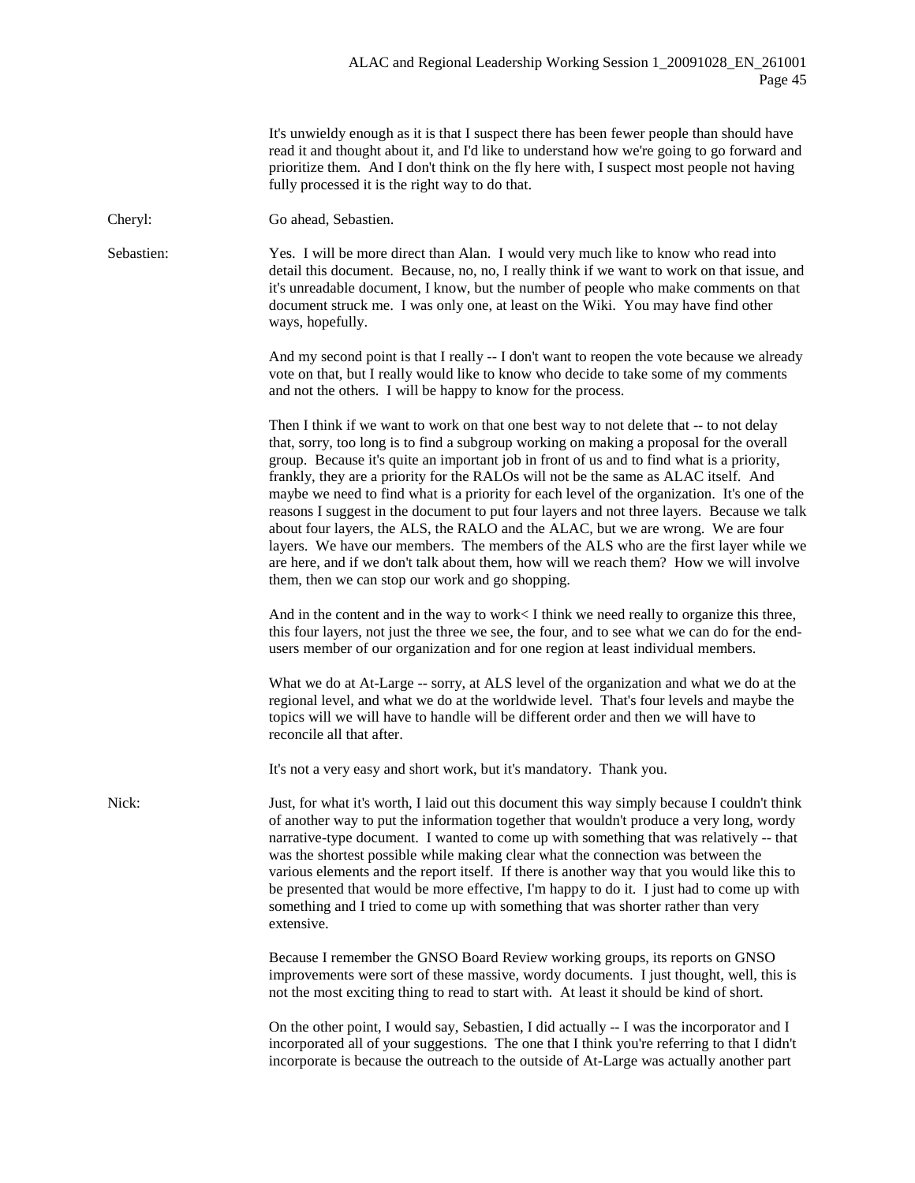It's unwieldy enough as it is that I suspect there has been fewer people than should have read it and thought about it, and I'd like to understand how we're going to go forward and prioritize them. And I don't think on the fly here with, I suspect most people not having fully processed it is the right way to do that.

Cheryl: Go ahead, Sebastien.

Sebastien: Yes. I will be more direct than Alan. I would very much like to know who read into detail this document. Because, no, no, I really think if we want to work on that issue, and it's unreadable document, I know, but the number of people who make comments on that document struck me. I was only one, at least on the Wiki. You may have find other ways, hopefully.

And my second point is that I really -- I don't want to reopen the vote because we already vote on that, but I really would like to know who decide to take some of my comments and not the others. I will be happy to know for the process.

Then I think if we want to work on that one best way to not delete that -- to not delay that, sorry, too long is to find a subgroup working on making a proposal for the overall group. Because it's quite an important job in front of us and to find what is a priority, frankly, they are a priority for the RALOs will not be the same as ALAC itself. And maybe we need to find what is a priority for each level of the organization. It's one of the reasons I suggest in the document to put four layers and not three layers. Because we talk about four layers, the ALS, the RALO and the ALAC, but we are wrong. We are four layers. We have our members. The members of the ALS who are the first layer while we are here, and if we don't talk about them, how will we reach them? How we will involve them, then we can stop our work and go shopping.

And in the content and in the way to work< I think we need really to organize this three, this four layers, not just the three we see, the four, and to see what we can do for the end-users member of our organization and for one region at least individual members.

What we do at At-Large -- sorry, at ALS level of the organization and what we do at the regional level, and what we do at the worldwide level. That's four levels and maybe the topics will we will have to handle will be different order and then we will have to reconcile all that after.

It's not a very easy and short work, but it's mandatory. Thank you.

Nick: Just, for what it's worth, I laid out this document this way simply because I couldn't think of another way to put the information together that wouldn't produce a very long, wordy narrative-type document. I wanted to come up with something that was relatively -- that was the shortest possible while making clear what the connection was between the various elements and the report itself. If there is another way that you would like this to be presented that would be more effective, I'm happy to do it. I just had to come up with something and I tried to come up with something that was shorter rather than very extensive.

Because I remember the GNSO Board Review working groups, its reports on GNSO improvements were sort of these massive, wordy documents. I just thought, well, this is not the most exciting thing to read to start with. At least it should be kind of short.

On the other point, I would say, Sebastien, I did actually -- I was the incorporator and I incorporated all of your suggestions. The one that I think you're referring to that I didn't incorporate is because the outreach to the outside of At-Large was actually another part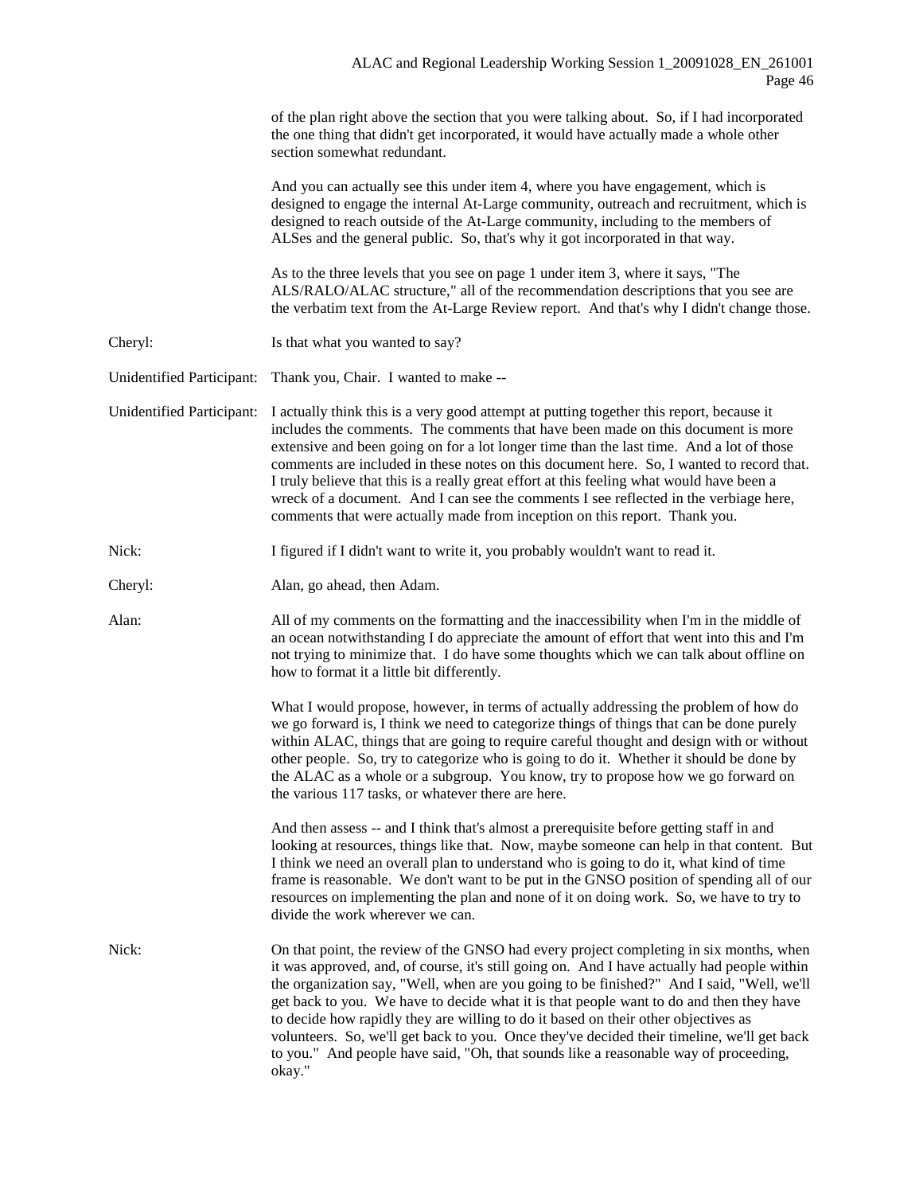of the plan right above the section that you were talking about. So, if I had incorporated the one thing that didn't get incorporated, it would have actually made a whole other section somewhat redundant.

And you can actually see this under item 4, where you have engagement, which is designed to engage the internal At-Large community, outreach and recruitment, which is designed to reach outside of the At-Large community, including to the members of ALSes and the general public. So, that's why it got incorporated in that way.

As to the three levels that you see on page 1 under item 3, where it says, "The ALS/RALO/ALAC structure," all of the recommendation descriptions that you see are the verbatim text from the At-Large Review report. And that's why I didn't change those.

Cheryl: Is that what you wanted to say?

Unidentified Participant: Thank you, Chair. I wanted to make --

Unidentified Participant: I actually think this is a very good attempt at putting together this report, because it includes the comments. The comments that have been made on this document is more extensive and been going on for a lot longer time than the last time. And a lot of those comments are included in these notes on this document here. So, I wanted to record that. I truly believe that this is a really great effort at this feeling what would have been a wreck of a document. And I can see the comments I see reflected in the verbiage here, comments that were actually made from inception on this report. Thank you.

Nick: I figured if I didn't want to write it, you probably wouldn't want to read it.

Cheryl: Alan, go ahead, then Adam.

Alan: All of my comments on the formatting and the inaccessibility when I'm in the middle of an ocean notwithstanding I do appreciate the amount of effort that went into this and I'm not trying to minimize that. I do have some thoughts which we can talk about offline on how to format it a little bit differently.

What I would propose, however, in terms of actually addressing the problem of how do we go forward is, I think we need to categorize things of things that can be done purely within ALAC, things that are going to require careful thought and design with or without other people. So, try to categorize who is going to do it. Whether it should be done by the ALAC as a whole or a subgroup. You know, try to propose how we go forward on the various 117 tasks, or whatever there are here.

And then assess -- and I think that's almost a prerequisite before getting staff in and looking at resources, things like that. Now, maybe someone can help in that content. But I think we need an overall plan to understand who is going to do it, what kind of time frame is reasonable. We don't want to be put in the GNSO position of spending all of our resources on implementing the plan and none of it on doing work. So, we have to try to divide the work wherever we can.

Nick: On that point, the review of the GNSO had every project completing in six months, when it was approved, and, of course, it's still going on. And I have actually had people within the organization say, "Well, when are you going to be finished?" And I said, "Well, we'll get back to you. We have to decide what it is that people want to do and then they have to decide how rapidly they are willing to do it based on their other objectives as volunteers. So, we'll get back to you. Once they've decided their timeline, we'll get back to you." And people have said, "Oh, that sounds like a reasonable way of proceeding, okay."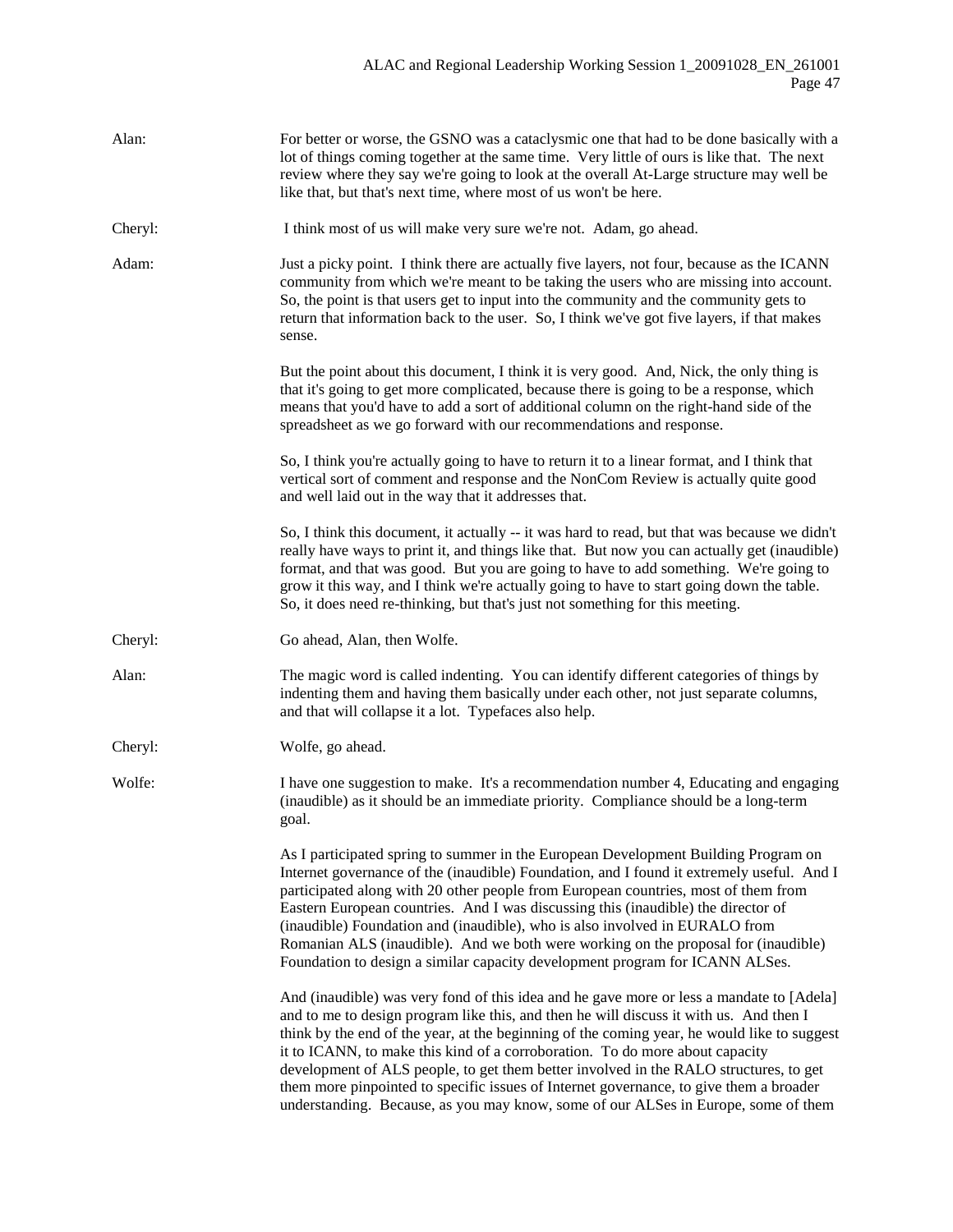Alan: For better or worse, the GSNO was a cataclysmic one that had to be done basically with a lot of things coming together at the same time. Very little of ours is like that. The next review where they say we're going to look at the overall At-Large structure may well be like that, but that's next time, where most of us won't be here.

Cheryl: I think most of us will make very sure we're not. Adam, go ahead.

Adam: Just a picky point. I think there are actually five layers, not four, because as the ICANN community from which we're meant to be taking the users who are missing into account. So, the point is that users get to input into the community and the community gets to return that information back to the user. So, I think we've got five layers, if that makes sense.

But the point about this document, I think it is very good. And, Nick, the only thing is that it's going to get more complicated, because there is going to be a response, which means that you'd have to add a sort of additional column on the right-hand side of the spreadsheet as we go forward with our recommendations and response.

So, I think you're actually going to have to return it to a linear format, and I think that vertical sort of comment and response and the NonCom Review is actually quite good and well laid out in the way that it addresses that.

So, I think this document, it actually -- it was hard to read, but that was because we didn't really have ways to print it, and things like that. But now you can actually get (inaudible) format, and that was good. But you are going to have to add something. We're going to grow it this way, and I think we're actually going to have to start going down the table. So, it does need re-thinking, but that's just not something for this meeting.

Cheryl: Go ahead, Alan, then Wolfe.

Alan: The magic word is called indenting. You can identify different categories of things by indenting them and having them basically under each other, not just separate columns, and that will collapse it a lot. Typefaces also help.

Cheryl: Wolfe, go ahead.

Wolfe: I have one suggestion to make. It's a recommendation number 4, Educating and engaging (inaudible) as it should be an immediate priority. Compliance should be a long-term goal.

As I participated spring to summer in the European Development Building Program on Internet governance of the (inaudible) Foundation, and I found it extremely useful. And I participated along with 20 other people from European countries, most of them from Eastern European countries. And I was discussing this (inaudible) the director of (inaudible) Foundation and (inaudible), who is also involved in EURALO from Romanian ALS (inaudible). And we both were working on the proposal for (inaudible) Foundation to design a similar capacity development program for ICANN ALSes.

And (inaudible) was very fond of this idea and he gave more or less a mandate to [Adela] and to me to design program like this, and then he will discuss it with us. And then I think by the end of the year, at the beginning of the coming year, he would like to suggest it to ICANN, to make this kind of a corroboration. To do more about capacity development of ALS people, to get them better involved in the RALO structures, to get them more pinpointed to specific issues of Internet governance, to give them a broader understanding. Because, as you may know, some of our ALSes in Europe, some of them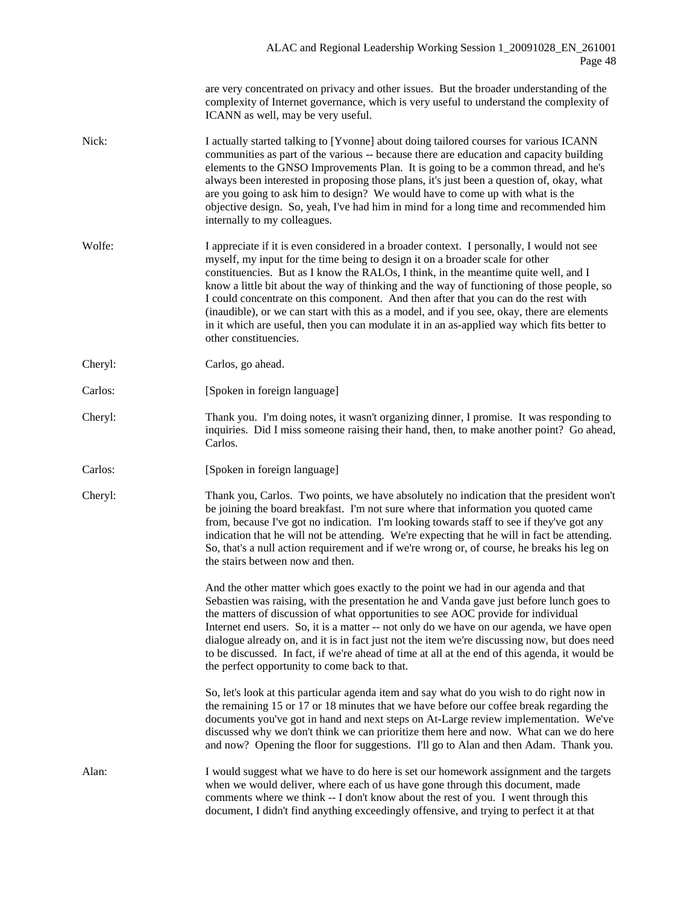are very concentrated on privacy and other issues. But the broader understanding of the complexity of Internet governance, which is very useful to understand the complexity of ICANN as well, may be very useful.

Nick: I actually started talking to [Yvonne] about doing tailored courses for various ICANN communities as part of the various -- because there are education and capacity building elements to the GNSO Improvements Plan. It is going to be a common thread, and he's always been interested in proposing those plans, it's just been a question of, okay, what are you going to ask him to design? We would have to come up with what is the objective design. So, yeah, I've had him in mind for a long time and recommended him internally to my colleagues.

Wolfe: I appreciate if it is even considered in a broader context. I personally, I would not see myself, my input for the time being to design it on a broader scale for other constituencies. But as I know the RALOs, I think, in the meantime quite well, and I know a little bit about the way of thinking and the way of functioning of those people, so I could concentrate on this component. And then after that you can do the rest with (inaudible), or we can start with this as a model, and if you see, okay, there are elements in it which are useful, then you can modulate it in an as-applied way which fits better to other constituencies.

Cheryl: Carlos, go ahead.

Carlos: [Spoken in foreign language]

Cheryl: Thank you. I'm doing notes, it wasn't organizing dinner, I promise. It was responding to inquiries. Did I miss someone raising their hand, then, to make another point? Go ahead, Carlos.

Carlos: [Spoken in foreign language]

Cheryl: Thank you, Carlos. Two points, we have absolutely no indication that the president won't be joining the board breakfast. I'm not sure where that information you quoted came from, because I've got no indication. I'm looking towards staff to see if they've got any indication that he will not be attending. We're expecting that he will in fact be attending. So, that's a null action requirement and if we're wrong or, of course, he breaks his leg on the stairs between now and then.

And the other matter which goes exactly to the point we had in our agenda and that Sebastien was raising, with the presentation he and Vanda gave just before lunch goes to the matters of discussion of what opportunities to see AOC provide for individual Internet end users. So, it is a matter -- not only do we have on our agenda, we have open dialogue already on, and it is in fact just not the item we're discussing now, but does need to be discussed. In fact, if we're ahead of time at all at the end of this agenda, it would be the perfect opportunity to come back to that.

So, let's look at this particular agenda item and say what do you wish to do right now in the remaining 15 or 17 or 18 minutes that we have before our coffee break regarding the documents you've got in hand and next steps on At-Large review implementation. We've discussed why we don't think we can prioritize them here and now. What can we do here and now? Opening the floor for suggestions. I'll go to Alan and then Adam. Thank you.

Alan: I would suggest what we have to do here is set our homework assignment and the targets when we would deliver, where each of us have gone through this document, made comments where we think -- I don't know about the rest of you. I went through this document, I didn't find anything exceedingly offensive, and trying to perfect it at that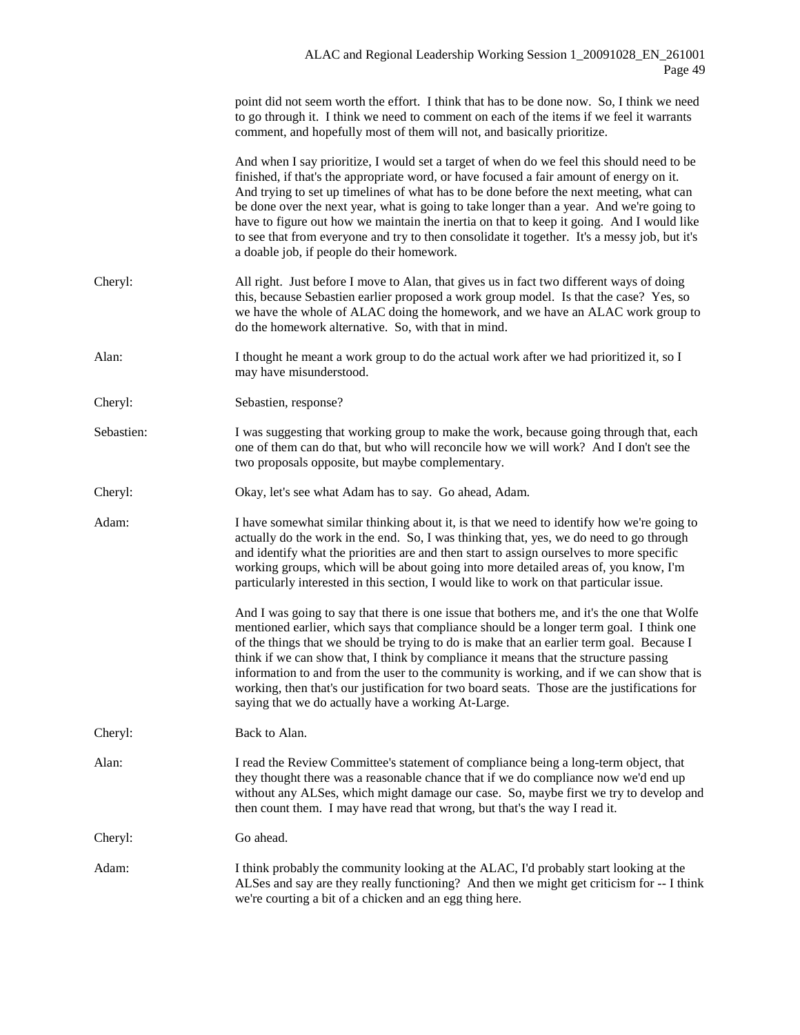point did not seem worth the effort. I think that has to be done now. So, I think we need to go through it. I think we need to comment on each of the items if we feel it warrants comment, and hopefully most of them will not, and basically prioritize.

And when I say prioritize, I would set a target of when do we feel this should need to be finished, if that's the appropriate word, or have focused a fair amount of energy on it. And trying to set up timelines of what has to be done before the next meeting, what can be done over the next year, what is going to take longer than a year. And we're going to have to figure out how we maintain the inertia on that to keep it going. And I would like to see that from everyone and try to then consolidate it together. It's a messy job, but it's a doable job, if people do their homework.

Cheryl: All right. Just before I move to Alan, that gives us in fact two different ways of doing this, because Sebastien earlier proposed a work group model. Is that the case? Yes, so we have the whole of ALAC doing the homework, and we have an ALAC work group to do the homework alternative. So, with that in mind.

Alan: I thought he meant a work group to do the actual work after we had prioritized it, so I may have misunderstood.

Cheryl: Sebastien, response?

Sebastien: I was suggesting that working group to make the work, because going through that, each one of them can do that, but who will reconcile how we will work? And I don't see the two proposals opposite, but maybe complementary.

Cheryl: Okay, let's see what Adam has to say. Go ahead, Adam.

Adam: I have somewhat similar thinking about it, is that we need to identify how we're going to actually do the work in the end. So, I was thinking that, yes, we do need to go through and identify what the priorities are and then start to assign ourselves to more specific working groups, which will be about going into more detailed areas of, you know, I'm particularly interested in this section, I would like to work on that particular issue.

And I was going to say that there is one issue that bothers me, and it's the one that Wolfe mentioned earlier, which says that compliance should be a longer term goal. I think one of the things that we should be trying to do is make that an earlier term goal. Because I think if we can show that, I think by compliance it means that the structure passing information to and from the user to the community is working, and if we can show that is working, then that's our justification for two board seats. Those are the justifications for saying that we do actually have a working At-Large.

Cheryl: Back to Alan.

Alan: I read the Review Committee's statement of compliance being a long-term object, that they thought there was a reasonable chance that if we do compliance now we'd end up without any ALSes, which might damage our case. So, maybe first we try to develop and then count them. I may have read that wrong, but that's the way I read it.

Cheryl: Go ahead.

Adam: I think probably the community looking at the ALAC, I'd probably start looking at the ALSes and say are they really functioning? And then we might get criticism for -- I think we're courting a bit of a chicken and an egg thing here.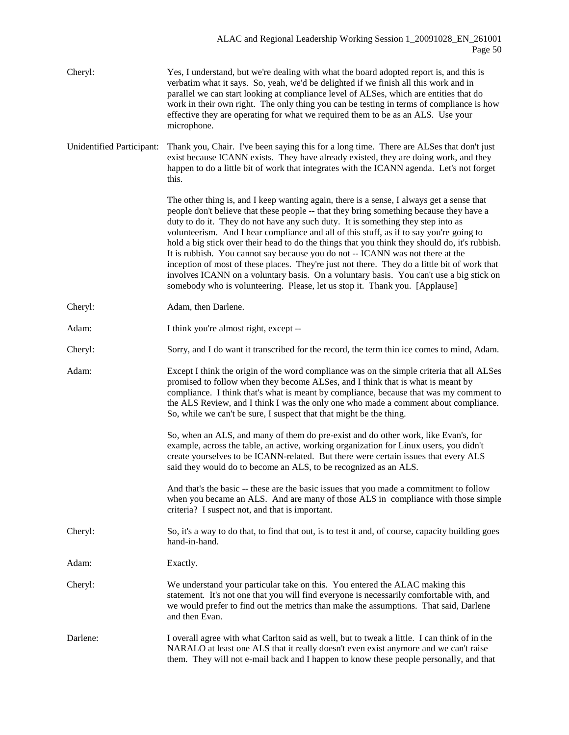Cheryl: Yes, I understand, but we're dealing with what the board adopted report is, and this is verbatim what it says. So, yeah, we'd be delighted if we finish all this work and in parallel we can start looking at compliance level of ALSes, which are entities that do work in their own right. The only thing you can be testing in terms of compliance is how effective they are operating for what we required them to be as an ALS. Use your microphone.

Unidentified Participant: Thank you, Chair. I've been saying this for a long time. There are ALSes that don't just exist because ICANN exists. They have already existed, they are doing work, and they happen to do a little bit of work that integrates with the ICANN agenda. Let's not forget this.

The other thing is, and I keep wanting again, there is a sense, I always get a sense that people don't believe that these people -- that they bring something because they have a duty to do it. They do not have any such duty. It is something they step into as volunteerism. And I hear compliance and all of this stuff, as if to say you're going to hold a big stick over their head to do the things that you think they should do, it's rubbish. It is rubbish. You cannot say because you do not -- ICANN was not there at the inception of most of these places. They're just not there. They do a little bit of work that involves ICANN on a voluntary basis. On a voluntary basis. You can't use a big stick on somebody who is volunteering. Please, let us stop it. Thank you. [Applause]

Cheryl: Adam, then Darlene.

Adam: I think you're almost right, except --

Cheryl: Sorry, and I do want it transcribed for the record, the term thin ice comes to mind, Adam.

Adam: Except I think the origin of the word compliance was on the simple criteria that all ALSes promised to follow when they become ALSes, and I think that is what is meant by compliance. I think that's what is meant by compliance, because that was my comment to the ALS Review, and I think I was the only one who made a comment about compliance. So, while we can't be sure, I suspect that that might be the thing.

So, when an ALS, and many of them do pre-exist and do other work, like Evan's, for example, across the table, an active, working organization for Linux users, you didn't create yourselves to be ICANN-related. But there were certain issues that every ALS said they would do to become an ALS, to be recognized as an ALS.

And that's the basic -- these are the basic issues that you made a commitment to follow when you became an ALS. And are many of those ALS in compliance with those simple criteria? I suspect not, and that is important.

Cheryl: So, it's a way to do that, to find that out, is to test it and, of course, capacity building goes hand-in-hand.

Adam: Exactly.

Cheryl: We understand your particular take on this. You entered the ALAC making this statement. It's not one that you will find everyone is necessarily comfortable with, and we would prefer to find out the metrics than make the assumptions. That said, Darlene and then Evan.

Darlene: I overall agree with what Carlton said as well, but to tweak a little. I can think of in the NARALO at least one ALS that it really doesn't even exist anymore and we can't raise them. They will not e-mail back and I happen to know these people personally, and that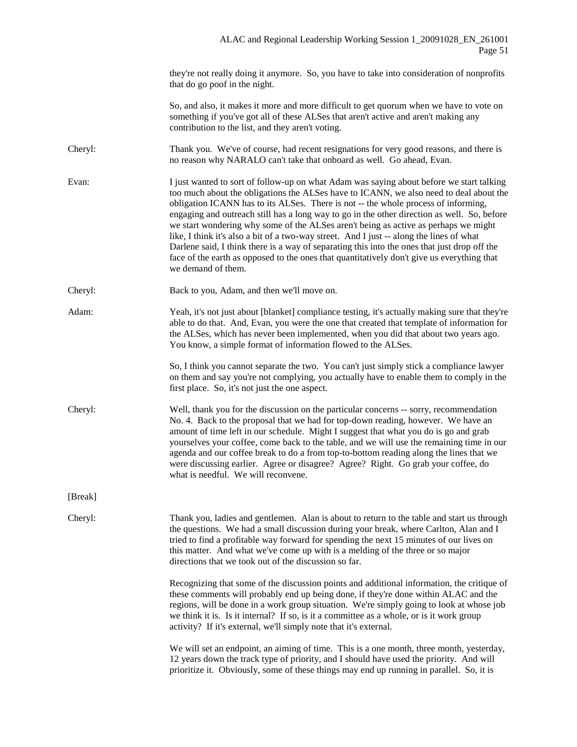they're not really doing it anymore. So, you have to take into consideration of nonprofits that do go poof in the night.

So, and also, it makes it more and more difficult to get quorum when we have to vote on something if you've got all of these ALSes that aren't active and aren't making any contribution to the list, and they aren't voting.

**Cheryl:** Thank you. We've of course, had recent resignations for very good reasons, and there is no reason why NARALO can't take that onboard as well. Go ahead, Evan.

**Evan:** I just wanted to sort of follow-up on what Adam was saying about before we start talking too much about the obligations the ALSes have to ICANN, we also need to deal about the obligation ICANN has to its ALSes. There is not -- the whole process of informing, engaging and outreach still has a long way to go in the other direction as well. So, before we start wondering why some of the ALSes aren't being as active as perhaps we might like, I think it's also a bit of a two-way street. And I just -- along the lines of what Darlene said, I think there is a way of separating this into the ones that just drop off the face of the earth as opposed to the ones that quantitatively don't give us everything that we demand of them.

**Cheryl:** Back to you, Adam, and then we'll move on.

**Adam:** Yeah, it's not just about [blanket] compliance testing, it's actually making sure that they're able to do that. And, Evan, you were the one that created that template of information for the ALSes, which has never been implemented, when you did that about two years ago. You know, a simple format of information flowed to the ALSes.

So, I think you cannot separate the two. You can't just simply stick a compliance lawyer on them and say you're not complying, you actually have to enable them to comply in the first place. So, it's not just the one aspect.

**Cheryl:** Well, thank you for the discussion on the particular concerns -- sorry, recommendation No. 4. Back to the proposal that we had for top-down reading, however. We have an amount of time left in our schedule. Might I suggest that what you do is go and grab yourselves your coffee, come back to the table, and we will use the remaining time in our agenda and our coffee break to do a from top-to-bottom reading along the lines that we were discussing earlier. Agree or disagree? Agree? Right. Go grab your coffee, do what is needful. We will reconvene.

[Break]

**Cheryl:** Thank you, ladies and gentlemen. Alan is about to return to the table and start us through the questions. We had a small discussion during your break, where Carlton, Alan and I tried to find a profitable way forward for spending the next 15 minutes of our lives on this matter. And what we've come up with is a melding of the three or so major directions that we took out of the discussion so far.

Recognizing that some of the discussion points and additional information, the critique of these comments will probably end up being done, if they're done within ALAC and the regions, will be done in a work group situation. We're simply going to look at whose job we think it is. Is it internal? If so, is it a committee as a whole, or is it work group activity? If it's external, we'll simply note that it's external.

We will set an endpoint, an aiming of time. This is a one month, three month, yesterday, 12 years down the track type of priority, and I should have used the priority. And will prioritize it. Obviously, some of these things may end up running in parallel. So, it is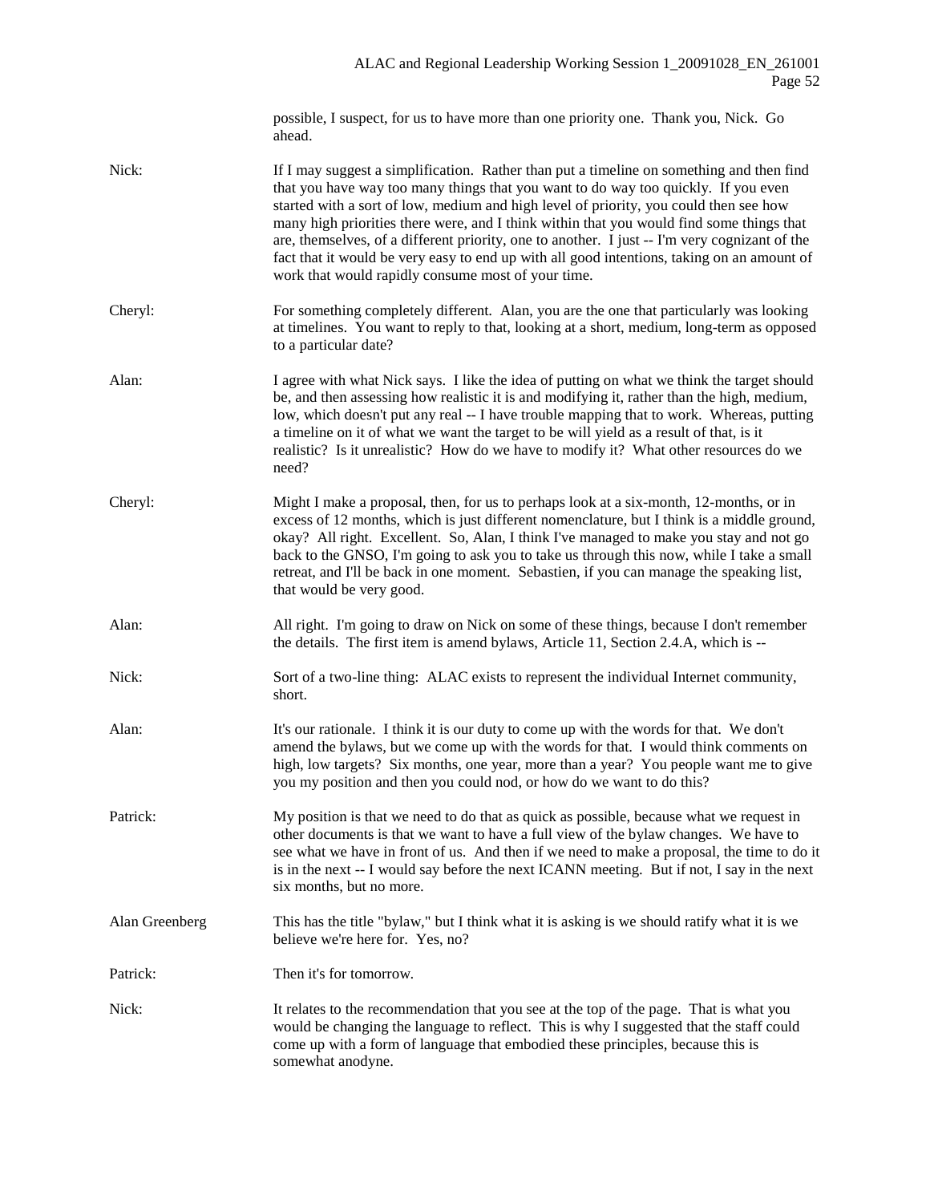possible, I suspect, for us to have more than one priority one. Thank you, Nick. Go ahead.

Nick: If I may suggest a simplification. Rather than put a timeline on something and then find that you have way too many things that you want to do way too quickly. If you even started with a sort of low, medium and high level of priority, you could then see how many high priorities there were, and I think within that you would find some things that are, themselves, of a different priority, one to another. I just -- I'm very cognizant of the fact that it would be very easy to end up with all good intentions, taking on an amount of work that would rapidly consume most of your time.

Cheryl: For something completely different. Alan, you are the one that particularly was looking at timelines. You want to reply to that, looking at a short, medium, long-term as opposed to a particular date?

Alan: I agree with what Nick says. I like the idea of putting on what we think the target should be, and then assessing how realistic it is and modifying it, rather than the high, medium, low, which doesn't put any real -- I have trouble mapping that to work. Whereas, putting a timeline on it of what we want the target to be will yield as a result of that, is it realistic? Is it unrealistic? How do we have to modify it? What other resources do we need?

Cheryl: Might I make a proposal, then, for us to perhaps look at a six-month, 12-months, or in excess of 12 months, which is just different nomenclature, but I think is a middle ground, okay? All right. Excellent. So, Alan, I think I've managed to make you stay and not go back to the GNSO, I'm going to ask you to take us through this now, while I take a small retreat, and I'll be back in one moment. Sebastien, if you can manage the speaking list, that would be very good.

Alan: All right. I'm going to draw on Nick on some of these things, because I don't remember the details. The first item is amend bylaws, Article 11, Section 2.4.A, which is --

Nick: Sort of a two-line thing: ALAC exists to represent the individual Internet community, short.

Alan: It's our rationale. I think it is our duty to come up with the words for that. We don't amend the bylaws, but we come up with the words for that. I would think comments on high, low targets? Six months, one year, more than a year? You people want me to give you my position and then you could nod, or how do we want to do this?

Patrick: My position is that we need to do that as quick as possible, because what we request in other documents is that we want to have a full view of the bylaw changes. We have to see what we have in front of us. And then if we need to make a proposal, the time to do it is in the next -- I would say before the next ICANN meeting. But if not, I say in the next six months, but no more.

Alan Greenberg This has the title "bylaw," but I think what it is asking is we should ratify what it is we believe we're here for. Yes, no?

Patrick: Then it's for tomorrow.

Nick: It relates to the recommendation that you see at the top of the page. That is what you would be changing the language to reflect. This is why I suggested that the staff could come up with a form of language that embodied these principles, because this is somewhat anodyne.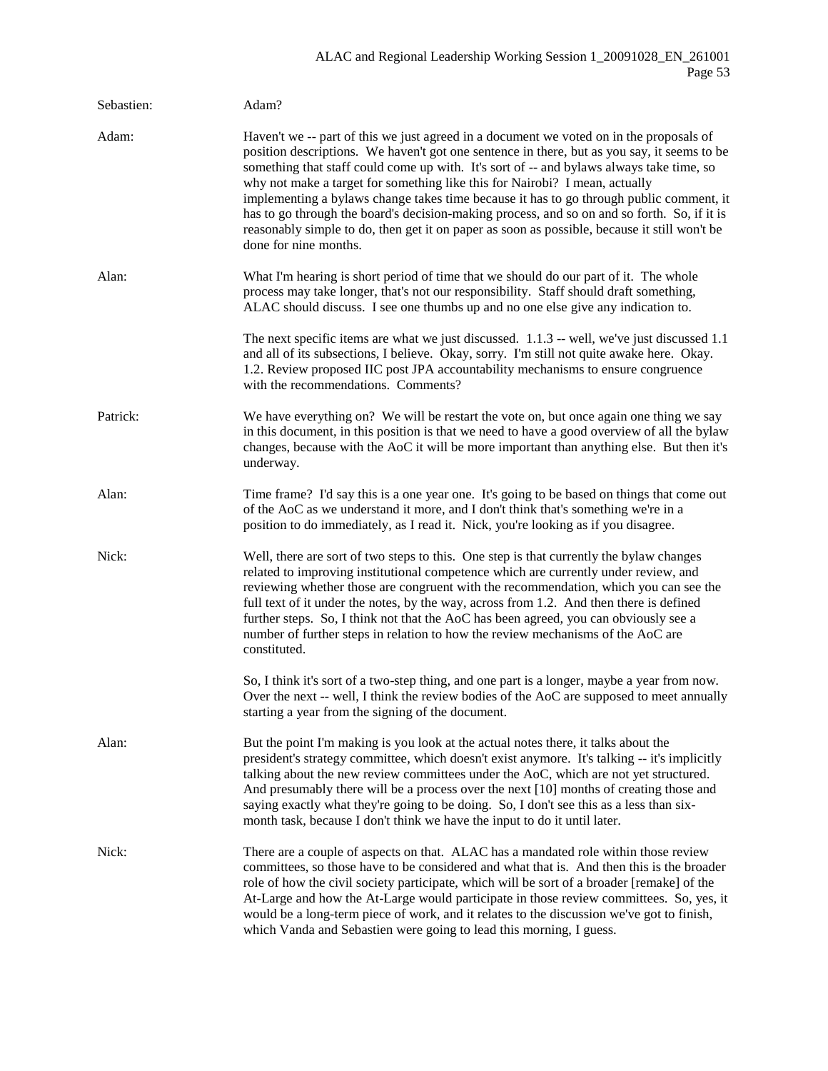Sebastien: Adam?

Adam: Haven't we -- part of this we just agreed in a document we voted on in the proposals of position descriptions. We haven't got one sentence in there, but as you say, it seems to be something that staff could come up with. It's sort of -- and bylaws always take time, so why not make a target for something like this for Nairobi? I mean, actually implementing a bylaws change takes time because it has to go through public comment, it has to go through the board's decision-making process, and so on and so forth. So, if it is reasonably simple to do, then get it on paper as soon as possible, because it still won't be done for nine months.

Alan: What I'm hearing is short period of time that we should do our part of it. The whole process may take longer, that's not our responsibility. Staff should draft something, ALAC should discuss. I see one thumbs up and no one else give any indication to.

The next specific items are what we just discussed. 1.1.3 -- well, we've just discussed 1.1 and all of its subsections, I believe. Okay, sorry. I'm still not quite awake here. Okay. 1.2. Review proposed IIC post JPA accountability mechanisms to ensure congruence with the recommendations. Comments?

Patrick: We have everything on? We will be restart the vote on, but once again one thing we say in this document, in this position is that we need to have a good overview of all the bylaw changes, because with the AoC it will be more important than anything else. But then it's underway.

Alan: Time frame? I'd say this is a one year one. It's going to be based on things that come out of the AoC as we understand it more, and I don't think that's something we're in a position to do immediately, as I read it. Nick, you're looking as if you disagree.

Nick: Well, there are sort of two steps to this. One step is that currently the bylaw changes related to improving institutional competence which are currently under review, and reviewing whether those are congruent with the recommendation, which you can see the full text of it under the notes, by the way, across from 1.2. And then there is defined further steps. So, I think not that the AoC has been agreed, you can obviously see a number of further steps in relation to how the review mechanisms of the AoC are constituted.

So, I think it's sort of a two-step thing, and one part is a longer, maybe a year from now. Over the next -- well, I think the review bodies of the AoC are supposed to meet annually starting a year from the signing of the document.

Alan: But the point I'm making is you look at the actual notes there, it talks about the president's strategy committee, which doesn't exist anymore. It's talking -- it's implicitly talking about the new review committees under the AoC, which are not yet structured. And presumably there will be a process over the next [10] months of creating those and saying exactly what they're going to be doing. So, I don't see this as a less than six-month task, because I don't think we have the input to do it until later.

Nick: There are a couple of aspects on that. ALAC has a mandated role within those review committees, so those have to be considered and what that is. And then this is the broader role of how the civil society participate, which will be sort of a broader [remake] of the At-Large and how the At-Large would participate in those review committees. So, yes, it would be a long-term piece of work, and it relates to the discussion we've got to finish, which Vanda and Sebastien were going to lead this morning, I guess.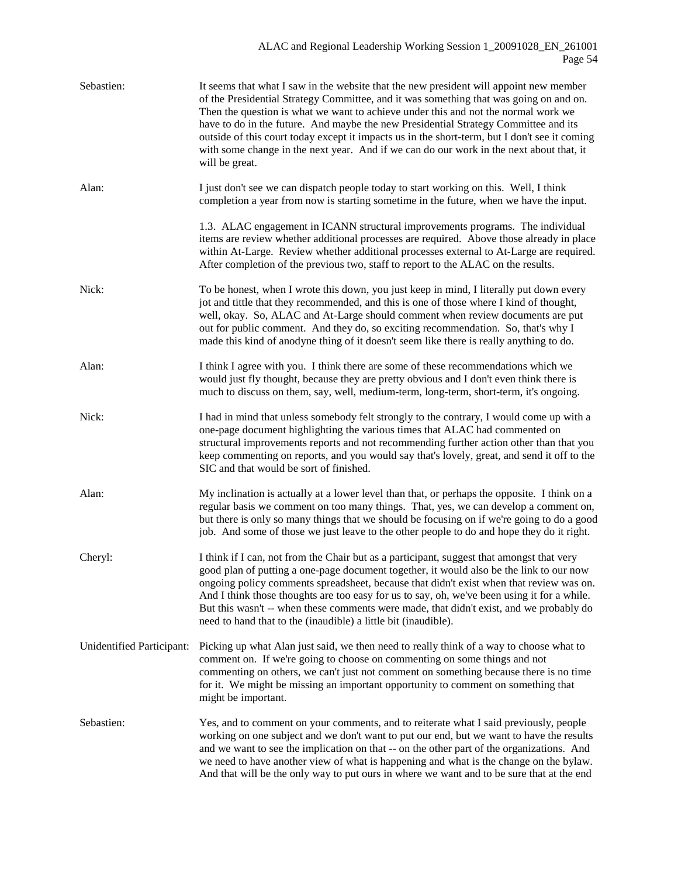Sebastien: It seems that what I saw in the website that the new president will appoint new member of the Presidential Strategy Committee, and it was something that was going on and on. Then the question is what we want to achieve under this and not the normal work we have to do in the future. And maybe the new Presidential Strategy Committee and its outside of this court today except it impacts us in the short-term, but I don't see it coming with some change in the next year. And if we can do our work in the next about that, it will be great.

Alan: I just don't see we can dispatch people today to start working on this. Well, I think completion a year from now is starting sometime in the future, when we have the input.

1.3. ALAC engagement in ICANN structural improvements programs. The individual items are review whether additional processes are required. Above those already in place within At-Large. Review whether additional processes external to At-Large are required. After completion of the previous two, staff to report to the ALAC on the results.

Nick: To be honest, when I wrote this down, you just keep in mind, I literally put down every jot and tittle that they recommended, and this is one of those where I kind of thought, well, okay. So, ALAC and At-Large should comment when review documents are put out for public comment. And they do, so exciting recommendation. So, that's why I made this kind of anodyne thing of it doesn't seem like there is really anything to do.

Alan: I think I agree with you. I think there are some of these recommendations which we would just fly thought, because they are pretty obvious and I don't even think there is much to discuss on them, say, well, medium-term, long-term, short-term, it's ongoing.

Nick: I had in mind that unless somebody felt strongly to the contrary, I would come up with a one-page document highlighting the various times that ALAC had commented on structural improvements reports and not recommending further action other than that you keep commenting on reports, and you would say that's lovely, great, and send it off to the SIC and that would be sort of finished.

Alan: My inclination is actually at a lower level than that, or perhaps the opposite. I think on a regular basis we comment on too many things. That, yes, we can develop a comment on, but there is only so many things that we should be focusing on if we're going to do a good job. And some of those we just leave to the other people to do and hope they do it right.

Cheryl: I think if I can, not from the Chair but as a participant, suggest that amongst that very good plan of putting a one-page document together, it would also be the link to our now ongoing policy comments spreadsheet, because that didn't exist when that review was on. And I think those thoughts are too easy for us to say, oh, we've been using it for a while. But this wasn't -- when these comments were made, that didn't exist, and we probably do need to hand that to the (inaudible) a little bit (inaudible).

Unidentified Participant: Picking up what Alan just said, we then need to really think of a way to choose what to comment on. If we're going to choose on commenting on some things and not commenting on others, we can't just not comment on something because there is no time for it. We might be missing an important opportunity to comment on something that might be important.

Sebastien: Yes, and to comment on your comments, and to reiterate what I said previously, people working on one subject and we don't want to put our end, but we want to have the results and we want to see the implication on that -- on the other part of the organizations. And we need to have another view of what is happening and what is the change on the bylaw. And that will be the only way to put ours in where we want and to be sure that at the end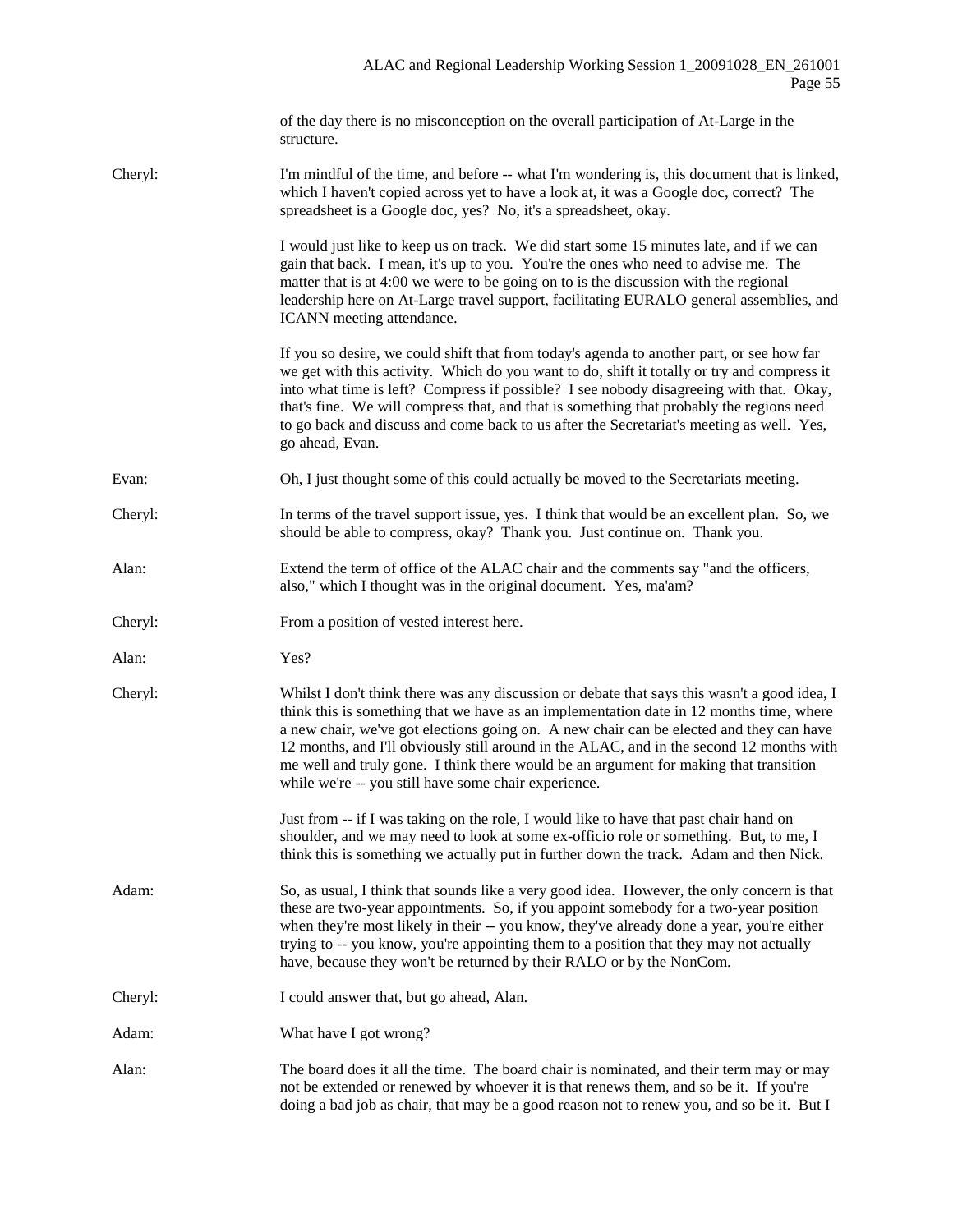of the day there is no misconception on the overall participation of At-Large in the structure.

Cheryl: I'm mindful of the time, and before -- what I'm wondering is, this document that is linked, which I haven't copied across yet to have a look at, it was a Google doc, correct? The spreadsheet is a Google doc, yes? No, it's a spreadsheet, okay.

I would just like to keep us on track. We did start some 15 minutes late, and if we can gain that back. I mean, it's up to you. You're the ones who need to advise me. The matter that is at 4:00 we were to be going on to is the discussion with the regional leadership here on At-Large travel support, facilitating EURALO general assemblies, and ICANN meeting attendance.

If you so desire, we could shift that from today's agenda to another part, or see how far we get with this activity. Which do you want to do, shift it totally or try and compress it into what time is left? Compress if possible? I see nobody disagreeing with that. Okay, that's fine. We will compress that, and that is something that probably the regions need to go back and discuss and come back to us after the Secretariat's meeting as well. Yes, go ahead, Evan.

Evan: Oh, I just thought some of this could actually be moved to the Secretariats meeting.

Cheryl: In terms of the travel support issue, yes. I think that would be an excellent plan. So, we should be able to compress, okay? Thank you. Just continue on. Thank you.

Alan: Extend the term of office of the ALAC chair and the comments say "and the officers, also," which I thought was in the original document. Yes, ma'am?

Cheryl: From a position of vested interest here.

Alan: Yes?

Cheryl: Whilst I don't think there was any discussion or debate that says this wasn't a good idea, I think this is something that we have as an implementation date in 12 months time, where a new chair, we've got elections going on. A new chair can be elected and they can have 12 months, and I'll obviously still around in the ALAC, and in the second 12 months with me well and truly gone. I think there would be an argument for making that transition while we're -- you still have some chair experience.

Just from -- if I was taking on the role, I would like to have that past chair hand on shoulder, and we may need to look at some ex-officio role or something. But, to me, I think this is something we actually put in further down the track. Adam and then Nick.

Adam: So, as usual, I think that sounds like a very good idea. However, the only concern is that these are two-year appointments. So, if you appoint somebody for a two-year position when they're most likely in their -- you know, they've already done a year, you're either trying to -- you know, you're appointing them to a position that they may not actually have, because they won't be returned by their RALO or by the NonCom.

Cheryl: I could answer that, but go ahead, Alan.

Adam: What have I got wrong?

Alan: The board does it all the time. The board chair is nominated, and their term may or may not be extended or renewed by whoever it is that renews them, and so be it. If you're doing a bad job as chair, that may be a good reason not to renew you, and so be it. But I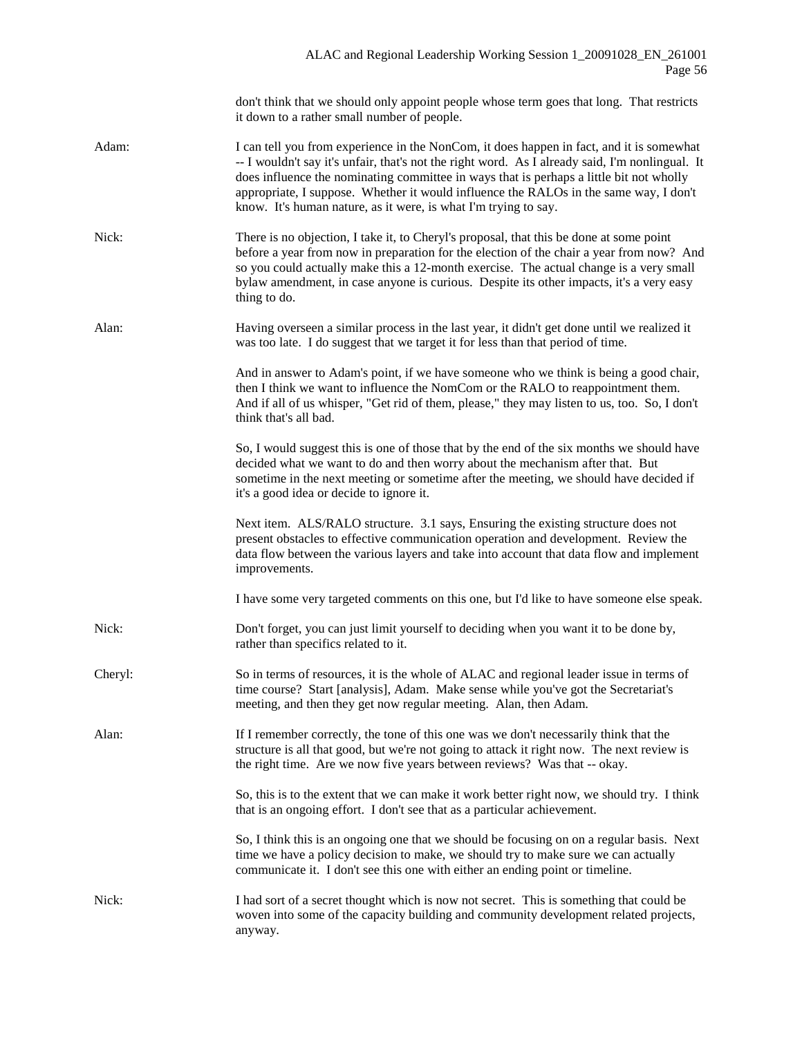don't think that we should only appoint people whose term goes that long. That restricts it down to a rather small number of people.

Adam: I can tell you from experience in the NonCom, it does happen in fact, and it is somewhat -- I wouldn't say it's unfair, that's not the right word. As I already said, I'm nonlingual. It does influence the nominating committee in ways that is perhaps a little bit not wholly appropriate, I suppose. Whether it would influence the RALOs in the same way, I don't know. It's human nature, as it were, is what I'm trying to say.

Nick: There is no objection, I take it, to Cheryl's proposal, that this be done at some point before a year from now in preparation for the election of the chair a year from now? And so you could actually make this a 12-month exercise. The actual change is a very small bylaw amendment, in case anyone is curious. Despite its other impacts, it's a very easy thing to do.

Alan: Having overseen a similar process in the last year, it didn't get done until we realized it was too late. I do suggest that we target it for less than that period of time.

And in answer to Adam's point, if we have someone who we think is being a good chair, then I think we want to influence the NomCom or the RALO to reappointment them. And if all of us whisper, "Get rid of them, please," they may listen to us, too. So, I don't think that's all bad.

So, I would suggest this is one of those that by the end of the six months we should have decided what we want to do and then worry about the mechanism after that. But sometime in the next meeting or sometime after the meeting, we should have decided if it's a good idea or decide to ignore it.

Next item. ALS/RALO structure. 3.1 says, Ensuring the existing structure does not present obstacles to effective communication operation and development. Review the data flow between the various layers and take into account that data flow and implement improvements.

I have some very targeted comments on this one, but I'd like to have someone else speak.

Nick: Don't forget, you can just limit yourself to deciding when you want it to be done by, rather than specifics related to it.

Cheryl: So in terms of resources, it is the whole of ALAC and regional leader issue in terms of time course? Start [analysis], Adam. Make sense while you've got the Secretariat's meeting, and then they get now regular meeting. Alan, then Adam.

Alan: If I remember correctly, the tone of this one was we don't necessarily think that the structure is all that good, but we're not going to attack it right now. The next review is the right time. Are we now five years between reviews? Was that -- okay.

So, this is to the extent that we can make it work better right now, we should try. I think that is an ongoing effort. I don't see that as a particular achievement.

So, I think this is an ongoing one that we should be focusing on on a regular basis. Next time we have a policy decision to make, we should try to make sure we can actually communicate it. I don't see this one with either an ending point or timeline.

Nick: I had sort of a secret thought which is now not secret. This is something that could be woven into some of the capacity building and community development related projects, anyway.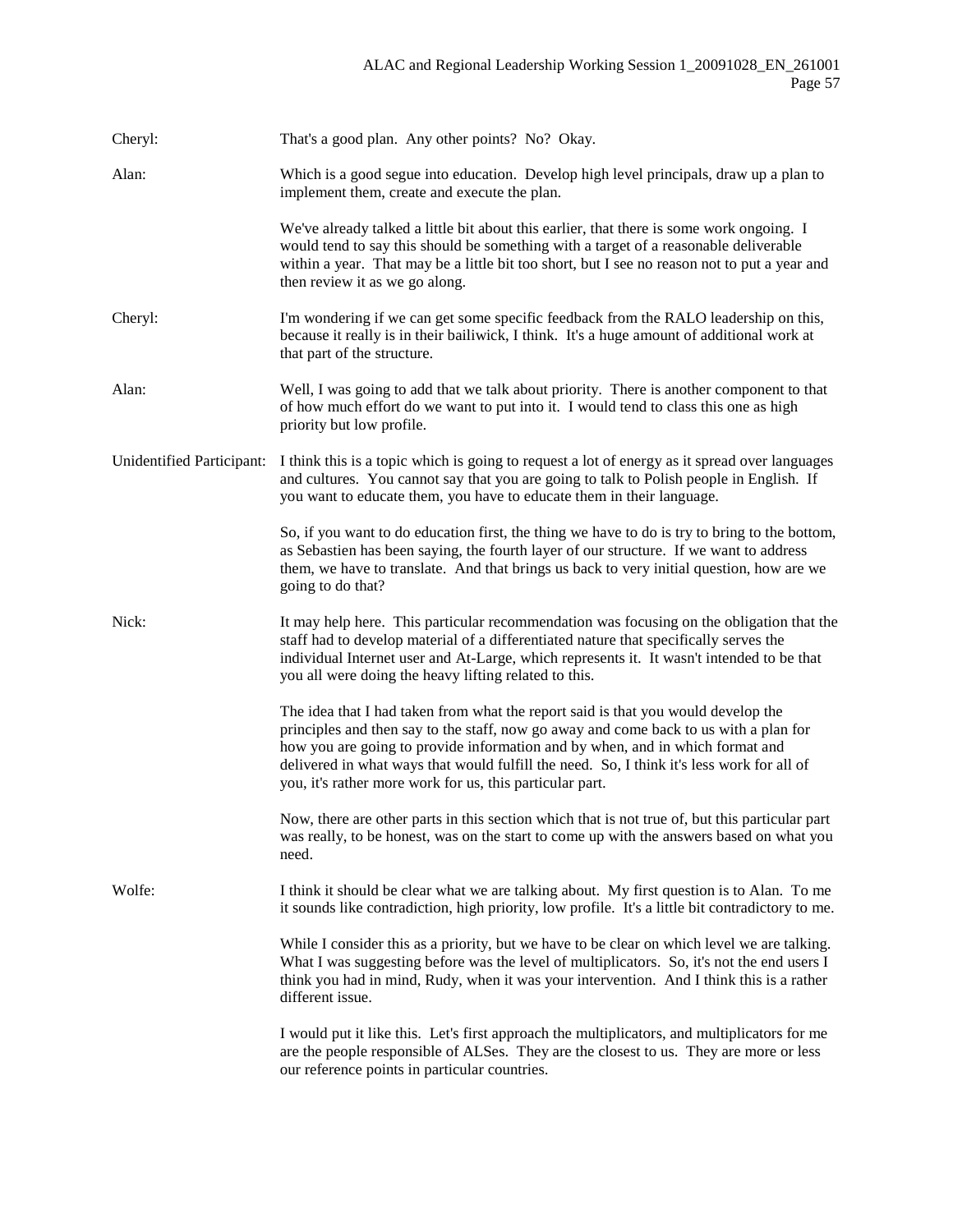Cheryl: That's a good plan. Any other points? No? Okay.

Alan: Which is a good segue into education. Develop high level principals, draw up a plan to implement them, create and execute the plan.

We've already talked a little bit about this earlier, that there is some work ongoing. I would tend to say this should be something with a target of a reasonable deliverable within a year. That may be a little bit too short, but I see no reason not to put a year and then review it as we go along.

Cheryl: I'm wondering if we can get some specific feedback from the RALO leadership on this, because it really is in their bailiwick, I think. It's a huge amount of additional work at that part of the structure.

Alan: Well, I was going to add that we talk about priority. There is another component to that of how much effort do we want to put into it. I would tend to class this one as high priority but low profile.

Unidentified Participant: I think this is a topic which is going to request a lot of energy as it spread over languages and cultures. You cannot say that you are going to talk to Polish people in English. If you want to educate them, you have to educate them in their language.

So, if you want to do education first, the thing we have to do is try to bring to the bottom, as Sebastien has been saying, the fourth layer of our structure. If we want to address them, we have to translate. And that brings us back to very initial question, how are we going to do that?

Nick: It may help here. This particular recommendation was focusing on the obligation that the staff had to develop material of a differentiated nature that specifically serves the individual Internet user and At-Large, which represents it. It wasn't intended to be that you all were doing the heavy lifting related to this.

The idea that I had taken from what the report said is that you would develop the principles and then say to the staff, now go away and come back to us with a plan for how you are going to provide information and by when, and in which format and delivered in what ways that would fulfill the need. So, I think it's less work for all of you, it's rather more work for us, this particular part.

Now, there are other parts in this section which that is not true of, but this particular part was really, to be honest, was on the start to come up with the answers based on what you need.

Wolfe: I think it should be clear what we are talking about. My first question is to Alan. To me it sounds like contradiction, high priority, low profile. It's a little bit contradictory to me.

While I consider this as a priority, but we have to be clear on which level we are talking. What I was suggesting before was the level of multiplicators. So, it's not the end users I think you had in mind, Rudy, when it was your intervention. And I think this is a rather different issue.

I would put it like this. Let's first approach the multiplicators, and multiplicators for me are the people responsible of ALSes. They are the closest to us. They are more or less our reference points in particular countries.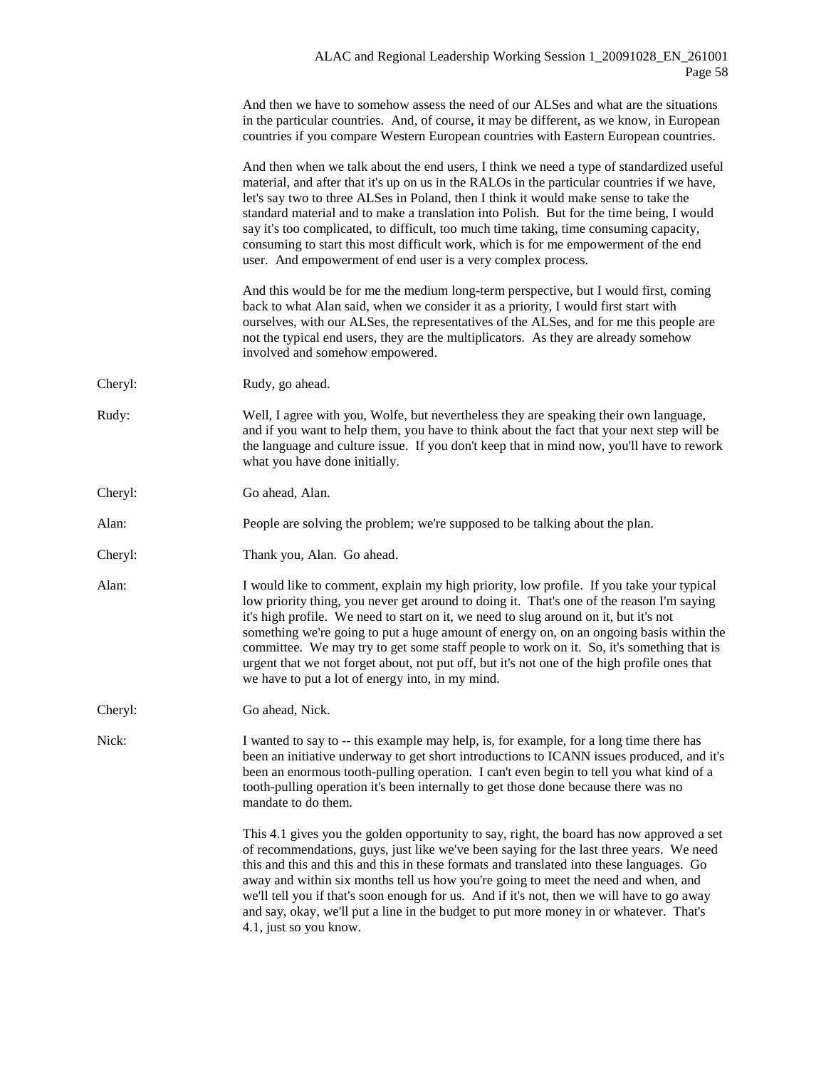And then we have to somehow assess the need of our ALSes and what are the situations in the particular countries. And, of course, it may be different, as we know, in European countries if you compare Western European countries with Eastern European countries.

And then when we talk about the end users, I think we need a type of standardized useful material, and after that it's up on us in the RALOs in the particular countries if we have, let's say two to three ALSes in Poland, then I think it would make sense to take the standard material and to make a translation into Polish. But for the time being, I would say it's too complicated, to difficult, too much time taking, time consuming capacity, consuming to start this most difficult work, which is for me empowerment of the end user. And empowerment of end user is a very complex process.

And this would be for me the medium long-term perspective, but I would first, coming back to what Alan said, when we consider it as a priority, I would first start with ourselves, with our ALSes, the representatives of the ALSes, and for me this people are not the typical end users, they are the multiplicators. As they are already somehow involved and somehow empowered.

Cheryl: Rudy, go ahead.

Rudy: Well, I agree with you, Wolfe, but nevertheless they are speaking their own language, and if you want to help them, you have to think about the fact that your next step will be the language and culture issue. If you don't keep that in mind now, you'll have to rework what you have done initially.

Cheryl: Go ahead, Alan.

Alan: People are solving the problem; we're supposed to be talking about the plan.

Cheryl: Thank you, Alan. Go ahead.

Alan: I would like to comment, explain my high priority, low profile. If you take your typical low priority thing, you never get around to doing it. That's one of the reason I'm saying it's high profile. We need to start on it, we need to slug around on it, but it's not something we're going to put a huge amount of energy on, on an ongoing basis within the committee. We may try to get some staff people to work on it. So, it's something that is urgent that we not forget about, not put off, but it's not one of the high profile ones that we have to put a lot of energy into, in my mind.

Cheryl: Go ahead, Nick.

Nick: I wanted to say to -- this example may help, is, for example, for a long time there has been an initiative underway to get short introductions to ICANN issues produced, and it's been an enormous tooth-pulling operation. I can't even begin to tell you what kind of a tooth-pulling operation it's been internally to get those done because there was no mandate to do them.

This 4.1 gives you the golden opportunity to say, right, the board has now approved a set of recommendations, guys, just like we've been saying for the last three years. We need this and this and this and this in these formats and translated into these languages. Go away and within six months tell us how you're going to meet the need and when, and we'll tell you if that's soon enough for us. And if it's not, then we will have to go away and say, okay, we'll put a line in the budget to put more money in or whatever. That's 4.1, just so you know.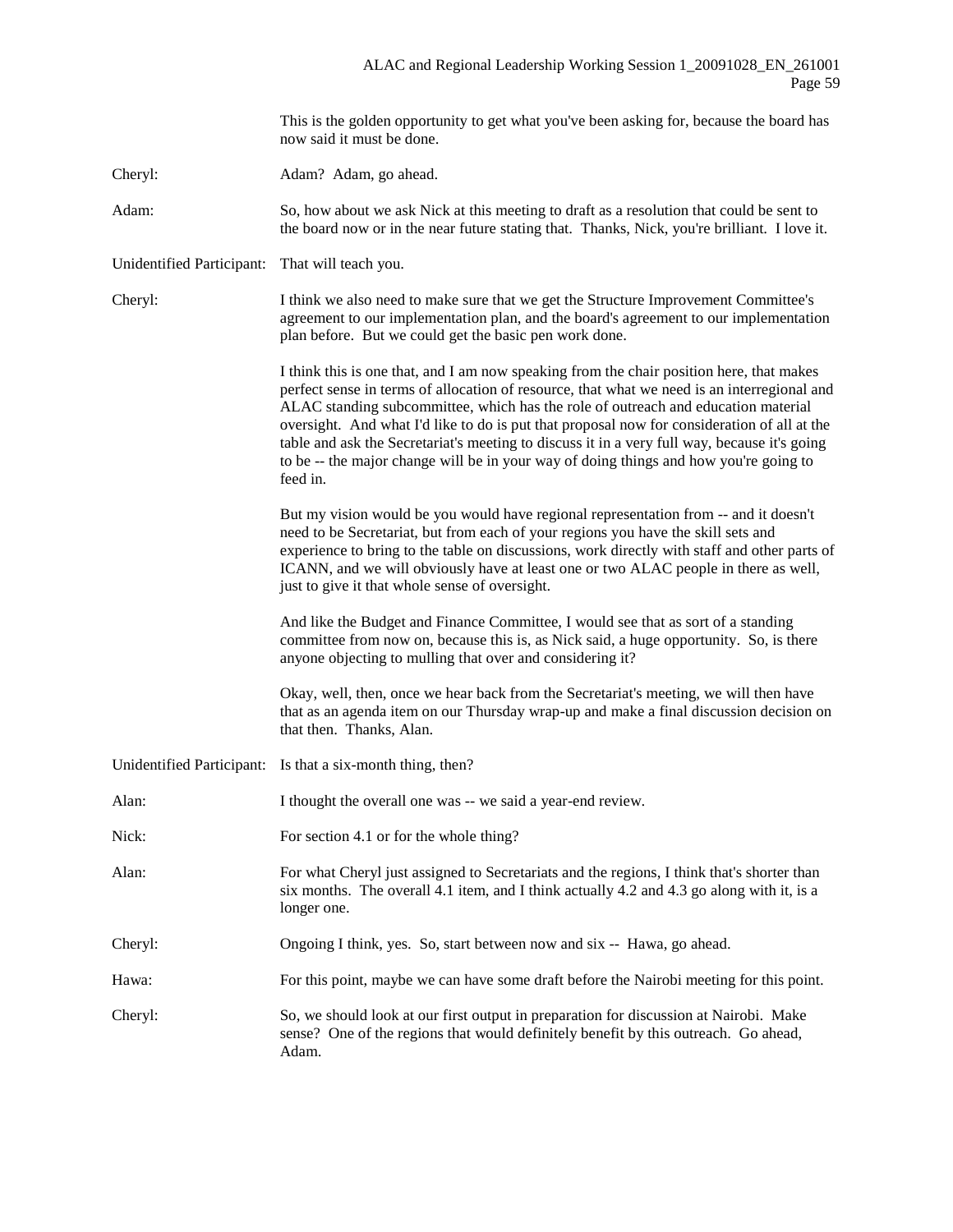This is the golden opportunity to get what you've been asking for, because the board has now said it must be done.

Cheryl: Adam? Adam, go ahead.

Adam: So, how about we ask Nick at this meeting to draft as a resolution that could be sent to the board now or in the near future stating that. Thanks, Nick, you're brilliant. I love it.

Unidentified Participant: That will teach you.

Cheryl: I think we also need to make sure that we get the Structure Improvement Committee's agreement to our implementation plan, and the board's agreement to our implementation plan before. But we could get the basic pen work done.

I think this is one that, and I am now speaking from the chair position here, that makes perfect sense in terms of allocation of resource, that what we need is an interregional and ALAC standing subcommittee, which has the role of outreach and education material oversight. And what I'd like to do is put that proposal now for consideration of all at the table and ask the Secretariat's meeting to discuss it in a very full way, because it's going to be -- the major change will be in your way of doing things and how you're going to feed in.

But my vision would be you would have regional representation from -- and it doesn't need to be Secretariat, but from each of your regions you have the skill sets and experience to bring to the table on discussions, work directly with staff and other parts of ICANN, and we will obviously have at least one or two ALAC people in there as well, just to give it that whole sense of oversight.

And like the Budget and Finance Committee, I would see that as sort of a standing committee from now on, because this is, as Nick said, a huge opportunity. So, is there anyone objecting to mulling that over and considering it?

Okay, well, then, once we hear back from the Secretariat's meeting, we will then have that as an agenda item on our Thursday wrap-up and make a final discussion decision on that then. Thanks, Alan.

Unidentified Participant: Is that a six-month thing, then?

Alan: I thought the overall one was -- we said a year-end review.

Nick: For section 4.1 or for the whole thing?

Alan: For what Cheryl just assigned to Secretariats and the regions, I think that's shorter than six months. The overall 4.1 item, and I think actually 4.2 and 4.3 go along with it, is a longer one.

Cheryl: Ongoing I think, yes. So, start between now and six -- Hawa, go ahead.

Hawa: For this point, maybe we can have some draft before the Nairobi meeting for this point.

Cheryl: So, we should look at our first output in preparation for discussion at Nairobi. Make sense? One of the regions that would definitely benefit by this outreach. Go ahead, Adam.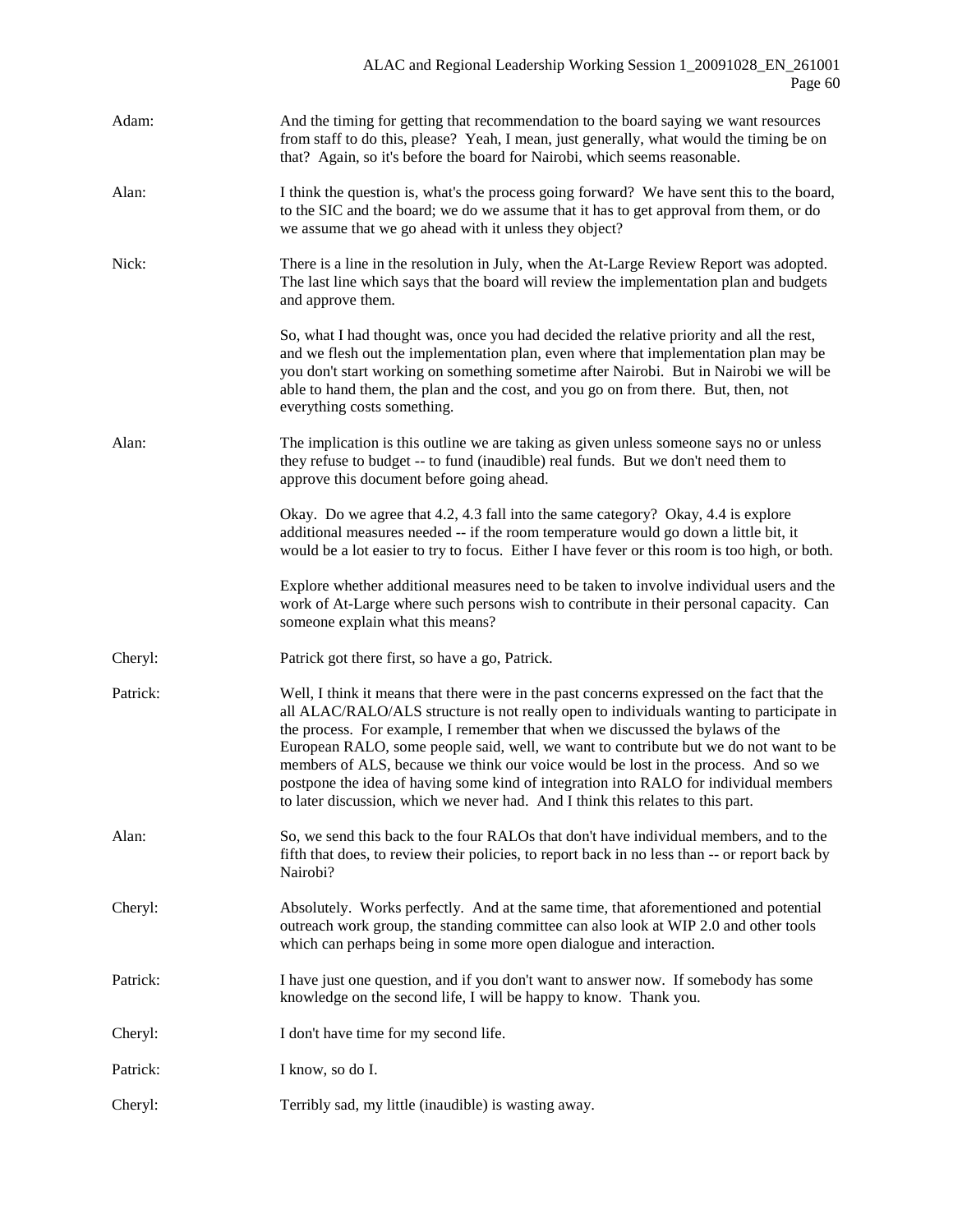Adam: And the timing for getting that recommendation to the board saying we want resources from staff to do this, please? Yeah, I mean, just generally, what would the timing be on that? Again, so it's before the board for Nairobi, which seems reasonable.

Alan: I think the question is, what's the process going forward? We have sent this to the board, to the SIC and the board; we do we assume that it has to get approval from them, or do we assume that we go ahead with it unless they object?

Nick: There is a line in the resolution in July, when the At-Large Review Report was adopted. The last line which says that the board will review the implementation plan and budgets and approve them.

So, what I had thought was, once you had decided the relative priority and all the rest, and we flesh out the implementation plan, even where that implementation plan may be you don't start working on something sometime after Nairobi. But in Nairobi we will be able to hand them, the plan and the cost, and you go on from there. But, then, not everything costs something.

Alan: The implication is this outline we are taking as given unless someone says no or unless they refuse to budget -- to fund (inaudible) real funds. But we don't need them to approve this document before going ahead.

Okay. Do we agree that 4.2, 4.3 fall into the same category? Okay, 4.4 is explore additional measures needed -- if the room temperature would go down a little bit, it would be a lot easier to try to focus. Either I have fever or this room is too high, or both.

Explore whether additional measures need to be taken to involve individual users and the work of At-Large where such persons wish to contribute in their personal capacity. Can someone explain what this means?

Cheryl: Patrick got there first, so have a go, Patrick.

Patrick: Well, I think it means that there were in the past concerns expressed on the fact that the all ALAC/RALO/ALS structure is not really open to individuals wanting to participate in the process. For example, I remember that when we discussed the bylaws of the European RALO, some people said, well, we want to contribute but we do not want to be members of ALS, because we think our voice would be lost in the process. And so we postpone the idea of having some kind of integration into RALO for individual members to later discussion, which we never had. And I think this relates to this part.

Alan: So, we send this back to the four RALOs that don't have individual members, and to the fifth that does, to review their policies, to report back in no less than -- or report back by Nairobi?

Cheryl: Absolutely. Works perfectly. And at the same time, that aforementioned and potential outreach work group, the standing committee can also look at WIP 2.0 and other tools which can perhaps being in some more open dialogue and interaction.

Patrick: I have just one question, and if you don't want to answer now. If somebody has some knowledge on the second life, I will be happy to know. Thank you.

Cheryl: I don't have time for my second life.

Patrick: I know, so do I.

Cheryl: Terribly sad, my little (inaudible) is wasting away.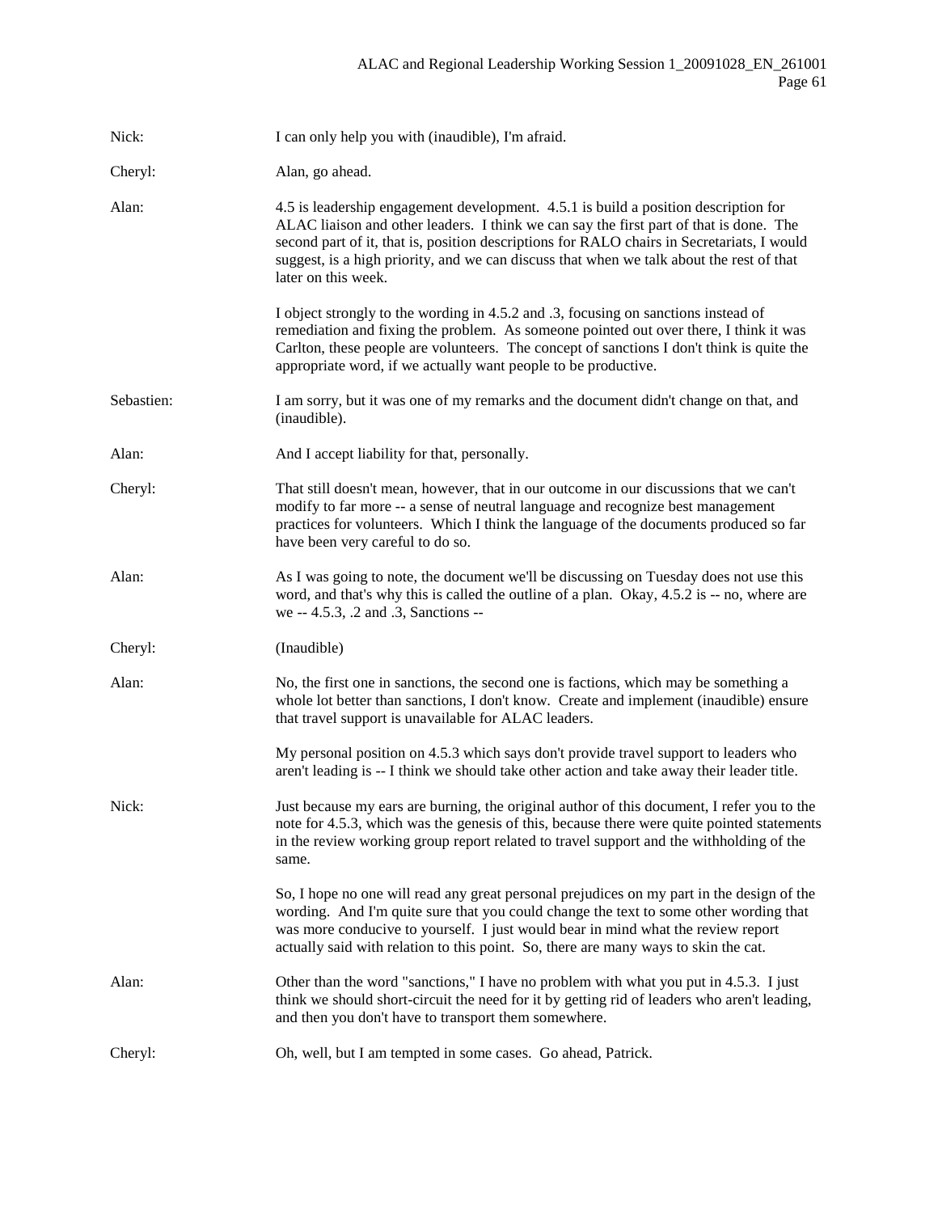Nick: I can only help you with (inaudible), I'm afraid.

Cheryl: Alan, go ahead.

Alan: 4.5 is leadership engagement development. 4.5.1 is build a position description for ALAC liaison and other leaders. I think we can say the first part of that is done. The second part of it, that is, position descriptions for RALO chairs in Secretariats, I would suggest, is a high priority, and we can discuss that when we talk about the rest of that later on this week.

I object strongly to the wording in 4.5.2 and .3, focusing on sanctions instead of remediation and fixing the problem. As someone pointed out over there, I think it was Carlton, these people are volunteers. The concept of sanctions I don't think is quite the appropriate word, if we actually want people to be productive.

Sebastien: I am sorry, but it was one of my remarks and the document didn't change on that, and (inaudible).

Alan: And I accept liability for that, personally.

Cheryl: That still doesn't mean, however, that in our outcome in our discussions that we can't modify to far more -- a sense of neutral language and recognize best management practices for volunteers. Which I think the language of the documents produced so far have been very careful to do so.

Alan: As I was going to note, the document we'll be discussing on Tuesday does not use this word, and that's why this is called the outline of a plan. Okay, 4.5.2 is -- no, where are we -- 4.5.3, .2 and .3, Sanctions --

Cheryl: (Inaudible)

Alan: No, the first one in sanctions, the second one is factions, which may be something a whole lot better than sanctions, I don't know. Create and implement (inaudible) ensure that travel support is unavailable for ALAC leaders.

My personal position on 4.5.3 which says don't provide travel support to leaders who aren't leading is -- I think we should take other action and take away their leader title.

Nick: Just because my ears are burning, the original author of this document, I refer you to the note for 4.5.3, which was the genesis of this, because there were quite pointed statements in the review working group report related to travel support and the withholding of the same.

So, I hope no one will read any great personal prejudices on my part in the design of the wording. And I'm quite sure that you could change the text to some other wording that was more conducive to yourself. I just would bear in mind what the review report actually said with relation to this point. So, there are many ways to skin the cat.

Alan: Other than the word "sanctions," I have no problem with what you put in 4.5.3. I just think we should short-circuit the need for it by getting rid of leaders who aren't leading, and then you don't have to transport them somewhere.

Cheryl: Oh, well, but I am tempted in some cases. Go ahead, Patrick.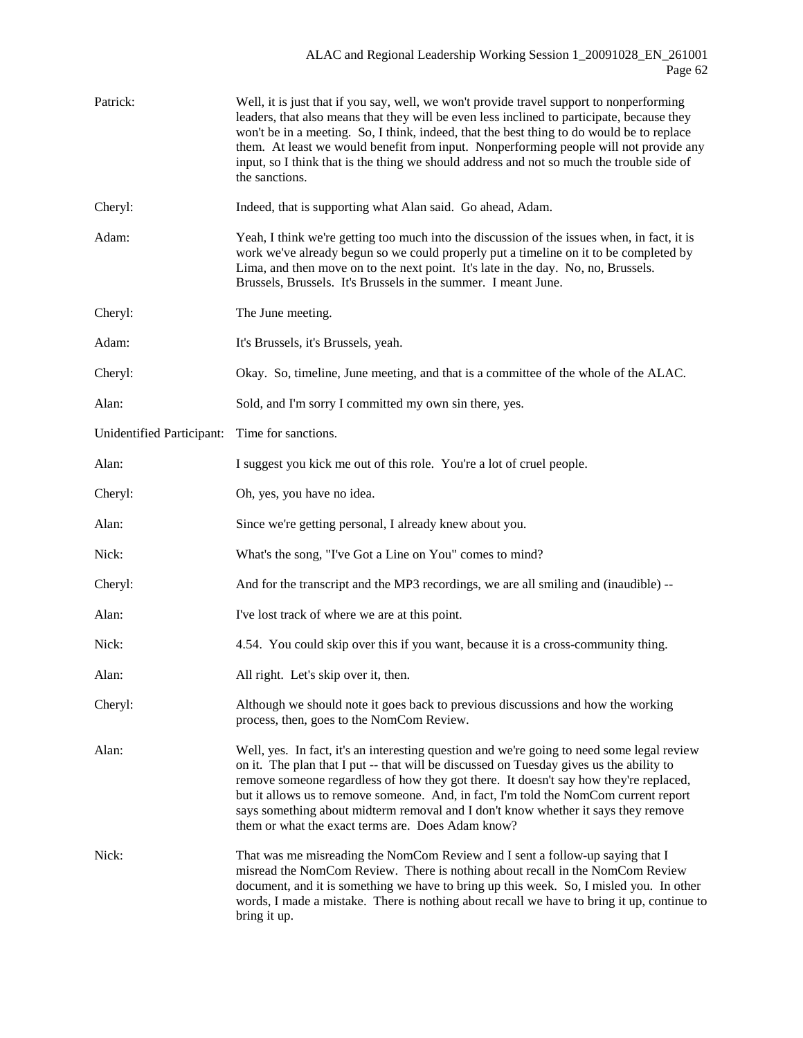Patrick: Well, it is just that if you say, well, we won't provide travel support to nonperforming leaders, that also means that they will be even less inclined to participate, because they won't be in a meeting. So, I think, indeed, that the best thing to do would be to replace them. At least we would benefit from input. Nonperforming people will not provide any input, so I think that is the thing we should address and not so much the trouble side of the sanctions.

Cheryl: Indeed, that is supporting what Alan said. Go ahead, Adam.

Adam: Yeah, I think we're getting too much into the discussion of the issues when, in fact, it is work we've already begun so we could properly put a timeline on it to be completed by Lima, and then move on to the next point. It's late in the day. No, no, Brussels. Brussels, Brussels. It's Brussels in the summer. I meant June.

Cheryl: The June meeting.

Adam: It's Brussels, it's Brussels, yeah.

Cheryl: Okay. So, timeline, June meeting, and that is a committee of the whole of the ALAC.

Alan: Sold, and I'm sorry I committed my own sin there, yes.

Unidentified Participant: Time for sanctions.

Alan: I suggest you kick me out of this role. You're a lot of cruel people.

Cheryl: Oh, yes, you have no idea.

Alan: Since we're getting personal, I already knew about you.

Nick: What's the song, "I've Got a Line on You" comes to mind?

Cheryl: And for the transcript and the MP3 recordings, we are all smiling and (inaudible) --

Alan: I've lost track of where we are at this point.

Nick: 4.54. You could skip over this if you want, because it is a cross-community thing.

Alan: All right. Let's skip over it, then.

Cheryl: Although we should note it goes back to previous discussions and how the working process, then, goes to the NomCom Review.

Alan: Well, yes. In fact, it's an interesting question and we're going to need some legal review on it. The plan that I put -- that will be discussed on Tuesday gives us the ability to remove someone regardless of how they got there. It doesn't say how they're replaced, but it allows us to remove someone. And, in fact, I'm told the NomCom current report says something about midterm removal and I don't know whether it says they remove them or what the exact terms are. Does Adam know?

Nick: That was me misreading the NomCom Review and I sent a follow-up saying that I misread the NomCom Review. There is nothing about recall in the NomCom Review document, and it is something we have to bring up this week. So, I misled you. In other words, I made a mistake. There is nothing about recall we have to bring it up, continue to bring it up.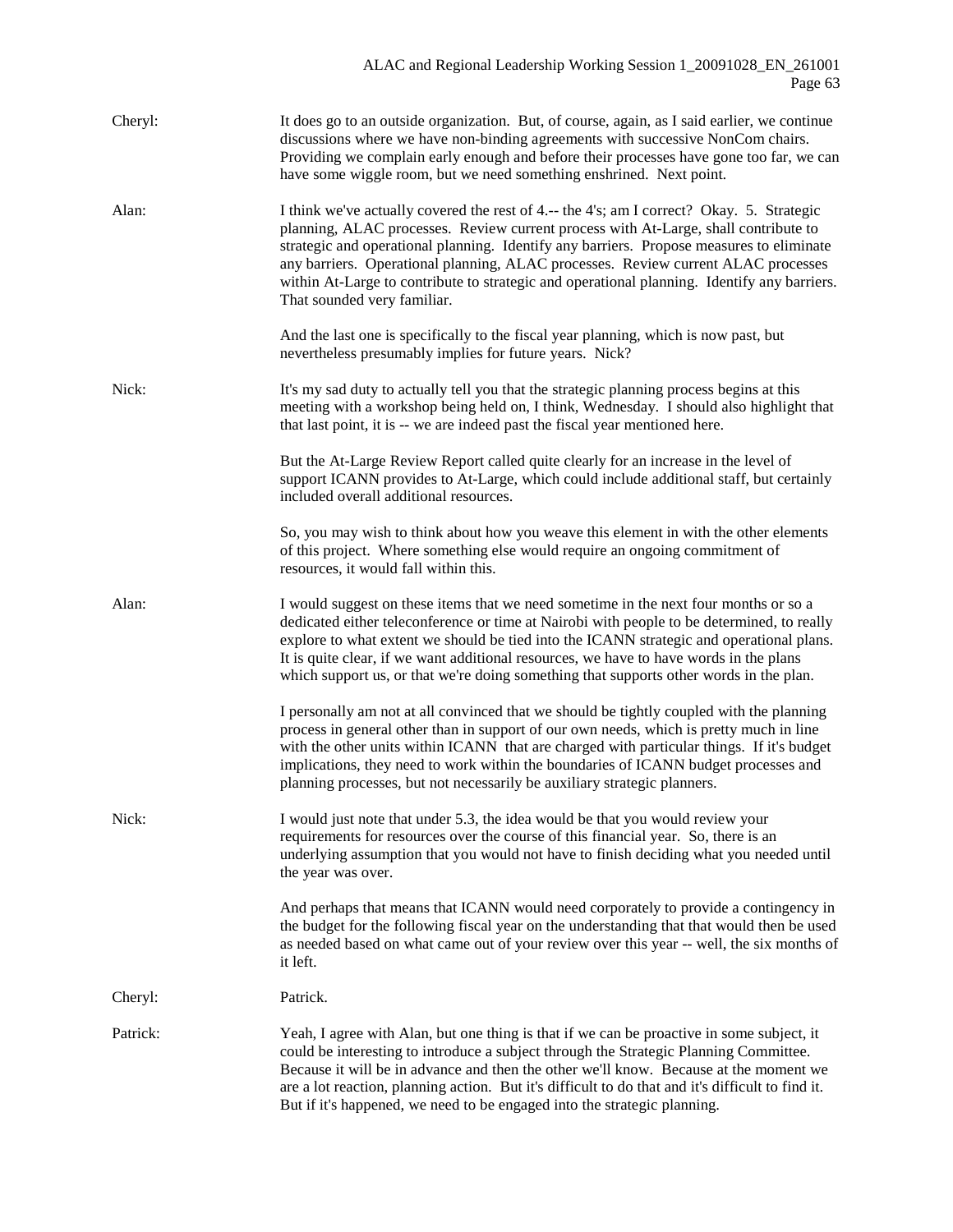Cheryl: It does go to an outside organization. But, of course, again, as I said earlier, we continue discussions where we have non-binding agreements with successive NonCom chairs. Providing we complain early enough and before their processes have gone too far, we can have some wiggle room, but we need something enshrined. Next point.

Alan: I think we've actually covered the rest of 4.-- the 4's; am I correct? Okay. 5. Strategic planning, ALAC processes. Review current process with At-Large, shall contribute to strategic and operational planning. Identify any barriers. Propose measures to eliminate any barriers. Operational planning, ALAC processes. Review current ALAC processes within At-Large to contribute to strategic and operational planning. Identify any barriers. That sounded very familiar.

And the last one is specifically to the fiscal year planning, which is now past, but nevertheless presumably implies for future years. Nick?

Nick: It's my sad duty to actually tell you that the strategic planning process begins at this meeting with a workshop being held on, I think, Wednesday. I should also highlight that that last point, it is -- we are indeed past the fiscal year mentioned here.

But the At-Large Review Report called quite clearly for an increase in the level of support ICANN provides to At-Large, which could include additional staff, but certainly included overall additional resources.

So, you may wish to think about how you weave this element in with the other elements of this project. Where something else would require an ongoing commitment of resources, it would fall within this.

Alan: I would suggest on these items that we need sometime in the next four months or so a dedicated either teleconference or time at Nairobi with people to be determined, to really explore to what extent we should be tied into the ICANN strategic and operational plans. It is quite clear, if we want additional resources, we have to have words in the plans which support us, or that we're doing something that supports other words in the plan.

I personally am not at all convinced that we should be tightly coupled with the planning process in general other than in support of our own needs, which is pretty much in line with the other units within ICANN that are charged with particular things. If it's budget implications, they need to work within the boundaries of ICANN budget processes and planning processes, but not necessarily be auxiliary strategic planners.

Nick: I would just note that under 5.3, the idea would be that you would review your requirements for resources over the course of this financial year. So, there is an underlying assumption that you would not have to finish deciding what you needed until the year was over.

And perhaps that means that ICANN would need corporately to provide a contingency in the budget for the following fiscal year on the understanding that that would then be used as needed based on what came out of your review over this year -- well, the six months of it left.

Cheryl: Patrick.

Patrick: Yeah, I agree with Alan, but one thing is that if we can be proactive in some subject, it could be interesting to introduce a subject through the Strategic Planning Committee. Because it will be in advance and then the other we'll know. Because at the moment we are a lot reaction, planning action. But it's difficult to do that and it's difficult to find it. But if it's happened, we need to be engaged into the strategic planning.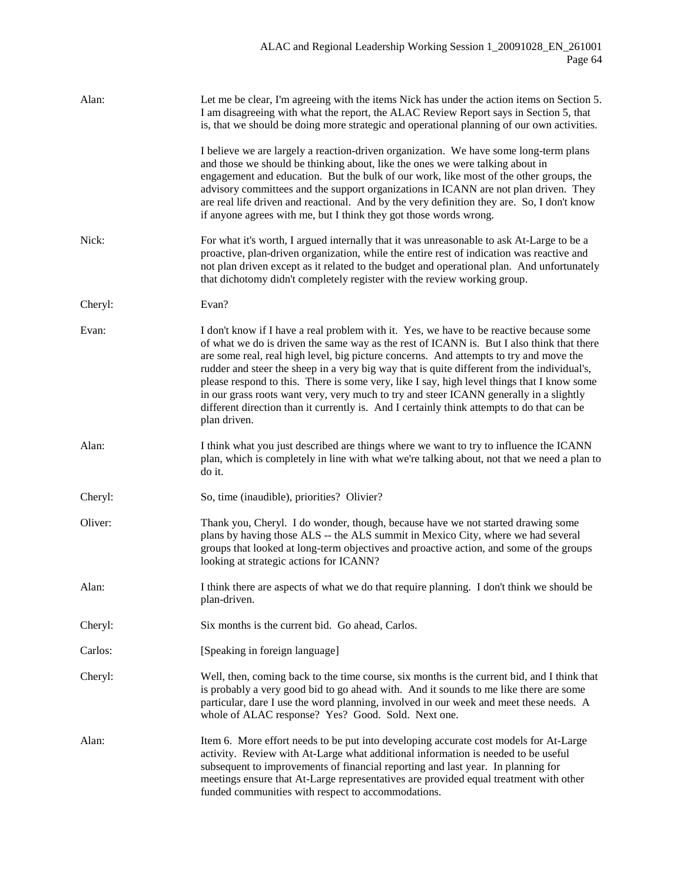Alan: Let me be clear, I'm agreeing with the items Nick has under the action items on Section 5. I am disagreeing with what the report, the ALAC Review Report says in Section 5, that is, that we should be doing more strategic and operational planning of our own activities.

I believe we are largely a reaction-driven organization. We have some long-term plans and those we should be thinking about, like the ones we were talking about in engagement and education. But the bulk of our work, like most of the other groups, the advisory committees and the support organizations in ICANN are not plan driven. They are real life driven and reactional. And by the very definition they are. So, I don't know if anyone agrees with me, but I think they got those words wrong.

Nick: For what it's worth, I argued internally that it was unreasonable to ask At-Large to be a proactive, plan-driven organization, while the entire rest of indication was reactive and not plan driven except as it related to the budget and operational plan. And unfortunately that dichotomy didn't completely register with the review working group.

Cheryl: Evan?

Evan: I don't know if I have a real problem with it. Yes, we have to be reactive because some of what we do is driven the same way as the rest of ICANN is. But I also think that there are some real, real high level, big picture concerns. And attempts to try and move the rudder and steer the sheep in a very big way that is quite different from the individual's, please respond to this. There is some very, like I say, high level things that I know some in our grass roots want very, very much to try and steer ICANN generally in a slightly different direction than it currently is. And I certainly think attempts to do that can be plan driven.

Alan: I think what you just described are things where we want to try to influence the ICANN plan, which is completely in line with what we're talking about, not that we need a plan to do it.

Cheryl: So, time (inaudible), priorities? Olivier?

Oliver: Thank you, Cheryl. I do wonder, though, because have we not started drawing some plans by having those ALS -- the ALS summit in Mexico City, where we had several groups that looked at long-term objectives and proactive action, and some of the groups looking at strategic actions for ICANN?

Alan: I think there are aspects of what we do that require planning. I don't think we should be plan-driven.

Cheryl: Six months is the current bid. Go ahead, Carlos.

Carlos: [Speaking in foreign language]

Cheryl: Well, then, coming back to the time course, six months is the current bid, and I think that is probably a very good bid to go ahead with. And it sounds to me like there are some particular, dare I use the word planning, involved in our week and meet these needs. A whole of ALAC response? Yes? Good. Sold. Next one.

Alan: Item 6. More effort needs to be put into developing accurate cost models for At-Large activity. Review with At-Large what additional information is needed to be useful subsequent to improvements of financial reporting and last year. In planning for meetings ensure that At-Large representatives are provided equal treatment with other funded communities with respect to accommodations.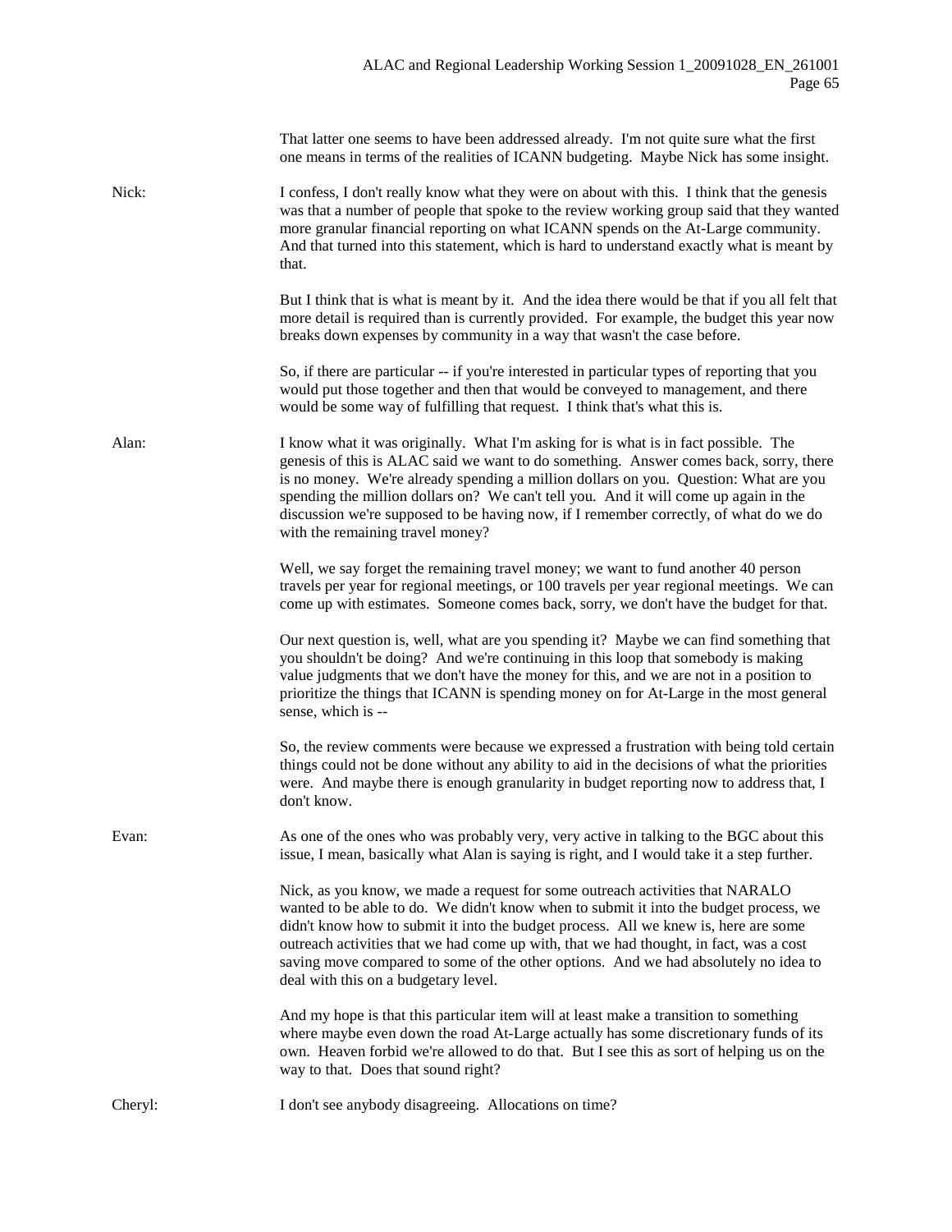That latter one seems to have been addressed already. I'm not quite sure what the first one means in terms of the realities of ICANN budgeting. Maybe Nick has some insight.

Nick: I confess, I don't really know what they were on about with this. I think that the genesis was that a number of people that spoke to the review working group said that they wanted more granular financial reporting on what ICANN spends on the At-Large community. And that turned into this statement, which is hard to understand exactly what is meant by that.

But I think that is what is meant by it. And the idea there would be that if you all felt that more detail is required than is currently provided. For example, the budget this year now breaks down expenses by community in a way that wasn't the case before.

So, if there are particular -- if you're interested in particular types of reporting that you would put those together and then that would be conveyed to management, and there would be some way of fulfilling that request. I think that's what this is.

Alan: I know what it was originally. What I'm asking for is what is in fact possible. The genesis of this is ALAC said we want to do something. Answer comes back, sorry, there is no money. We're already spending a million dollars on you. Question: What are you spending the million dollars on? We can't tell you. And it will come up again in the discussion we're supposed to be having now, if I remember correctly, of what do we do with the remaining travel money?

Well, we say forget the remaining travel money; we want to fund another 40 person travels per year for regional meetings, or 100 travels per year regional meetings. We can come up with estimates. Someone comes back, sorry, we don't have the budget for that.

Our next question is, well, what are you spending it? Maybe we can find something that you shouldn't be doing? And we're continuing in this loop that somebody is making value judgments that we don't have the money for this, and we are not in a position to prioritize the things that ICANN is spending money on for At-Large in the most general sense, which is --

So, the review comments were because we expressed a frustration with being told certain things could not be done without any ability to aid in the decisions of what the priorities were. And maybe there is enough granularity in budget reporting now to address that, I don't know.

Evan: As one of the ones who was probably very, very active in talking to the BGC about this issue, I mean, basically what Alan is saying is right, and I would take it a step further.

Nick, as you know, we made a request for some outreach activities that NARALO wanted to be able to do. We didn't know when to submit it into the budget process, we didn't know how to submit it into the budget process. All we knew is, here are some outreach activities that we had come up with, that we had thought, in fact, was a cost saving move compared to some of the other options. And we had absolutely no idea to deal with this on a budgetary level.

And my hope is that this particular item will at least make a transition to something where maybe even down the road At-Large actually has some discretionary funds of its own. Heaven forbid we're allowed to do that. But I see this as sort of helping us on the way to that. Does that sound right?

Cheryl: I don't see anybody disagreeing. Allocations on time?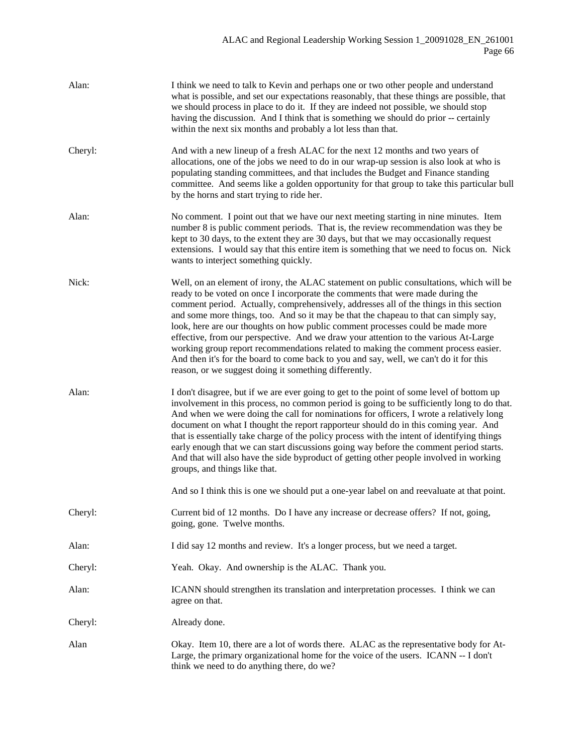Alan: I think we need to talk to Kevin and perhaps one or two other people and understand what is possible, and set our expectations reasonably, that these things are possible, that we should process in place to do it. If they are indeed not possible, we should stop having the discussion. And I think that is something we should do prior -- certainly within the next six months and probably a lot less than that.

Cheryl: And with a new lineup of a fresh ALAC for the next 12 months and two years of allocations, one of the jobs we need to do in our wrap-up session is also look at who is populating standing committees, and that includes the Budget and Finance standing committee. And seems like a golden opportunity for that group to take this particular bull by the horns and start trying to ride her.

Alan: No comment. I point out that we have our next meeting starting in nine minutes. Item number 8 is public comment periods. That is, the review recommendation was they be kept to 30 days, to the extent they are 30 days, but that we may occasionally request extensions. I would say that this entire item is something that we need to focus on. Nick wants to interject something quickly.

Nick: Well, on an element of irony, the ALAC statement on public consultations, which will be ready to be voted on once I incorporate the comments that were made during the comment period. Actually, comprehensively, addresses all of the things in this section and some more things, too. And so it may be that the chapeau to that can simply say, look, here are our thoughts on how public comment processes could be made more effective, from our perspective. And we draw your attention to the various At-Large working group report recommendations related to making the comment process easier. And then it's for the board to come back to you and say, well, we can't do it for this reason, or we suggest doing it something differently.

Alan: I don't disagree, but if we are ever going to get to the point of some level of bottom up involvement in this process, no common period is going to be sufficiently long to do that. And when we were doing the call for nominations for officers, I wrote a relatively long document on what I thought the report rapporteur should do in this coming year. And that is essentially take charge of the policy process with the intent of identifying things early enough that we can start discussions going way before the comment period starts. And that will also have the side byproduct of getting other people involved in working groups, and things like that.

And so I think this is one we should put a one-year label on and reevaluate at that point.

Cheryl: Current bid of 12 months. Do I have any increase or decrease offers? If not, going, going, gone. Twelve months.

Alan: I did say 12 months and review. It's a longer process, but we need a target.

Cheryl: Yeah. Okay. And ownership is the ALAC. Thank you.

Alan: ICANN should strengthen its translation and interpretation processes. I think we can agree on that.

Cheryl: Already done.

Alan Okay. Item 10, there are a lot of words there. ALAC as the representative body for At-Large, the primary organizational home for the voice of the users. ICANN -- I don't think we need to do anything there, do we?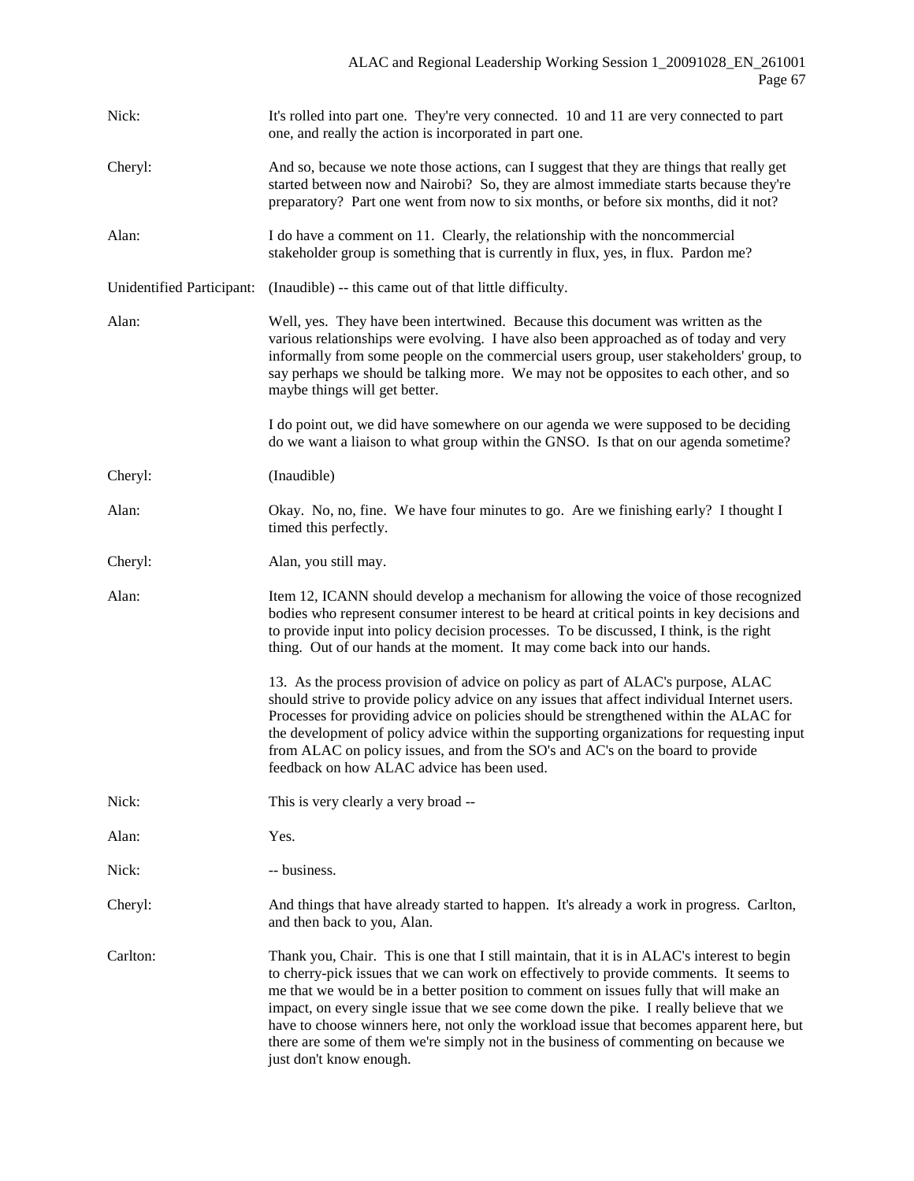Nick: It's rolled into part one. They're very connected. 10 and 11 are very connected to part one, and really the action is incorporated in part one.

Cheryl: And so, because we note those actions, can I suggest that they are things that really get started between now and Nairobi? So, they are almost immediate starts because they're preparatory? Part one went from now to six months, or before six months, did it not?

Alan: I do have a comment on 11. Clearly, the relationship with the noncommercial stakeholder group is something that is currently in flux, yes, in flux. Pardon me?

Unidentified Participant: (Inaudible) -- this came out of that little difficulty.

Alan: Well, yes. They have been intertwined. Because this document was written as the various relationships were evolving. I have also been approached as of today and very informally from some people on the commercial users group, user stakeholders' group, to say perhaps we should be talking more. We may not be opposites to each other, and so maybe things will get better.

I do point out, we did have somewhere on our agenda we were supposed to be deciding do we want a liaison to what group within the GNSO. Is that on our agenda sometime?

Cheryl: (Inaudible)

Alan: Okay. No, no, fine. We have four minutes to go. Are we finishing early? I thought I timed this perfectly.

Cheryl: Alan, you still may.

Alan: Item 12, ICANN should develop a mechanism for allowing the voice of those recognized bodies who represent consumer interest to be heard at critical points in key decisions and to provide input into policy decision processes. To be discussed, I think, is the right thing. Out of our hands at the moment. It may come back into our hands.

13. As the process provision of advice on policy as part of ALAC's purpose, ALAC should strive to provide policy advice on any issues that affect individual Internet users. Processes for providing advice on policies should be strengthened within the ALAC for the development of policy advice within the supporting organizations for requesting input from ALAC on policy issues, and from the SO's and AC's on the board to provide feedback on how ALAC advice has been used.

Nick: This is very clearly a very broad --

Alan: Yes.

Nick: -- business.

Cheryl: And things that have already started to happen. It's already a work in progress. Carlton, and then back to you, Alan.

Carlton: Thank you, Chair. This is one that I still maintain, that it is in ALAC's interest to begin to cherry-pick issues that we can work on effectively to provide comments. It seems to me that we would be in a better position to comment on issues fully that will make an impact, on every single issue that we see come down the pike. I really believe that we have to choose winners here, not only the workload issue that becomes apparent here, but there are some of them we're simply not in the business of commenting on because we just don't know enough.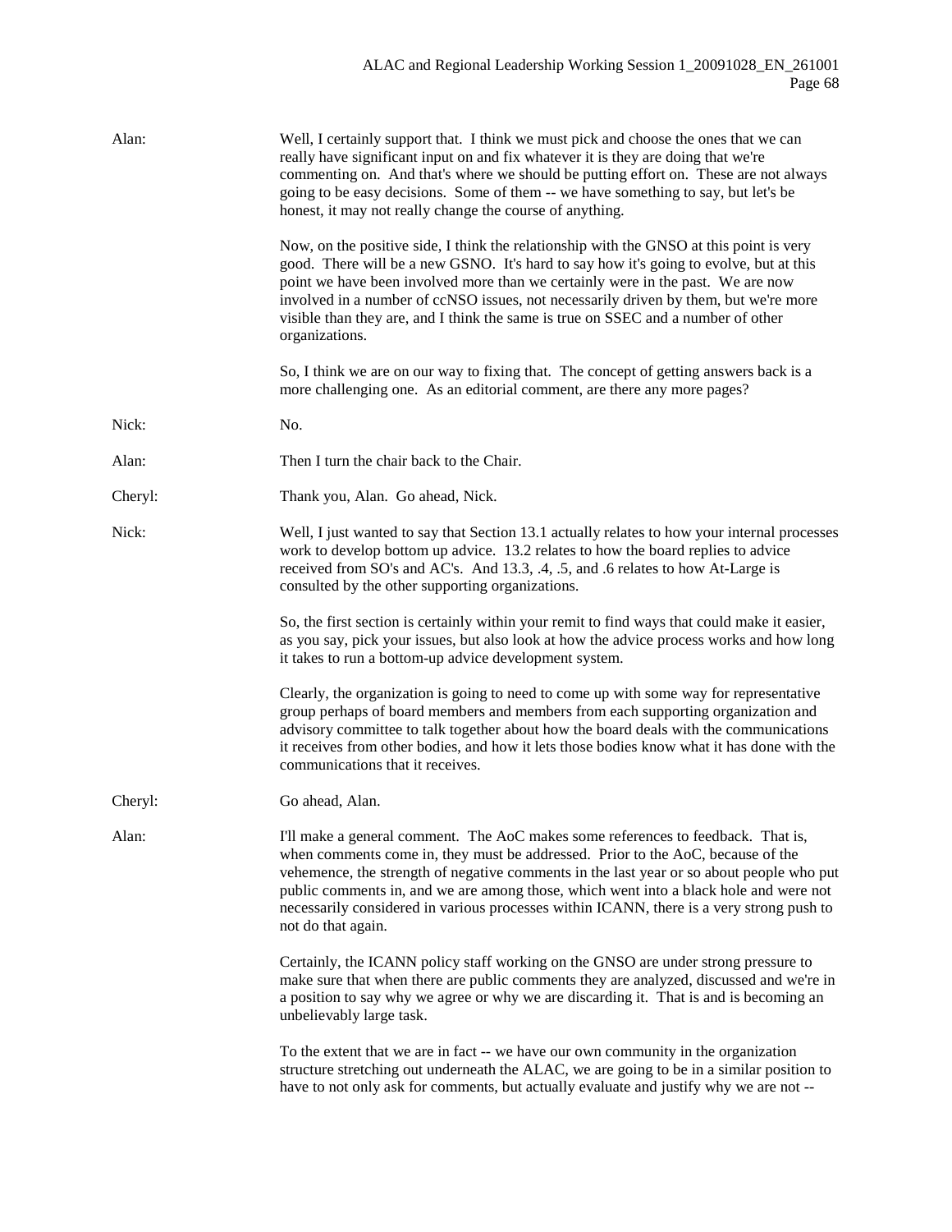Alan: Well, I certainly support that. I think we must pick and choose the ones that we can really have significant input on and fix whatever it is they are doing that we're commenting on. And that's where we should be putting effort on. These are not always going to be easy decisions. Some of them -- we have something to say, but let's be honest, it may not really change the course of anything.

Now, on the positive side, I think the relationship with the GNSO at this point is very good. There will be a new GSNO. It's hard to say how it's going to evolve, but at this point we have been involved more than we certainly were in the past. We are now involved in a number of ccNSO issues, not necessarily driven by them, but we're more visible than they are, and I think the same is true on SSEC and a number of other organizations.

So, I think we are on our way to fixing that. The concept of getting answers back is a more challenging one. As an editorial comment, are there any more pages?

Nick: No.

Alan: Then I turn the chair back to the Chair.

Cheryl: Thank you, Alan. Go ahead, Nick.

Nick: Well, I just wanted to say that Section 13.1 actually relates to how your internal processes work to develop bottom up advice. 13.2 relates to how the board replies to advice received from SO's and AC's. And 13.3, .4, .5, and .6 relates to how At-Large is consulted by the other supporting organizations.

So, the first section is certainly within your remit to find ways that could make it easier, as you say, pick your issues, but also look at how the advice process works and how long it takes to run a bottom-up advice development system.

Clearly, the organization is going to need to come up with some way for representative group perhaps of board members and members from each supporting organization and advisory committee to talk together about how the board deals with the communications it receives from other bodies, and how it lets those bodies know what it has done with the communications that it receives.

Cheryl: Go ahead, Alan.

Alan: I'll make a general comment. The AoC makes some references to feedback. That is, when comments come in, they must be addressed. Prior to the AoC, because of the vehemence, the strength of negative comments in the last year or so about people who put public comments in, and we are among those, which went into a black hole and were not necessarily considered in various processes within ICANN, there is a very strong push to not do that again.

Certainly, the ICANN policy staff working on the GNSO are under strong pressure to make sure that when there are public comments they are analyzed, discussed and we're in a position to say why we agree or why we are discarding it. That is and is becoming an unbelievably large task.

To the extent that we are in fact -- we have our own community in the organization structure stretching out underneath the ALAC, we are going to be in a similar position to have to not only ask for comments, but actually evaluate and justify why we are not --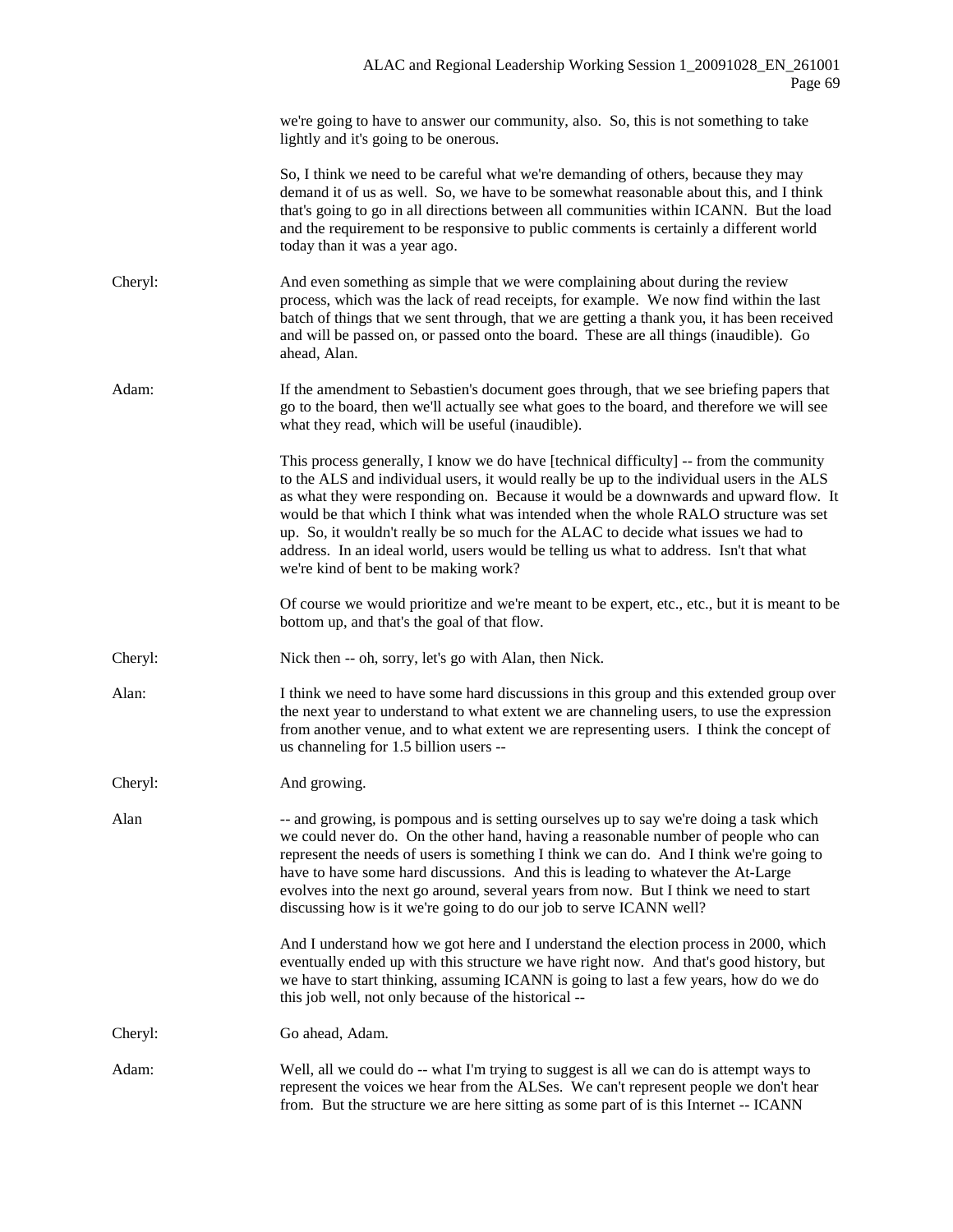we're going to have to answer our community, also. So, this is not something to take lightly and it's going to be onerous.

So, I think we need to be careful what we're demanding of others, because they may demand it of us as well. So, we have to be somewhat reasonable about this, and I think that's going to go in all directions between all communities within ICANN. But the load and the requirement to be responsive to public comments is certainly a different world today than it was a year ago.

Cheryl: And even something as simple that we were complaining about during the review process, which was the lack of read receipts, for example. We now find within the last batch of things that we sent through, that we are getting a thank you, it has been received and will be passed on, or passed onto the board. These are all things (inaudible). Go ahead, Alan.

Adam: If the amendment to Sebastien's document goes through, that we see briefing papers that go to the board, then we'll actually see what goes to the board, and therefore we will see what they read, which will be useful (inaudible).

This process generally, I know we do have [technical difficulty] -- from the community to the ALS and individual users, it would really be up to the individual users in the ALS as what they were responding on. Because it would be a downwards and upward flow. It would be that which I think what was intended when the whole RALO structure was set up. So, it wouldn't really be so much for the ALAC to decide what issues we had to address. In an ideal world, users would be telling us what to address. Isn't that what we're kind of bent to be making work?

Of course we would prioritize and we're meant to be expert, etc., etc., but it is meant to be bottom up, and that's the goal of that flow.

Cheryl: Nick then -- oh, sorry, let's go with Alan, then Nick.

Alan: I think we need to have some hard discussions in this group and this extended group over the next year to understand to what extent we are channeling users, to use the expression from another venue, and to what extent we are representing users. I think the concept of us channeling for 1.5 billion users --

Cheryl: And growing.

Alan -- and growing, is pompous and is setting ourselves up to say we're doing a task which we could never do. On the other hand, having a reasonable number of people who can represent the needs of users is something I think we can do. And I think we're going to have to have some hard discussions. And this is leading to whatever the At-Large evolves into the next go around, several years from now. But I think we need to start discussing how is it we're going to do our job to serve ICANN well?

And I understand how we got here and I understand the election process in 2000, which eventually ended up with this structure we have right now. And that's good history, but we have to start thinking, assuming ICANN is going to last a few years, how do we do this job well, not only because of the historical --

Cheryl: Go ahead, Adam.

Adam: Well, all we could do -- what I'm trying to suggest is all we can do is attempt ways to represent the voices we hear from the ALSes. We can't represent people we don't hear from. But the structure we are here sitting as some part of is this Internet -- ICANN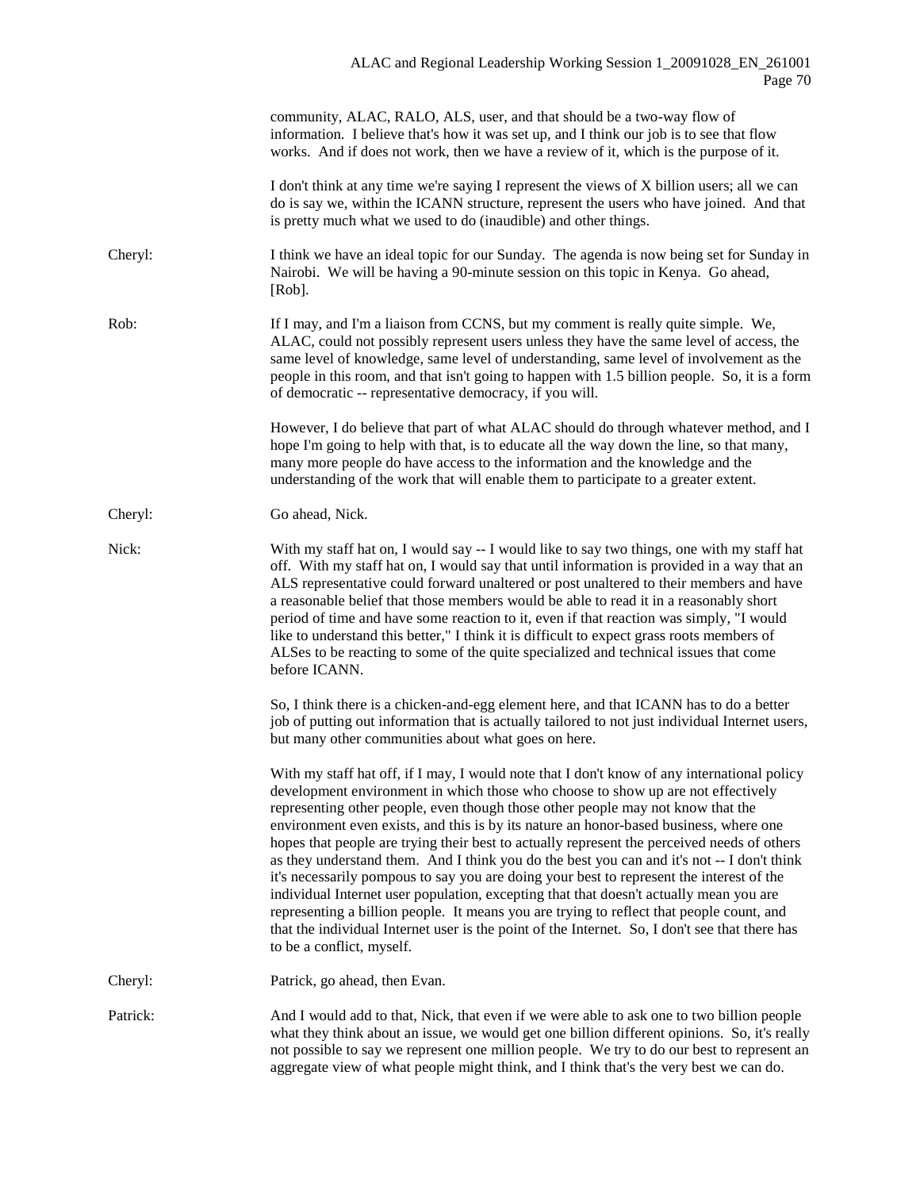community, ALAC, RALO, ALS, user, and that should be a two-way flow of information. I believe that's how it was set up, and I think our job is to see that flow works. And if does not work, then we have a review of it, which is the purpose of it.

I don't think at any time we're saying I represent the views of X billion users; all we can do is say we, within the ICANN structure, represent the users who have joined. And that is pretty much what we used to do (inaudible) and other things.

Cheryl: I think we have an ideal topic for our Sunday. The agenda is now being set for Sunday in Nairobi. We will be having a 90-minute session on this topic in Kenya. Go ahead, [Rob].

Rob: If I may, and I'm a liaison from CCNS, but my comment is really quite simple. We, ALAC, could not possibly represent users unless they have the same level of access, the same level of knowledge, same level of understanding, same level of involvement as the people in this room, and that isn't going to happen with 1.5 billion people. So, it is a form of democratic -- representative democracy, if you will.

However, I do believe that part of what ALAC should do through whatever method, and I hope I'm going to help with that, is to educate all the way down the line, so that many, many more people do have access to the information and the knowledge and the understanding of the work that will enable them to participate to a greater extent.

Cheryl: Go ahead, Nick.

Nick: With my staff hat on, I would say -- I would like to say two things, one with my staff hat off. With my staff hat on, I would say that until information is provided in a way that an ALS representative could forward unaltered or post unaltered to their members and have a reasonable belief that those members would be able to read it in a reasonably short period of time and have some reaction to it, even if that reaction was simply, "I would like to understand this better," I think it is difficult to expect grass roots members of ALSes to be reacting to some of the quite specialized and technical issues that come before ICANN.

So, I think there is a chicken-and-egg element here, and that ICANN has to do a better job of putting out information that is actually tailored to not just individual Internet users, but many other communities about what goes on here.

With my staff hat off, if I may, I would note that I don't know of any international policy development environment in which those who choose to show up are not effectively representing other people, even though those other people may not know that the environment even exists, and this is by its nature an honor-based business, where one hopes that people are trying their best to actually represent the perceived needs of others as they understand them. And I think you do the best you can and it's not -- I don't think it's necessarily pompous to say you are doing your best to represent the interest of the individual Internet user population, excepting that that doesn't actually mean you are representing a billion people. It means you are trying to reflect that people count, and that the individual Internet user is the point of the Internet. So, I don't see that there has to be a conflict, myself.

Cheryl: Patrick, go ahead, then Evan.

Patrick: And I would add to that, Nick, that even if we were able to ask one to two billion people what they think about an issue, we would get one billion different opinions. So, it's really not possible to say we represent one million people. We try to do our best to represent an aggregate view of what people might think, and I think that's the very best we can do.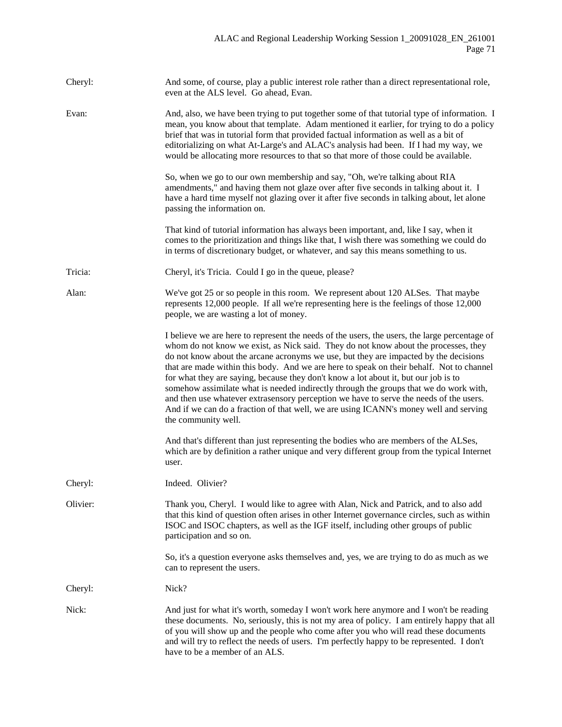Cheryl: And some, of course, play a public interest role rather than a direct representational role, even at the ALS level. Go ahead, Evan.

Evan: And, also, we have been trying to put together some of that tutorial type of information. I mean, you know about that template. Adam mentioned it earlier, for trying to do a policy brief that was in tutorial form that provided factual information as well as a bit of editorializing on what At-Large's and ALAC's analysis had been. If I had my way, we would be allocating more resources to that so that more of those could be available.

So, when we go to our own membership and say, "Oh, we're talking about RIA amendments," and having them not glaze over after five seconds in talking about it. I have a hard time myself not glazing over it after five seconds in talking about, let alone passing the information on.

That kind of tutorial information has always been important, and, like I say, when it comes to the prioritization and things like that, I wish there was something we could do in terms of discretionary budget, or whatever, and say this means something to us.

Tricia: Cheryl, it's Tricia. Could I go in the queue, please?

Alan: We've got 25 or so people in this room. We represent about 120 ALSes. That maybe represents 12,000 people. If all we're representing here is the feelings of those 12,000 people, we are wasting a lot of money.

I believe we are here to represent the needs of the users, the users, the large percentage of whom do not know we exist, as Nick said. They do not know about the processes, they do not know about the arcane acronyms we use, but they are impacted by the decisions that are made within this body. And we are here to speak on their behalf. Not to channel for what they are saying, because they don't know a lot about it, but our job is to somehow assimilate what is needed indirectly through the groups that we do work with, and then use whatever extrasensory perception we have to serve the needs of the users. And if we can do a fraction of that well, we are using ICANN's money well and serving the community well.

And that's different than just representing the bodies who are members of the ALSes, which are by definition a rather unique and very different group from the typical Internet user.

Cheryl: Indeed. Olivier?

Olivier: Thank you, Cheryl. I would like to agree with Alan, Nick and Patrick, and to also add that this kind of question often arises in other Internet governance circles, such as within ISOC and ISOC chapters, as well as the IGF itself, including other groups of public participation and so on.

So, it's a question everyone asks themselves and, yes, we are trying to do as much as we can to represent the users.

Cheryl: Nick?

Nick: And just for what it's worth, someday I won't work here anymore and I won't be reading these documents. No, seriously, this is not my area of policy. I am entirely happy that all of you will show up and the people who come after you who will read these documents and will try to reflect the needs of users. I'm perfectly happy to be represented. I don't have to be a member of an ALS.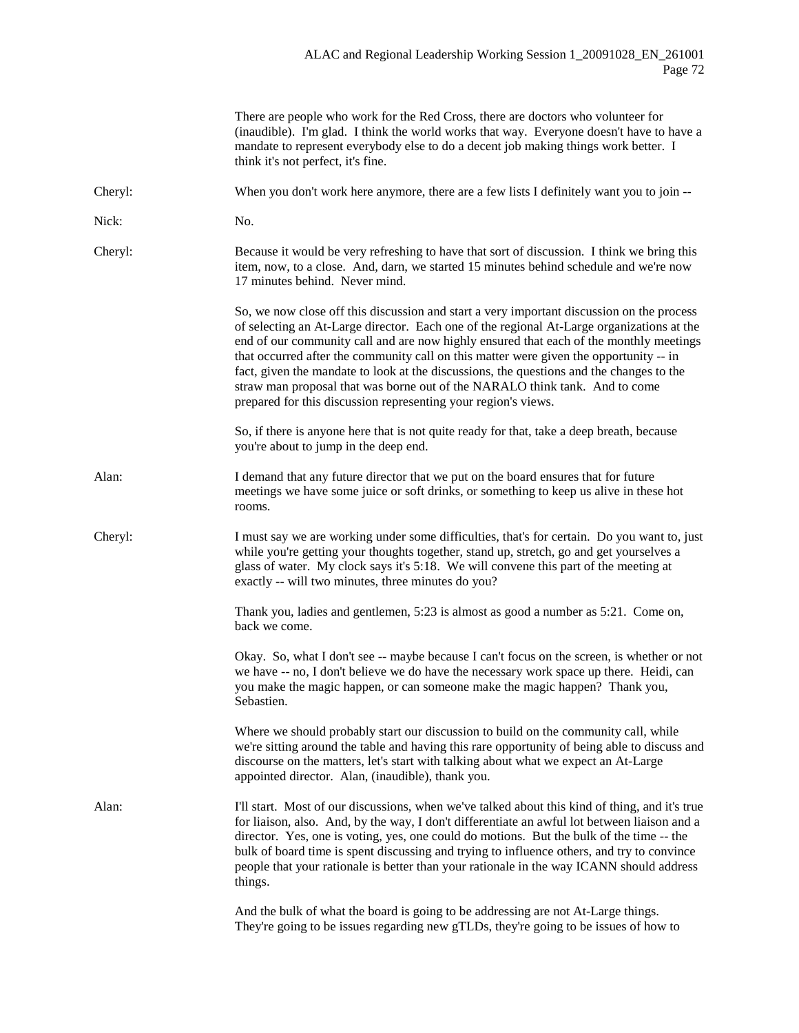There are people who work for the Red Cross, there are doctors who volunteer for (inaudible). I'm glad. I think the world works that way. Everyone doesn't have to have a mandate to represent everybody else to do a decent job making things work better. I think it's not perfect, it's fine.

**Cheryl:** When you don't work here anymore, there are a few lists I definitely want you to join --

**Nick:** No.

**Cheryl:** Because it would be very refreshing to have that sort of discussion. I think we bring this item, now, to a close. And, darn, we started 15 minutes behind schedule and we're now 17 minutes behind. Never mind.

So, we now close off this discussion and start a very important discussion on the process of selecting an At-Large director. Each one of the regional At-Large organizations at the end of our community call and are now highly ensured that each of the monthly meetings that occurred after the community call on this matter were given the opportunity -- in fact, given the mandate to look at the discussions, the questions and the changes to the straw man proposal that was borne out of the NARALO think tank. And to come prepared for this discussion representing your region's views.

So, if there is anyone here that is not quite ready for that, take a deep breath, because you're about to jump in the deep end.

**Alan:** I demand that any future director that we put on the board ensures that for future meetings we have some juice or soft drinks, or something to keep us alive in these hot rooms.

**Cheryl:** I must say we are working under some difficulties, that's for certain. Do you want to, just while you're getting your thoughts together, stand up, stretch, go and get yourselves a glass of water. My clock says it's 5:18. We will convene this part of the meeting at exactly -- will two minutes, three minutes do you?

Thank you, ladies and gentlemen, 5:23 is almost as good a number as 5:21. Come on, back we come.

Okay. So, what I don't see -- maybe because I can't focus on the screen, is whether or not we have -- no, I don't believe we do have the necessary work space up there. Heidi, can you make the magic happen, or can someone make the magic happen? Thank you, Sebastien.

Where we should probably start our discussion to build on the community call, while we're sitting around the table and having this rare opportunity of being able to discuss and discourse on the matters, let's start with talking about what we expect an At-Large appointed director. Alan, (inaudible), thank you.

**Alan:** I'll start. Most of our discussions, when we've talked about this kind of thing, and it's true for liaison, also. And, by the way, I don't differentiate an awful lot between liaison and a director. Yes, one is voting, yes, one could do motions. But the bulk of the time -- the bulk of board time is spent discussing and trying to influence others, and try to convince people that your rationale is better than your rationale in the way ICANN should address things.

And the bulk of what the board is going to be addressing are not At-Large things. They're going to be issues regarding new gTLDs, they're going to be issues of how to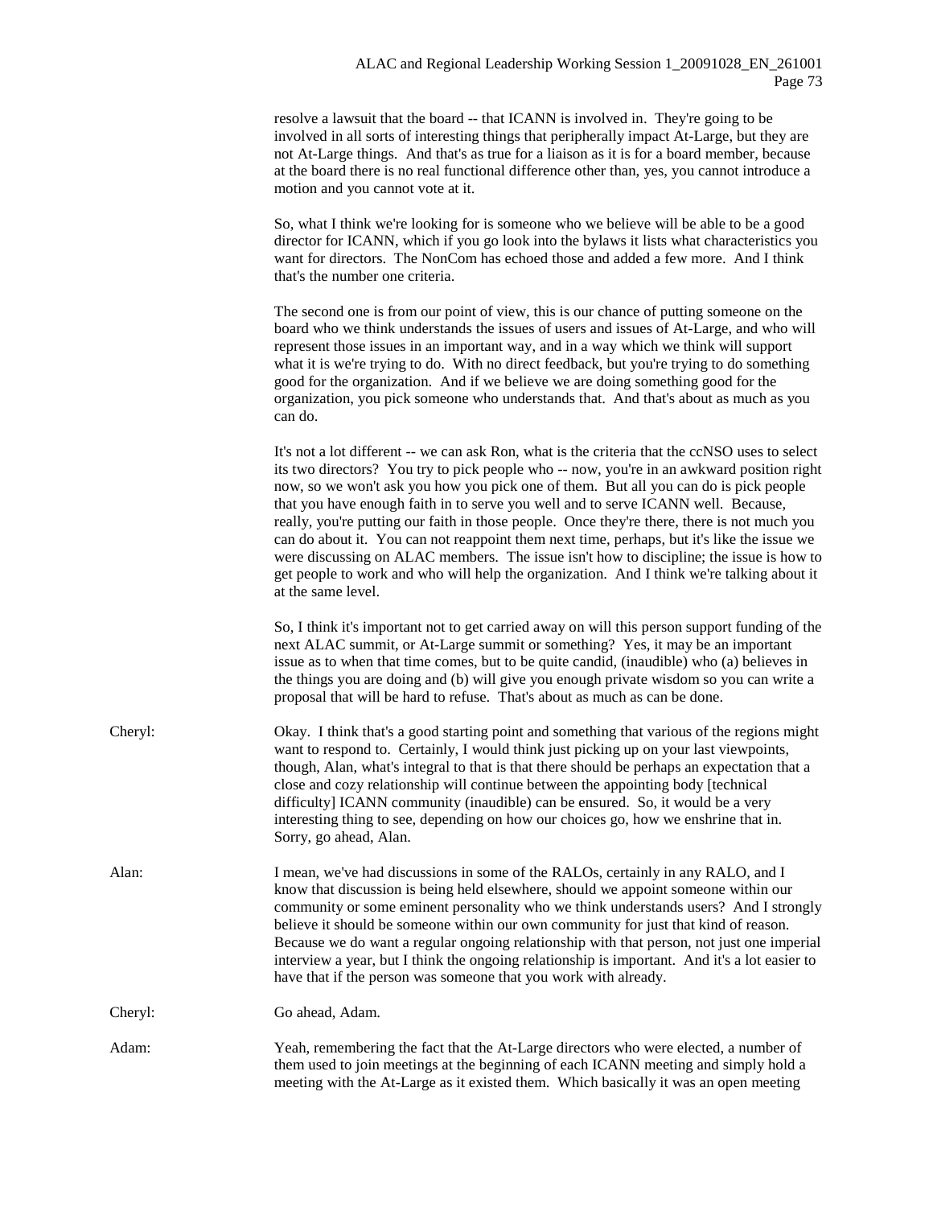resolve a lawsuit that the board -- that ICANN is involved in. They're going to be involved in all sorts of interesting things that peripherally impact At-Large, but they are not At-Large things. And that's as true for a liaison as it is for a board member, because at the board there is no real functional difference other than, yes, you cannot introduce a motion and you cannot vote at it.

So, what I think we're looking for is someone who we believe will be able to be a good director for ICANN, which if you go look into the bylaws it lists what characteristics you want for directors. The NonCom has echoed those and added a few more. And I think that's the number one criteria.

The second one is from our point of view, this is our chance of putting someone on the board who we think understands the issues of users and issues of At-Large, and who will represent those issues in an important way, and in a way which we think will support what it is we're trying to do. With no direct feedback, but you're trying to do something good for the organization. And if we believe we are doing something good for the organization, you pick someone who understands that. And that's about as much as you can do.

It's not a lot different -- we can ask Ron, what is the criteria that the ccNSO uses to select its two directors? You try to pick people who -- now, you're in an awkward position right now, so we won't ask you how you pick one of them. But all you can do is pick people that you have enough faith in to serve you well and to serve ICANN well. Because, really, you're putting our faith in those people. Once they're there, there is not much you can do about it. You can not reappoint them next time, perhaps, but it's like the issue we were discussing on ALAC members. The issue isn't how to discipline; the issue is how to get people to work and who will help the organization. And I think we're talking about it at the same level.

So, I think it's important not to get carried away on will this person support funding of the next ALAC summit, or At-Large summit or something? Yes, it may be an important issue as to when that time comes, but to be quite candid, (inaudible) who (a) believes in the things you are doing and (b) will give you enough private wisdom so you can write a proposal that will be hard to refuse. That's about as much as can be done.

Cheryl: Okay. I think that's a good starting point and something that various of the regions might want to respond to. Certainly, I would think just picking up on your last viewpoints, though, Alan, what's integral to that is that there should be perhaps an expectation that a close and cozy relationship will continue between the appointing body [technical difficulty] ICANN community (inaudible) can be ensured. So, it would be a very interesting thing to see, depending on how our choices go, how we enshrine that in. Sorry, go ahead, Alan.

Alan: I mean, we've had discussions in some of the RALOs, certainly in any RALO, and I know that discussion is being held elsewhere, should we appoint someone within our community or some eminent personality who we think understands users? And I strongly believe it should be someone within our own community for just that kind of reason. Because we do want a regular ongoing relationship with that person, not just one imperial interview a year, but I think the ongoing relationship is important. And it's a lot easier to have that if the person was someone that you work with already.

Cheryl: Go ahead, Adam.

Adam: Yeah, remembering the fact that the At-Large directors who were elected, a number of them used to join meetings at the beginning of each ICANN meeting and simply hold a meeting with the At-Large as it existed them. Which basically it was an open meeting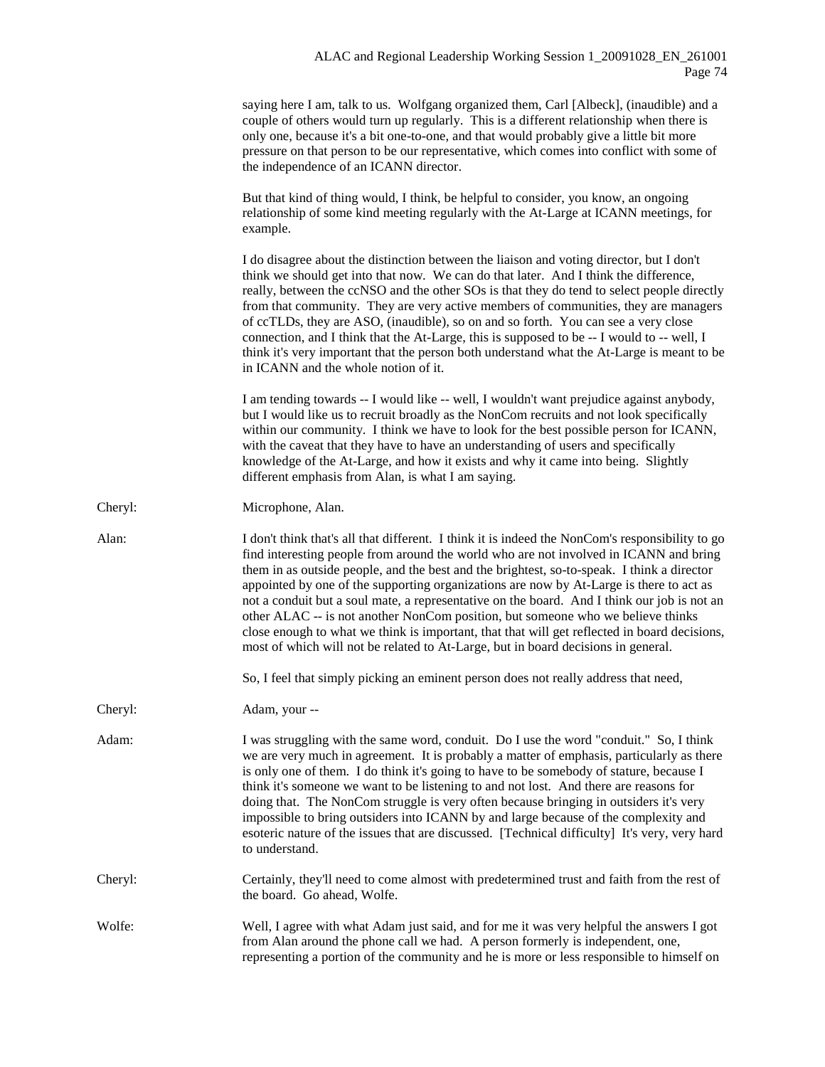saying here I am, talk to us. Wolfgang organized them, Carl [Albeck], (inaudible) and a couple of others would turn up regularly. This is a different relationship when there is only one, because it's a bit one-to-one, and that would probably give a little bit more pressure on that person to be our representative, which comes into conflict with some of the independence of an ICANN director.

But that kind of thing would, I think, be helpful to consider, you know, an ongoing relationship of some kind meeting regularly with the At-Large at ICANN meetings, for example.

I do disagree about the distinction between the liaison and voting director, but I don't think we should get into that now. We can do that later. And I think the difference, really, between the ccNSO and the other SOs is that they do tend to select people directly from that community. They are very active members of communities, they are managers of ccTLDs, they are ASO, (inaudible), so on and so forth. You can see a very close connection, and I think that the At-Large, this is supposed to be -- I would to -- well, I think it's very important that the person both understand what the At-Large is meant to be in ICANN and the whole notion of it.

I am tending towards -- I would like -- well, I wouldn't want prejudice against anybody, but I would like us to recruit broadly as the NonCom recruits and not look specifically within our community. I think we have to look for the best possible person for ICANN, with the caveat that they have to have an understanding of users and specifically knowledge of the At-Large, and how it exists and why it came into being. Slightly different emphasis from Alan, is what I am saying.

Cheryl: Microphone, Alan.

Alan: I don't think that's all that different. I think it is indeed the NonCom's responsibility to go find interesting people from around the world who are not involved in ICANN and bring them in as outside people, and the best and the brightest, so-to-speak. I think a director appointed by one of the supporting organizations are now by At-Large is there to act as not a conduit but a soul mate, a representative on the board. And I think our job is not an other ALAC -- is not another NonCom position, but someone who we believe thinks close enough to what we think is important, that that will get reflected in board decisions, most of which will not be related to At-Large, but in board decisions in general.

So, I feel that simply picking an eminent person does not really address that need,

Cheryl: Adam, your --

Adam: I was struggling with the same word, conduit. Do I use the word "conduit." So, I think we are very much in agreement. It is probably a matter of emphasis, particularly as there is only one of them. I do think it's going to have to be somebody of stature, because I think it's someone we want to be listening to and not lost. And there are reasons for doing that. The NonCom struggle is very often because bringing in outsiders it's very impossible to bring outsiders into ICANN by and large because of the complexity and esoteric nature of the issues that are discussed. [Technical difficulty] It's very, very hard to understand.

Cheryl: Certainly, they'll need to come almost with predetermined trust and faith from the rest of the board. Go ahead, Wolfe.

Wolfe: Well, I agree with what Adam just said, and for me it was very helpful the answers I got from Alan around the phone call we had. A person formerly is independent, one, representing a portion of the community and he is more or less responsible to himself on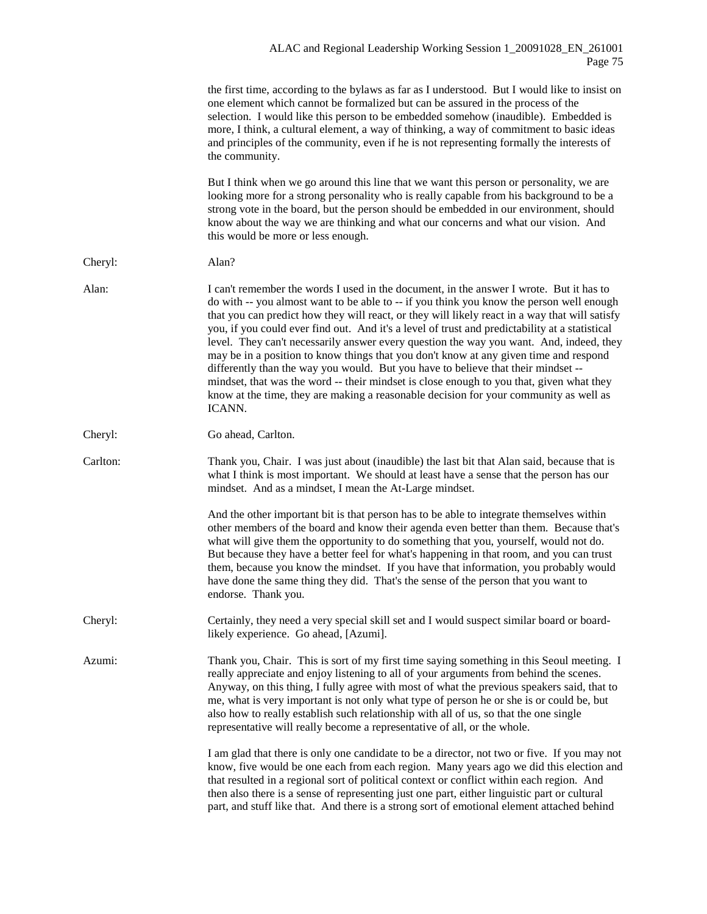the first time, according to the bylaws as far as I understood. But I would like to insist on one element which cannot be formalized but can be assured in the process of the selection. I would like this person to be embedded somehow (inaudible). Embedded is more, I think, a cultural element, a way of thinking, a way of commitment to basic ideas and principles of the community, even if he is not representing formally the interests of the community.

But I think when we go around this line that we want this person or personality, we are looking more for a strong personality who is really capable from his background to be a strong vote in the board, but the person should be embedded in our environment, should know about the way we are thinking and what our concerns and what our vision. And this would be more or less enough.

Cheryl: Alan?

Alan: I can't remember the words I used in the document, in the answer I wrote. But it has to do with -- you almost want to be able to -- if you think you know the person well enough that you can predict how they will react, or they will likely react in a way that will satisfy you, if you could ever find out. And it's a level of trust and predictability at a statistical level. They can't necessarily answer every question the way you want. And, indeed, they may be in a position to know things that you don't know at any given time and respond differently than the way you would. But you have to believe that their mindset -- mindset, that was the word -- their mindset is close enough to you that, given what they know at the time, they are making a reasonable decision for your community as well as ICANN.

Cheryl: Go ahead, Carlton.

Carlton: Thank you, Chair. I was just about (inaudible) the last bit that Alan said, because that is what I think is most important. We should at least have a sense that the person has our mindset. And as a mindset, I mean the At-Large mindset.

And the other important bit is that person has to be able to integrate themselves within other members of the board and know their agenda even better than them. Because that's what will give them the opportunity to do something that you, yourself, would not do. But because they have a better feel for what's happening in that room, and you can trust them, because you know the mindset. If you have that information, you probably would have done the same thing they did. That's the sense of the person that you want to endorse. Thank you.

Cheryl: Certainly, they need a very special skill set and I would suspect similar board or board-likely experience. Go ahead, [Azumi].

Azumi: Thank you, Chair. This is sort of my first time saying something in this Seoul meeting. I really appreciate and enjoy listening to all of your arguments from behind the scenes. Anyway, on this thing, I fully agree with most of what the previous speakers said, that to me, what is very important is not only what type of person he or she is or could be, but also how to really establish such relationship with all of us, so that the one single representative will really become a representative of all, or the whole.

I am glad that there is only one candidate to be a director, not two or five. If you may not know, five would be one each from each region. Many years ago we did this election and that resulted in a regional sort of political context or conflict within each region. And then also there is a sense of representing just one part, either linguistic part or cultural part, and stuff like that. And there is a strong sort of emotional element attached behind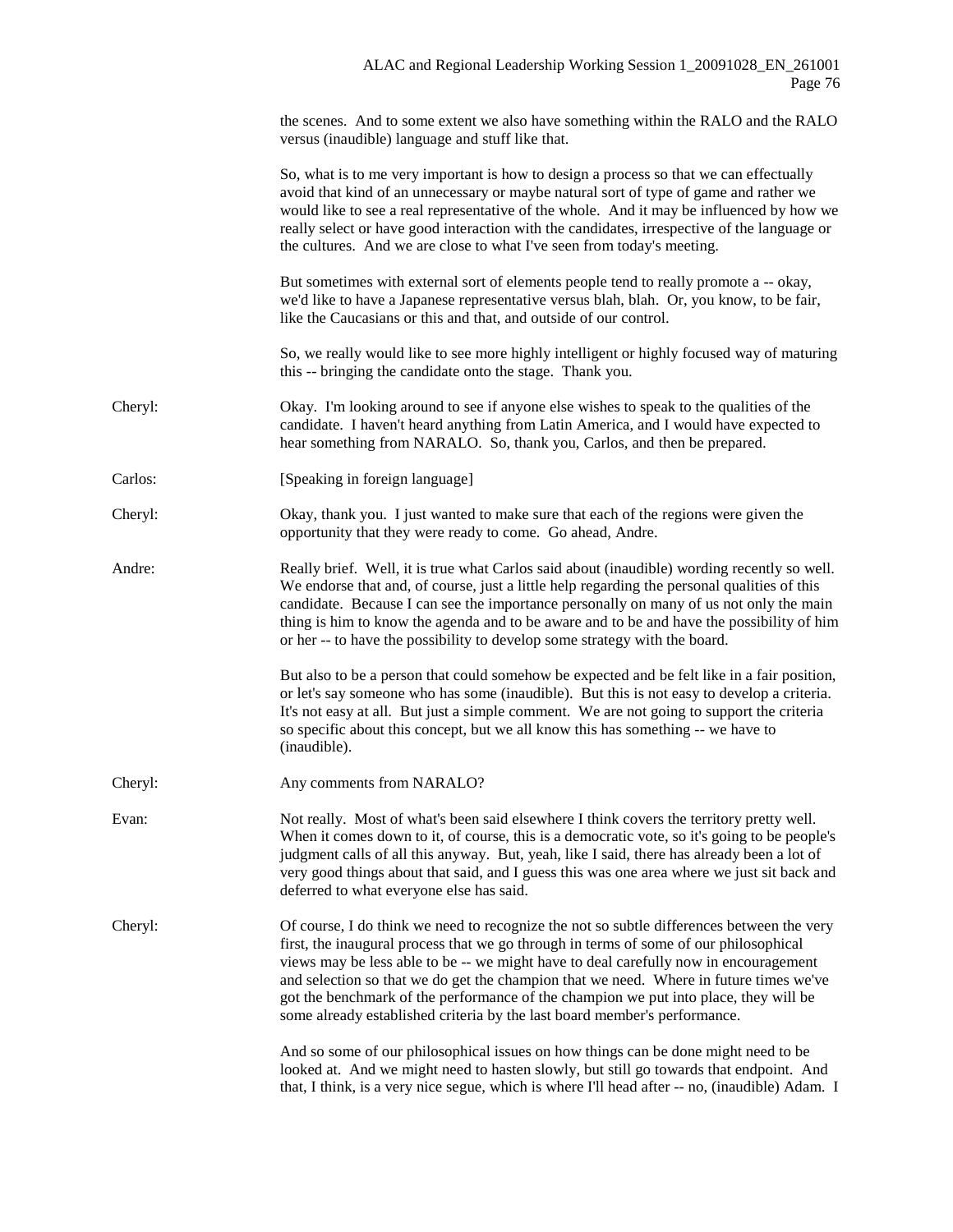the scenes. And to some extent we also have something within the RALO and the RALO versus (inaudible) language and stuff like that.

So, what is to me very important is how to design a process so that we can effectually avoid that kind of an unnecessary or maybe natural sort of type of game and rather we would like to see a real representative of the whole. And it may be influenced by how we really select or have good interaction with the candidates, irrespective of the language or the cultures. And we are close to what I've seen from today's meeting.

But sometimes with external sort of elements people tend to really promote a -- okay, we'd like to have a Japanese representative versus blah, blah. Or, you know, to be fair, like the Caucasians or this and that, and outside of our control.

So, we really would like to see more highly intelligent or highly focused way of maturing this -- bringing the candidate onto the stage. Thank you.

Cheryl: Okay. I'm looking around to see if anyone else wishes to speak to the qualities of the candidate. I haven't heard anything from Latin America, and I would have expected to hear something from NARALO. So, thank you, Carlos, and then be prepared.

Carlos: [Speaking in foreign language]

Cheryl: Okay, thank you. I just wanted to make sure that each of the regions were given the opportunity that they were ready to come. Go ahead, Andre.

Andre: Really brief. Well, it is true what Carlos said about (inaudible) wording recently so well. We endorse that and, of course, just a little help regarding the personal qualities of this candidate. Because I can see the importance personally on many of us not only the main thing is him to know the agenda and to be aware and to be and have the possibility of him or her -- to have the possibility to develop some strategy with the board.

But also to be a person that could somehow be expected and be felt like in a fair position, or let's say someone who has some (inaudible). But this is not easy to develop a criteria. It's not easy at all. But just a simple comment. We are not going to support the criteria so specific about this concept, but we all know this has something -- we have to (inaudible).

Cheryl: Any comments from NARALO?

Evan: Not really. Most of what's been said elsewhere I think covers the territory pretty well. When it comes down to it, of course, this is a democratic vote, so it's going to be people's judgment calls of all this anyway. But, yeah, like I said, there has already been a lot of very good things about that said, and I guess this was one area where we just sit back and deferred to what everyone else has said.

Cheryl: Of course, I do think we need to recognize the not so subtle differences between the very first, the inaugural process that we go through in terms of some of our philosophical views may be less able to be -- we might have to deal carefully now in encouragement and selection so that we do get the champion that we need. Where in future times we've got the benchmark of the performance of the champion we put into place, they will be some already established criteria by the last board member's performance.

And so some of our philosophical issues on how things can be done might need to be looked at. And we might need to hasten slowly, but still go towards that endpoint. And that, I think, is a very nice segue, which is where I'll head after -- no, (inaudible) Adam. I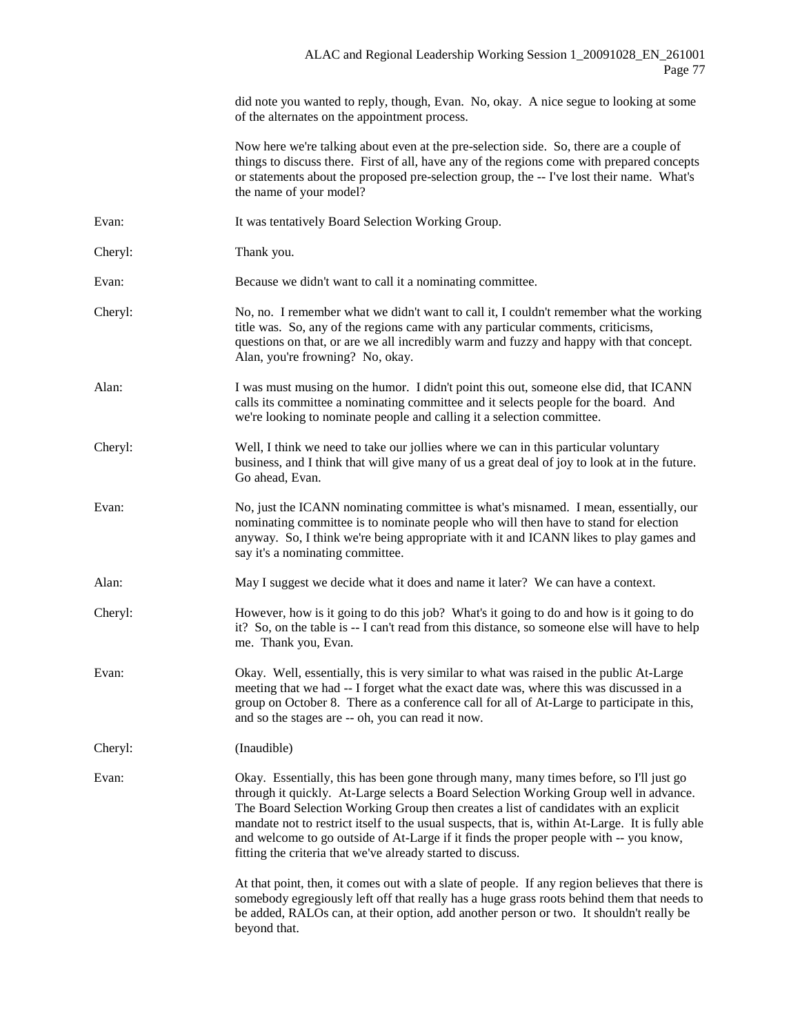did note you wanted to reply, though, Evan. No, okay. A nice segue to looking at some of the alternates on the appointment process.

Now here we're talking about even at the pre-selection side. So, there are a couple of things to discuss there. First of all, have any of the regions come with prepared concepts or statements about the proposed pre-selection group, the -- I've lost their name. What's the name of your model?

Evan: It was tentatively Board Selection Working Group.

Cheryl: Thank you.

Evan: Because we didn't want to call it a nominating committee.

Cheryl: No, no. I remember what we didn't want to call it, I couldn't remember what the working title was. So, any of the regions came with any particular comments, criticisms, questions on that, or are we all incredibly warm and fuzzy and happy with that concept. Alan, you're frowning? No, okay.

Alan: I was must musing on the humor. I didn't point this out, someone else did, that ICANN calls its committee a nominating committee and it selects people for the board. And we're looking to nominate people and calling it a selection committee.

Cheryl: Well, I think we need to take our jollies where we can in this particular voluntary business, and I think that will give many of us a great deal of joy to look at in the future. Go ahead, Evan.

Evan: No, just the ICANN nominating committee is what's misnamed. I mean, essentially, our nominating committee is to nominate people who will then have to stand for election anyway. So, I think we're being appropriate with it and ICANN likes to play games and say it's a nominating committee.

Alan: May I suggest we decide what it does and name it later? We can have a context.

Cheryl: However, how is it going to do this job? What's it going to do and how is it going to do it? So, on the table is -- I can't read from this distance, so someone else will have to help me. Thank you, Evan.

Evan: Okay. Well, essentially, this is very similar to what was raised in the public At-Large meeting that we had -- I forget what the exact date was, where this was discussed in a group on October 8. There as a conference call for all of At-Large to participate in this, and so the stages are -- oh, you can read it now.

Cheryl: (Inaudible)

Evan: Okay. Essentially, this has been gone through many, many times before, so I'll just go through it quickly. At-Large selects a Board Selection Working Group well in advance. The Board Selection Working Group then creates a list of candidates with an explicit mandate not to restrict itself to the usual suspects, that is, within At-Large. It is fully able and welcome to go outside of At-Large if it finds the proper people with -- you know, fitting the criteria that we've already started to discuss.

At that point, then, it comes out with a slate of people. If any region believes that there is somebody egregiously left off that really has a huge grass roots behind them that needs to be added, RALOs can, at their option, add another person or two. It shouldn't really be beyond that.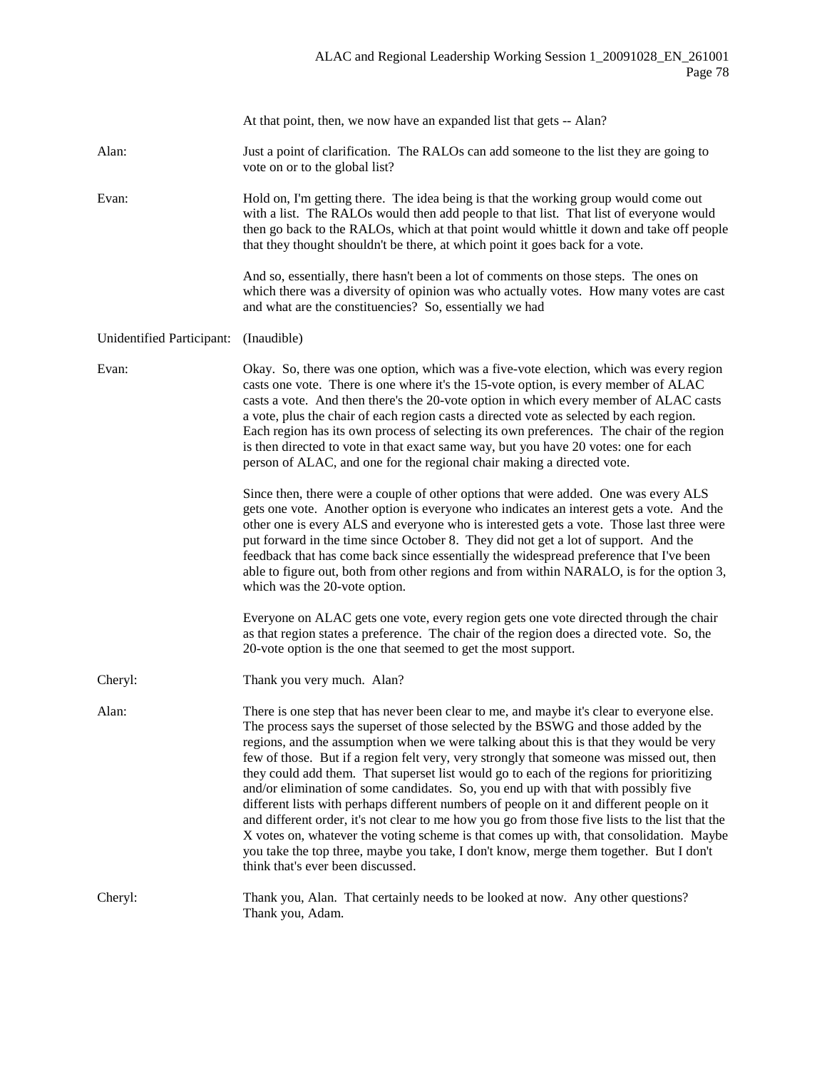At that point, then, we now have an expanded list that gets -- Alan?

**Alan:** Just a point of clarification. The RALOs can add someone to the list they are going to vote on or to the global list?

**Evan:** Hold on, I'm getting there. The idea being is that the working group would come out with a list. The RALOs would then add people to that list. That list of everyone would then go back to the RALOs, which at that point would whittle it down and take off people that they thought shouldn't be there, at which point it goes back for a vote.

And so, essentially, there hasn't been a lot of comments on those steps. The ones on which there was a diversity of opinion was who actually votes. How many votes are cast and what are the constituencies? So, essentially we had

**Unidentified Participant:** (Inaudible)

**Evan:** Okay. So, there was one option, which was a five-vote election, which was every region casts one vote. There is one where it's the 15-vote option, is every member of ALAC casts a vote. And then there's the 20-vote option in which every member of ALAC casts a vote, plus the chair of each region casts a directed vote as selected by each region. Each region has its own process of selecting its own preferences. The chair of the region is then directed to vote in that exact same way, but you have 20 votes: one for each person of ALAC, and one for the regional chair making a directed vote.

Since then, there were a couple of other options that were added. One was every ALS gets one vote. Another option is everyone who indicates an interest gets a vote. And the other one is every ALS and everyone who is interested gets a vote. Those last three were put forward in the time since October 8. They did not get a lot of support. And the feedback that has come back since essentially the widespread preference that I've been able to figure out, both from other regions and from within NARALO, is for the option 3, which was the 20-vote option.

Everyone on ALAC gets one vote, every region gets one vote directed through the chair as that region states a preference. The chair of the region does a directed vote. So, the 20-vote option is the one that seemed to get the most support.

**Cheryl:** Thank you very much. Alan?

**Alan:** There is one step that has never been clear to me, and maybe it's clear to everyone else. The process says the superset of those selected by the BSWG and those added by the regions, and the assumption when we were talking about this is that they would be very few of those. But if a region felt very, very strongly that someone was missed out, then they could add them. That superset list would go to each of the regions for prioritizing and/or elimination of some candidates. So, you end up with that with possibly five different lists with perhaps different numbers of people on it and different people on it and different order, it's not clear to me how you go from those five lists to the list that the X votes on, whatever the voting scheme is that comes up with, that consolidation. Maybe you take the top three, maybe you take, I don't know, merge them together. But I don't think that's ever been discussed.

**Cheryl:** Thank you, Alan. That certainly needs to be looked at now. Any other questions? Thank you, Adam.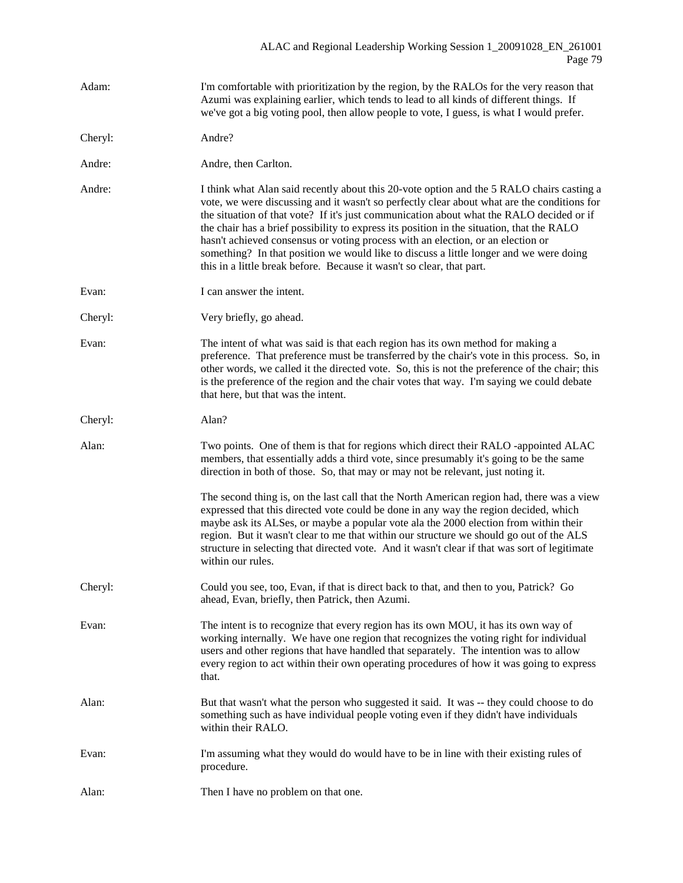Adam: I'm comfortable with prioritization by the region, by the RALOs for the very reason that Azumi was explaining earlier, which tends to lead to all kinds of different things. If we've got a big voting pool, then allow people to vote, I guess, is what I would prefer.

Cheryl: Andre?

Andre: Andre, then Carlton.

Andre: I think what Alan said recently about this 20-vote option and the 5 RALO chairs casting a vote, we were discussing and it wasn't so perfectly clear about what are the conditions for the situation of that vote? If it's just communication about what the RALO decided or if the chair has a brief possibility to express its position in the situation, that the RALO hasn't achieved consensus or voting process with an election, or an election or something? In that position we would like to discuss a little longer and we were doing this in a little break before. Because it wasn't so clear, that part.

Evan: I can answer the intent.

Cheryl: Very briefly, go ahead.

Evan: The intent of what was said is that each region has its own method for making a preference. That preference must be transferred by the chair's vote in this process. So, in other words, we called it the directed vote. So, this is not the preference of the chair; this is the preference of the region and the chair votes that way. I'm saying we could debate that here, but that was the intent.

Cheryl: Alan?

Alan: Two points. One of them is that for regions which direct their RALO -appointed ALAC members, that essentially adds a third vote, since presumably it's going to be the same direction in both of those. So, that may or may not be relevant, just noting it.

The second thing is, on the last call that the North American region had, there was a view expressed that this directed vote could be done in any way the region decided, which maybe ask its ALSes, or maybe a popular vote ala the 2000 election from within their region. But it wasn't clear to me that within our structure we should go out of the ALS structure in selecting that directed vote. And it wasn't clear if that was sort of legitimate within our rules.

Cheryl: Could you see, too, Evan, if that is direct back to that, and then to you, Patrick? Go ahead, Evan, briefly, then Patrick, then Azumi.

Evan: The intent is to recognize that every region has its own MOU, it has its own way of working internally. We have one region that recognizes the voting right for individual users and other regions that have handled that separately. The intention was to allow every region to act within their own operating procedures of how it was going to express that.

Alan: But that wasn't what the person who suggested it said. It was -- they could choose to do something such as have individual people voting even if they didn't have individuals within their RALO.

Evan: I'm assuming what they would do would have to be in line with their existing rules of procedure.

Alan: Then I have no problem on that one.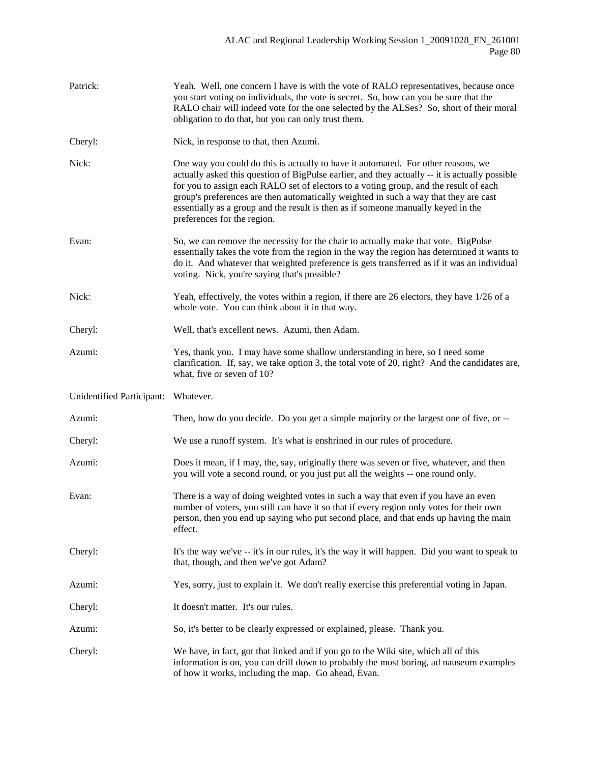Patrick: Yeah. Well, one concern I have is with the vote of RALO representatives, because once you start voting on individuals, the vote is secret. So, how can you be sure that the RALO chair will indeed vote for the one selected by the ALSes? So, short of their moral obligation to do that, but you can only trust them.

Cheryl: Nick, in response to that, then Azumi.

Nick: One way you could do this is actually to have it automated. For other reasons, we actually asked this question of BigPulse earlier, and they actually -- it is actually possible for you to assign each RALO set of electors to a voting group, and the result of each group's preferences are then automatically weighted in such a way that they are cast essentially as a group and the result is then as if someone manually keyed in the preferences for the region.

Evan: So, we can remove the necessity for the chair to actually make that vote. BigPulse essentially takes the vote from the region in the way the region has determined it wants to do it. And whatever that weighted preference is gets transferred as if it was an individual voting. Nick, you're saying that's possible?

Nick: Yeah, effectively, the votes within a region, if there are 26 electors, they have 1/26 of a whole vote. You can think about it in that way.

Cheryl: Well, that's excellent news. Azumi, then Adam.

Azumi: Yes, thank you. I may have some shallow understanding in here, so I need some clarification. If, say, we take option 3, the total vote of 20, right? And the candidates are, what, five or seven of 10?

Unidentified Participant: Whatever.

Azumi: Then, how do you decide. Do you get a simple majority or the largest one of five, or --

Cheryl: We use a runoff system. It's what is enshrined in our rules of procedure.

Azumi: Does it mean, if I may, the, say, originally there was seven or five, whatever, and then you will vote a second round, or you just put all the weights -- one round only.

Evan: There is a way of doing weighted votes in such a way that even if you have an even number of voters, you still can have it so that if every region only votes for their own person, then you end up saying who put second place, and that ends up having the main effect.

Cheryl: It's the way we've -- it's in our rules, it's the way it will happen. Did you want to speak to that, though, and then we've got Adam?

Azumi: Yes, sorry, just to explain it. We don't really exercise this preferential voting in Japan.

Cheryl: It doesn't matter. It's our rules.

Azumi: So, it's better to be clearly expressed or explained, please. Thank you.

Cheryl: We have, in fact, got that linked and if you go to the Wiki site, which all of this information is on, you can drill down to probably the most boring, ad nauseum examples of how it works, including the map. Go ahead, Evan.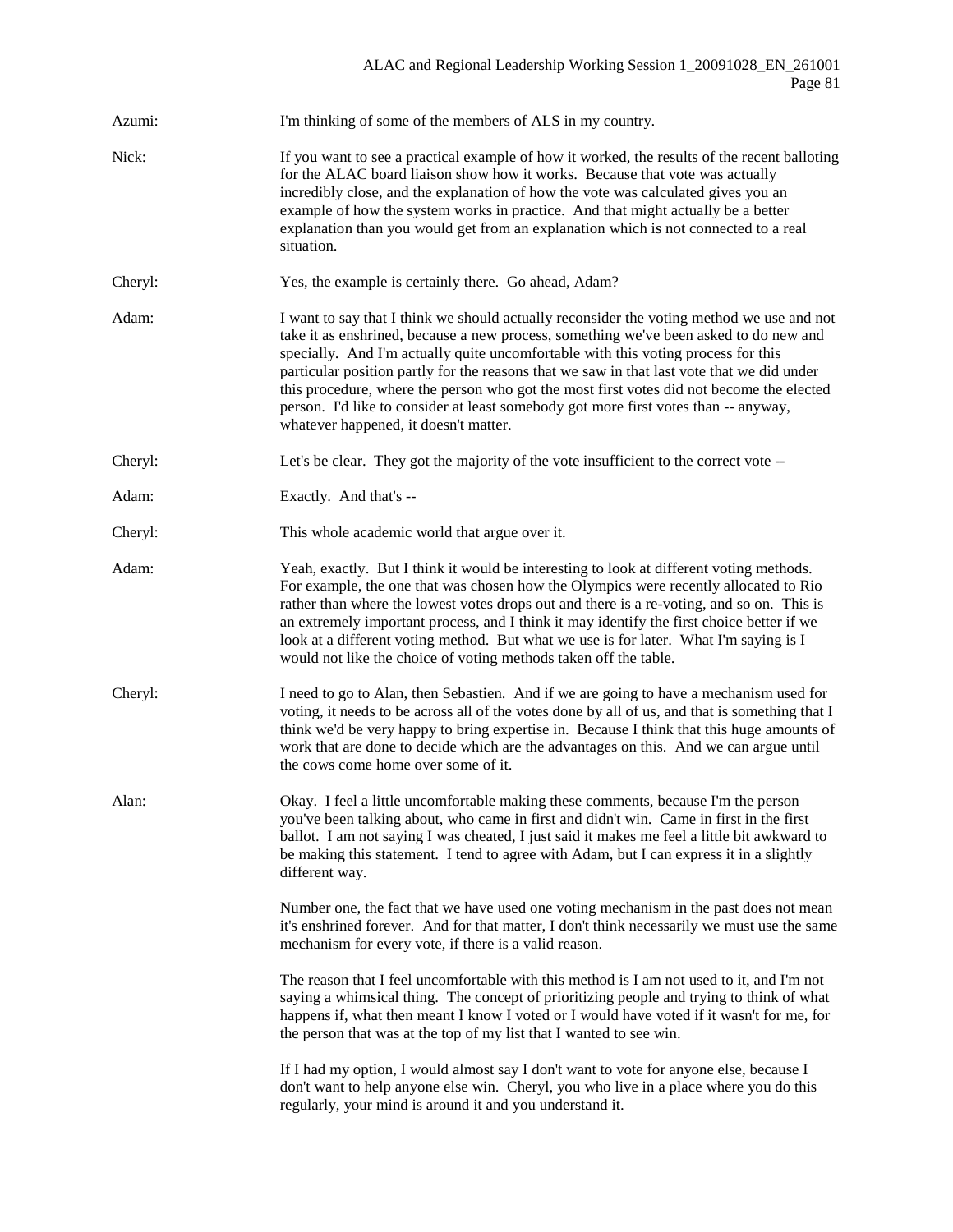Azumi: I'm thinking of some of the members of ALS in my country.

Nick: If you want to see a practical example of how it worked, the results of the recent balloting for the ALAC board liaison show how it works. Because that vote was actually incredibly close, and the explanation of how the vote was calculated gives you an example of how the system works in practice. And that might actually be a better explanation than you would get from an explanation which is not connected to a real situation.

Cheryl: Yes, the example is certainly there. Go ahead, Adam?

Adam: I want to say that I think we should actually reconsider the voting method we use and not take it as enshrined, because a new process, something we've been asked to do new and specially. And I'm actually quite uncomfortable with this voting process for this particular position partly for the reasons that we saw in that last vote that we did under this procedure, where the person who got the most first votes did not become the elected person. I'd like to consider at least somebody got more first votes than -- anyway, whatever happened, it doesn't matter.

Cheryl: Let's be clear. They got the majority of the vote insufficient to the correct vote --

Adam: Exactly. And that's --

Cheryl: This whole academic world that argue over it.

Adam: Yeah, exactly. But I think it would be interesting to look at different voting methods. For example, the one that was chosen how the Olympics were recently allocated to Rio rather than where the lowest votes drops out and there is a re-voting, and so on. This is an extremely important process, and I think it may identify the first choice better if we look at a different voting method. But what we use is for later. What I'm saying is I would not like the choice of voting methods taken off the table.

Cheryl: I need to go to Alan, then Sebastien. And if we are going to have a mechanism used for voting, it needs to be across all of the votes done by all of us, and that is something that I think we'd be very happy to bring expertise in. Because I think that this huge amounts of work that are done to decide which are the advantages on this. And we can argue until the cows come home over some of it.

Alan: Okay. I feel a little uncomfortable making these comments, because I'm the person you've been talking about, who came in first and didn't win. Came in first in the first ballot. I am not saying I was cheated, I just said it makes me feel a little bit awkward to be making this statement. I tend to agree with Adam, but I can express it in a slightly different way.

Number one, the fact that we have used one voting mechanism in the past does not mean it's enshrined forever. And for that matter, I don't think necessarily we must use the same mechanism for every vote, if there is a valid reason.

The reason that I feel uncomfortable with this method is I am not used to it, and I'm not saying a whimsical thing. The concept of prioritizing people and trying to think of what happens if, what then meant I know I voted or I would have voted if it wasn't for me, for the person that was at the top of my list that I wanted to see win.

If I had my option, I would almost say I don't want to vote for anyone else, because I don't want to help anyone else win. Cheryl, you who live in a place where you do this regularly, your mind is around it and you understand it.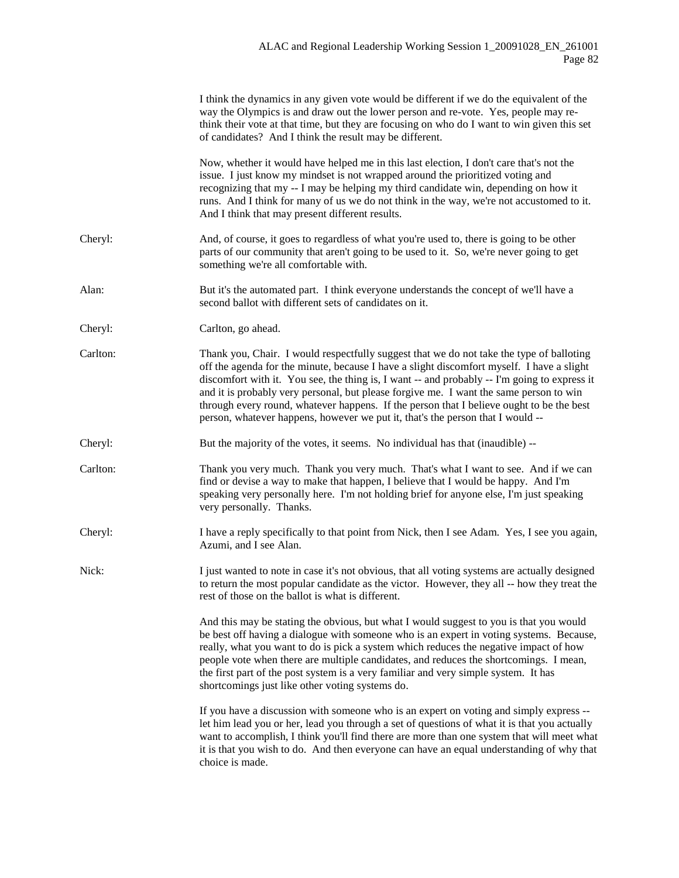I think the dynamics in any given vote would be different if we do the equivalent of the way the Olympics is and draw out the lower person and re-vote. Yes, people may re-think their vote at that time, but they are focusing on who do I want to win given this set of candidates? And I think the result may be different.

Now, whether it would have helped me in this last election, I don't care that's not the issue. I just know my mindset is not wrapped around the prioritized voting and recognizing that my -- I may be helping my third candidate win, depending on how it runs. And I think for many of us we do not think in the way, we're not accustomed to it. And I think that may present different results.

Cheryl: And, of course, it goes to regardless of what you're used to, there is going to be other parts of our community that aren't going to be used to it. So, we're never going to get something we're all comfortable with.

Alan: But it's the automated part. I think everyone understands the concept of we'll have a second ballot with different sets of candidates on it.

Cheryl: Carlton, go ahead.

Carlton: Thank you, Chair. I would respectfully suggest that we do not take the type of balloting off the agenda for the minute, because I have a slight discomfort myself. I have a slight discomfort with it. You see, the thing is, I want -- and probably -- I'm going to express it and it is probably very personal, but please forgive me. I want the same person to win through every round, whatever happens. If the person that I believe ought to be the best person, whatever happens, however we put it, that's the person that I would --

Cheryl: But the majority of the votes, it seems. No individual has that (inaudible) --

Carlton: Thank you very much. Thank you very much. That's what I want to see. And if we can find or devise a way to make that happen, I believe that I would be happy. And I'm speaking very personally here. I'm not holding brief for anyone else, I'm just speaking very personally. Thanks.

Cheryl: I have a reply specifically to that point from Nick, then I see Adam. Yes, I see you again, Azumi, and I see Alan.

Nick: I just wanted to note in case it's not obvious, that all voting systems are actually designed to return the most popular candidate as the victor. However, they all -- how they treat the rest of those on the ballot is what is different.

And this may be stating the obvious, but what I would suggest to you is that you would be best off having a dialogue with someone who is an expert in voting systems. Because, really, what you want to do is pick a system which reduces the negative impact of how people vote when there are multiple candidates, and reduces the shortcomings. I mean, the first part of the post system is a very familiar and very simple system. It has shortcomings just like other voting systems do.

If you have a discussion with someone who is an expert on voting and simply express -- let him lead you or her, lead you through a set of questions of what it is that you actually want to accomplish, I think you'll find there are more than one system that will meet what it is that you wish to do. And then everyone can have an equal understanding of why that choice is made.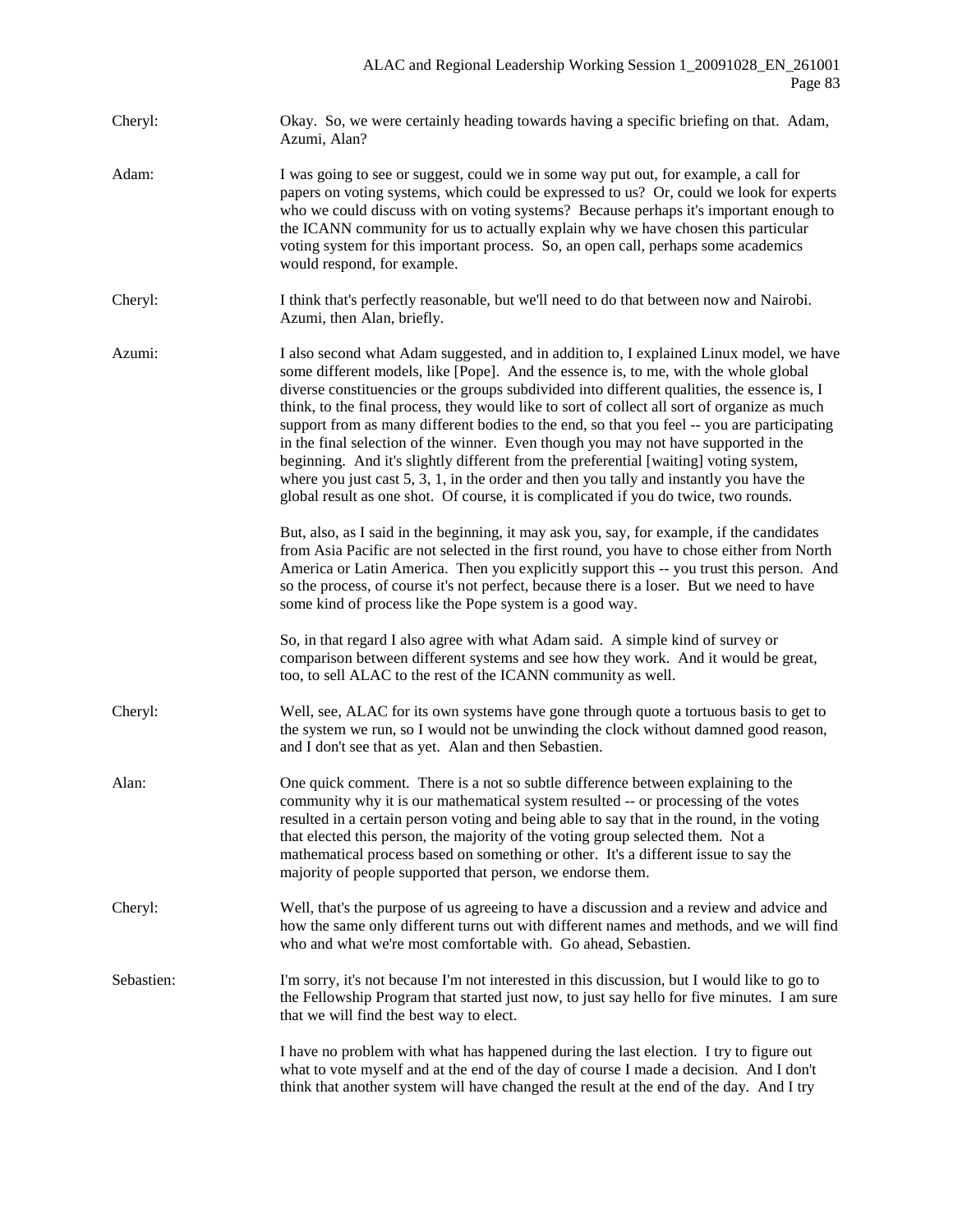Cheryl: Okay. So, we were certainly heading towards having a specific briefing on that. Adam, Azumi, Alan?

Adam: I was going to see or suggest, could we in some way put out, for example, a call for papers on voting systems, which could be expressed to us? Or, could we look for experts who we could discuss with on voting systems? Because perhaps it's important enough to the ICANN community for us to actually explain why we have chosen this particular voting system for this important process. So, an open call, perhaps some academics would respond, for example.

Cheryl: I think that's perfectly reasonable, but we'll need to do that between now and Nairobi. Azumi, then Alan, briefly.

Azumi: I also second what Adam suggested, and in addition to, I explained Linux model, we have some different models, like [Pope]. And the essence is, to me, with the whole global diverse constituencies or the groups subdivided into different qualities, the essence is, I think, to the final process, they would like to sort of collect all sort of organize as much support from as many different bodies to the end, so that you feel -- you are participating in the final selection of the winner. Even though you may not have supported in the beginning. And it's slightly different from the preferential [waiting] voting system, where you just cast 5, 3, 1, in the order and then you tally and instantly you have the global result as one shot. Of course, it is complicated if you do twice, two rounds.

But, also, as I said in the beginning, it may ask you, say, for example, if the candidates from Asia Pacific are not selected in the first round, you have to chose either from North America or Latin America. Then you explicitly support this -- you trust this person. And so the process, of course it's not perfect, because there is a loser. But we need to have some kind of process like the Pope system is a good way.

So, in that regard I also agree with what Adam said. A simple kind of survey or comparison between different systems and see how they work. And it would be great, too, to sell ALAC to the rest of the ICANN community as well.

Cheryl: Well, see, ALAC for its own systems have gone through quote a tortuous basis to get to the system we run, so I would not be unwinding the clock without damned good reason, and I don't see that as yet. Alan and then Sebastien.

Alan: One quick comment. There is a not so subtle difference between explaining to the community why it is our mathematical system resulted -- or processing of the votes resulted in a certain person voting and being able to say that in the round, in the voting that elected this person, the majority of the voting group selected them. Not a mathematical process based on something or other. It's a different issue to say the majority of people supported that person, we endorse them.

Cheryl: Well, that's the purpose of us agreeing to have a discussion and a review and advice and how the same only different turns out with different names and methods, and we will find who and what we're most comfortable with. Go ahead, Sebastien.

Sebastien: I'm sorry, it's not because I'm not interested in this discussion, but I would like to go to the Fellowship Program that started just now, to just say hello for five minutes. I am sure that we will find the best way to elect.

I have no problem with what has happened during the last election. I try to figure out what to vote myself and at the end of the day of course I made a decision. And I don't think that another system will have changed the result at the end of the day. And I try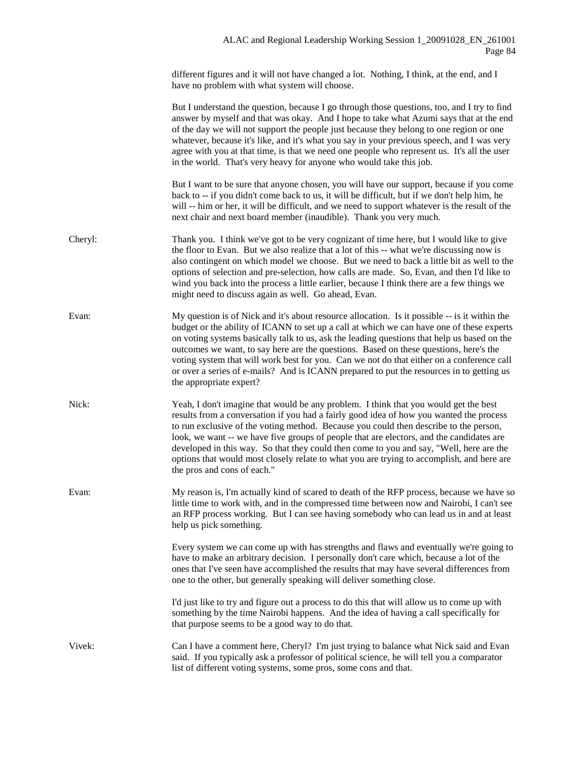different figures and it will not have changed a lot. Nothing, I think, at the end, and I have no problem with what system will choose.

But I understand the question, because I go through those questions, too, and I try to find answer by myself and that was okay. And I hope to take what Azumi says that at the end of the day we will not support the people just because they belong to one region or one whatever, because it's like, and it's what you say in your previous speech, and I was very agree with you at that time, is that we need one people who represent us. It's all the user in the world. That's very heavy for anyone who would take this job.

But I want to be sure that anyone chosen, you will have our support, because if you come back to -- if you didn't come back to us, it will be difficult, but if we don't help him, he will -- him or her, it will be difficult, and we need to support whatever is the result of the next chair and next board member (inaudible). Thank you very much.

Cheryl: Thank you. I think we've got to be very cognizant of time here, but I would like to give the floor to Evan. But we also realize that a lot of this -- what we're discussing now is also contingent on which model we choose. But we need to back a little bit as well to the options of selection and pre-selection, how calls are made. So, Evan, and then I'd like to wind you back into the process a little earlier, because I think there are a few things we might need to discuss again as well. Go ahead, Evan.

Evan: My question is of Nick and it's about resource allocation. Is it possible -- is it within the budget or the ability of ICANN to set up a call at which we can have one of these experts on voting systems basically talk to us, ask the leading questions that help us based on the outcomes we want, to say here are the questions. Based on these questions, here's the voting system that will work best for you. Can we not do that either on a conference call or over a series of e-mails? And is ICANN prepared to put the resources in to getting us the appropriate expert?

Nick: Yeah, I don't imagine that would be any problem. I think that you would get the best results from a conversation if you had a fairly good idea of how you wanted the process to run exclusive of the voting method. Because you could then describe to the person, look, we want -- we have five groups of people that are electors, and the candidates are developed in this way. So that they could then come to you and say, "Well, here are the options that would most closely relate to what you are trying to accomplish, and here are the pros and cons of each."

Evan: My reason is, I'm actually kind of scared to death of the RFP process, because we have so little time to work with, and in the compressed time between now and Nairobi, I can't see an RFP process working. But I can see having somebody who can lead us in and at least help us pick something.

Every system we can come up with has strengths and flaws and eventually we're going to have to make an arbitrary decision. I personally don't care which, because a lot of the ones that I've seen have accomplished the results that may have several differences from one to the other, but generally speaking will deliver something close.

I'd just like to try and figure out a process to do this that will allow us to come up with something by the time Nairobi happens. And the idea of having a call specifically for that purpose seems to be a good way to do that.

Vivek: Can I have a comment here, Cheryl? I'm just trying to balance what Nick said and Evan said. If you typically ask a professor of political science, he will tell you a comparator list of different voting systems, some pros, some cons and that.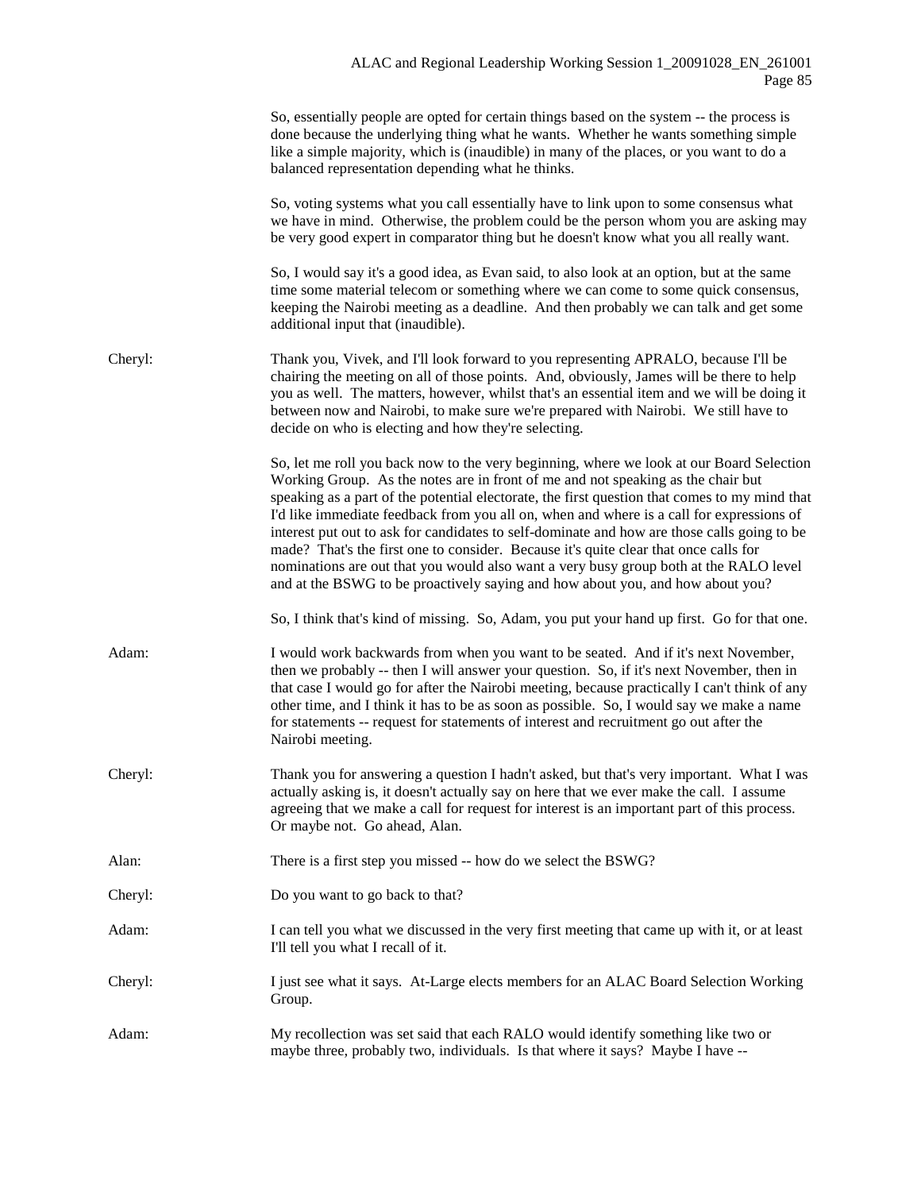So, essentially people are opted for certain things based on the system -- the process is done because the underlying thing what he wants. Whether he wants something simple like a simple majority, which is (inaudible) in many of the places, or you want to do a balanced representation depending what he thinks.

So, voting systems what you call essentially have to link upon to some consensus what we have in mind. Otherwise, the problem could be the person whom you are asking may be very good expert in comparator thing but he doesn't know what you all really want.

So, I would say it's a good idea, as Evan said, to also look at an option, but at the same time some material telecom or something where we can come to some quick consensus, keeping the Nairobi meeting as a deadline. And then probably we can talk and get some additional input that (inaudible).

Cheryl: Thank you, Vivek, and I'll look forward to you representing APRALO, because I'll be chairing the meeting on all of those points. And, obviously, James will be there to help you as well. The matters, however, whilst that's an essential item and we will be doing it between now and Nairobi, to make sure we're prepared with Nairobi. We still have to decide on who is electing and how they're selecting.

So, let me roll you back now to the very beginning, where we look at our Board Selection Working Group. As the notes are in front of me and not speaking as the chair but speaking as a part of the potential electorate, the first question that comes to my mind that I'd like immediate feedback from you all on, when and where is a call for expressions of interest put out to ask for candidates to self-dominate and how are those calls going to be made? That's the first one to consider. Because it's quite clear that once calls for nominations are out that you would also want a very busy group both at the RALO level and at the BSWG to be proactively saying and how about you, and how about you?

So, I think that's kind of missing. So, Adam, you put your hand up first. Go for that one.

Adam: I would work backwards from when you want to be seated. And if it's next November, then we probably -- then I will answer your question. So, if it's next November, then in that case I would go for after the Nairobi meeting, because practically I can't think of any other time, and I think it has to be as soon as possible. So, I would say we make a name for statements -- request for statements of interest and recruitment go out after the Nairobi meeting.

Cheryl: Thank you for answering a question I hadn't asked, but that's very important. What I was actually asking is, it doesn't actually say on here that we ever make the call. I assume agreeing that we make a call for request for interest is an important part of this process. Or maybe not. Go ahead, Alan.

Alan: There is a first step you missed -- how do we select the BSWG?

Cheryl: Do you want to go back to that?

Adam: I can tell you what we discussed in the very first meeting that came up with it, or at least I'll tell you what I recall of it.

Cheryl: I just see what it says. At-Large elects members for an ALAC Board Selection Working Group.

Adam: My recollection was set said that each RALO would identify something like two or maybe three, probably two, individuals. Is that where it says? Maybe I have --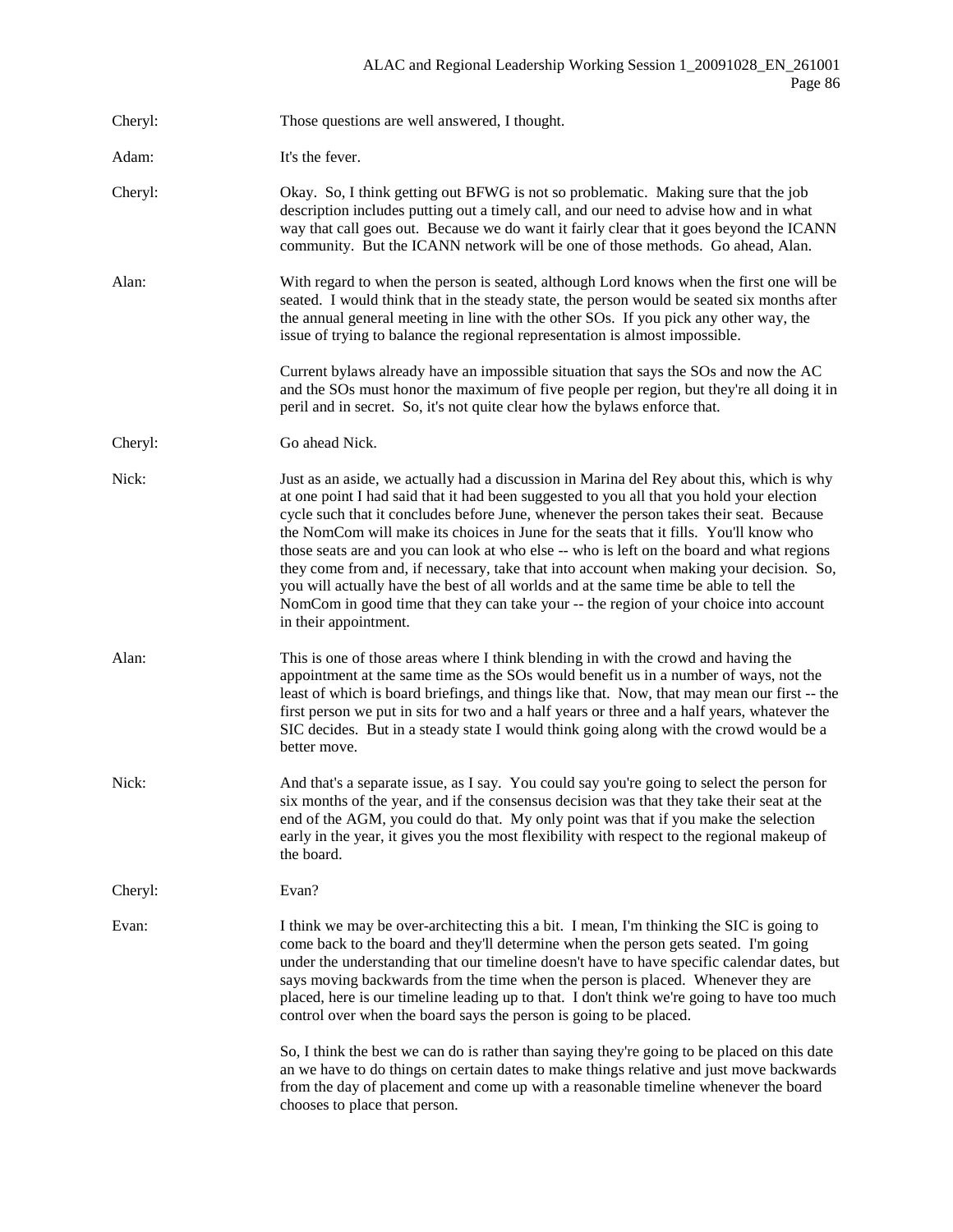Cheryl: Those questions are well answered, I thought.

Adam: It's the fever.

Cheryl: Okay. So, I think getting out BFWG is not so problematic. Making sure that the job description includes putting out a timely call, and our need to advise how and in what way that call goes out. Because we do want it fairly clear that it goes beyond the ICANN community. But the ICANN network will be one of those methods. Go ahead, Alan.

Alan: With regard to when the person is seated, although Lord knows when the first one will be seated. I would think that in the steady state, the person would be seated six months after the annual general meeting in line with the other SOs. If you pick any other way, the issue of trying to balance the regional representation is almost impossible.

Current bylaws already have an impossible situation that says the SOs and now the AC and the SOs must honor the maximum of five people per region, but they're all doing it in peril and in secret. So, it's not quite clear how the bylaws enforce that.

Cheryl: Go ahead Nick.

Nick: Just as an aside, we actually had a discussion in Marina del Rey about this, which is why at one point I had said that it had been suggested to you all that you hold your election cycle such that it concludes before June, whenever the person takes their seat. Because the NomCom will make its choices in June for the seats that it fills. You'll know who those seats are and you can look at who else -- who is left on the board and what regions they come from and, if necessary, take that into account when making your decision. So, you will actually have the best of all worlds and at the same time be able to tell the NomCom in good time that they can take your -- the region of your choice into account in their appointment.

Alan: This is one of those areas where I think blending in with the crowd and having the appointment at the same time as the SOs would benefit us in a number of ways, not the least of which is board briefings, and things like that. Now, that may mean our first -- the first person we put in sits for two and a half years or three and a half years, whatever the SIC decides. But in a steady state I would think going along with the crowd would be a better move.

Nick: And that's a separate issue, as I say. You could say you're going to select the person for six months of the year, and if the consensus decision was that they take their seat at the end of the AGM, you could do that. My only point was that if you make the selection early in the year, it gives you the most flexibility with respect to the regional makeup of the board.

Cheryl: Evan?

Evan: I think we may be over-architecting this a bit. I mean, I'm thinking the SIC is going to come back to the board and they'll determine when the person gets seated. I'm going under the understanding that our timeline doesn't have to have specific calendar dates, but says moving backwards from the time when the person is placed. Whenever they are placed, here is our timeline leading up to that. I don't think we're going to have too much control over when the board says the person is going to be placed.

So, I think the best we can do is rather than saying they're going to be placed on this date an we have to do things on certain dates to make things relative and just move backwards from the day of placement and come up with a reasonable timeline whenever the board chooses to place that person.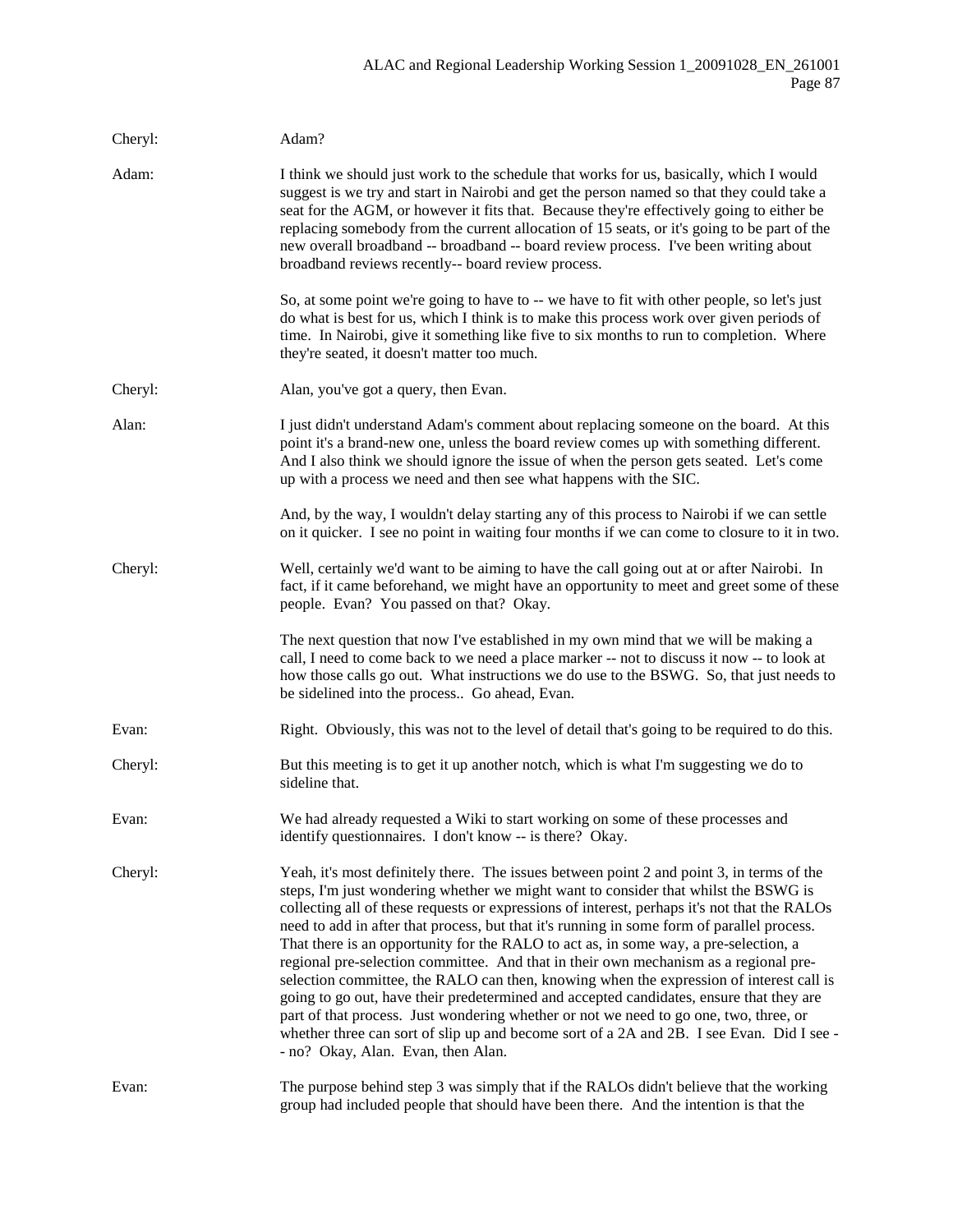Cheryl: Adam?

Adam: I think we should just work to the schedule that works for us, basically, which I would suggest is we try and start in Nairobi and get the person named so that they could take a seat for the AGM, or however it fits that. Because they're effectively going to either be replacing somebody from the current allocation of 15 seats, or it's going to be part of the new overall broadband -- broadband -- board review process. I've been writing about broadband reviews recently-- board review process.

So, at some point we're going to have to -- we have to fit with other people, so let's just do what is best for us, which I think is to make this process work over given periods of time. In Nairobi, give it something like five to six months to run to completion. Where they're seated, it doesn't matter too much.

Cheryl: Alan, you've got a query, then Evan.

Alan: I just didn't understand Adam's comment about replacing someone on the board. At this point it's a brand-new one, unless the board review comes up with something different. And I also think we should ignore the issue of when the person gets seated. Let's come up with a process we need and then see what happens with the SIC.

And, by the way, I wouldn't delay starting any of this process to Nairobi if we can settle on it quicker. I see no point in waiting four months if we can come to closure to it in two.

Cheryl: Well, certainly we'd want to be aiming to have the call going out at or after Nairobi. In fact, if it came beforehand, we might have an opportunity to meet and greet some of these people. Evan? You passed on that? Okay.

The next question that now I've established in my own mind that we will be making a call, I need to come back to we need a place marker -- not to discuss it now -- to look at how those calls go out. What instructions we do use to the BSWG. So, that just needs to be sidelined into the process.. Go ahead, Evan.

Evan: Right. Obviously, this was not to the level of detail that's going to be required to do this.

Cheryl: But this meeting is to get it up another notch, which is what I'm suggesting we do to sideline that.

Evan: We had already requested a Wiki to start working on some of these processes and identify questionnaires. I don't know -- is there? Okay.

Cheryl: Yeah, it's most definitely there. The issues between point 2 and point 3, in terms of the steps, I'm just wondering whether we might want to consider that whilst the BSWG is collecting all of these requests or expressions of interest, perhaps it's not that the RALOs need to add in after that process, but that it's running in some form of parallel process. That there is an opportunity for the RALO to act as, in some way, a pre-selection, a regional pre-selection committee. And that in their own mechanism as a regional pre-selection committee, the RALO can then, knowing when the expression of interest call is going to go out, have their predetermined and accepted candidates, ensure that they are part of that process. Just wondering whether or not we need to go one, two, three, or whether three can sort of slip up and become sort of a 2A and 2B. I see Evan. Did I see -- no? Okay, Alan. Evan, then Alan.

Evan: The purpose behind step 3 was simply that if the RALOs didn't believe that the working group had included people that should have been there. And the intention is that the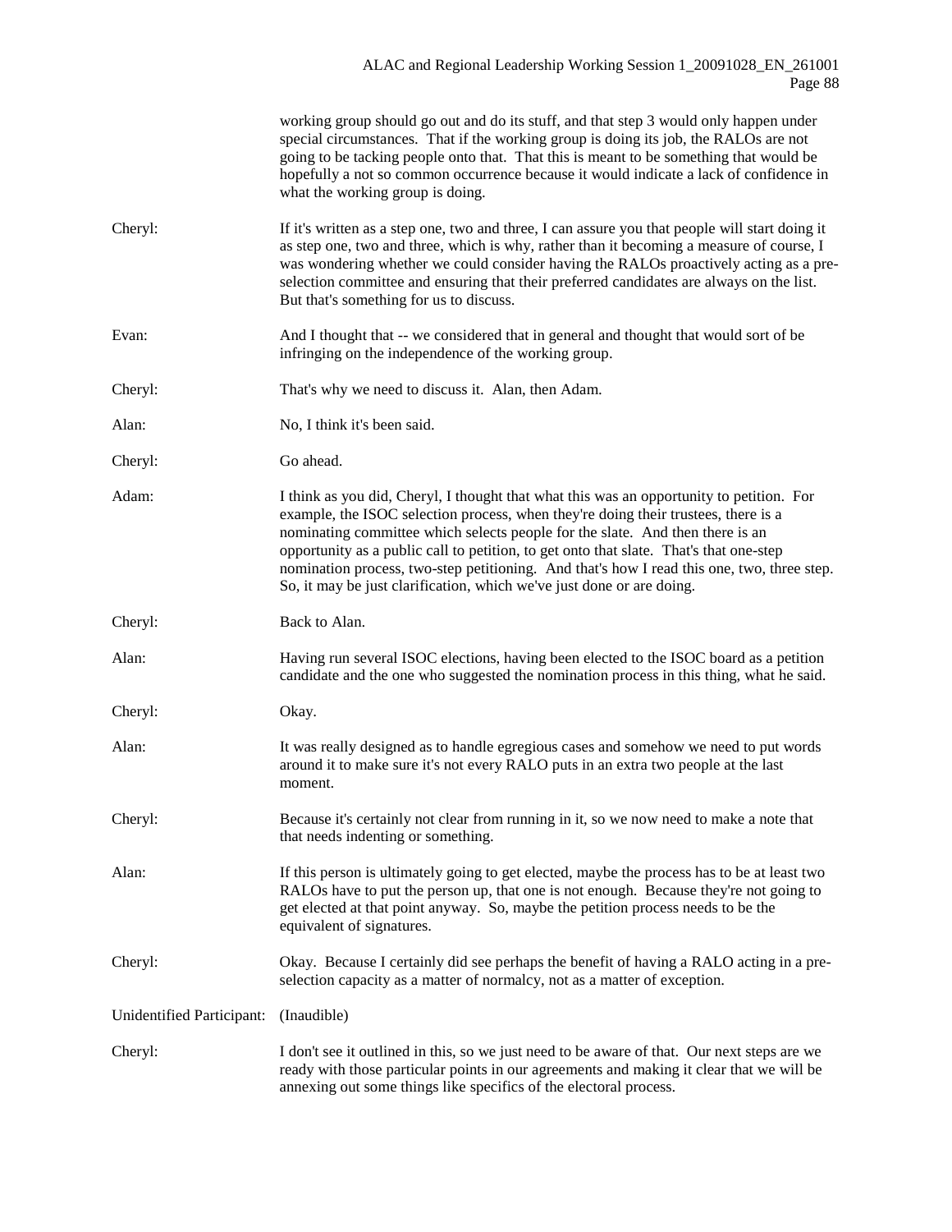working group should go out and do its stuff, and that step 3 would only happen under special circumstances. That if the working group is doing its job, the RALOs are not going to be tacking people onto that. That this is meant to be something that would be hopefully a not so common occurrence because it would indicate a lack of confidence in what the working group is doing.

Cheryl: If it's written as a step one, two and three, I can assure you that people will start doing it as step one, two and three, which is why, rather than it becoming a measure of course, I was wondering whether we could consider having the RALOs proactively acting as a pre-selection committee and ensuring that their preferred candidates are always on the list. But that's something for us to discuss.

Evan: And I thought that -- we considered that in general and thought that would sort of be infringing on the independence of the working group.

Cheryl: That's why we need to discuss it. Alan, then Adam.

Alan: No, I think it's been said.

Cheryl: Go ahead.

Adam: I think as you did, Cheryl, I thought that what this was an opportunity to petition. For example, the ISOC selection process, when they're doing their trustees, there is a nominating committee which selects people for the slate. And then there is an opportunity as a public call to petition, to get onto that slate. That's that one-step nomination process, two-step petitioning. And that's how I read this one, two, three step. So, it may be just clarification, which we've just done or are doing.

Cheryl: Back to Alan.

Alan: Having run several ISOC elections, having been elected to the ISOC board as a petition candidate and the one who suggested the nomination process in this thing, what he said.

Cheryl: Okay.

Alan: It was really designed as to handle egregious cases and somehow we need to put words around it to make sure it's not every RALO puts in an extra two people at the last moment.

Cheryl: Because it's certainly not clear from running in it, so we now need to make a note that that needs indenting or something.

Alan: If this person is ultimately going to get elected, maybe the process has to be at least two RALOs have to put the person up, that one is not enough. Because they're not going to get elected at that point anyway. So, maybe the petition process needs to be the equivalent of signatures.

Cheryl: Okay. Because I certainly did see perhaps the benefit of having a RALO acting in a pre-selection capacity as a matter of normalcy, not as a matter of exception.

Unidentified Participant: (Inaudible)

Cheryl: I don't see it outlined in this, so we just need to be aware of that. Our next steps are we ready with those particular points in our agreements and making it clear that we will be annexing out some things like specifics of the electoral process.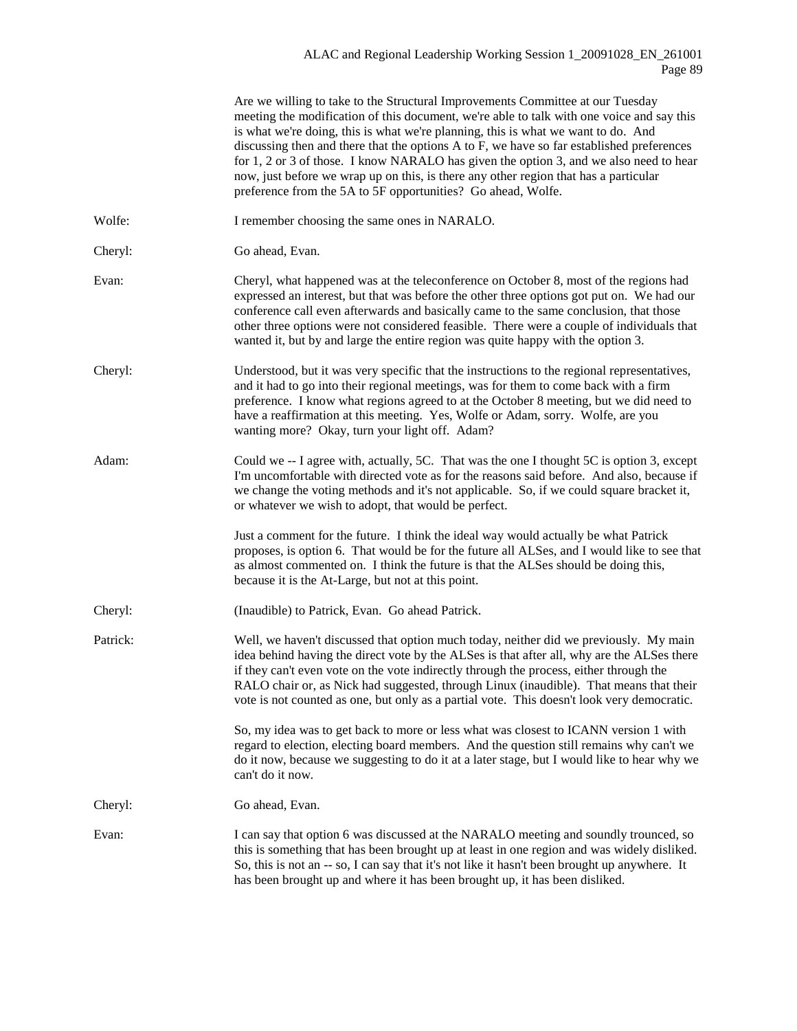Are we willing to take to the Structural Improvements Committee at our Tuesday meeting the modification of this document, we're able to talk with one voice and say this is what we're doing, this is what we're planning, this is what we want to do. And discussing then and there that the options A to F, we have so far established preferences for 1, 2 or 3 of those. I know NARALO has given the option 3, and we also need to hear now, just before we wrap up on this, is there any other region that has a particular preference from the 5A to 5F opportunities? Go ahead, Wolfe.

Wolfe: I remember choosing the same ones in NARALO.

Cheryl: Go ahead, Evan.

Evan: Cheryl, what happened was at the teleconference on October 8, most of the regions had expressed an interest, but that was before the other three options got put on. We had our conference call even afterwards and basically came to the same conclusion, that those other three options were not considered feasible. There were a couple of individuals that wanted it, but by and large the entire region was quite happy with the option 3.

Cheryl: Understood, but it was very specific that the instructions to the regional representatives, and it had to go into their regional meetings, was for them to come back with a firm preference. I know what regions agreed to at the October 8 meeting, but we did need to have a reaffirmation at this meeting. Yes, Wolfe or Adam, sorry. Wolfe, are you wanting more? Okay, turn your light off. Adam?

Adam: Could we -- I agree with, actually, 5C. That was the one I thought 5C is option 3, except I'm uncomfortable with directed vote as for the reasons said before. And also, because if we change the voting methods and it's not applicable. So, if we could square bracket it, or whatever we wish to adopt, that would be perfect.

Just a comment for the future. I think the ideal way would actually be what Patrick proposes, is option 6. That would be for the future all ALSes, and I would like to see that as almost commented on. I think the future is that the ALSes should be doing this, because it is the At-Large, but not at this point.

Cheryl: (Inaudible) to Patrick, Evan. Go ahead Patrick.

Patrick: Well, we haven't discussed that option much today, neither did we previously. My main idea behind having the direct vote by the ALSes is that after all, why are the ALSes there if they can't even vote on the vote indirectly through the process, either through the RALO chair or, as Nick had suggested, through Linux (inaudible). That means that their vote is not counted as one, but only as a partial vote. This doesn't look very democratic.

So, my idea was to get back to more or less what was closest to ICANN version 1 with regard to election, electing board members. And the question still remains why can't we do it now, because we suggesting to do it at a later stage, but I would like to hear why we can't do it now.

Cheryl: Go ahead, Evan.

Evan: I can say that option 6 was discussed at the NARALO meeting and soundly trounced, so this is something that has been brought up at least in one region and was widely disliked. So, this is not an -- so, I can say that it's not like it hasn't been brought up anywhere. It has been brought up and where it has been brought up, it has been disliked.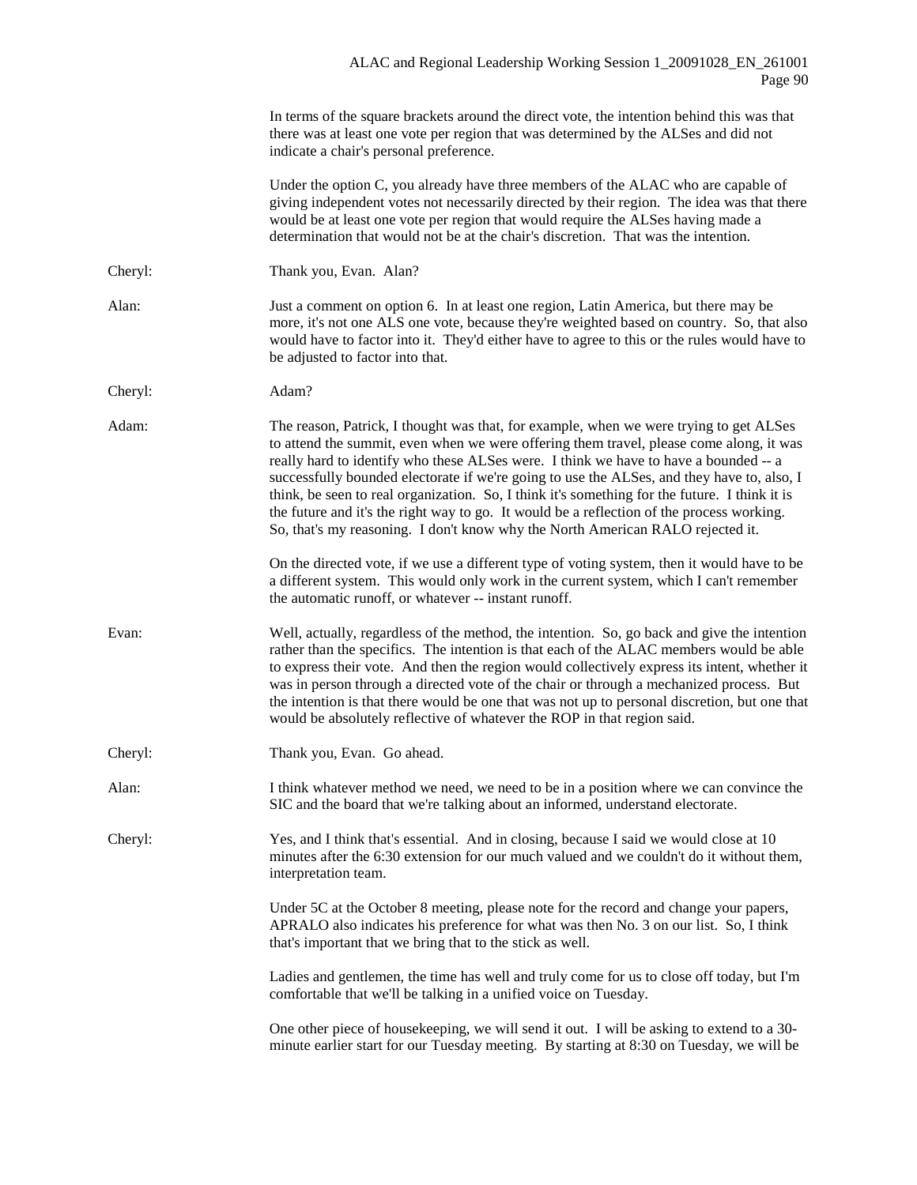In terms of the square brackets around the direct vote, the intention behind this was that there was at least one vote per region that was determined by the ALSes and did not indicate a chair's personal preference.

Under the option C, you already have three members of the ALAC who are capable of giving independent votes not necessarily directed by their region. The idea was that there would be at least one vote per region that would require the ALSes having made a determination that would not be at the chair's discretion. That was the intention.

Cheryl: Thank you, Evan. Alan?

Alan: Just a comment on option 6. In at least one region, Latin America, but there may be more, it's not one ALS one vote, because they're weighted based on country. So, that also would have to factor into it. They'd either have to agree to this or the rules would have to be adjusted to factor into that.

Cheryl: Adam?

Adam: The reason, Patrick, I thought was that, for example, when we were trying to get ALSes to attend the summit, even when we were offering them travel, please come along, it was really hard to identify who these ALSes were. I think we have to have a bounded -- a successfully bounded electorate if we're going to use the ALSes, and they have to, also, I think, be seen to real organization. So, I think it's something for the future. I think it is the future and it's the right way to go. It would be a reflection of the process working. So, that's my reasoning. I don't know why the North American RALO rejected it.

On the directed vote, if we use a different type of voting system, then it would have to be a different system. This would only work in the current system, which I can't remember the automatic runoff, or whatever -- instant runoff.

Evan: Well, actually, regardless of the method, the intention. So, go back and give the intention rather than the specifics. The intention is that each of the ALAC members would be able to express their vote. And then the region would collectively express its intent, whether it was in person through a directed vote of the chair or through a mechanized process. But the intention is that there would be one that was not up to personal discretion, but one that would be absolutely reflective of whatever the ROP in that region said.

Cheryl: Thank you, Evan. Go ahead.

Alan: I think whatever method we need, we need to be in a position where we can convince the SIC and the board that we're talking about an informed, understand electorate.

Cheryl: Yes, and I think that's essential. And in closing, because I said we would close at 10 minutes after the 6:30 extension for our much valued and we couldn't do it without them, interpretation team.

Under 5C at the October 8 meeting, please note for the record and change your papers, APRALO also indicates his preference for what was then No. 3 on our list. So, I think that's important that we bring that to the stick as well.

Ladies and gentlemen, the time has well and truly come for us to close off today, but I'm comfortable that we'll be talking in a unified voice on Tuesday.

One other piece of housekeeping, we will send it out. I will be asking to extend to a 30-minute earlier start for our Tuesday meeting. By starting at 8:30 on Tuesday, we will be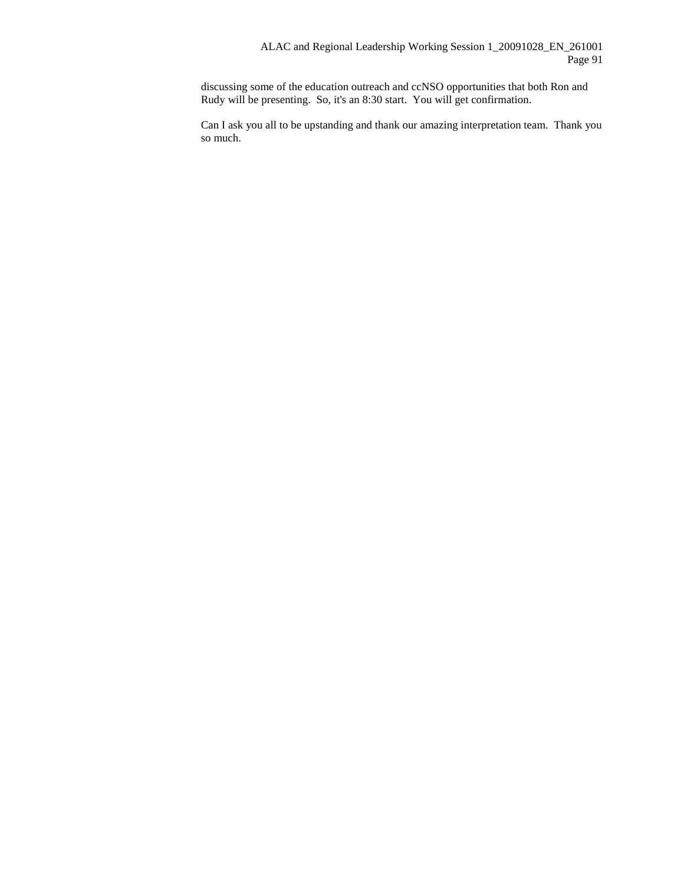discussing some of the education outreach and ccNSO opportunities that both Ron and Rudy will be presenting. So, it's an 8:30 start. You will get confirmation.

Can I ask you all to be upstanding and thank our amazing interpretation team. Thank you so much.